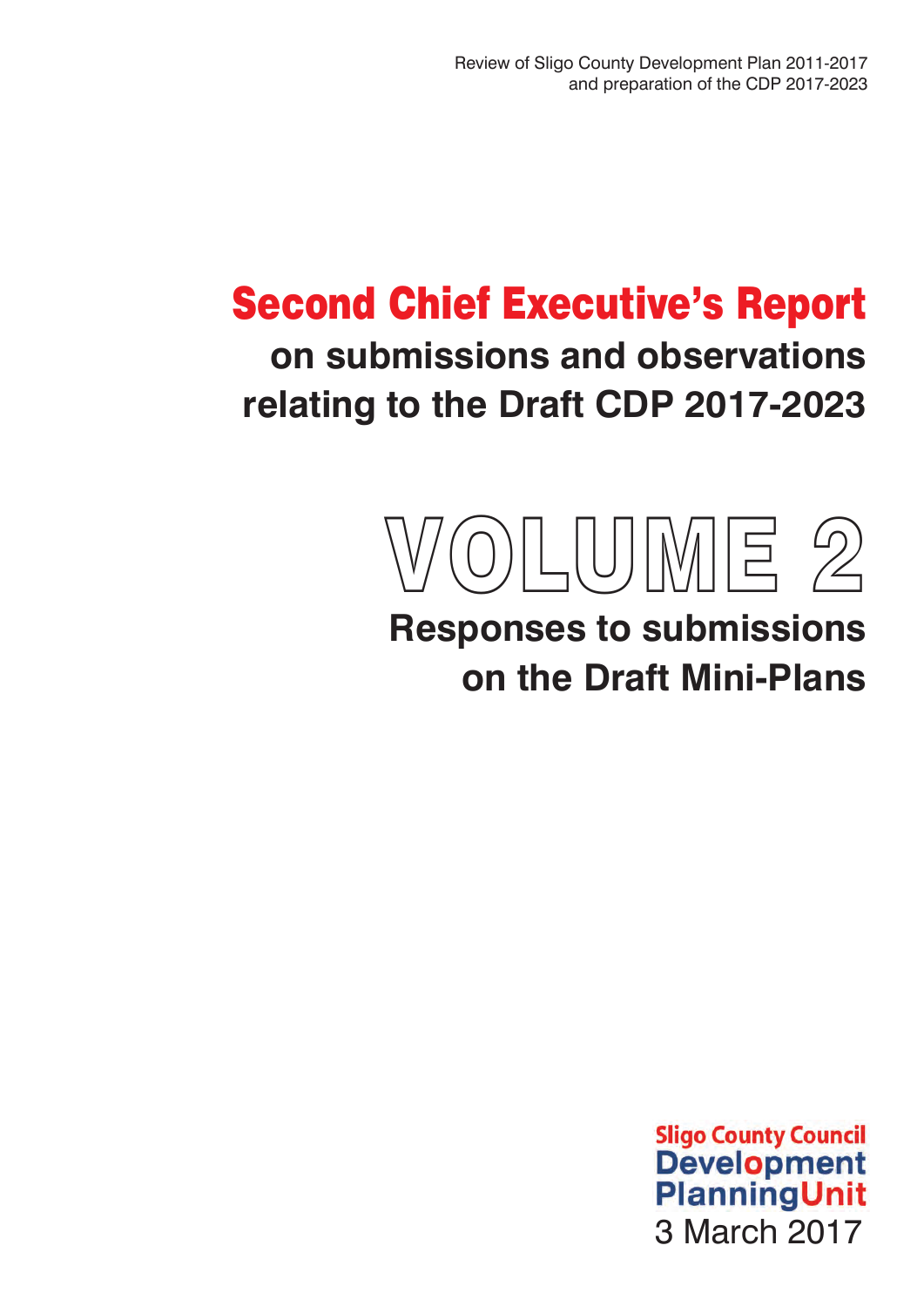Review of Sligo County Development Plan 2011-2017
and preparation of the CDP 2017-2023

# Second Chief Executive's Report

## on submissions and observations relating to the Draft CDP 2017-2023

# VOLUME 2

## Responses to submissions on the Draft Mini-Plans

Sligo County Council
Development Planning Unit
3 March 2017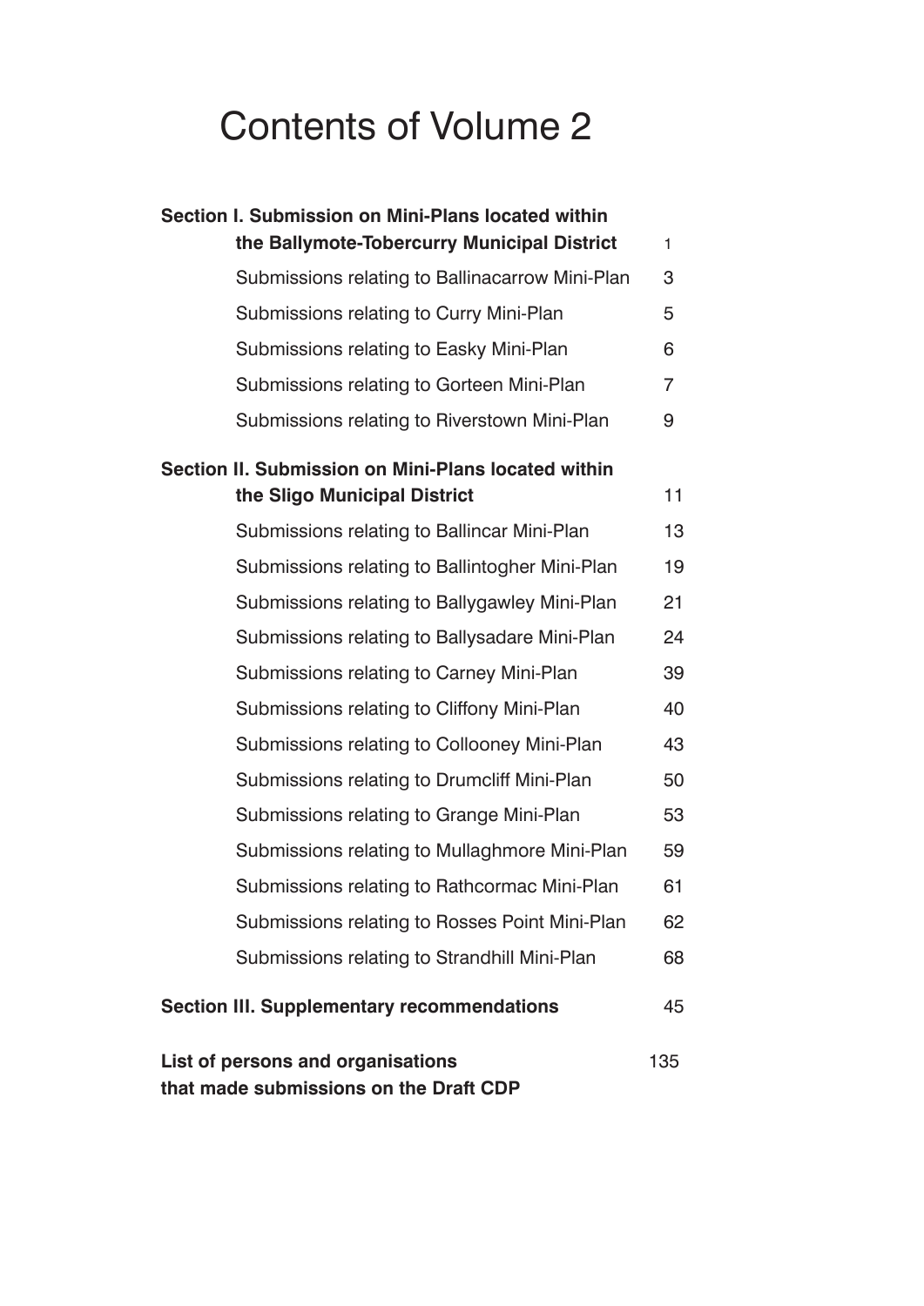# Contents of Volume 2

| | |
|---|---|
| **Section I. Submission on Mini-Plans located within the Ballymote-Tobercurry Municipal District** | 1 |
| Submissions relating to Ballinacarrow Mini-Plan | 3 |
| Submissions relating to Curry Mini-Plan | 5 |
| Submissions relating to Easky Mini-Plan | 6 |
| Submissions relating to Gorteen Mini-Plan | 7 |
| Submissions relating to Riverstown Mini-Plan | 9 |
| **Section II. Submission on Mini-Plans located within the Sligo Municipal District** | 11 |
| Submissions relating to Ballincar Mini-Plan | 13 |
| Submissions relating to Ballintogher Mini-Plan | 19 |
| Submissions relating to Ballygawley Mini-Plan | 21 |
| Submissions relating to Ballysadare Mini-Plan | 24 |
| Submissions relating to Carney Mini-Plan | 39 |
| Submissions relating to Cliffony Mini-Plan | 40 |
| Submissions relating to Collooney Mini-Plan | 43 |
| Submissions relating to Drumcliff Mini-Plan | 50 |
| Submissions relating to Grange Mini-Plan | 53 |
| Submissions relating to Mullaghmore Mini-Plan | 59 |
| Submissions relating to Rathcormac Mini-Plan | 61 |
| Submissions relating to Rosses Point Mini-Plan | 62 |
| Submissions relating to Strandhill Mini-Plan | 68 |
| **Section III. Supplementary recommendations** | 45 |
| **List of persons and organisations that made submissions on the Draft CDP** | 135 |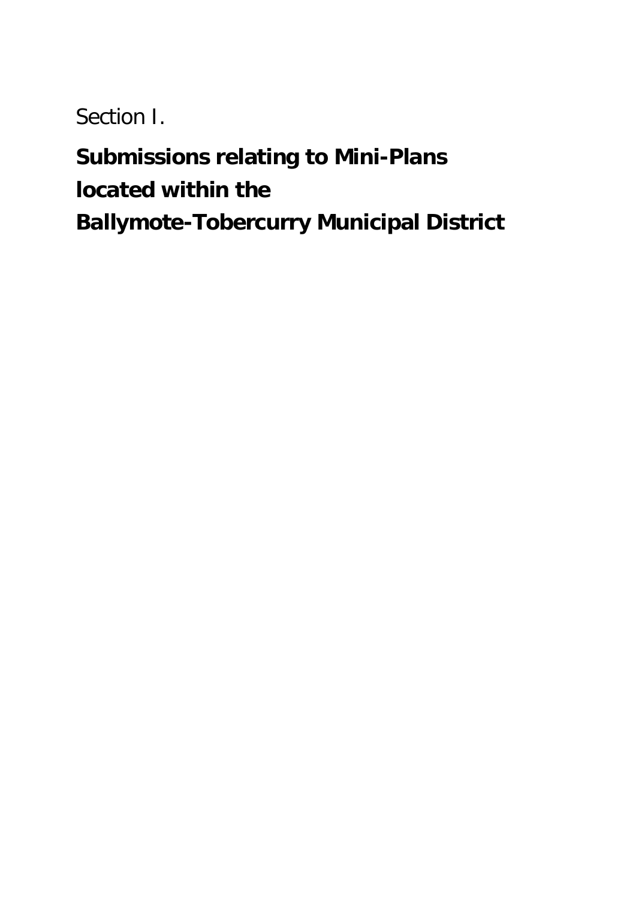Section I.

# Submissions relating to Mini-Plans located within the Ballymote-Tobercurry Municipal District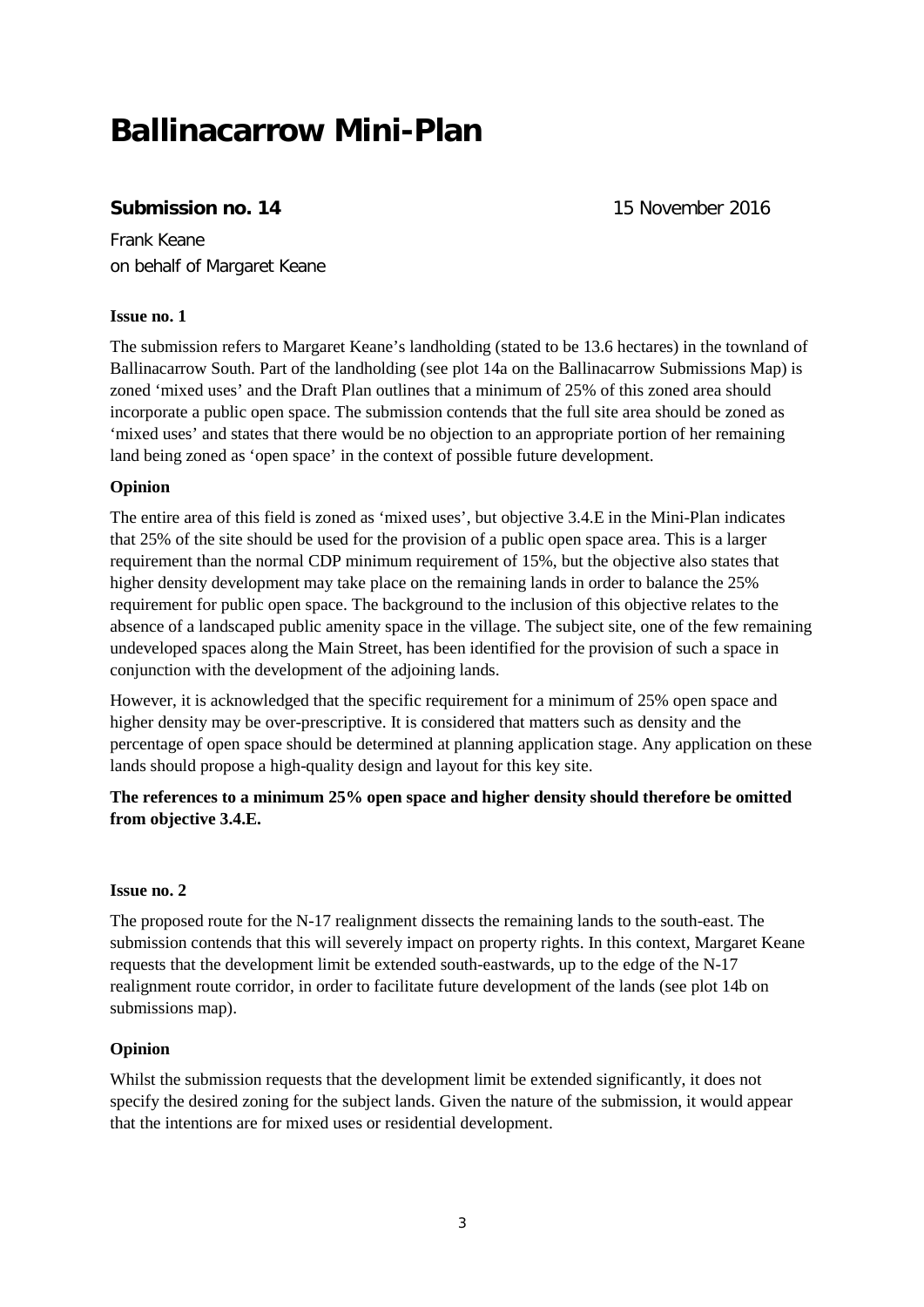# Ballinacarrow Mini-Plan

**Submission no. 14** 15 November 2016

Frank Keane
on behalf of Margaret Keane

**Issue no. 1**

The submission refers to Margaret Keane's landholding (stated to be 13.6 hectares) in the townland of Ballinacarrow South. Part of the landholding (see plot 14a on the Ballinacarrow Submissions Map) is zoned 'mixed uses' and the Draft Plan outlines that a minimum of 25% of this zoned area should incorporate a public open space. The submission contends that the full site area should be zoned as 'mixed uses' and states that there would be no objection to an appropriate portion of her remaining land being zoned as 'open space' in the context of possible future development.

**Opinion**

The entire area of this field is zoned as 'mixed uses', but objective 3.4.E in the Mini-Plan indicates that 25% of the site should be used for the provision of a public open space area. This is a larger requirement than the normal CDP minimum requirement of 15%, but the objective also states that higher density development may take place on the remaining lands in order to balance the 25% requirement for public open space. The background to the inclusion of this objective relates to the absence of a landscaped public amenity space in the village. The subject site, one of the few remaining undeveloped spaces along the Main Street, has been identified for the provision of such a space in conjunction with the development of the adjoining lands.

However, it is acknowledged that the specific requirement for a minimum of 25% open space and higher density may be over-prescriptive. It is considered that matters such as density and the percentage of open space should be determined at planning application stage. Any application on these lands should propose a high-quality design and layout for this key site.

**The references to a minimum 25% open space and higher density should therefore be omitted from objective 3.4.E.**

**Issue no. 2**

The proposed route for the N-17 realignment dissects the remaining lands to the south-east. The submission contends that this will severely impact on property rights. In this context, Margaret Keane requests that the development limit be extended south-eastwards, up to the edge of the N-17 realignment route corridor, in order to facilitate future development of the lands (see plot 14b on submissions map).

**Opinion**

Whilst the submission requests that the development limit be extended significantly, it does not specify the desired zoning for the subject lands. Given the nature of the submission, it would appear that the intentions are for mixed uses or residential development.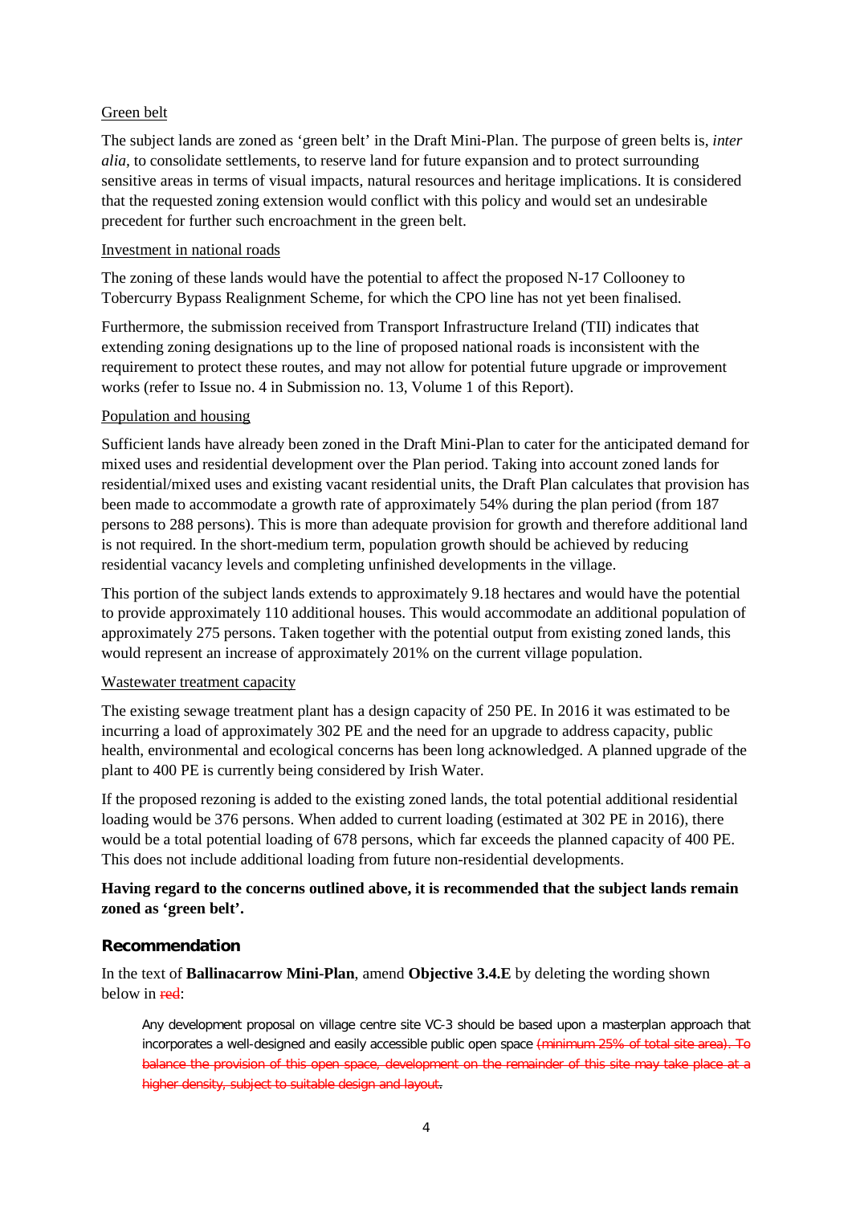Green belt

The subject lands are zoned as 'green belt' in the Draft Mini-Plan. The purpose of green belts is, *inter alia*, to consolidate settlements, to reserve land for future expansion and to protect surrounding sensitive areas in terms of visual impacts, natural resources and heritage implications. It is considered that the requested zoning extension would conflict with this policy and would set an undesirable precedent for further such encroachment in the green belt.

Investment in national roads

The zoning of these lands would have the potential to affect the proposed N-17 Collooney to Tobercurry Bypass Realignment Scheme, for which the CPO line has not yet been finalised.

Furthermore, the submission received from Transport Infrastructure Ireland (TII) indicates that extending zoning designations up to the line of proposed national roads is inconsistent with the requirement to protect these routes, and may not allow for potential future upgrade or improvement works (refer to Issue no. 4 in Submission no. 13, Volume 1 of this Report).

Population and housing

Sufficient lands have already been zoned in the Draft Mini-Plan to cater for the anticipated demand for mixed uses and residential development over the Plan period. Taking into account zoned lands for residential/mixed uses and existing vacant residential units, the Draft Plan calculates that provision has been made to accommodate a growth rate of approximately 54% during the plan period (from 187 persons to 288 persons). This is more than adequate provision for growth and therefore additional land is not required. In the short-medium term, population growth should be achieved by reducing residential vacancy levels and completing unfinished developments in the village.

This portion of the subject lands extends to approximately 9.18 hectares and would have the potential to provide approximately 110 additional houses. This would accommodate an additional population of approximately 275 persons. Taken together with the potential output from existing zoned lands, this would represent an increase of approximately 201% on the current village population.

Wastewater treatment capacity

The existing sewage treatment plant has a design capacity of 250 PE. In 2016 it was estimated to be incurring a load of approximately 302 PE and the need for an upgrade to address capacity, public health, environmental and ecological concerns has been long acknowledged. A planned upgrade of the plant to 400 PE is currently being considered by Irish Water.

If the proposed rezoning is added to the existing zoned lands, the total potential additional residential loading would be 376 persons. When added to current loading (estimated at 302 PE in 2016), there would be a total potential loading of 678 persons, which far exceeds the planned capacity of 400 PE. This does not include additional loading from future non-residential developments.

**Having regard to the concerns outlined above, it is recommended that the subject lands remain zoned as 'green belt'.**

### Recommendation

In the text of **Ballinacarrow Mini-Plan**, amend **Objective 3.4.E** by deleting the wording shown below in ~~red~~:

> Any development proposal on village centre site VC-3 should be based upon a masterplan approach that incorporates a well-designed and easily accessible public open space ~~(minimum 25% of total site area). To balance the provision of this open space, development on the remainder of this site may take place at a higher density, subject to suitable design and layout.~~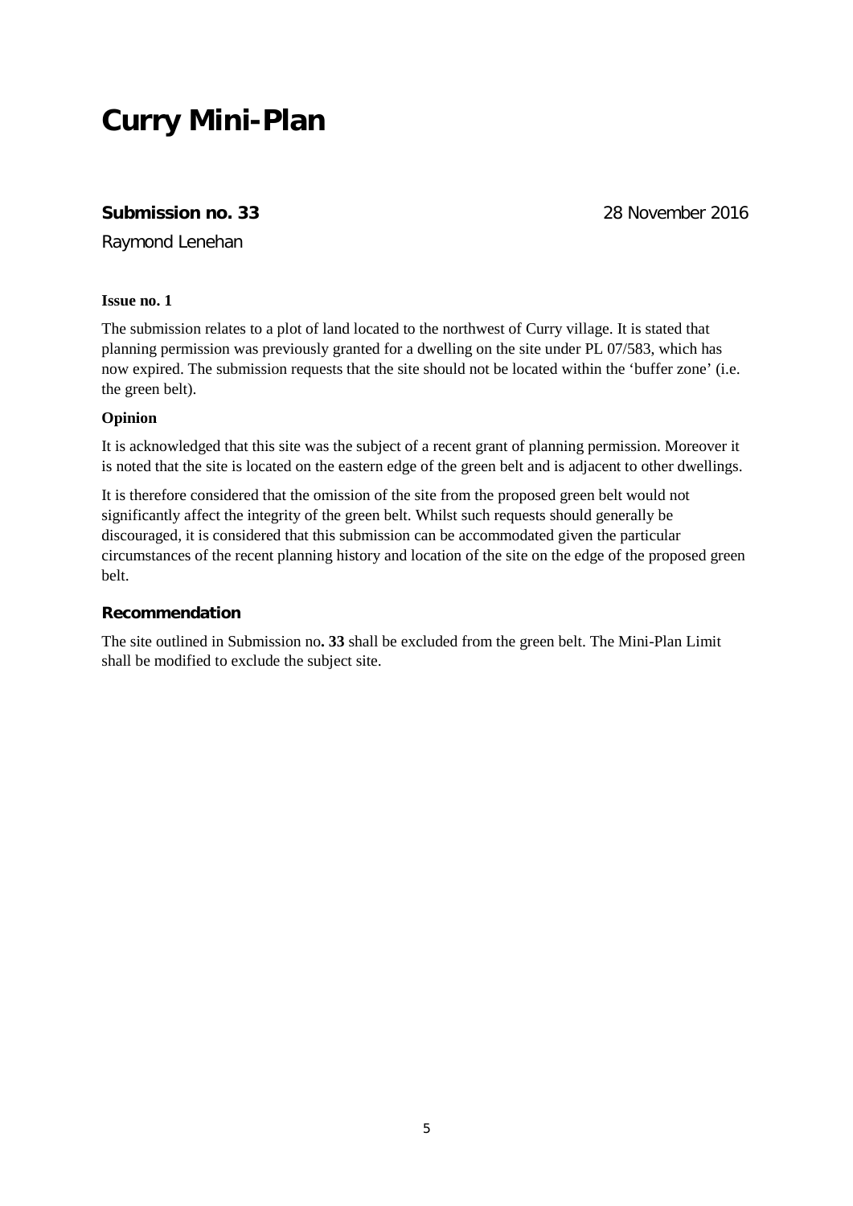# Curry Mini-Plan

**Submission no. 33** 28 November 2016

Raymond Lenehan

**Issue no. 1**

The submission relates to a plot of land located to the northwest of Curry village. It is stated that planning permission was previously granted for a dwelling on the site under PL 07/583, which has now expired. The submission requests that the site should not be located within the 'buffer zone' (i.e. the green belt).

**Opinion**

It is acknowledged that this site was the subject of a recent grant of planning permission. Moreover it is noted that the site is located on the eastern edge of the green belt and is adjacent to other dwellings.

It is therefore considered that the omission of the site from the proposed green belt would not significantly affect the integrity of the green belt. Whilst such requests should generally be discouraged, it is considered that this submission can be accommodated given the particular circumstances of the recent planning history and location of the site on the edge of the proposed green belt.

### Recommendation

The site outlined in Submission no**. 33** shall be excluded from the green belt. The Mini-Plan Limit shall be modified to exclude the subject site.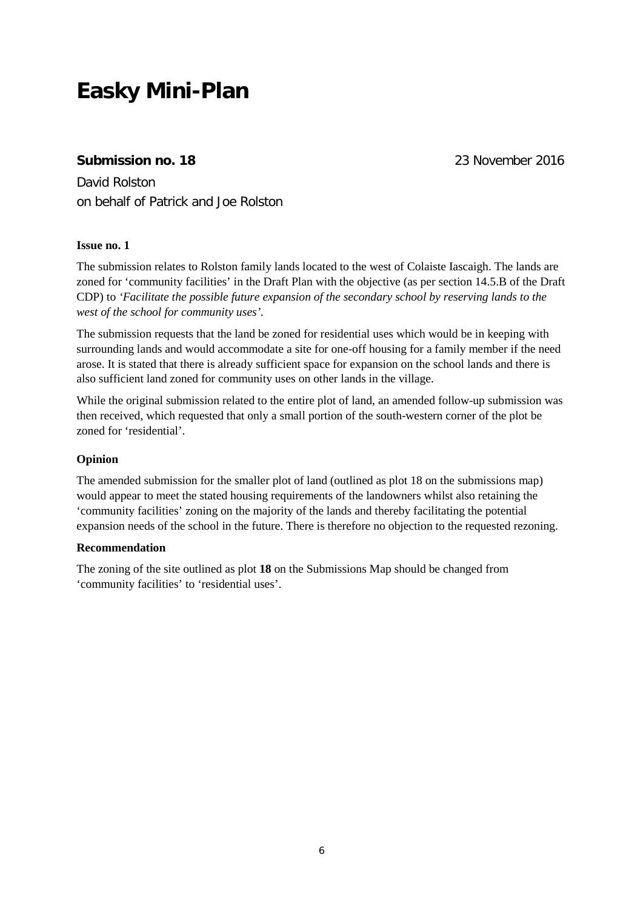# Easky Mini-Plan

**Submission no. 18** 23 November 2016

David Rolston
on behalf of Patrick and Joe Rolston

**Issue no. 1**

The submission relates to Rolston family lands located to the west of Colaiste Iascaigh. The lands are zoned for 'community facilities' in the Draft Plan with the objective (as per section 14.5.B of the Draft CDP) to *'Facilitate the possible future expansion of the secondary school by reserving lands to the west of the school for community uses'.*

The submission requests that the land be zoned for residential uses which would be in keeping with surrounding lands and would accommodate a site for one-off housing for a family member if the need arose. It is stated that there is already sufficient space for expansion on the school lands and there is also sufficient land zoned for community uses on other lands in the village.

While the original submission related to the entire plot of land, an amended follow-up submission was then received, which requested that only a small portion of the south-western corner of the plot be zoned for 'residential'.

**Opinion**

The amended submission for the smaller plot of land (outlined as plot 18 on the submissions map) would appear to meet the stated housing requirements of the landowners whilst also retaining the 'community facilities' zoning on the majority of the lands and thereby facilitating the potential expansion needs of the school in the future. There is therefore no objection to the requested rezoning.

**Recommendation**

The zoning of the site outlined as plot **18** on the Submissions Map should be changed from 'community facilities' to 'residential uses'.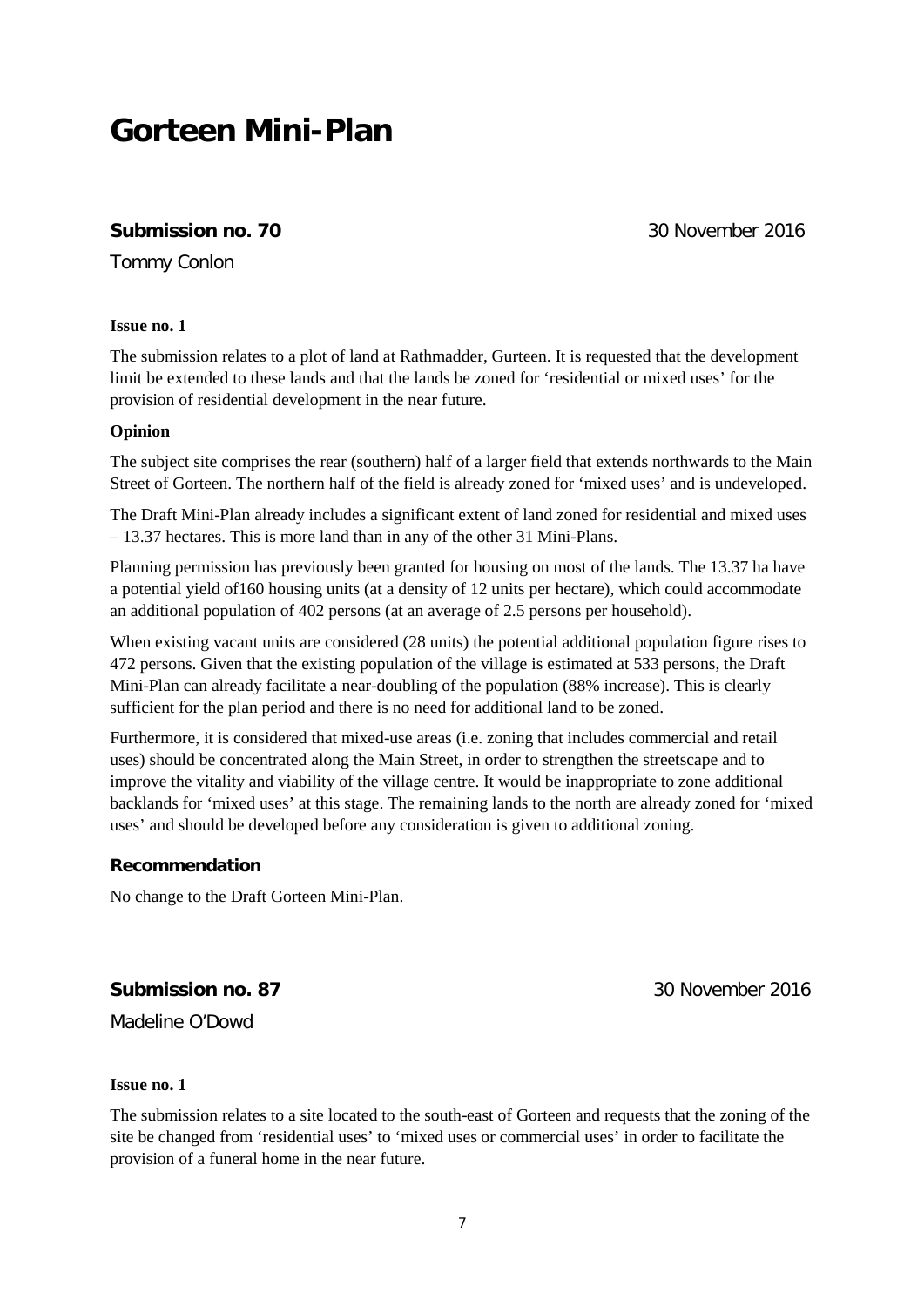# Gorteen Mini-Plan

**Submission no. 70** 30 November 2016

Tommy Conlon

**Issue no. 1**

The submission relates to a plot of land at Rathmadder, Gurteen. It is requested that the development limit be extended to these lands and that the lands be zoned for 'residential or mixed uses' for the provision of residential development in the near future.

**Opinion**

The subject site comprises the rear (southern) half of a larger field that extends northwards to the Main Street of Gorteen. The northern half of the field is already zoned for 'mixed uses' and is undeveloped.

The Draft Mini-Plan already includes a significant extent of land zoned for residential and mixed uses – 13.37 hectares. This is more land than in any of the other 31 Mini-Plans.

Planning permission has previously been granted for housing on most of the lands. The 13.37 ha have a potential yield of160 housing units (at a density of 12 units per hectare), which could accommodate an additional population of 402 persons (at an average of 2.5 persons per household).

When existing vacant units are considered (28 units) the potential additional population figure rises to 472 persons. Given that the existing population of the village is estimated at 533 persons, the Draft Mini-Plan can already facilitate a near-doubling of the population (88% increase). This is clearly sufficient for the plan period and there is no need for additional land to be zoned.

Furthermore, it is considered that mixed-use areas (i.e. zoning that includes commercial and retail uses) should be concentrated along the Main Street, in order to strengthen the streetscape and to improve the vitality and viability of the village centre. It would be inappropriate to zone additional backlands for 'mixed uses' at this stage. The remaining lands to the north are already zoned for 'mixed uses' and should be developed before any consideration is given to additional zoning.

**Recommendation**

No change to the Draft Gorteen Mini-Plan.

**Submission no. 87** 30 November 2016

Madeline O'Dowd

**Issue no. 1**

The submission relates to a site located to the south-east of Gorteen and requests that the zoning of the site be changed from 'residential uses' to 'mixed uses or commercial uses' in order to facilitate the provision of a funeral home in the near future.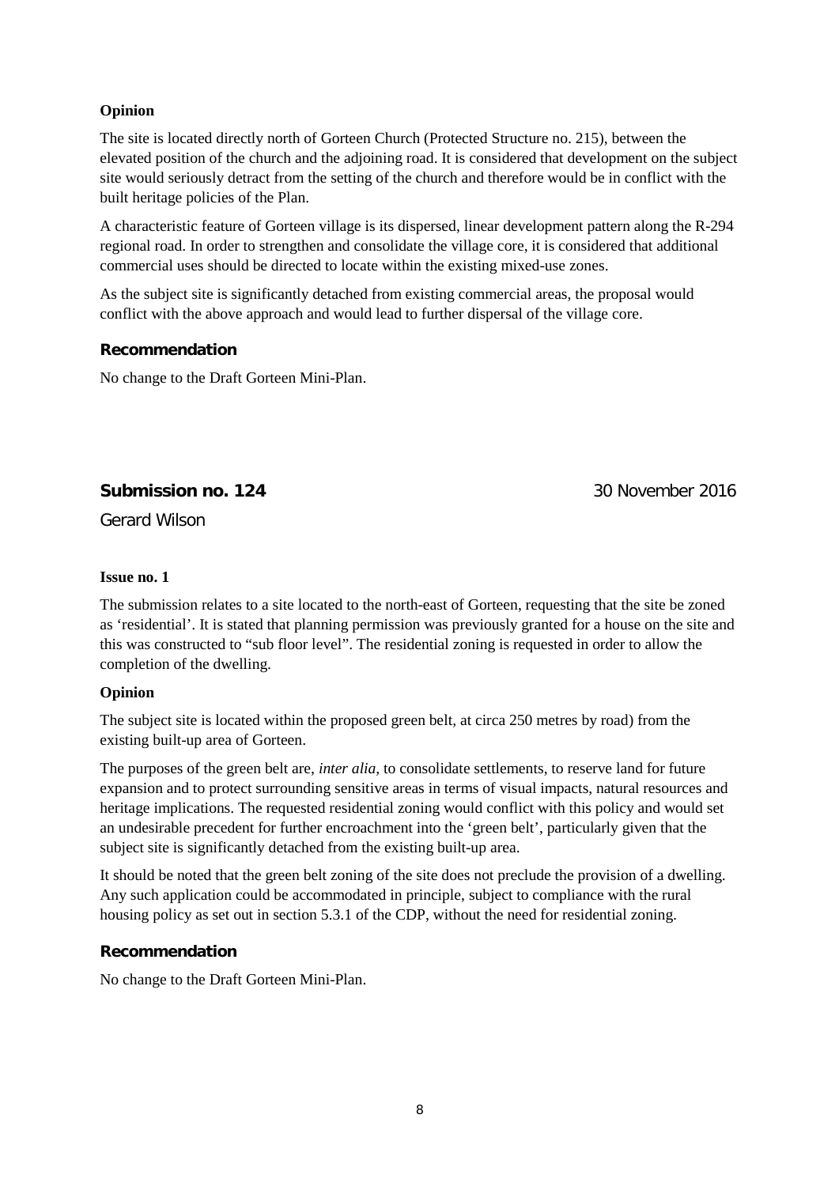**Opinion**

The site is located directly north of Gorteen Church (Protected Structure no. 215), between the elevated position of the church and the adjoining road. It is considered that development on the subject site would seriously detract from the setting of the church and therefore would be in conflict with the built heritage policies of the Plan.

A characteristic feature of Gorteen village is its dispersed, linear development pattern along the R-294 regional road. In order to strengthen and consolidate the village core, it is considered that additional commercial uses should be directed to locate within the existing mixed-use zones.

As the subject site is significantly detached from existing commercial areas, the proposal would conflict with the above approach and would lead to further dispersal of the village core.

### Recommendation

No change to the Draft Gorteen Mini-Plan.

## Submission no. 124 — 30 November 2016

Gerard Wilson

**Issue no. 1**

The submission relates to a site located to the north-east of Gorteen, requesting that the site be zoned as 'residential'. It is stated that planning permission was previously granted for a house on the site and this was constructed to "sub floor level". The residential zoning is requested in order to allow the completion of the dwelling.

**Opinion**

The subject site is located within the proposed green belt, at circa 250 metres by road) from the existing built-up area of Gorteen.

The purposes of the green belt are, *inter alia*, to consolidate settlements, to reserve land for future expansion and to protect surrounding sensitive areas in terms of visual impacts, natural resources and heritage implications. The requested residential zoning would conflict with this policy and would set an undesirable precedent for further encroachment into the 'green belt', particularly given that the subject site is significantly detached from the existing built-up area.

It should be noted that the green belt zoning of the site does not preclude the provision of a dwelling. Any such application could be accommodated in principle, subject to compliance with the rural housing policy as set out in section 5.3.1 of the CDP, without the need for residential zoning.

### Recommendation

No change to the Draft Gorteen Mini-Plan.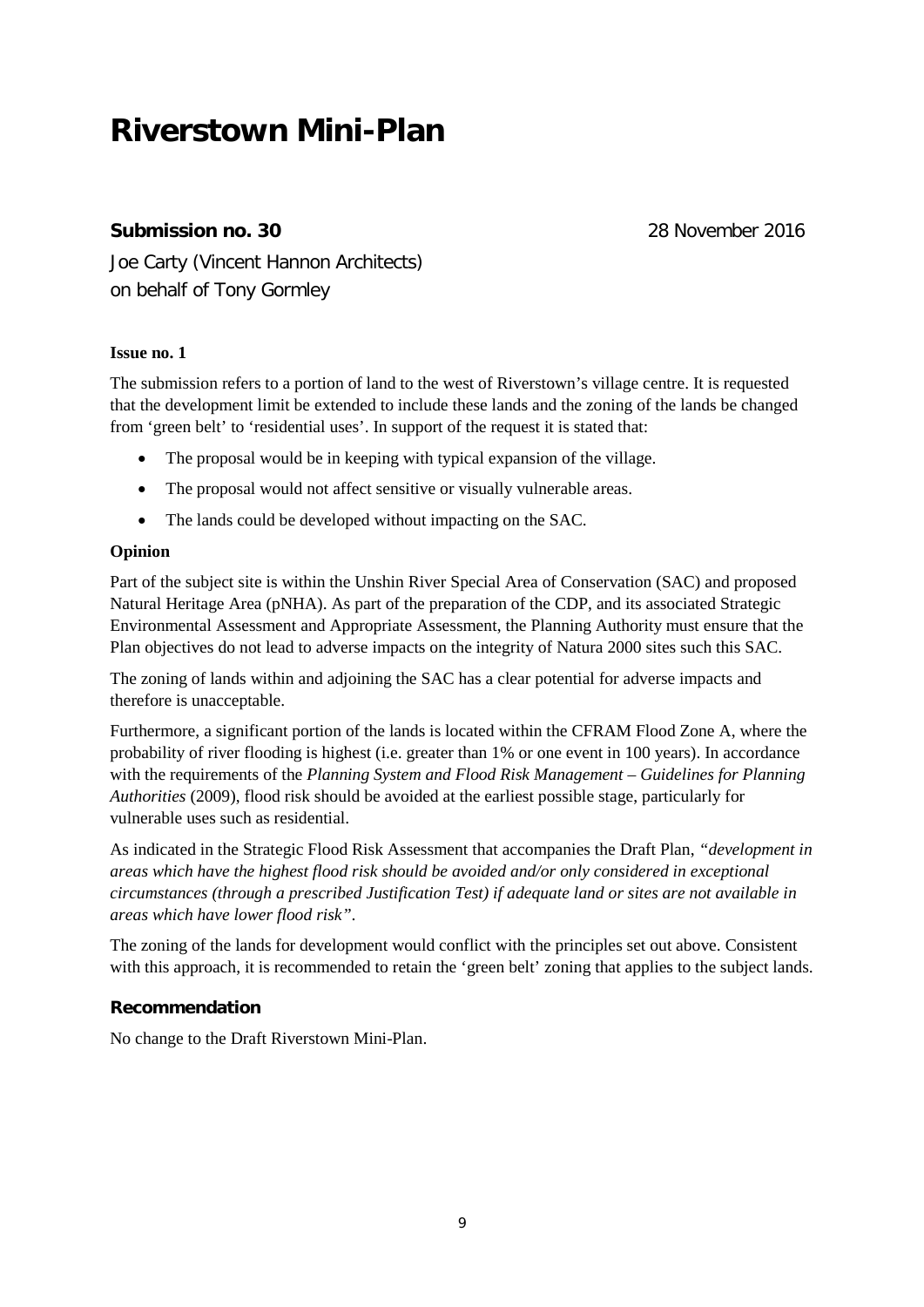# Riverstown Mini-Plan

**Submission no. 30** 28 November 2016

Joe Carty (Vincent Hannon Architects)
on behalf of Tony Gormley

**Issue no. 1**

The submission refers to a portion of land to the west of Riverstown's village centre. It is requested that the development limit be extended to include these lands and the zoning of the lands be changed from 'green belt' to 'residential uses'. In support of the request it is stated that:

- The proposal would be in keeping with typical expansion of the village.
- The proposal would not affect sensitive or visually vulnerable areas.
- The lands could be developed without impacting on the SAC.

**Opinion**

Part of the subject site is within the Unshin River Special Area of Conservation (SAC) and proposed Natural Heritage Area (pNHA). As part of the preparation of the CDP, and its associated Strategic Environmental Assessment and Appropriate Assessment, the Planning Authority must ensure that the Plan objectives do not lead to adverse impacts on the integrity of Natura 2000 sites such this SAC.

The zoning of lands within and adjoining the SAC has a clear potential for adverse impacts and therefore is unacceptable.

Furthermore, a significant portion of the lands is located within the CFRAM Flood Zone A, where the probability of river flooding is highest (i.e. greater than 1% or one event in 100 years). In accordance with the requirements of the *Planning System and Flood Risk Management – Guidelines for Planning Authorities* (2009), flood risk should be avoided at the earliest possible stage, particularly for vulnerable uses such as residential.

As indicated in the Strategic Flood Risk Assessment that accompanies the Draft Plan, *"development in areas which have the highest flood risk should be avoided and/or only considered in exceptional circumstances (through a prescribed Justification Test) if adequate land or sites are not available in areas which have lower flood risk"*.

The zoning of the lands for development would conflict with the principles set out above. Consistent with this approach, it is recommended to retain the 'green belt' zoning that applies to the subject lands.

### Recommendation

No change to the Draft Riverstown Mini-Plan.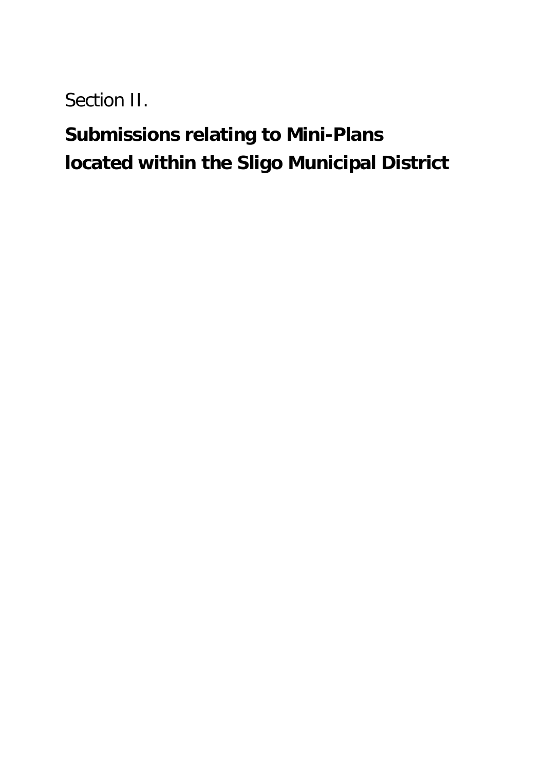Section II.

# Submissions relating to Mini-Plans located within the Sligo Municipal District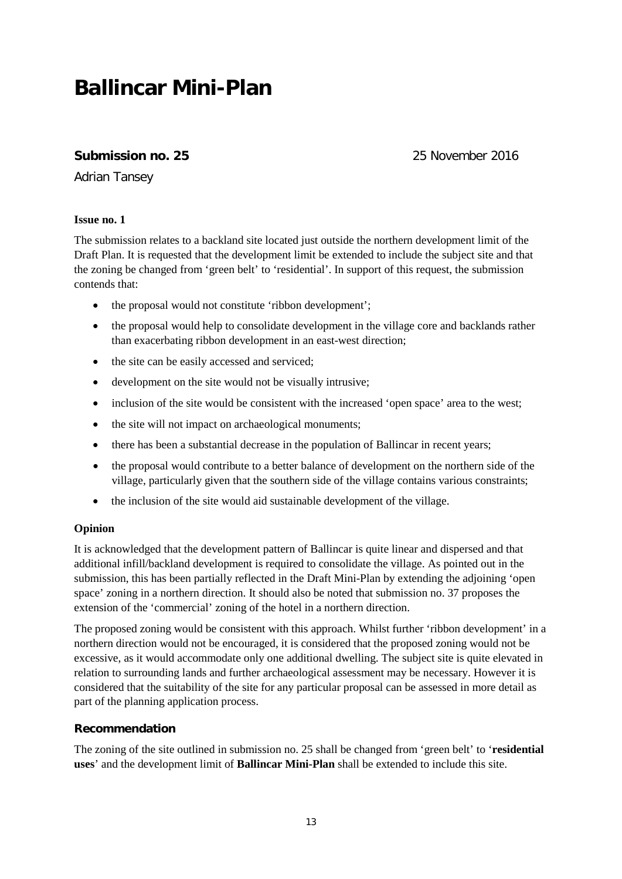# Ballincar Mini-Plan

**Submission no. 25** 25 November 2016

Adrian Tansey

**Issue no. 1**

The submission relates to a backland site located just outside the northern development limit of the Draft Plan. It is requested that the development limit be extended to include the subject site and that the zoning be changed from 'green belt' to 'residential'. In support of this request, the submission contends that:

- the proposal would not constitute 'ribbon development';
- the proposal would help to consolidate development in the village core and backlands rather than exacerbating ribbon development in an east-west direction;
- the site can be easily accessed and serviced;
- development on the site would not be visually intrusive;
- inclusion of the site would be consistent with the increased 'open space' area to the west;
- the site will not impact on archaeological monuments;
- there has been a substantial decrease in the population of Ballincar in recent years;
- the proposal would contribute to a better balance of development on the northern side of the village, particularly given that the southern side of the village contains various constraints;
- the inclusion of the site would aid sustainable development of the village.

**Opinion**

It is acknowledged that the development pattern of Ballincar is quite linear and dispersed and that additional infill/backland development is required to consolidate the village. As pointed out in the submission, this has been partially reflected in the Draft Mini-Plan by extending the adjoining 'open space' zoning in a northern direction. It should also be noted that submission no. 37 proposes the extension of the 'commercial' zoning of the hotel in a northern direction.

The proposed zoning would be consistent with this approach. Whilst further 'ribbon development' in a northern direction would not be encouraged, it is considered that the proposed zoning would not be excessive, as it would accommodate only one additional dwelling. The subject site is quite elevated in relation to surrounding lands and further archaeological assessment may be necessary. However it is considered that the suitability of the site for any particular proposal can be assessed in more detail as part of the planning application process.

**Recommendation**

The zoning of the site outlined in submission no. 25 shall be changed from 'green belt' to '**residential uses**' and the development limit of **Ballincar Mini-Plan** shall be extended to include this site.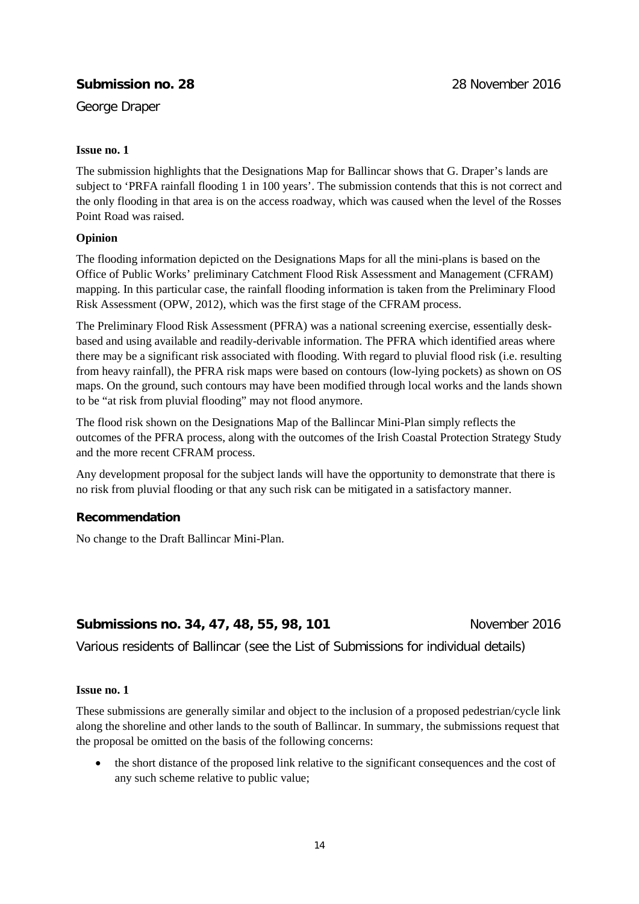## Submission no. 28 28 November 2016

George Draper

**Issue no. 1**

The submission highlights that the Designations Map for Ballincar shows that G. Draper's lands are subject to 'PRFA rainfall flooding 1 in 100 years'. The submission contends that this is not correct and the only flooding in that area is on the access roadway, which was caused when the level of the Rosses Point Road was raised.

**Opinion**

The flooding information depicted on the Designations Maps for all the mini-plans is based on the Office of Public Works' preliminary Catchment Flood Risk Assessment and Management (CFRAM) mapping. In this particular case, the rainfall flooding information is taken from the Preliminary Flood Risk Assessment (OPW, 2012), which was the first stage of the CFRAM process.

The Preliminary Flood Risk Assessment (PFRA) was a national screening exercise, essentially desk-based and using available and readily-derivable information. The PFRA which identified areas where there may be a significant risk associated with flooding. With regard to pluvial flood risk (i.e. resulting from heavy rainfall), the PFRA risk maps were based on contours (low-lying pockets) as shown on OS maps. On the ground, such contours may have been modified through local works and the lands shown to be "at risk from pluvial flooding" may not flood anymore.

The flood risk shown on the Designations Map of the Ballincar Mini-Plan simply reflects the outcomes of the PFRA process, along with the outcomes of the Irish Coastal Protection Strategy Study and the more recent CFRAM process.

Any development proposal for the subject lands will have the opportunity to demonstrate that there is no risk from pluvial flooding or that any such risk can be mitigated in a satisfactory manner.

**Recommendation**

No change to the Draft Ballincar Mini-Plan.

## Submissions no. 34, 47, 48, 55, 98, 101 November 2016

Various residents of Ballincar (see the List of Submissions for individual details)

**Issue no. 1**

These submissions are generally similar and object to the inclusion of a proposed pedestrian/cycle link along the shoreline and other lands to the south of Ballincar. In summary, the submissions request that the proposal be omitted on the basis of the following concerns:

- the short distance of the proposed link relative to the significant consequences and the cost of any such scheme relative to public value;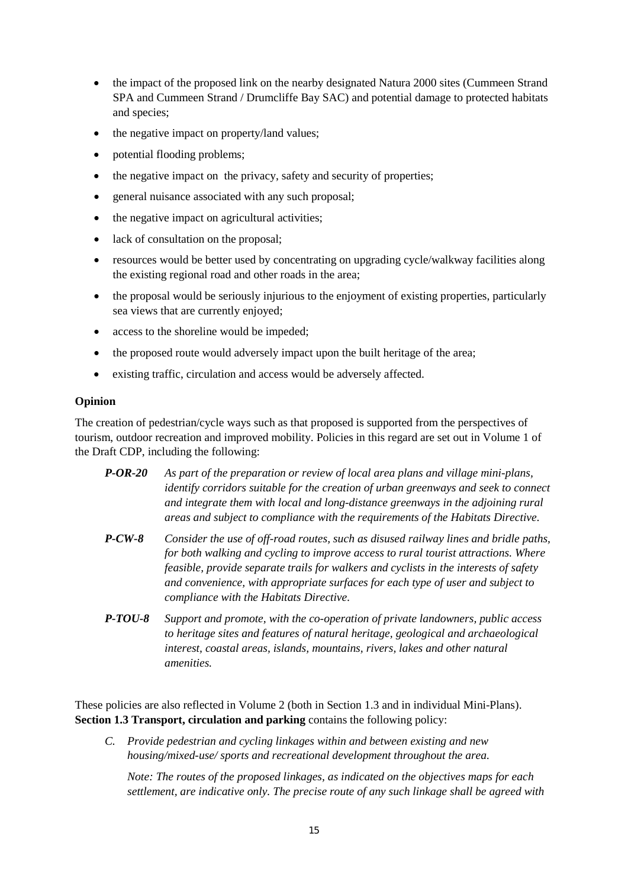- the impact of the proposed link on the nearby designated Natura 2000 sites (Cummeen Strand SPA and Cummeen Strand / Drumcliffe Bay SAC) and potential damage to protected habitats and species;
- the negative impact on property/land values;
- potential flooding problems;
- the negative impact on the privacy, safety and security of properties;
- general nuisance associated with any such proposal;
- the negative impact on agricultural activities;
- lack of consultation on the proposal;
- resources would be better used by concentrating on upgrading cycle/walkway facilities along the existing regional road and other roads in the area;
- the proposal would be seriously injurious to the enjoyment of existing properties, particularly sea views that are currently enjoyed;
- access to the shoreline would be impeded;
- the proposed route would adversely impact upon the built heritage of the area;
- existing traffic, circulation and access would be adversely affected.

**Opinion**

The creation of pedestrian/cycle ways such as that proposed is supported from the perspectives of tourism, outdoor recreation and improved mobility. Policies in this regard are set out in Volume 1 of the Draft CDP, including the following:

***P-OR-20*** *As part of the preparation or review of local area plans and village mini-plans, identify corridors suitable for the creation of urban greenways and seek to connect and integrate them with local and long-distance greenways in the adjoining rural areas and subject to compliance with the requirements of the Habitats Directive.*

***P-CW-8*** *Consider the use of off-road routes, such as disused railway lines and bridle paths, for both walking and cycling to improve access to rural tourist attractions. Where feasible, provide separate trails for walkers and cyclists in the interests of safety and convenience, with appropriate surfaces for each type of user and subject to compliance with the Habitats Directive.*

***P-TOU-8*** *Support and promote, with the co-operation of private landowners, public access to heritage sites and features of natural heritage, geological and archaeological interest, coastal areas, islands, mountains, rivers, lakes and other natural amenities.*

These policies are also reflected in Volume 2 (both in Section 1.3 and in individual Mini-Plans). **Section 1.3 Transport, circulation and parking** contains the following policy:

*C. Provide pedestrian and cycling linkages within and between existing and new housing/mixed-use/ sports and recreational development throughout the area.*

*Note: The routes of the proposed linkages, as indicated on the objectives maps for each settlement, are indicative only. The precise route of any such linkage shall be agreed with*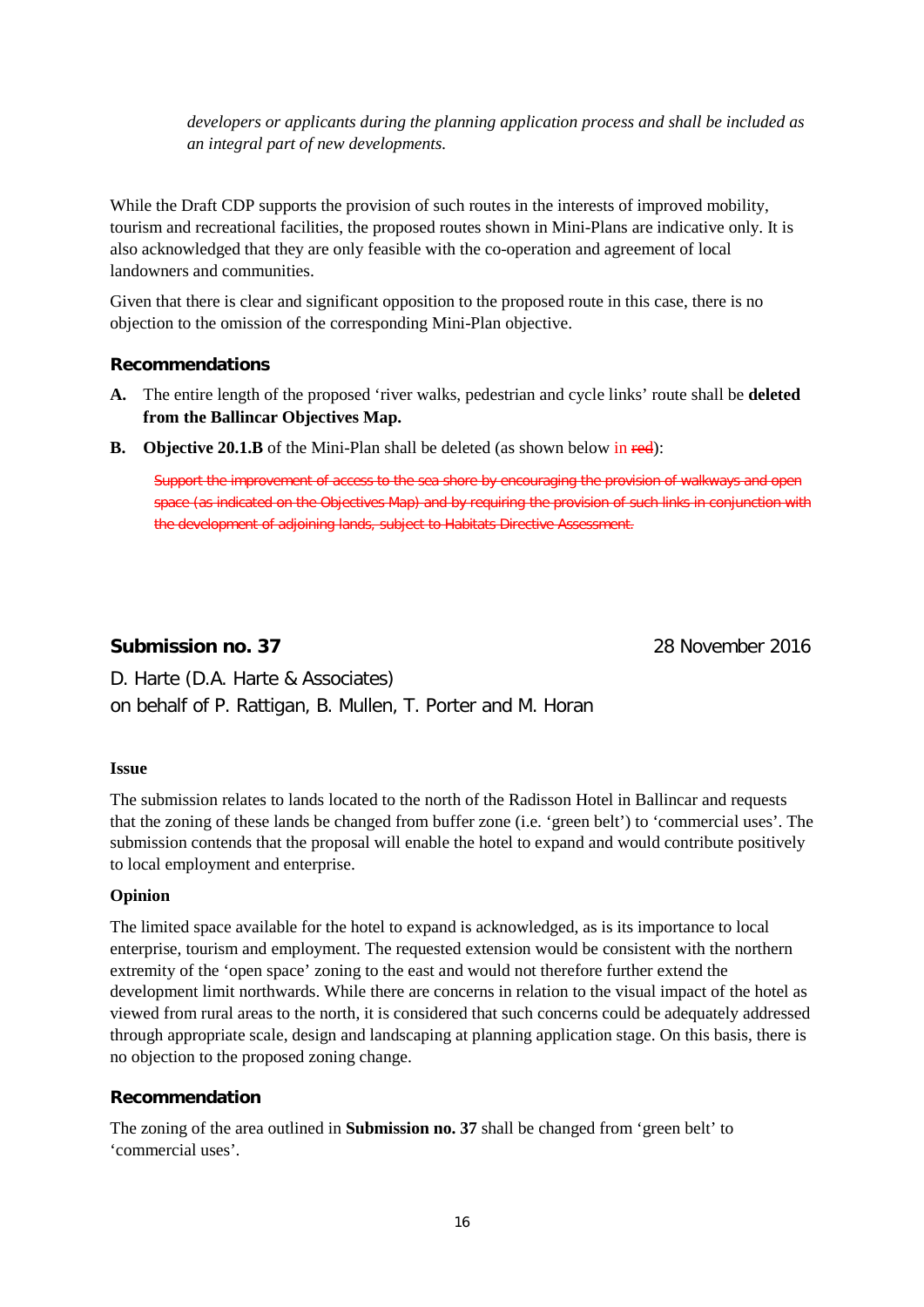*developers or applicants during the planning application process and shall be included as an integral part of new developments.*

While the Draft CDP supports the provision of such routes in the interests of improved mobility, tourism and recreational facilities, the proposed routes shown in Mini-Plans are indicative only. It is also acknowledged that they are only feasible with the co-operation and agreement of local landowners and communities.

Given that there is clear and significant opposition to the proposed route in this case, there is no objection to the omission of the corresponding Mini-Plan objective.

### Recommendations

**A.** The entire length of the proposed 'river walks, pedestrian and cycle links' route shall be **deleted from the Ballincar Objectives Map.**

**B.** **Objective 20.1.B** of the Mini-Plan shall be deleted (as shown below in ~~red~~):

> ~~Support the improvement of access to the sea shore by encouraging the provision of walkways and open space (as indicated on the Objectives Map) and by requiring the provision of such links in conjunction with the development of adjoining lands, subject to Habitats Directive Assessment.~~

## Submission no. 37

28 November 2016

D. Harte (D.A. Harte & Associates)
on behalf of P. Rattigan, B. Mullen, T. Porter and M. Horan

**Issue**

The submission relates to lands located to the north of the Radisson Hotel in Ballincar and requests that the zoning of these lands be changed from buffer zone (i.e. 'green belt') to 'commercial uses'. The submission contends that the proposal will enable the hotel to expand and would contribute positively to local employment and enterprise.

**Opinion**

The limited space available for the hotel to expand is acknowledged, as is its importance to local enterprise, tourism and employment. The requested extension would be consistent with the northern extremity of the 'open space' zoning to the east and would not therefore further extend the development limit northwards. While there are concerns in relation to the visual impact of the hotel as viewed from rural areas to the north, it is considered that such concerns could be adequately addressed through appropriate scale, design and landscaping at planning application stage. On this basis, there is no objection to the proposed zoning change.

### Recommendation

The zoning of the area outlined in **Submission no. 37** shall be changed from 'green belt' to 'commercial uses'.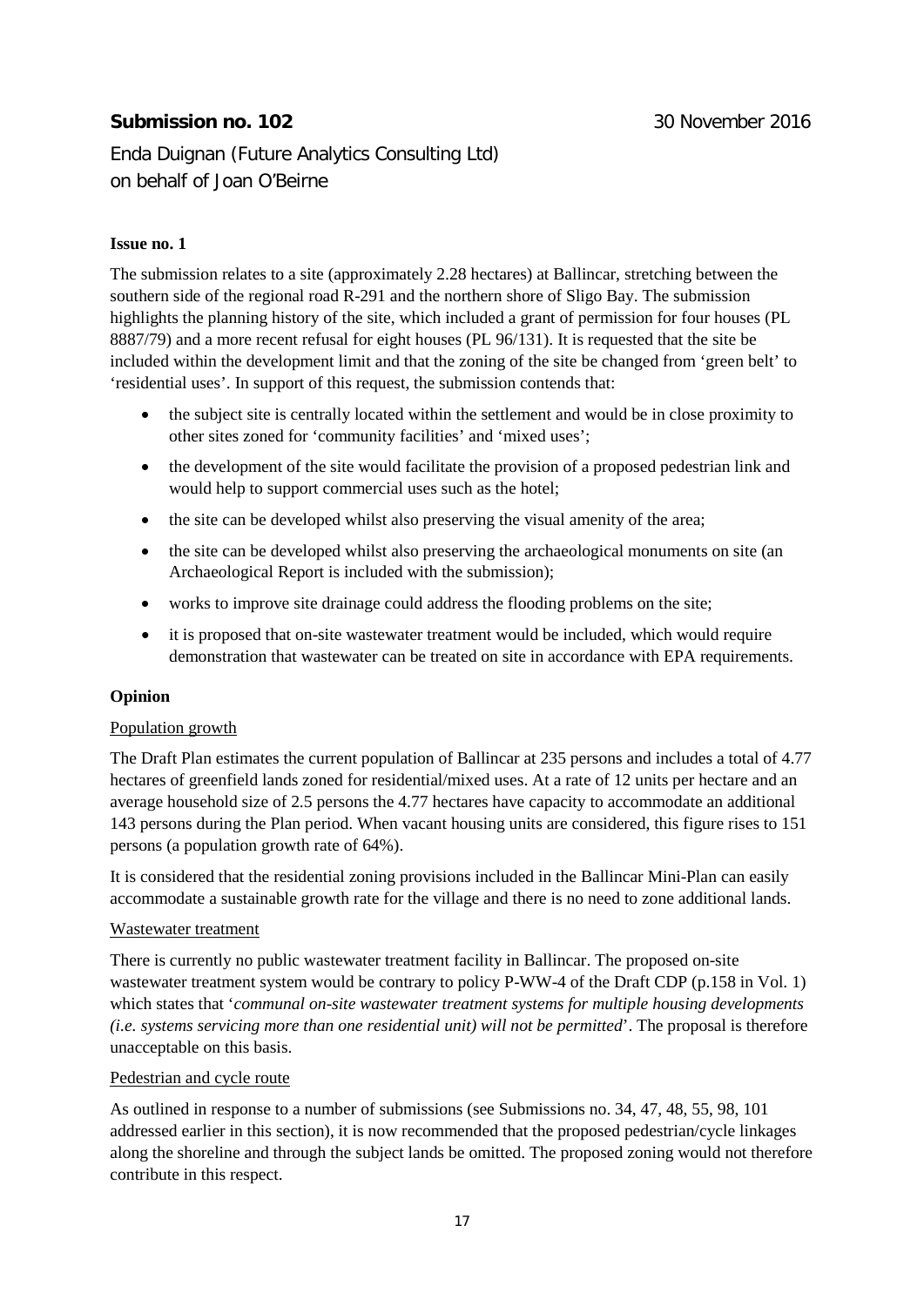**Submission no. 102** 30 November 2016

Enda Duignan (Future Analytics Consulting Ltd)
on behalf of Joan O'Beirne

**Issue no. 1**

The submission relates to a site (approximately 2.28 hectares) at Ballincar, stretching between the southern side of the regional road R-291 and the northern shore of Sligo Bay. The submission highlights the planning history of the site, which included a grant of permission for four houses (PL 8887/79) and a more recent refusal for eight houses (PL 96/131). It is requested that the site be included within the development limit and that the zoning of the site be changed from 'green belt' to 'residential uses'. In support of this request, the submission contends that:

- the subject site is centrally located within the settlement and would be in close proximity to other sites zoned for 'community facilities' and 'mixed uses';
- the development of the site would facilitate the provision of a proposed pedestrian link and would help to support commercial uses such as the hotel;
- the site can be developed whilst also preserving the visual amenity of the area;
- the site can be developed whilst also preserving the archaeological monuments on site (an Archaeological Report is included with the submission);
- works to improve site drainage could address the flooding problems on the site;
- it is proposed that on-site wastewater treatment would be included, which would require demonstration that wastewater can be treated on site in accordance with EPA requirements.

**Opinion**

Population growth

The Draft Plan estimates the current population of Ballincar at 235 persons and includes a total of 4.77 hectares of greenfield lands zoned for residential/mixed uses. At a rate of 12 units per hectare and an average household size of 2.5 persons the 4.77 hectares have capacity to accommodate an additional 143 persons during the Plan period. When vacant housing units are considered, this figure rises to 151 persons (a population growth rate of 64%).

It is considered that the residential zoning provisions included in the Ballincar Mini-Plan can easily accommodate a sustainable growth rate for the village and there is no need to zone additional lands.

Wastewater treatment

There is currently no public wastewater treatment facility in Ballincar. The proposed on-site wastewater treatment system would be contrary to policy P-WW-4 of the Draft CDP (p.158 in Vol. 1) which states that '*communal on-site wastewater treatment systems for multiple housing developments (i.e. systems servicing more than one residential unit) will not be permitted*'. The proposal is therefore unacceptable on this basis.

Pedestrian and cycle route

As outlined in response to a number of submissions (see Submissions no. 34, 47, 48, 55, 98, 101 addressed earlier in this section), it is now recommended that the proposed pedestrian/cycle linkages along the shoreline and through the subject lands be omitted. The proposed zoning would not therefore contribute in this respect.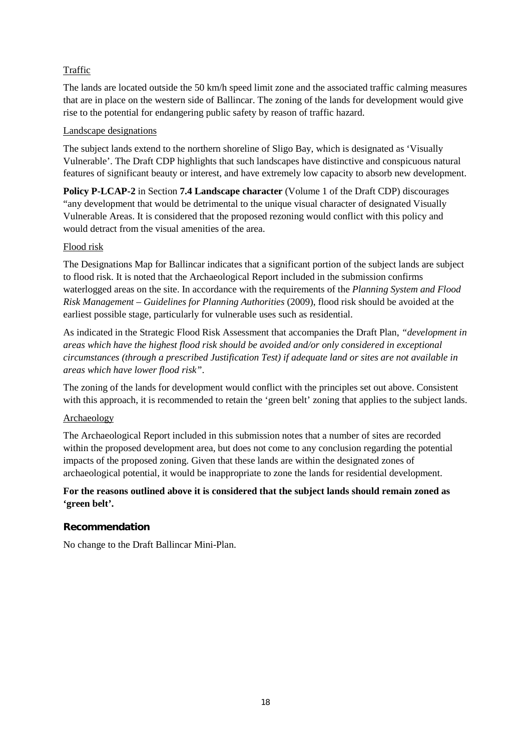Traffic

The lands are located outside the 50 km/h speed limit zone and the associated traffic calming measures that are in place on the western side of Ballincar. The zoning of the lands for development would give rise to the potential for endangering public safety by reason of traffic hazard.

Landscape designations

The subject lands extend to the northern shoreline of Sligo Bay, which is designated as 'Visually Vulnerable'. The Draft CDP highlights that such landscapes have distinctive and conspicuous natural features of significant beauty or interest, and have extremely low capacity to absorb new development.

**Policy P-LCAP-2** in Section **7.4 Landscape character** (Volume 1 of the Draft CDP) discourages "any development that would be detrimental to the unique visual character of designated Visually Vulnerable Areas. It is considered that the proposed rezoning would conflict with this policy and would detract from the visual amenities of the area.

Flood risk

The Designations Map for Ballincar indicates that a significant portion of the subject lands are subject to flood risk. It is noted that the Archaeological Report included in the submission confirms waterlogged areas on the site. In accordance with the requirements of the *Planning System and Flood Risk Management – Guidelines for Planning Authorities* (2009), flood risk should be avoided at the earliest possible stage, particularly for vulnerable uses such as residential.

As indicated in the Strategic Flood Risk Assessment that accompanies the Draft Plan, *"development in areas which have the highest flood risk should be avoided and/or only considered in exceptional circumstances (through a prescribed Justification Test) if adequate land or sites are not available in areas which have lower flood risk"*.

The zoning of the lands for development would conflict with the principles set out above. Consistent with this approach, it is recommended to retain the 'green belt' zoning that applies to the subject lands.

Archaeology

The Archaeological Report included in this submission notes that a number of sites are recorded within the proposed development area, but does not come to any conclusion regarding the potential impacts of the proposed zoning. Given that these lands are within the designated zones of archaeological potential, it would be inappropriate to zone the lands for residential development.

**For the reasons outlined above it is considered that the subject lands should remain zoned as 'green belt'.**

### Recommendation

No change to the Draft Ballincar Mini-Plan.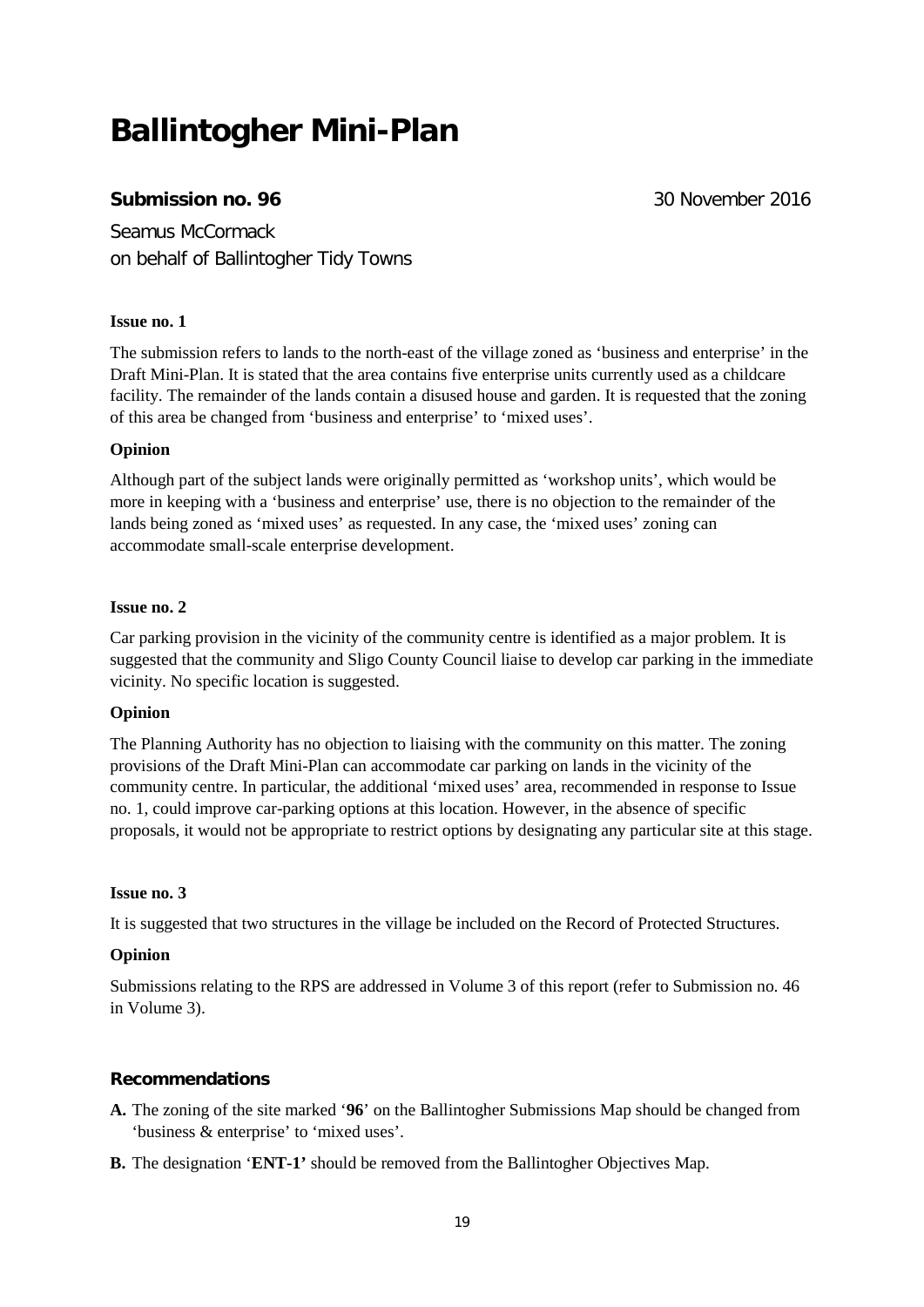# Ballintogher Mini-Plan

**Submission no. 96** 30 November 2016

Seamus McCormack
on behalf of Ballintogher Tidy Towns

**Issue no. 1**

The submission refers to lands to the north-east of the village zoned as 'business and enterprise' in the Draft Mini-Plan. It is stated that the area contains five enterprise units currently used as a childcare facility. The remainder of the lands contain a disused house and garden. It is requested that the zoning of this area be changed from 'business and enterprise' to 'mixed uses'.

**Opinion**

Although part of the subject lands were originally permitted as 'workshop units', which would be more in keeping with a 'business and enterprise' use, there is no objection to the remainder of the lands being zoned as 'mixed uses' as requested. In any case, the 'mixed uses' zoning can accommodate small-scale enterprise development.

**Issue no. 2**

Car parking provision in the vicinity of the community centre is identified as a major problem. It is suggested that the community and Sligo County Council liaise to develop car parking in the immediate vicinity. No specific location is suggested.

**Opinion**

The Planning Authority has no objection to liaising with the community on this matter. The zoning provisions of the Draft Mini-Plan can accommodate car parking on lands in the vicinity of the community centre. In particular, the additional 'mixed uses' area, recommended in response to Issue no. 1, could improve car-parking options at this location. However, in the absence of specific proposals, it would not be appropriate to restrict options by designating any particular site at this stage.

**Issue no. 3**

It is suggested that two structures in the village be included on the Record of Protected Structures.

**Opinion**

Submissions relating to the RPS are addressed in Volume 3 of this report (refer to Submission no. 46 in Volume 3).

**Recommendations**

**A.** The zoning of the site marked '**96**' on the Ballintogher Submissions Map should be changed from 'business & enterprise' to 'mixed uses'.

**B.** The designation '**ENT-1'** should be removed from the Ballintogher Objectives Map.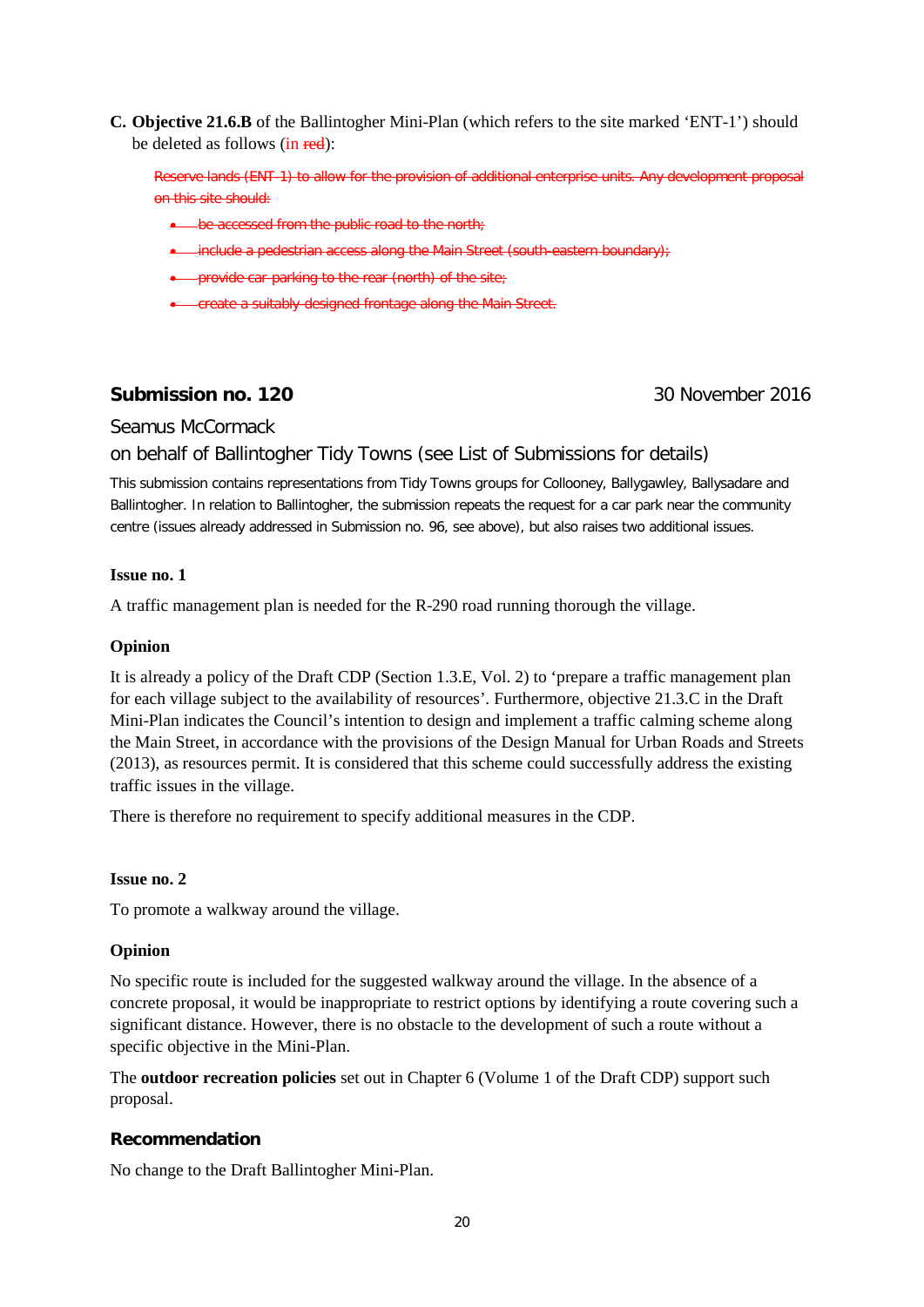**C. Objective 21.6.B** of the Ballintogher Mini-Plan (which refers to the site marked 'ENT-1') should be deleted as follows (in ~~red~~):

> ~~Reserve lands (ENT-1) to allow for the provision of additional enterprise units. Any development proposal on this site should:~~
>
> - ~~be accessed from the public road to the north;~~
> - ~~include a pedestrian access along the Main Street (south-eastern boundary);~~
> - ~~provide car parking to the rear (north) of the site;~~
> - ~~create a suitably designed frontage along the Main Street.~~

## Submission no. 120 — 30 November 2016

Seamus McCormack

on behalf of Ballintogher Tidy Towns (see List of Submissions for details)

This submission contains representations from Tidy Towns groups for Collooney, Ballygawley, Ballysadare and Ballintogher. In relation to Ballintogher, the submission repeats the request for a car park near the community centre (issues already addressed in Submission no. 96, see above), but also raises two additional issues.

**Issue no. 1**

A traffic management plan is needed for the R-290 road running thorough the village.

**Opinion**

It is already a policy of the Draft CDP (Section 1.3.E, Vol. 2) to 'prepare a traffic management plan for each village subject to the availability of resources'. Furthermore, objective 21.3.C in the Draft Mini-Plan indicates the Council's intention to design and implement a traffic calming scheme along the Main Street, in accordance with the provisions of the Design Manual for Urban Roads and Streets (2013), as resources permit. It is considered that this scheme could successfully address the existing traffic issues in the village.

There is therefore no requirement to specify additional measures in the CDP.

**Issue no. 2**

To promote a walkway around the village.

**Opinion**

No specific route is included for the suggested walkway around the village. In the absence of a concrete proposal, it would be inappropriate to restrict options by identifying a route covering such a significant distance. However, there is no obstacle to the development of such a route without a specific objective in the Mini-Plan.

The **outdoor recreation policies** set out in Chapter 6 (Volume 1 of the Draft CDP) support such proposal.

### Recommendation

No change to the Draft Ballintogher Mini-Plan.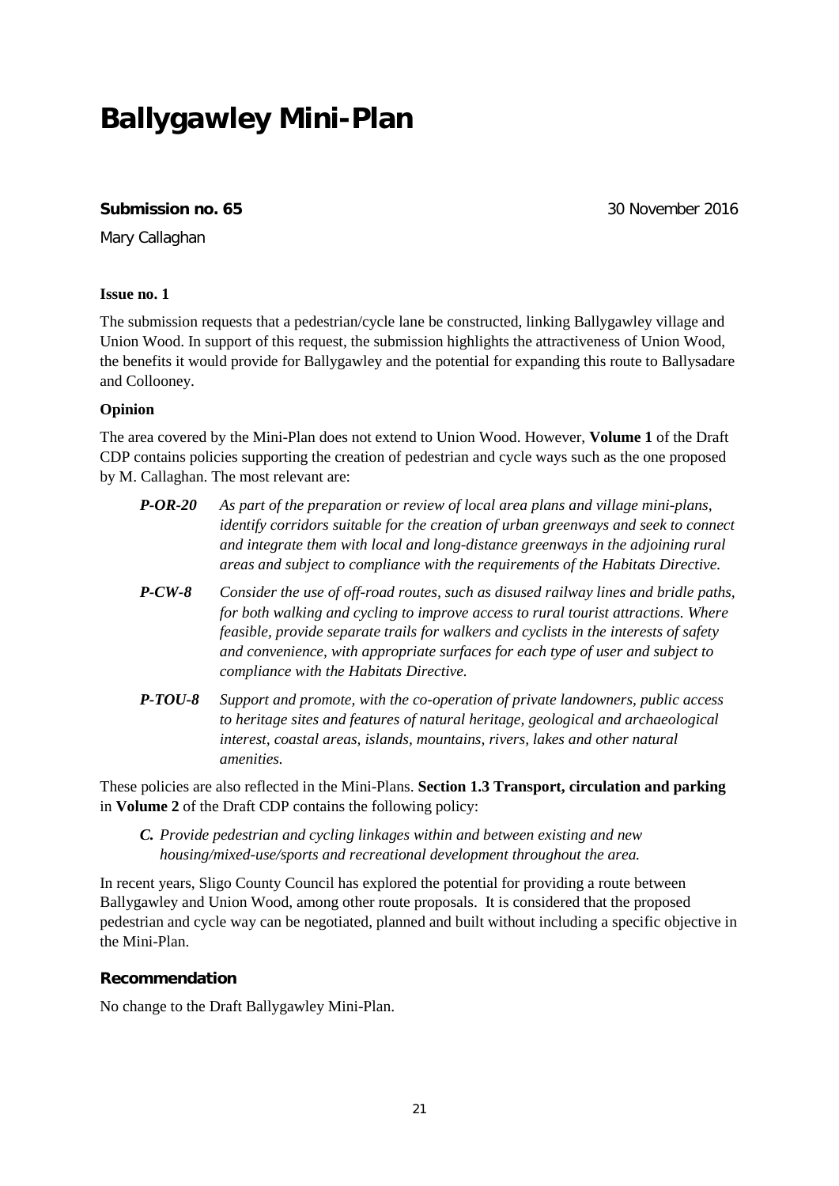# Ballygawley Mini-Plan

**Submission no. 65** 30 November 2016

Mary Callaghan

**Issue no. 1**

The submission requests that a pedestrian/cycle lane be constructed, linking Ballygawley village and Union Wood. In support of this request, the submission highlights the attractiveness of Union Wood, the benefits it would provide for Ballygawley and the potential for expanding this route to Ballysadare and Collooney.

**Opinion**

The area covered by the Mini-Plan does not extend to Union Wood. However, **Volume 1** of the Draft CDP contains policies supporting the creation of pedestrian and cycle ways such as the one proposed by M. Callaghan. The most relevant are:

***P-OR-20*** *As part of the preparation or review of local area plans and village mini-plans, identify corridors suitable for the creation of urban greenways and seek to connect and integrate them with local and long-distance greenways in the adjoining rural areas and subject to compliance with the requirements of the Habitats Directive.*

***P-CW-8*** *Consider the use of off-road routes, such as disused railway lines and bridle paths, for both walking and cycling to improve access to rural tourist attractions. Where feasible, provide separate trails for walkers and cyclists in the interests of safety and convenience, with appropriate surfaces for each type of user and subject to compliance with the Habitats Directive.*

***P-TOU-8*** *Support and promote, with the co-operation of private landowners, public access to heritage sites and features of natural heritage, geological and archaeological interest, coastal areas, islands, mountains, rivers, lakes and other natural amenities.*

These policies are also reflected in the Mini-Plans. **Section 1.3 Transport, circulation and parking** in **Volume 2** of the Draft CDP contains the following policy:

***C.*** *Provide pedestrian and cycling linkages within and between existing and new housing/mixed-use/sports and recreational development throughout the area.*

In recent years, Sligo County Council has explored the potential for providing a route between Ballygawley and Union Wood, among other route proposals. It is considered that the proposed pedestrian and cycle way can be negotiated, planned and built without including a specific objective in the Mini-Plan.

**Recommendation**

No change to the Draft Ballygawley Mini-Plan.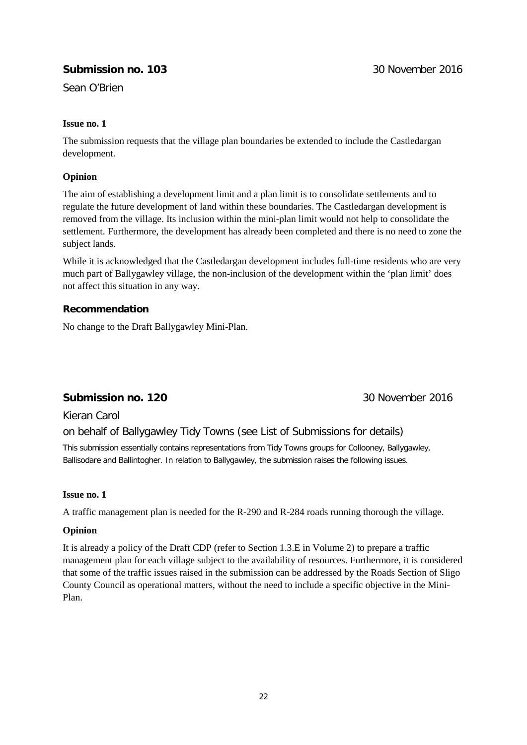**Submission no. 103** 30 November 2016

Sean O'Brien

**Issue no. 1**

The submission requests that the village plan boundaries be extended to include the Castledargan development.

**Opinion**

The aim of establishing a development limit and a plan limit is to consolidate settlements and to regulate the future development of land within these boundaries. The Castledargan development is removed from the village. Its inclusion within the mini-plan limit would not help to consolidate the settlement. Furthermore, the development has already been completed and there is no need to zone the subject lands.

While it is acknowledged that the Castledargan development includes full-time residents who are very much part of Ballygawley village, the non-inclusion of the development within the 'plan limit' does not affect this situation in any way.

**Recommendation**

No change to the Draft Ballygawley Mini-Plan.

**Submission no. 120** 30 November 2016

Kieran Carol

on behalf of Ballygawley Tidy Towns (see List of Submissions for details)

This submission essentially contains representations from Tidy Towns groups for Collooney, Ballygawley, Ballisodare and Ballintogher. In relation to Ballygawley, the submission raises the following issues.

**Issue no. 1**

A traffic management plan is needed for the R-290 and R-284 roads running thorough the village.

**Opinion**

It is already a policy of the Draft CDP (refer to Section 1.3.E in Volume 2) to prepare a traffic management plan for each village subject to the availability of resources. Furthermore, it is considered that some of the traffic issues raised in the submission can be addressed by the Roads Section of Sligo County Council as operational matters, without the need to include a specific objective in the Mini-Plan.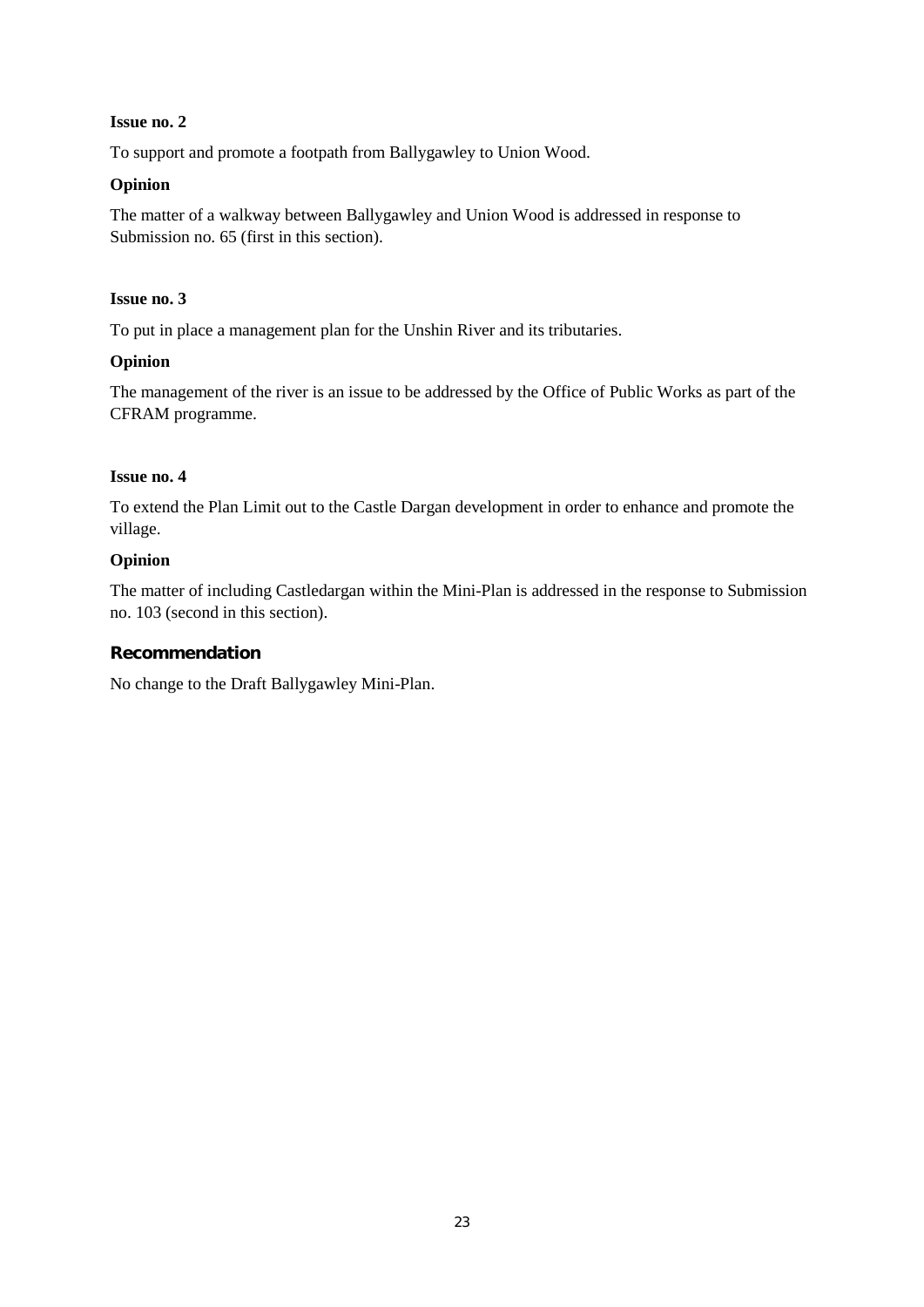**Issue no. 2**

To support and promote a footpath from Ballygawley to Union Wood.

**Opinion**

The matter of a walkway between Ballygawley and Union Wood is addressed in response to Submission no. 65 (first in this section).

**Issue no. 3**

To put in place a management plan for the Unshin River and its tributaries.

**Opinion**

The management of the river is an issue to be addressed by the Office of Public Works as part of the CFRAM programme.

**Issue no. 4**

To extend the Plan Limit out to the Castle Dargan development in order to enhance and promote the village.

**Opinion**

The matter of including Castledargan within the Mini-Plan is addressed in the response to Submission no. 103 (second in this section).

### Recommendation

No change to the Draft Ballygawley Mini-Plan.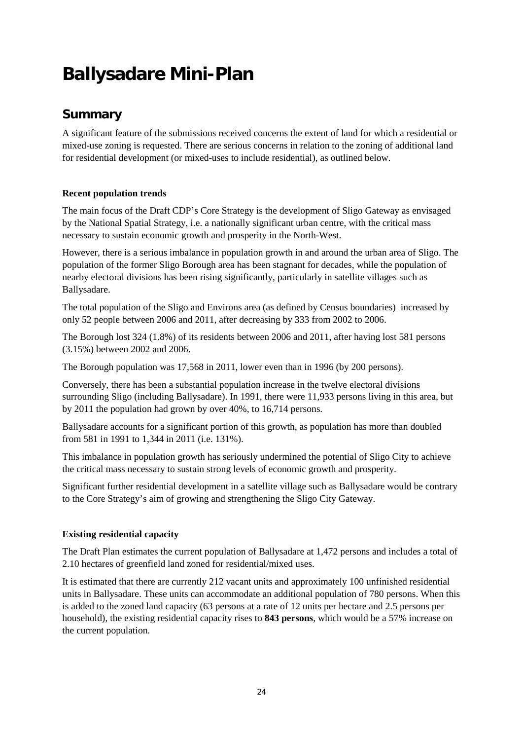# Ballysadare Mini-Plan

## Summary

A significant feature of the submissions received concerns the extent of land for which a residential or mixed-use zoning is requested. There are serious concerns in relation to the zoning of additional land for residential development (or mixed-uses to include residential), as outlined below.

**Recent population trends**

The main focus of the Draft CDP's Core Strategy is the development of Sligo Gateway as envisaged by the National Spatial Strategy, i.e. a nationally significant urban centre, with the critical mass necessary to sustain economic growth and prosperity in the North-West.

However, there is a serious imbalance in population growth in and around the urban area of Sligo. The population of the former Sligo Borough area has been stagnant for decades, while the population of nearby electoral divisions has been rising significantly, particularly in satellite villages such as Ballysadare.

The total population of the Sligo and Environs area (as defined by Census boundaries) increased by only 52 people between 2006 and 2011, after decreasing by 333 from 2002 to 2006.

The Borough lost 324 (1.8%) of its residents between 2006 and 2011, after having lost 581 persons (3.15%) between 2002 and 2006.

The Borough population was 17,568 in 2011, lower even than in 1996 (by 200 persons).

Conversely, there has been a substantial population increase in the twelve electoral divisions surrounding Sligo (including Ballysadare). In 1991, there were 11,933 persons living in this area, but by 2011 the population had grown by over 40%, to 16,714 persons.

Ballysadare accounts for a significant portion of this growth, as population has more than doubled from 581 in 1991 to 1,344 in 2011 (i.e. 131%).

This imbalance in population growth has seriously undermined the potential of Sligo City to achieve the critical mass necessary to sustain strong levels of economic growth and prosperity.

Significant further residential development in a satellite village such as Ballysadare would be contrary to the Core Strategy's aim of growing and strengthening the Sligo City Gateway.

**Existing residential capacity**

The Draft Plan estimates the current population of Ballysadare at 1,472 persons and includes a total of 2.10 hectares of greenfield land zoned for residential/mixed uses.

It is estimated that there are currently 212 vacant units and approximately 100 unfinished residential units in Ballysadare. These units can accommodate an additional population of 780 persons. When this is added to the zoned land capacity (63 persons at a rate of 12 units per hectare and 2.5 persons per household), the existing residential capacity rises to **843 persons**, which would be a 57% increase on the current population.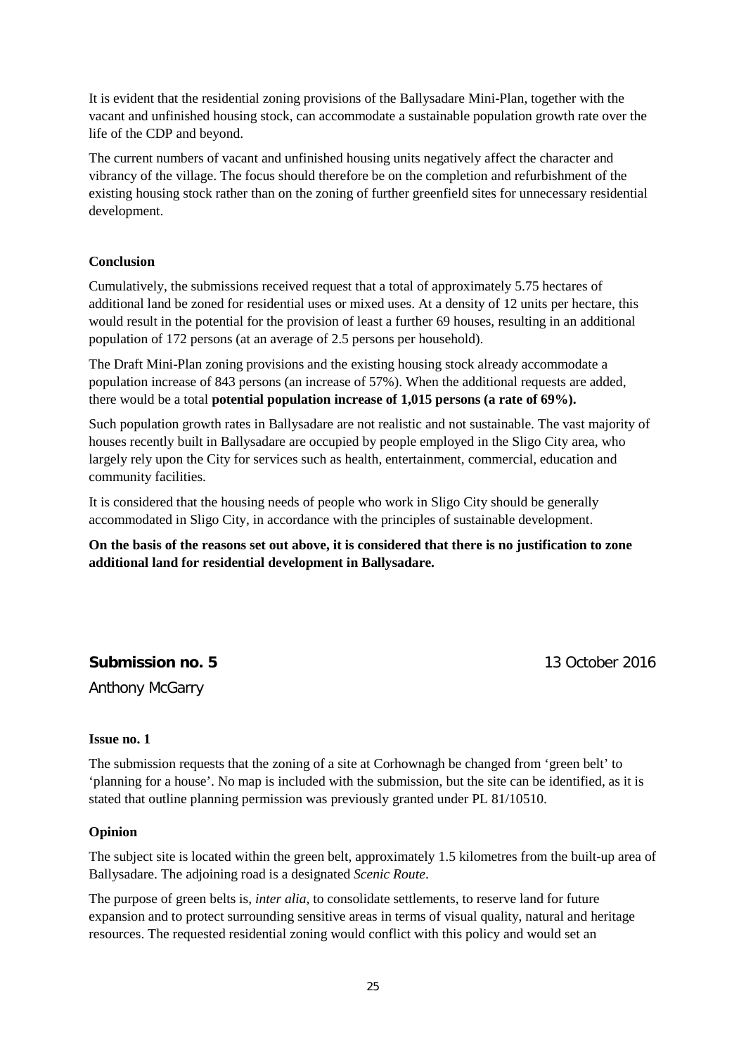It is evident that the residential zoning provisions of the Ballysadare Mini-Plan, together with the vacant and unfinished housing stock, can accommodate a sustainable population growth rate over the life of the CDP and beyond.

The current numbers of vacant and unfinished housing units negatively affect the character and vibrancy of the village. The focus should therefore be on the completion and refurbishment of the existing housing stock rather than on the zoning of further greenfield sites for unnecessary residential development.

**Conclusion**

Cumulatively, the submissions received request that a total of approximately 5.75 hectares of additional land be zoned for residential uses or mixed uses. At a density of 12 units per hectare, this would result in the potential for the provision of least a further 69 houses, resulting in an additional population of 172 persons (at an average of 2.5 persons per household).

The Draft Mini-Plan zoning provisions and the existing housing stock already accommodate a population increase of 843 persons (an increase of 57%). When the additional requests are added, there would be a total **potential population increase of 1,015 persons (a rate of 69%).**

Such population growth rates in Ballysadare are not realistic and not sustainable. The vast majority of houses recently built in Ballysadare are occupied by people employed in the Sligo City area, who largely rely upon the City for services such as health, entertainment, commercial, education and community facilities.

It is considered that the housing needs of people who work in Sligo City should be generally accommodated in Sligo City, in accordance with the principles of sustainable development.

**On the basis of the reasons set out above, it is considered that there is no justification to zone additional land for residential development in Ballysadare.**

## Submission no. 5 — 13 October 2016

Anthony McGarry

**Issue no. 1**

The submission requests that the zoning of a site at Corhownagh be changed from 'green belt' to 'planning for a house'. No map is included with the submission, but the site can be identified, as it is stated that outline planning permission was previously granted under PL 81/10510.

**Opinion**

The subject site is located within the green belt, approximately 1.5 kilometres from the built-up area of Ballysadare. The adjoining road is a designated *Scenic Route*.

The purpose of green belts is, *inter alia*, to consolidate settlements, to reserve land for future expansion and to protect surrounding sensitive areas in terms of visual quality, natural and heritage resources. The requested residential zoning would conflict with this policy and would set an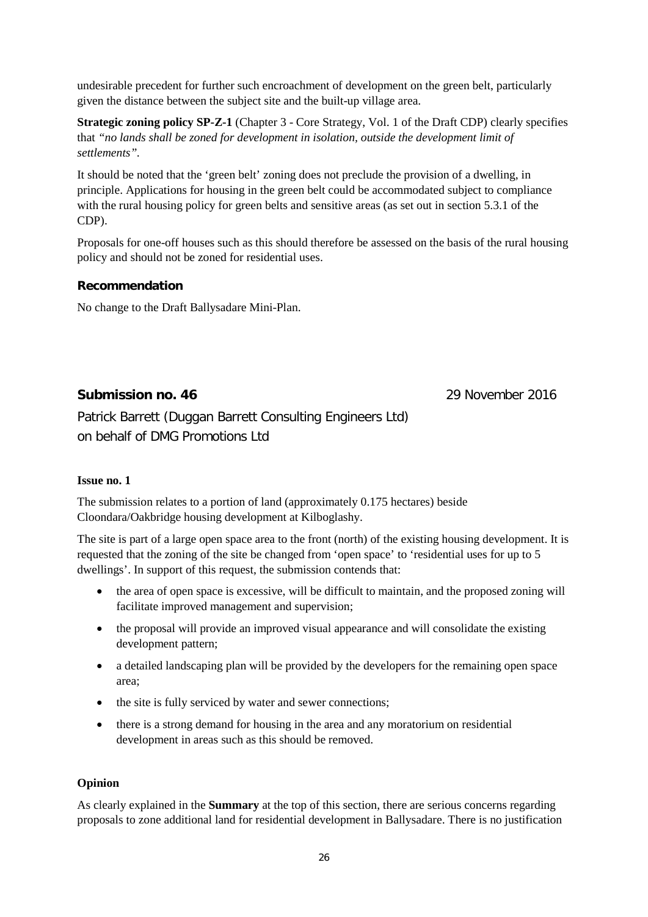undesirable precedent for further such encroachment of development on the green belt, particularly given the distance between the subject site and the built-up village area.

**Strategic zoning policy SP-Z-1** (Chapter 3 - Core Strategy, Vol. 1 of the Draft CDP) clearly specifies that *"no lands shall be zoned for development in isolation, outside the development limit of settlements"*.

It should be noted that the 'green belt' zoning does not preclude the provision of a dwelling, in principle. Applications for housing in the green belt could be accommodated subject to compliance with the rural housing policy for green belts and sensitive areas (as set out in section 5.3.1 of the CDP).

Proposals for one-off houses such as this should therefore be assessed on the basis of the rural housing policy and should not be zoned for residential uses.

### Recommendation

No change to the Draft Ballysadare Mini-Plan.

## Submission no. 46 — 29 November 2016

Patrick Barrett (Duggan Barrett Consulting Engineers Ltd)
on behalf of DMG Promotions Ltd

**Issue no. 1**

The submission relates to a portion of land (approximately 0.175 hectares) beside Cloondara/Oakbridge housing development at Kilboglashy.

The site is part of a large open space area to the front (north) of the existing housing development. It is requested that the zoning of the site be changed from 'open space' to 'residential uses for up to 5 dwellings'. In support of this request, the submission contends that:

- the area of open space is excessive, will be difficult to maintain, and the proposed zoning will facilitate improved management and supervision;
- the proposal will provide an improved visual appearance and will consolidate the existing development pattern;
- a detailed landscaping plan will be provided by the developers for the remaining open space area;
- the site is fully serviced by water and sewer connections;
- there is a strong demand for housing in the area and any moratorium on residential development in areas such as this should be removed.

**Opinion**

As clearly explained in the **Summary** at the top of this section, there are serious concerns regarding proposals to zone additional land for residential development in Ballysadare. There is no justification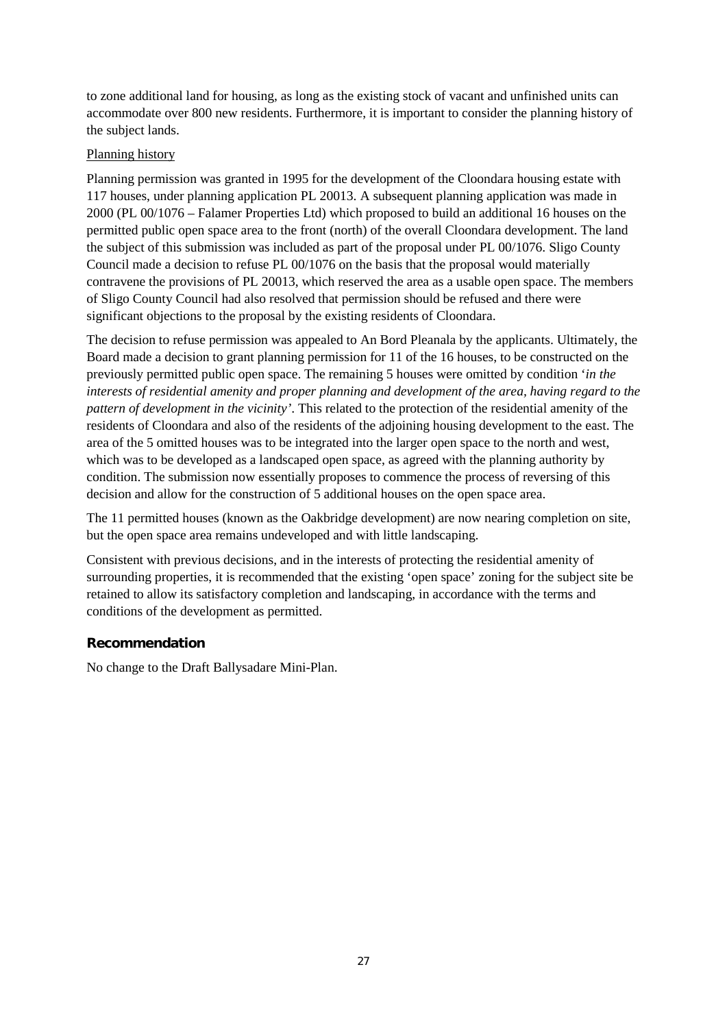to zone additional land for housing, as long as the existing stock of vacant and unfinished units can accommodate over 800 new residents. Furthermore, it is important to consider the planning history of the subject lands.

Planning history

Planning permission was granted in 1995 for the development of the Cloondara housing estate with 117 houses, under planning application PL 20013. A subsequent planning application was made in 2000 (PL 00/1076 – Falamer Properties Ltd) which proposed to build an additional 16 houses on the permitted public open space area to the front (north) of the overall Cloondara development. The land the subject of this submission was included as part of the proposal under PL 00/1076. Sligo County Council made a decision to refuse PL 00/1076 on the basis that the proposal would materially contravene the provisions of PL 20013, which reserved the area as a usable open space. The members of Sligo County Council had also resolved that permission should be refused and there were significant objections to the proposal by the existing residents of Cloondara.

The decision to refuse permission was appealed to An Bord Pleanala by the applicants. Ultimately, the Board made a decision to grant planning permission for 11 of the 16 houses, to be constructed on the previously permitted public open space. The remaining 5 houses were omitted by condition '*in the interests of residential amenity and proper planning and development of the area, having regard to the pattern of development in the vicinity*'. This related to the protection of the residential amenity of the residents of Cloondara and also of the residents of the adjoining housing development to the east. The area of the 5 omitted houses was to be integrated into the larger open space to the north and west, which was to be developed as a landscaped open space, as agreed with the planning authority by condition. The submission now essentially proposes to commence the process of reversing of this decision and allow for the construction of 5 additional houses on the open space area.

The 11 permitted houses (known as the Oakbridge development) are now nearing completion on site, but the open space area remains undeveloped and with little landscaping.

Consistent with previous decisions, and in the interests of protecting the residential amenity of surrounding properties, it is recommended that the existing 'open space' zoning for the subject site be retained to allow its satisfactory completion and landscaping, in accordance with the terms and conditions of the development as permitted.

### Recommendation

No change to the Draft Ballysadare Mini-Plan.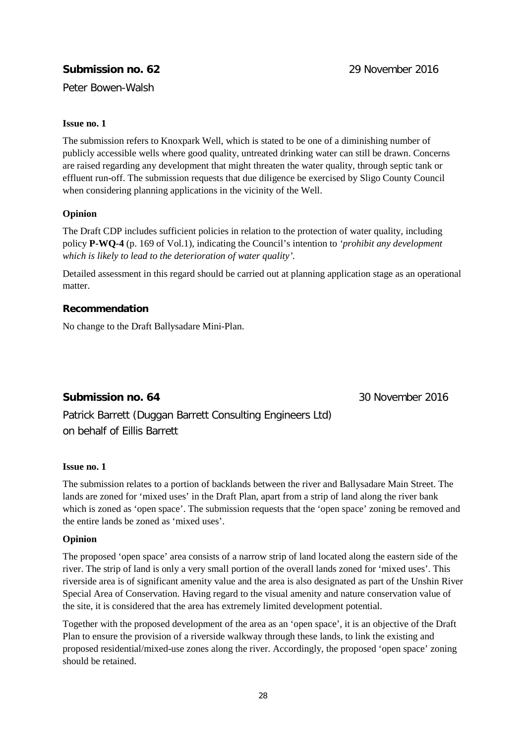**Submission no. 62** 29 November 2016

Peter Bowen-Walsh

**Issue no. 1**

The submission refers to Knoxpark Well, which is stated to be one of a diminishing number of publicly accessible wells where good quality, untreated drinking water can still be drawn. Concerns are raised regarding any development that might threaten the water quality, through septic tank or effluent run-off. The submission requests that due diligence be exercised by Sligo County Council when considering planning applications in the vicinity of the Well.

**Opinion**

The Draft CDP includes sufficient policies in relation to the protection of water quality, including policy **P-WQ-4** (p. 169 of Vol.1), indicating the Council's intention to *'prohibit any development which is likely to lead to the deterioration of water quality'.*

Detailed assessment in this regard should be carried out at planning application stage as an operational matter.

**Recommendation**

No change to the Draft Ballysadare Mini-Plan.

**Submission no. 64** 30 November 2016

Patrick Barrett (Duggan Barrett Consulting Engineers Ltd)
on behalf of Eillis Barrett

**Issue no. 1**

The submission relates to a portion of backlands between the river and Ballysadare Main Street. The lands are zoned for 'mixed uses' in the Draft Plan, apart from a strip of land along the river bank which is zoned as 'open space'. The submission requests that the 'open space' zoning be removed and the entire lands be zoned as 'mixed uses'.

**Opinion**

The proposed 'open space' area consists of a narrow strip of land located along the eastern side of the river. The strip of land is only a very small portion of the overall lands zoned for 'mixed uses'. This riverside area is of significant amenity value and the area is also designated as part of the Unshin River Special Area of Conservation. Having regard to the visual amenity and nature conservation value of the site, it is considered that the area has extremely limited development potential.

Together with the proposed development of the area as an 'open space', it is an objective of the Draft Plan to ensure the provision of a riverside walkway through these lands, to link the existing and proposed residential/mixed-use zones along the river. Accordingly, the proposed 'open space' zoning should be retained.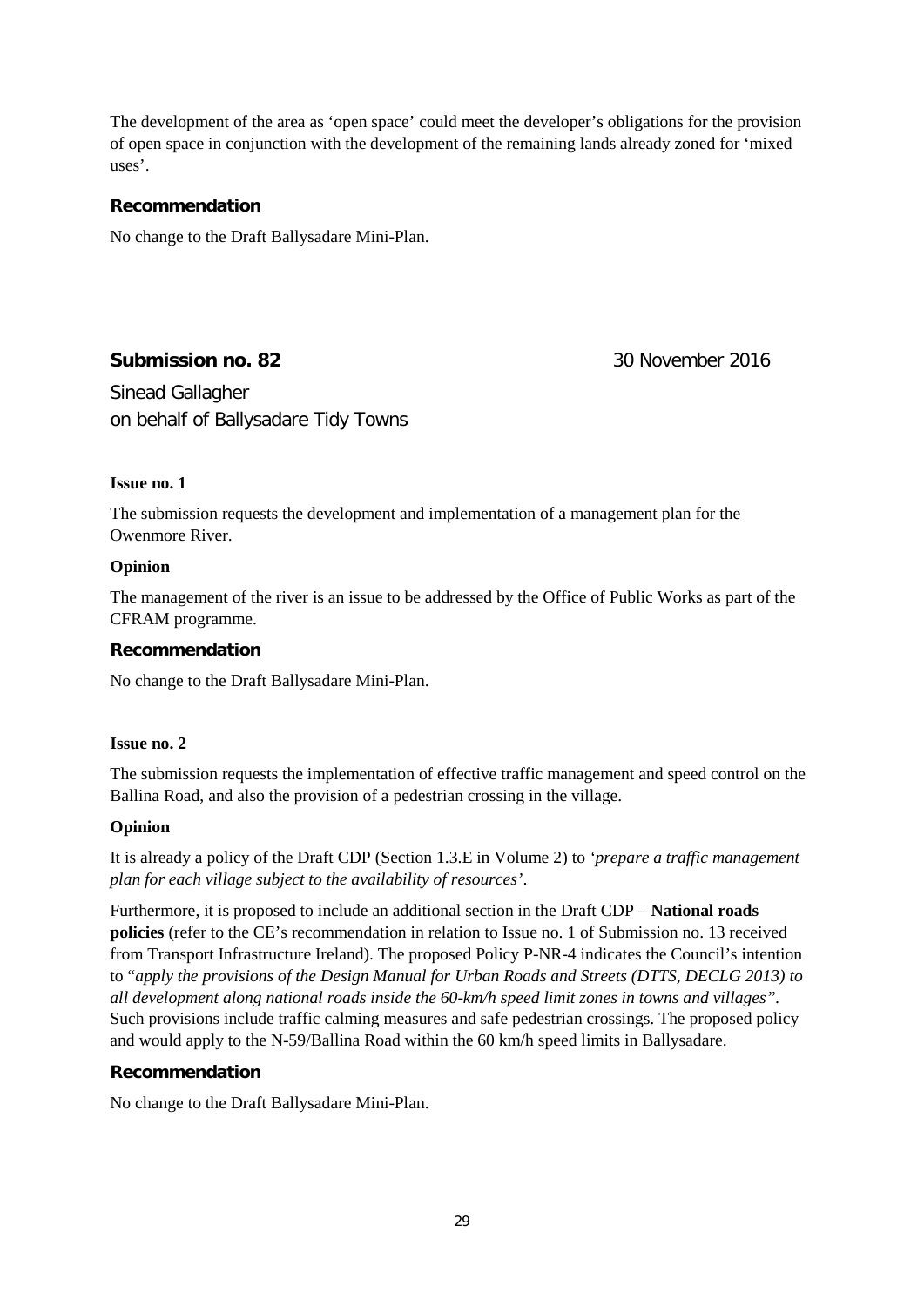The development of the area as 'open space' could meet the developer's obligations for the provision of open space in conjunction with the development of the remaining lands already zoned for 'mixed uses'.

**Recommendation**

No change to the Draft Ballysadare Mini-Plan.

**Submission no. 82** 30 November 2016

Sinead Gallagher
on behalf of Ballysadare Tidy Towns

**Issue no. 1**

The submission requests the development and implementation of a management plan for the Owenmore River.

**Opinion**

The management of the river is an issue to be addressed by the Office of Public Works as part of the CFRAM programme.

**Recommendation**

No change to the Draft Ballysadare Mini-Plan.

**Issue no. 2**

The submission requests the implementation of effective traffic management and speed control on the Ballina Road, and also the provision of a pedestrian crossing in the village.

**Opinion**

It is already a policy of the Draft CDP (Section 1.3.E in Volume 2) to *'prepare a traffic management plan for each village subject to the availability of resources'*.

Furthermore, it is proposed to include an additional section in the Draft CDP – **National roads policies** (refer to the CE's recommendation in relation to Issue no. 1 of Submission no. 13 received from Transport Infrastructure Ireland). The proposed Policy P-NR-4 indicates the Council's intention to "*apply the provisions of the Design Manual for Urban Roads and Streets (DTTS, DECLG 2013) to all development along national roads inside the 60-km/h speed limit zones in towns and villages"*. Such provisions include traffic calming measures and safe pedestrian crossings. The proposed policy and would apply to the N-59/Ballina Road within the 60 km/h speed limits in Ballysadare.

**Recommendation**

No change to the Draft Ballysadare Mini-Plan.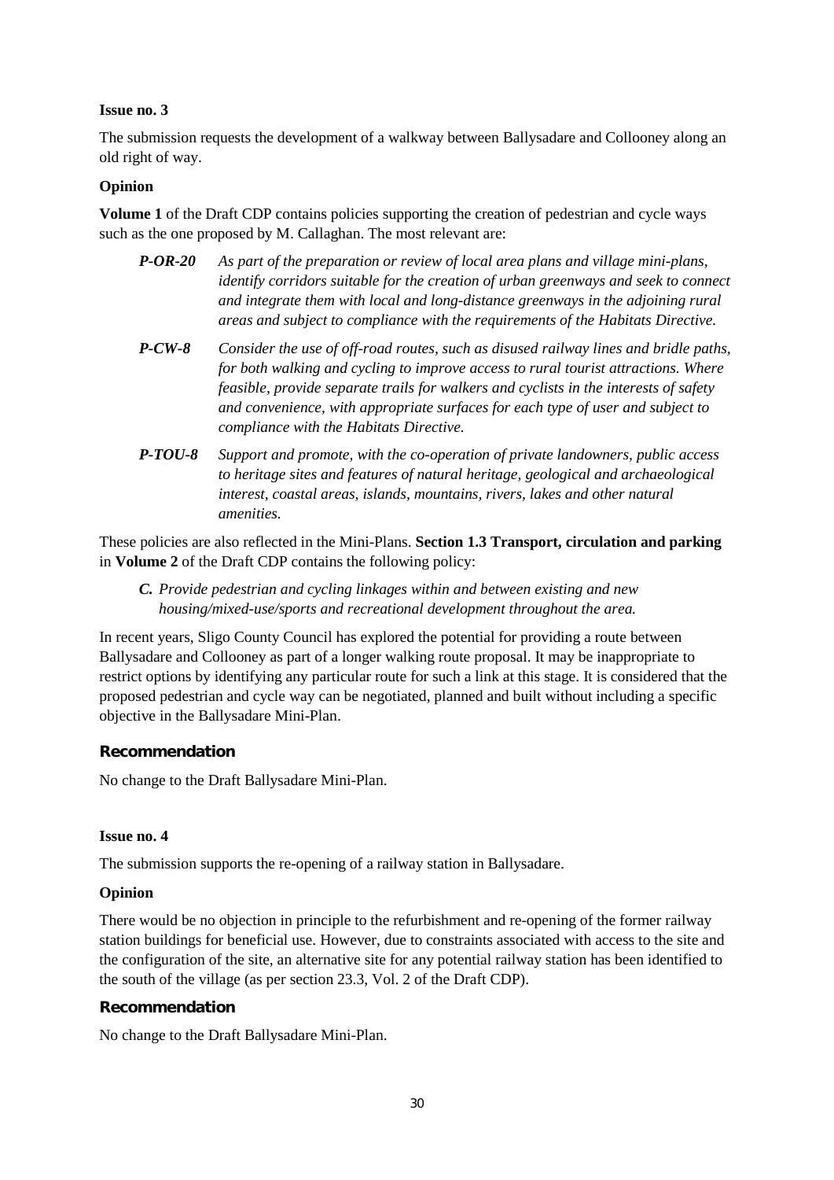**Issue no. 3**

The submission requests the development of a walkway between Ballysadare and Collooney along an old right of way.

**Opinion**

**Volume 1** of the Draft CDP contains policies supporting the creation of pedestrian and cycle ways such as the one proposed by M. Callaghan. The most relevant are:

***P-OR-20*** *As part of the preparation or review of local area plans and village mini-plans, identify corridors suitable for the creation of urban greenways and seek to connect and integrate them with local and long-distance greenways in the adjoining rural areas and subject to compliance with the requirements of the Habitats Directive.*

***P-CW-8*** *Consider the use of off-road routes, such as disused railway lines and bridle paths, for both walking and cycling to improve access to rural tourist attractions. Where feasible, provide separate trails for walkers and cyclists in the interests of safety and convenience, with appropriate surfaces for each type of user and subject to compliance with the Habitats Directive.*

***P-TOU-8*** *Support and promote, with the co-operation of private landowners, public access to heritage sites and features of natural heritage, geological and archaeological interest, coastal areas, islands, mountains, rivers, lakes and other natural amenities.*

These policies are also reflected in the Mini-Plans. **Section 1.3 Transport, circulation and parking** in **Volume 2** of the Draft CDP contains the following policy:

***C.*** *Provide pedestrian and cycling linkages within and between existing and new housing/mixed-use/sports and recreational development throughout the area.*

In recent years, Sligo County Council has explored the potential for providing a route between Ballysadare and Collooney as part of a longer walking route proposal. It may be inappropriate to restrict options by identifying any particular route for such a link at this stage. It is considered that the proposed pedestrian and cycle way can be negotiated, planned and built without including a specific objective in the Ballysadare Mini-Plan.

**Recommendation**

No change to the Draft Ballysadare Mini-Plan.

**Issue no. 4**

The submission supports the re-opening of a railway station in Ballysadare.

**Opinion**

There would be no objection in principle to the refurbishment and re-opening of the former railway station buildings for beneficial use. However, due to constraints associated with access to the site and the configuration of the site, an alternative site for any potential railway station has been identified to the south of the village (as per section 23.3, Vol. 2 of the Draft CDP).

**Recommendation**

No change to the Draft Ballysadare Mini-Plan.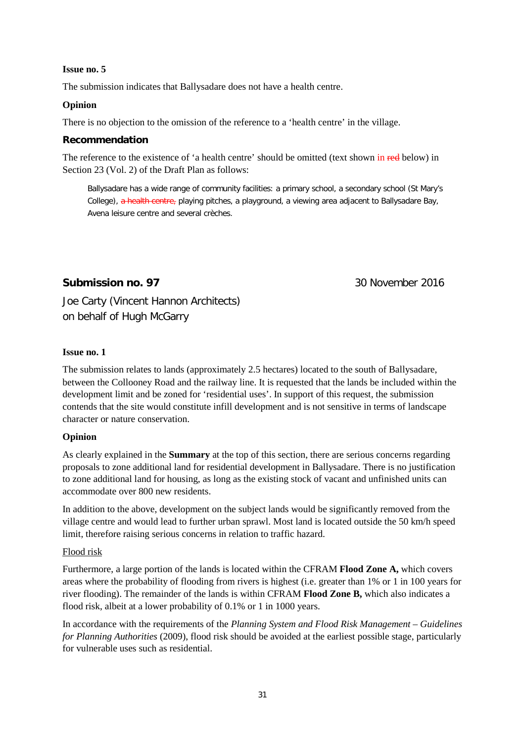**Issue no. 5**

The submission indicates that Ballysadare does not have a health centre.

**Opinion**

There is no objection to the omission of the reference to a 'health centre' in the village.

### Recommendation

The reference to the existence of 'a health centre' should be omitted (text shown in ~~red~~ below) in Section 23 (Vol. 2) of the Draft Plan as follows:

> Ballysadare has a wide range of community facilities: a primary school, a secondary school (St Mary's College), ~~a health centre,~~ playing pitches, a playground, a viewing area adjacent to Ballysadare Bay, Avena leisure centre and several crèches.

## Submission no. 97 — 30 November 2016

Joe Carty (Vincent Hannon Architects)
on behalf of Hugh McGarry

**Issue no. 1**

The submission relates to lands (approximately 2.5 hectares) located to the south of Ballysadare, between the Collooney Road and the railway line. It is requested that the lands be included within the development limit and be zoned for 'residential uses'. In support of this request, the submission contends that the site would constitute infill development and is not sensitive in terms of landscape character or nature conservation.

**Opinion**

As clearly explained in the **Summary** at the top of this section, there are serious concerns regarding proposals to zone additional land for residential development in Ballysadare. There is no justification to zone additional land for housing, as long as the existing stock of vacant and unfinished units can accommodate over 800 new residents.

In addition to the above, development on the subject lands would be significantly removed from the village centre and would lead to further urban sprawl. Most land is located outside the 50 km/h speed limit, therefore raising serious concerns in relation to traffic hazard.

Flood risk

Furthermore, a large portion of the lands is located within the CFRAM **Flood Zone A,** which covers areas where the probability of flooding from rivers is highest (i.e. greater than 1% or 1 in 100 years for river flooding). The remainder of the lands is within CFRAM **Flood Zone B,** which also indicates a flood risk, albeit at a lower probability of 0.1% or 1 in 1000 years.

In accordance with the requirements of the *Planning System and Flood Risk Management – Guidelines for Planning Authorities* (2009), flood risk should be avoided at the earliest possible stage, particularly for vulnerable uses such as residential.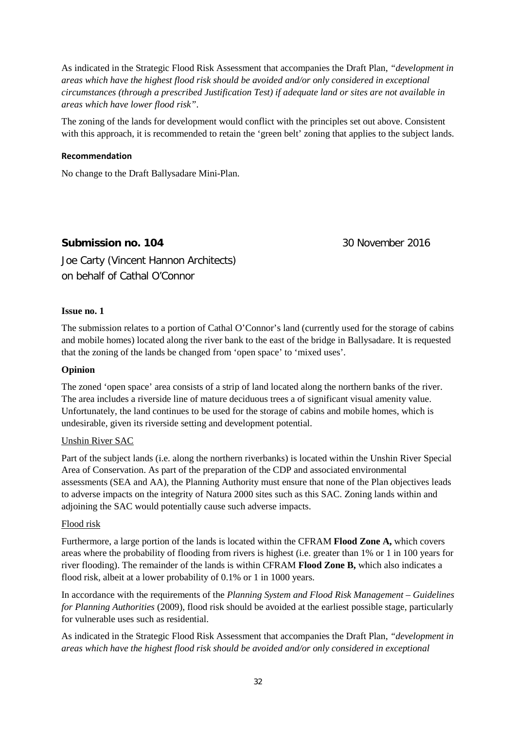As indicated in the Strategic Flood Risk Assessment that accompanies the Draft Plan, *"development in areas which have the highest flood risk should be avoided and/or only considered in exceptional circumstances (through a prescribed Justification Test) if adequate land or sites are not available in areas which have lower flood risk"*.

The zoning of the lands for development would conflict with the principles set out above. Consistent with this approach, it is recommended to retain the 'green belt' zoning that applies to the subject lands.

**Recommendation**

No change to the Draft Ballysadare Mini-Plan.

## Submission no. 104 — 30 November 2016

Joe Carty (Vincent Hannon Architects)
on behalf of Cathal O'Connor

**Issue no. 1**

The submission relates to a portion of Cathal O'Connor's land (currently used for the storage of cabins and mobile homes) located along the river bank to the east of the bridge in Ballysadare. It is requested that the zoning of the lands be changed from 'open space' to 'mixed uses'.

**Opinion**

The zoned 'open space' area consists of a strip of land located along the northern banks of the river. The area includes a riverside line of mature deciduous trees a of significant visual amenity value. Unfortunately, the land continues to be used for the storage of cabins and mobile homes, which is undesirable, given its riverside setting and development potential.

Unshin River SAC

Part of the subject lands (i.e. along the northern riverbanks) is located within the Unshin River Special Area of Conservation. As part of the preparation of the CDP and associated environmental assessments (SEA and AA), the Planning Authority must ensure that none of the Plan objectives leads to adverse impacts on the integrity of Natura 2000 sites such as this SAC. Zoning lands within and adjoining the SAC would potentially cause such adverse impacts.

Flood risk

Furthermore, a large portion of the lands is located within the CFRAM **Flood Zone A,** which covers areas where the probability of flooding from rivers is highest (i.e. greater than 1% or 1 in 100 years for river flooding). The remainder of the lands is within CFRAM **Flood Zone B,** which also indicates a flood risk, albeit at a lower probability of 0.1% or 1 in 1000 years.

In accordance with the requirements of the *Planning System and Flood Risk Management – Guidelines for Planning Authorities* (2009), flood risk should be avoided at the earliest possible stage, particularly for vulnerable uses such as residential.

As indicated in the Strategic Flood Risk Assessment that accompanies the Draft Plan, *"development in areas which have the highest flood risk should be avoided and/or only considered in exceptional*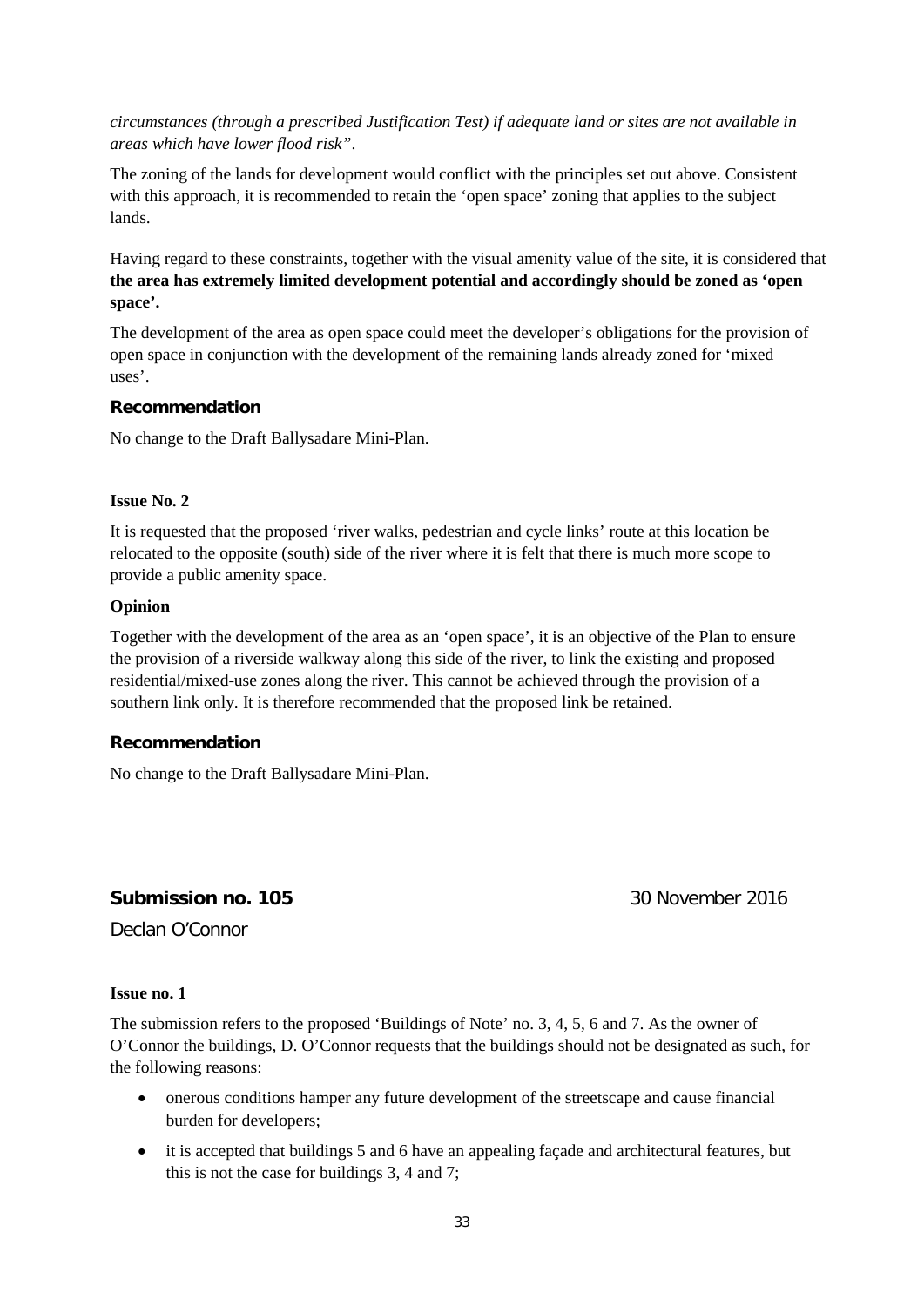*circumstances (through a prescribed Justification Test) if adequate land or sites are not available in areas which have lower flood risk"*.

The zoning of the lands for development would conflict with the principles set out above. Consistent with this approach, it is recommended to retain the 'open space' zoning that applies to the subject lands.

Having regard to these constraints, together with the visual amenity value of the site, it is considered that **the area has extremely limited development potential and accordingly should be zoned as 'open space'.**

The development of the area as open space could meet the developer's obligations for the provision of open space in conjunction with the development of the remaining lands already zoned for 'mixed uses'.

### Recommendation

No change to the Draft Ballysadare Mini-Plan.

**Issue No. 2**

It is requested that the proposed 'river walks, pedestrian and cycle links' route at this location be relocated to the opposite (south) side of the river where it is felt that there is much more scope to provide a public amenity space.

**Opinion**

Together with the development of the area as an 'open space', it is an objective of the Plan to ensure the provision of a riverside walkway along this side of the river, to link the existing and proposed residential/mixed-use zones along the river. This cannot be achieved through the provision of a southern link only. It is therefore recommended that the proposed link be retained.

### Recommendation

No change to the Draft Ballysadare Mini-Plan.

## Submission no. 105 — 30 November 2016

Declan O'Connor

**Issue no. 1**

The submission refers to the proposed 'Buildings of Note' no. 3, 4, 5, 6 and 7. As the owner of O'Connor the buildings, D. O'Connor requests that the buildings should not be designated as such, for the following reasons:

- onerous conditions hamper any future development of the streetscape and cause financial burden for developers;
- it is accepted that buildings 5 and 6 have an appealing façade and architectural features, but this is not the case for buildings 3, 4 and 7;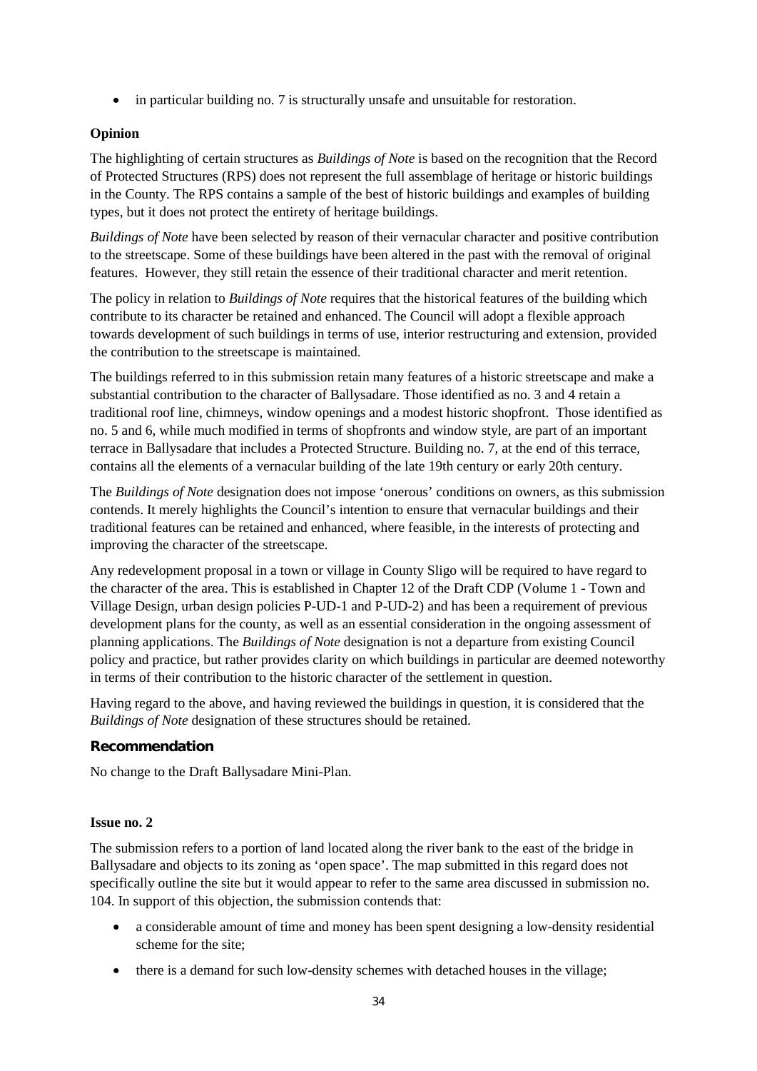- in particular building no. 7 is structurally unsafe and unsuitable for restoration.

**Opinion**

The highlighting of certain structures as *Buildings of Note* is based on the recognition that the Record of Protected Structures (RPS) does not represent the full assemblage of heritage or historic buildings in the County. The RPS contains a sample of the best of historic buildings and examples of building types, but it does not protect the entirety of heritage buildings.

*Buildings of Note* have been selected by reason of their vernacular character and positive contribution to the streetscape. Some of these buildings have been altered in the past with the removal of original features. However, they still retain the essence of their traditional character and merit retention.

The policy in relation to *Buildings of Note* requires that the historical features of the building which contribute to its character be retained and enhanced. The Council will adopt a flexible approach towards development of such buildings in terms of use, interior restructuring and extension, provided the contribution to the streetscape is maintained.

The buildings referred to in this submission retain many features of a historic streetscape and make a substantial contribution to the character of Ballysadare. Those identified as no. 3 and 4 retain a traditional roof line, chimneys, window openings and a modest historic shopfront. Those identified as no. 5 and 6, while much modified in terms of shopfronts and window style, are part of an important terrace in Ballysadare that includes a Protected Structure. Building no. 7, at the end of this terrace, contains all the elements of a vernacular building of the late 19th century or early 20th century.

The *Buildings of Note* designation does not impose 'onerous' conditions on owners, as this submission contends. It merely highlights the Council's intention to ensure that vernacular buildings and their traditional features can be retained and enhanced, where feasible, in the interests of protecting and improving the character of the streetscape.

Any redevelopment proposal in a town or village in County Sligo will be required to have regard to the character of the area. This is established in Chapter 12 of the Draft CDP (Volume 1 - Town and Village Design, urban design policies P-UD-1 and P-UD-2) and has been a requirement of previous development plans for the county, as well as an essential consideration in the ongoing assessment of planning applications. The *Buildings of Note* designation is not a departure from existing Council policy and practice, but rather provides clarity on which buildings in particular are deemed noteworthy in terms of their contribution to the historic character of the settlement in question.

Having regard to the above, and having reviewed the buildings in question, it is considered that the *Buildings of Note* designation of these structures should be retained.

**Recommendation**

No change to the Draft Ballysadare Mini-Plan.

**Issue no. 2**

The submission refers to a portion of land located along the river bank to the east of the bridge in Ballysadare and objects to its zoning as 'open space'. The map submitted in this regard does not specifically outline the site but it would appear to refer to the same area discussed in submission no. 104. In support of this objection, the submission contends that:

- a considerable amount of time and money has been spent designing a low-density residential scheme for the site;
- there is a demand for such low-density schemes with detached houses in the village;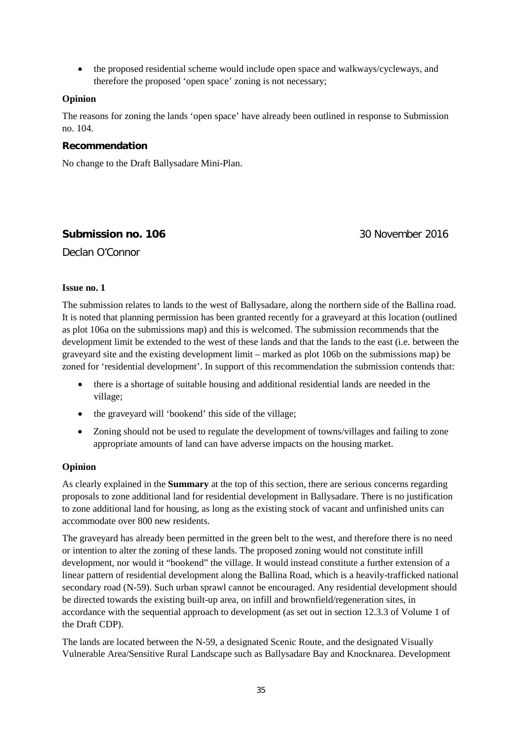- the proposed residential scheme would include open space and walkways/cycleways, and therefore the proposed 'open space' zoning is not necessary;

**Opinion**

The reasons for zoning the lands 'open space' have already been outlined in response to Submission no. 104.

**Recommendation**

No change to the Draft Ballysadare Mini-Plan.

### Submission no. 106 — 30 November 2016

Declan O'Connor

**Issue no. 1**

The submission relates to lands to the west of Ballysadare, along the northern side of the Ballina road. It is noted that planning permission has been granted recently for a graveyard at this location (outlined as plot 106a on the submissions map) and this is welcomed. The submission recommends that the development limit be extended to the west of these lands and that the lands to the east (i.e. between the graveyard site and the existing development limit – marked as plot 106b on the submissions map) be zoned for 'residential development'. In support of this recommendation the submission contends that:

- there is a shortage of suitable housing and additional residential lands are needed in the village;
- the graveyard will 'bookend' this side of the village;
- Zoning should not be used to regulate the development of towns/villages and failing to zone appropriate amounts of land can have adverse impacts on the housing market.

**Opinion**

As clearly explained in the **Summary** at the top of this section, there are serious concerns regarding proposals to zone additional land for residential development in Ballysadare. There is no justification to zone additional land for housing, as long as the existing stock of vacant and unfinished units can accommodate over 800 new residents.

The graveyard has already been permitted in the green belt to the west, and therefore there is no need or intention to alter the zoning of these lands. The proposed zoning would not constitute infill development, nor would it "bookend" the village. It would instead constitute a further extension of a linear pattern of residential development along the Ballina Road, which is a heavily-trafficked national secondary road (N-59). Such urban sprawl cannot be encouraged. Any residential development should be directed towards the existing built-up area, on infill and brownfield/regeneration sites, in accordance with the sequential approach to development (as set out in section 12.3.3 of Volume 1 of the Draft CDP).

The lands are located between the N-59, a designated Scenic Route, and the designated Visually Vulnerable Area/Sensitive Rural Landscape such as Ballysadare Bay and Knocknarea. Development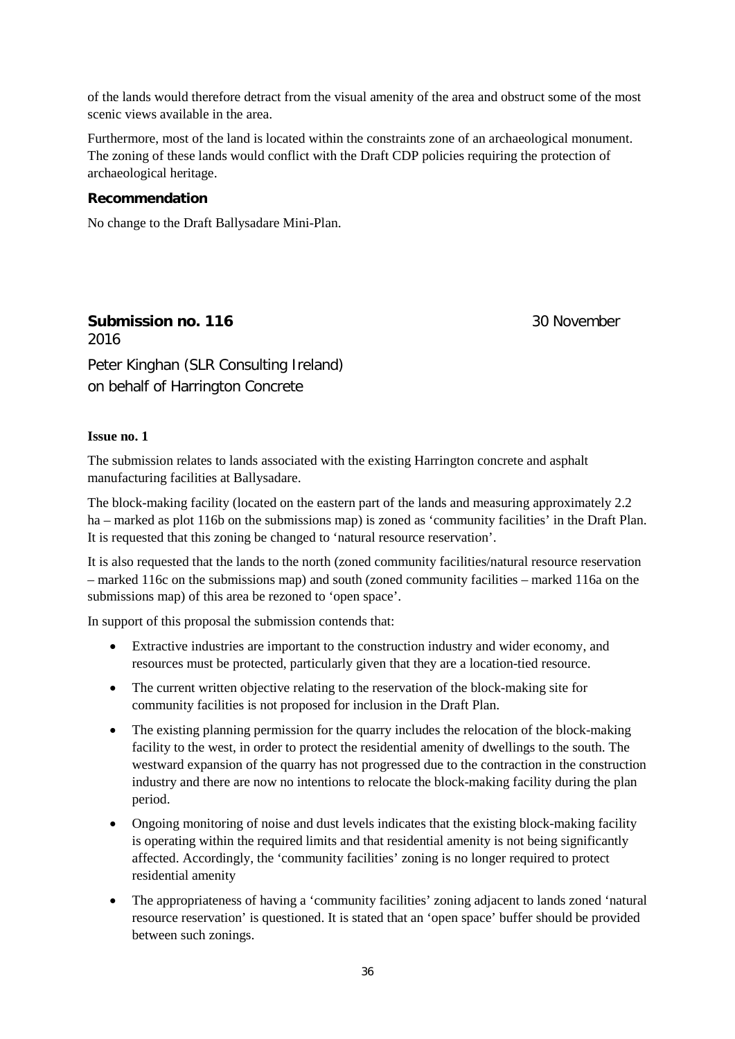of the lands would therefore detract from the visual amenity of the area and obstruct some of the most scenic views available in the area.

Furthermore, most of the land is located within the constraints zone of an archaeological monument. The zoning of these lands would conflict with the Draft CDP policies requiring the protection of archaeological heritage.

**Recommendation**

No change to the Draft Ballysadare Mini-Plan.

**Submission no. 116** 30 November 2016

Peter Kinghan (SLR Consulting Ireland) on behalf of Harrington Concrete

**Issue no. 1**

The submission relates to lands associated with the existing Harrington concrete and asphalt manufacturing facilities at Ballysadare.

The block-making facility (located on the eastern part of the lands and measuring approximately 2.2 ha – marked as plot 116b on the submissions map) is zoned as 'community facilities' in the Draft Plan. It is requested that this zoning be changed to 'natural resource reservation'.

It is also requested that the lands to the north (zoned community facilities/natural resource reservation – marked 116c on the submissions map) and south (zoned community facilities – marked 116a on the submissions map) of this area be rezoned to 'open space'.

In support of this proposal the submission contends that:

- Extractive industries are important to the construction industry and wider economy, and resources must be protected, particularly given that they are a location-tied resource.
- The current written objective relating to the reservation of the block-making site for community facilities is not proposed for inclusion in the Draft Plan.
- The existing planning permission for the quarry includes the relocation of the block-making facility to the west, in order to protect the residential amenity of dwellings to the south. The westward expansion of the quarry has not progressed due to the contraction in the construction industry and there are now no intentions to relocate the block-making facility during the plan period.
- Ongoing monitoring of noise and dust levels indicates that the existing block-making facility is operating within the required limits and that residential amenity is not being significantly affected. Accordingly, the 'community facilities' zoning is no longer required to protect residential amenity
- The appropriateness of having a 'community facilities' zoning adjacent to lands zoned 'natural resource reservation' is questioned. It is stated that an 'open space' buffer should be provided between such zonings.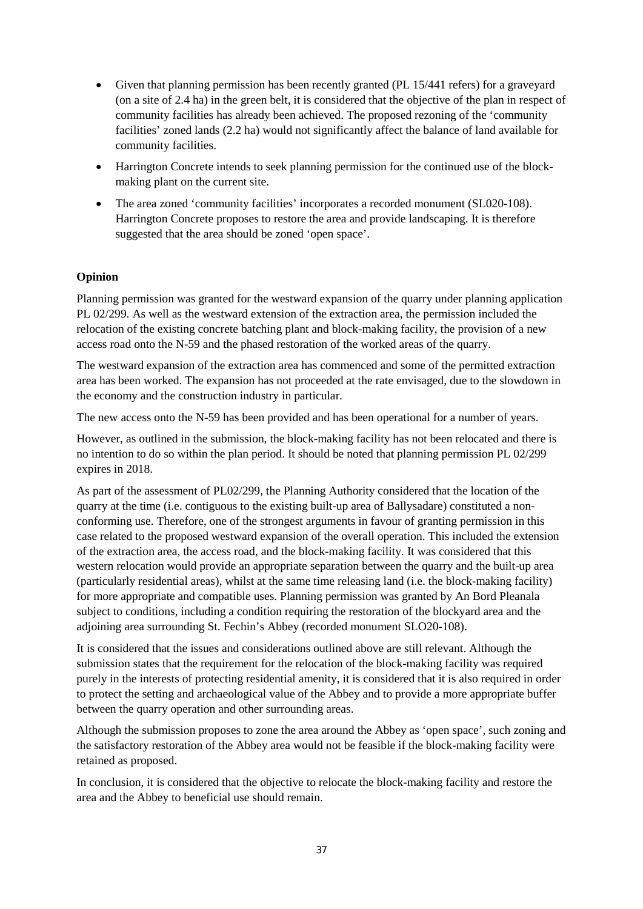- Given that planning permission has been recently granted (PL 15/441 refers) for a graveyard (on a site of 2.4 ha) in the green belt, it is considered that the objective of the plan in respect of community facilities has already been achieved. The proposed rezoning of the 'community facilities' zoned lands (2.2 ha) would not significantly affect the balance of land available for community facilities.
- Harrington Concrete intends to seek planning permission for the continued use of the block-making plant on the current site.
- The area zoned 'community facilities' incorporates a recorded monument (SL020-108). Harrington Concrete proposes to restore the area and provide landscaping. It is therefore suggested that the area should be zoned 'open space'.

**Opinion**

Planning permission was granted for the westward expansion of the quarry under planning application PL 02/299. As well as the westward extension of the extraction area, the permission included the relocation of the existing concrete batching plant and block-making facility, the provision of a new access road onto the N-59 and the phased restoration of the worked areas of the quarry.

The westward expansion of the extraction area has commenced and some of the permitted extraction area has been worked. The expansion has not proceeded at the rate envisaged, due to the slowdown in the economy and the construction industry in particular.

The new access onto the N-59 has been provided and has been operational for a number of years.

However, as outlined in the submission, the block-making facility has not been relocated and there is no intention to do so within the plan period. It should be noted that planning permission PL 02/299 expires in 2018.

As part of the assessment of PL02/299, the Planning Authority considered that the location of the quarry at the time (i.e. contiguous to the existing built-up area of Ballysadare) constituted a non-conforming use. Therefore, one of the strongest arguments in favour of granting permission in this case related to the proposed westward expansion of the overall operation. This included the extension of the extraction area, the access road, and the block-making facility. It was considered that this western relocation would provide an appropriate separation between the quarry and the built-up area (particularly residential areas), whilst at the same time releasing land (i.e. the block-making facility) for more appropriate and compatible uses. Planning permission was granted by An Bord Pleanala subject to conditions, including a condition requiring the restoration of the blockyard area and the adjoining area surrounding St. Fechin's Abbey (recorded monument SLO20-108).

It is considered that the issues and considerations outlined above are still relevant. Although the submission states that the requirement for the relocation of the block-making facility was required purely in the interests of protecting residential amenity, it is considered that it is also required in order to protect the setting and archaeological value of the Abbey and to provide a more appropriate buffer between the quarry operation and other surrounding areas.

Although the submission proposes to zone the area around the Abbey as 'open space', such zoning and the satisfactory restoration of the Abbey area would not be feasible if the block-making facility were retained as proposed.

In conclusion, it is considered that the objective to relocate the block-making facility and restore the area and the Abbey to beneficial use should remain.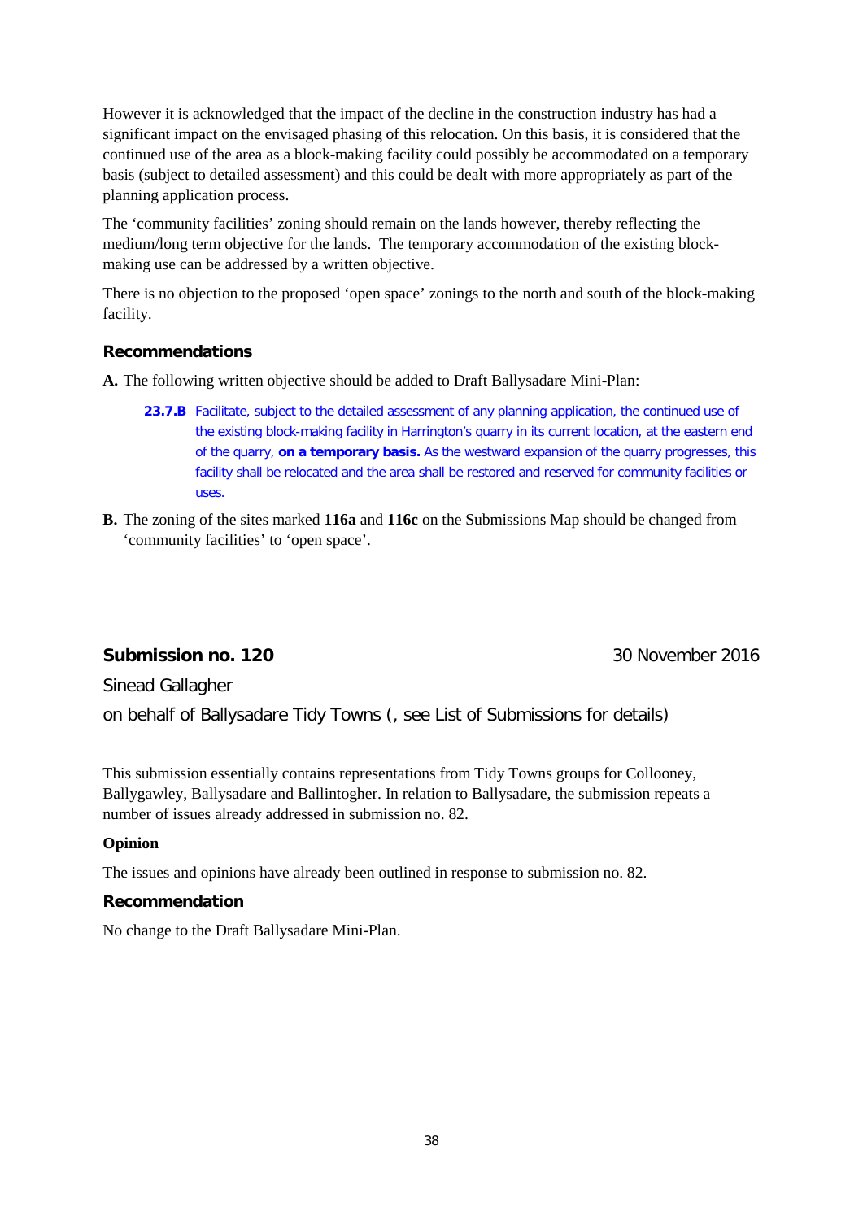However it is acknowledged that the impact of the decline in the construction industry has had a significant impact on the envisaged phasing of this relocation. On this basis, it is considered that the continued use of the area as a block-making facility could possibly be accommodated on a temporary basis (subject to detailed assessment) and this could be dealt with more appropriately as part of the planning application process.

The 'community facilities' zoning should remain on the lands however, thereby reflecting the medium/long term objective for the lands. The temporary accommodation of the existing block-making use can be addressed by a written objective.

There is no objection to the proposed 'open space' zonings to the north and south of the block-making facility.

### Recommendations

**A.** The following written objective should be added to Draft Ballysadare Mini-Plan:

> **23.7.B** Facilitate, subject to the detailed assessment of any planning application, the continued use of the existing block-making facility in Harrington's quarry in its current location, at the eastern end of the quarry, **on a temporary basis.** As the westward expansion of the quarry progresses, this facility shall be relocated and the area shall be restored and reserved for community facilities or uses.

**B.** The zoning of the sites marked **116a** and **116c** on the Submissions Map should be changed from 'community facilities' to 'open space'.

## Submission no. 120

30 November 2016

Sinead Gallagher

on behalf of Ballysadare Tidy Towns (, see List of Submissions for details)

This submission essentially contains representations from Tidy Towns groups for Collooney, Ballygawley, Ballysadare and Ballintogher. In relation to Ballysadare, the submission repeats a number of issues already addressed in submission no. 82.

**Opinion**

The issues and opinions have already been outlined in response to submission no. 82.

### Recommendation

No change to the Draft Ballysadare Mini-Plan.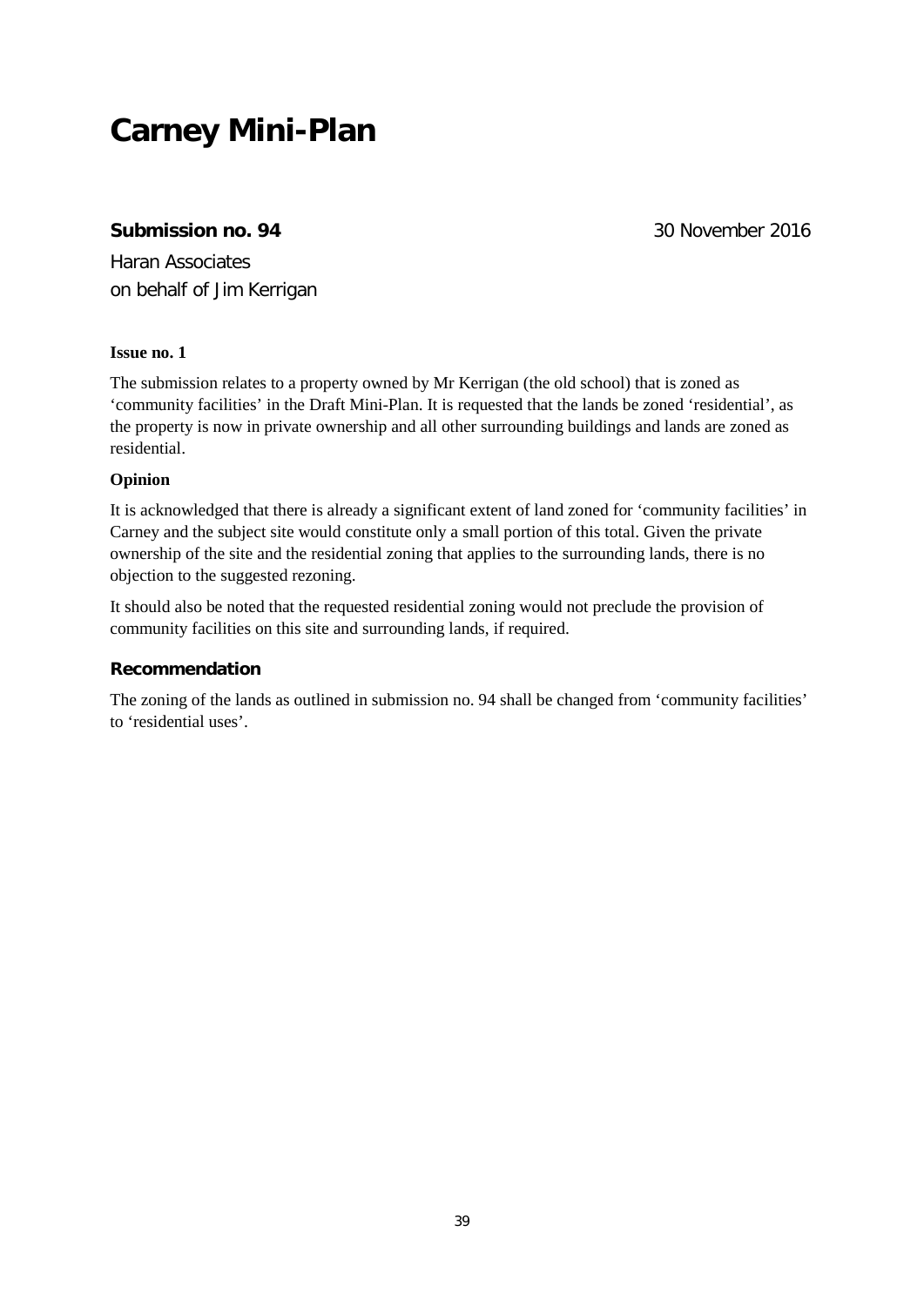# Carney Mini-Plan

**Submission no. 94** 30 November 2016

Haran Associates
on behalf of Jim Kerrigan

**Issue no. 1**

The submission relates to a property owned by Mr Kerrigan (the old school) that is zoned as 'community facilities' in the Draft Mini-Plan. It is requested that the lands be zoned 'residential', as the property is now in private ownership and all other surrounding buildings and lands are zoned as residential.

**Opinion**

It is acknowledged that there is already a significant extent of land zoned for 'community facilities' in Carney and the subject site would constitute only a small portion of this total. Given the private ownership of the site and the residential zoning that applies to the surrounding lands, there is no objection to the suggested rezoning.

It should also be noted that the requested residential zoning would not preclude the provision of community facilities on this site and surrounding lands, if required.

**Recommendation**

The zoning of the lands as outlined in submission no. 94 shall be changed from 'community facilities' to 'residential uses'.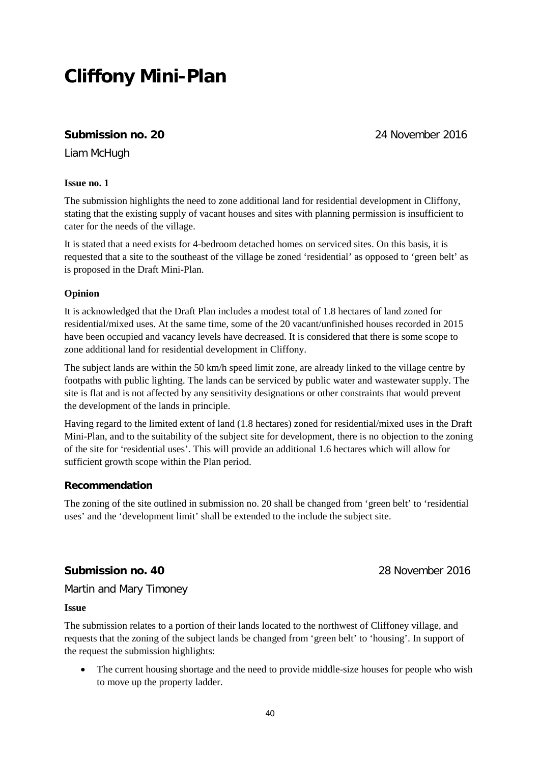# Cliffony Mini-Plan

**Submission no. 20** 24 November 2016

Liam McHugh

**Issue no. 1**

The submission highlights the need to zone additional land for residential development in Cliffony, stating that the existing supply of vacant houses and sites with planning permission is insufficient to cater for the needs of the village.

It is stated that a need exists for 4-bedroom detached homes on serviced sites. On this basis, it is requested that a site to the southeast of the village be zoned 'residential' as opposed to 'green belt' as is proposed in the Draft Mini-Plan.

**Opinion**

It is acknowledged that the Draft Plan includes a modest total of 1.8 hectares of land zoned for residential/mixed uses. At the same time, some of the 20 vacant/unfinished houses recorded in 2015 have been occupied and vacancy levels have decreased. It is considered that there is some scope to zone additional land for residential development in Cliffony.

The subject lands are within the 50 km/h speed limit zone, are already linked to the village centre by footpaths with public lighting. The lands can be serviced by public water and wastewater supply. The site is flat and is not affected by any sensitivity designations or other constraints that would prevent the development of the lands in principle.

Having regard to the limited extent of land (1.8 hectares) zoned for residential/mixed uses in the Draft Mini-Plan, and to the suitability of the subject site for development, there is no objection to the zoning of the site for 'residential uses'. This will provide an additional 1.6 hectares which will allow for sufficient growth scope within the Plan period.

**Recommendation**

The zoning of the site outlined in submission no. 20 shall be changed from 'green belt' to 'residential uses' and the 'development limit' shall be extended to the include the subject site.

**Submission no. 40** 28 November 2016

Martin and Mary Timoney

**Issue**

The submission relates to a portion of their lands located to the northwest of Cliffoney village, and requests that the zoning of the subject lands be changed from 'green belt' to 'housing'. In support of the request the submission highlights:

- The current housing shortage and the need to provide middle-size houses for people who wish to move up the property ladder.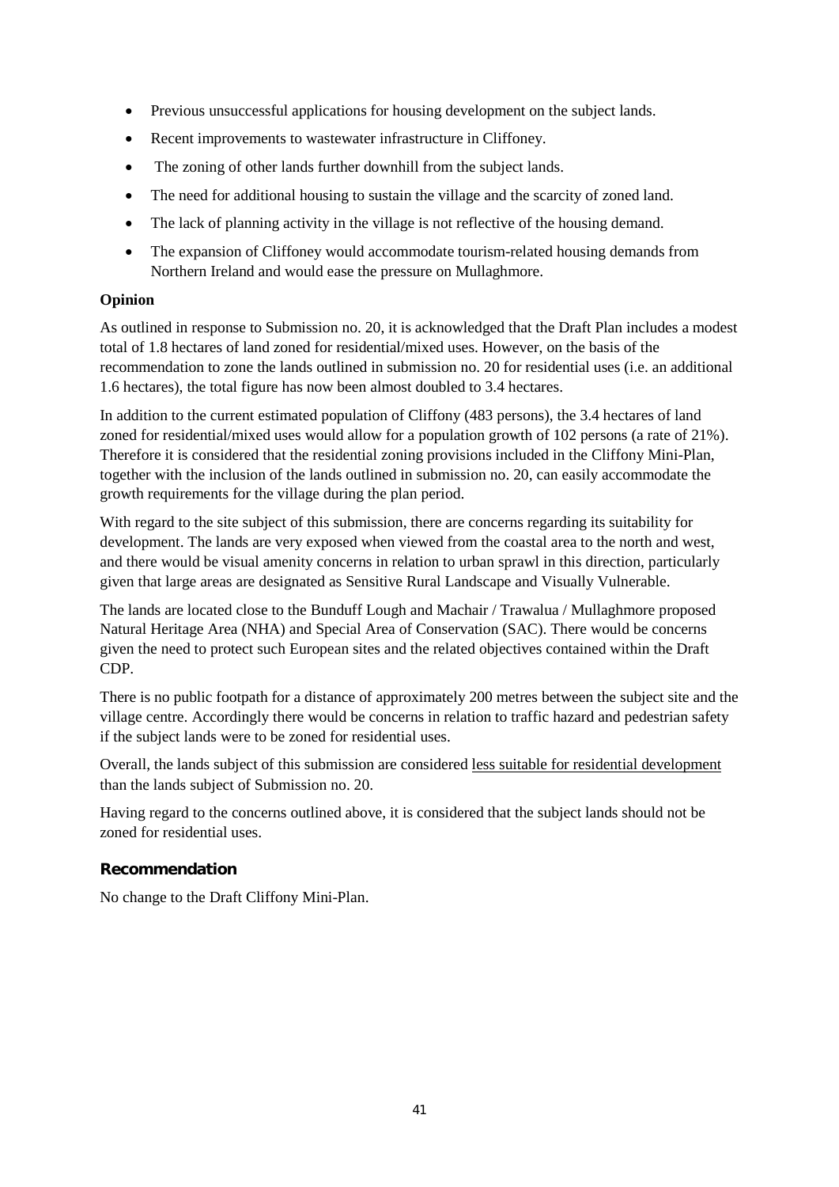- Previous unsuccessful applications for housing development on the subject lands.
- Recent improvements to wastewater infrastructure in Cliffoney.
- The zoning of other lands further downhill from the subject lands.
- The need for additional housing to sustain the village and the scarcity of zoned land.
- The lack of planning activity in the village is not reflective of the housing demand.
- The expansion of Cliffoney would accommodate tourism-related housing demands from Northern Ireland and would ease the pressure on Mullaghmore.

**Opinion**

As outlined in response to Submission no. 20, it is acknowledged that the Draft Plan includes a modest total of 1.8 hectares of land zoned for residential/mixed uses. However, on the basis of the recommendation to zone the lands outlined in submission no. 20 for residential uses (i.e. an additional 1.6 hectares), the total figure has now been almost doubled to 3.4 hectares.

In addition to the current estimated population of Cliffony (483 persons), the 3.4 hectares of land zoned for residential/mixed uses would allow for a population growth of 102 persons (a rate of 21%). Therefore it is considered that the residential zoning provisions included in the Cliffony Mini-Plan, together with the inclusion of the lands outlined in submission no. 20, can easily accommodate the growth requirements for the village during the plan period.

With regard to the site subject of this submission, there are concerns regarding its suitability for development. The lands are very exposed when viewed from the coastal area to the north and west, and there would be visual amenity concerns in relation to urban sprawl in this direction, particularly given that large areas are designated as Sensitive Rural Landscape and Visually Vulnerable.

The lands are located close to the Bunduff Lough and Machair / Trawalua / Mullaghmore proposed Natural Heritage Area (NHA) and Special Area of Conservation (SAC). There would be concerns given the need to protect such European sites and the related objectives contained within the Draft CDP.

There is no public footpath for a distance of approximately 200 metres between the subject site and the village centre. Accordingly there would be concerns in relation to traffic hazard and pedestrian safety if the subject lands were to be zoned for residential uses.

Overall, the lands subject of this submission are considered less suitable for residential development than the lands subject of Submission no. 20.

Having regard to the concerns outlined above, it is considered that the subject lands should not be zoned for residential uses.

### Recommendation

No change to the Draft Cliffony Mini-Plan.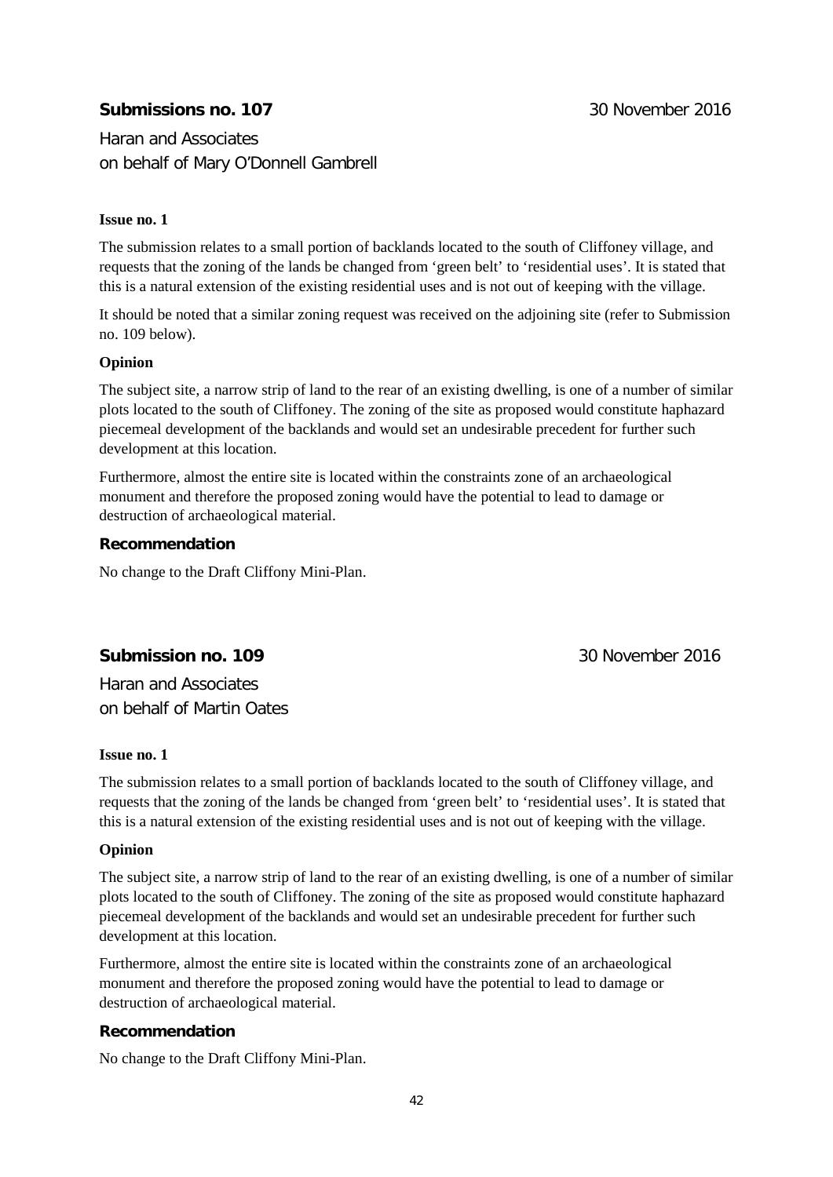## Submissions no. 107

30 November 2016

Haran and Associates
on behalf of Mary O'Donnell Gambrell

**Issue no. 1**

The submission relates to a small portion of backlands located to the south of Cliffoney village, and requests that the zoning of the lands be changed from 'green belt' to 'residential uses'. It is stated that this is a natural extension of the existing residential uses and is not out of keeping with the village.

It should be noted that a similar zoning request was received on the adjoining site (refer to Submission no. 109 below).

**Opinion**

The subject site, a narrow strip of land to the rear of an existing dwelling, is one of a number of similar plots located to the south of Cliffoney. The zoning of the site as proposed would constitute haphazard piecemeal development of the backlands and would set an undesirable precedent for further such development at this location.

Furthermore, almost the entire site is located within the constraints zone of an archaeological monument and therefore the proposed zoning would have the potential to lead to damage or destruction of archaeological material.

**Recommendation**

No change to the Draft Cliffony Mini-Plan.

## Submission no. 109

30 November 2016

Haran and Associates
on behalf of Martin Oates

**Issue no. 1**

The submission relates to a small portion of backlands located to the south of Cliffoney village, and requests that the zoning of the lands be changed from 'green belt' to 'residential uses'. It is stated that this is a natural extension of the existing residential uses and is not out of keeping with the village.

**Opinion**

The subject site, a narrow strip of land to the rear of an existing dwelling, is one of a number of similar plots located to the south of Cliffoney. The zoning of the site as proposed would constitute haphazard piecemeal development of the backlands and would set an undesirable precedent for further such development at this location.

Furthermore, almost the entire site is located within the constraints zone of an archaeological monument and therefore the proposed zoning would have the potential to lead to damage or destruction of archaeological material.

**Recommendation**

No change to the Draft Cliffony Mini-Plan.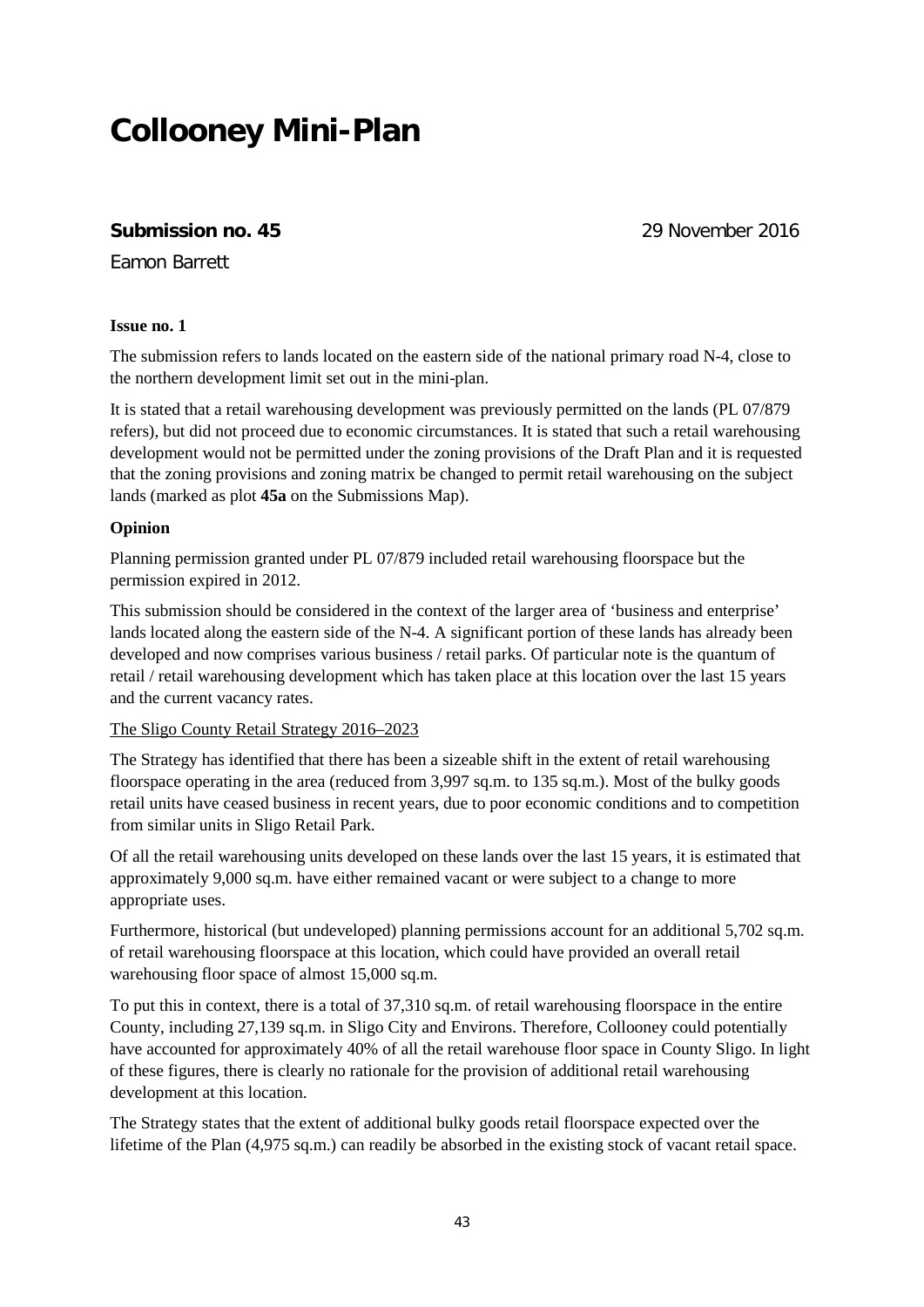# Collooney Mini-Plan

**Submission no. 45** 29 November 2016

Eamon Barrett

**Issue no. 1**

The submission refers to lands located on the eastern side of the national primary road N-4, close to the northern development limit set out in the mini-plan.

It is stated that a retail warehousing development was previously permitted on the lands (PL 07/879 refers), but did not proceed due to economic circumstances. It is stated that such a retail warehousing development would not be permitted under the zoning provisions of the Draft Plan and it is requested that the zoning provisions and zoning matrix be changed to permit retail warehousing on the subject lands (marked as plot **45a** on the Submissions Map).

**Opinion**

Planning permission granted under PL 07/879 included retail warehousing floorspace but the permission expired in 2012.

This submission should be considered in the context of the larger area of 'business and enterprise' lands located along the eastern side of the N-4. A significant portion of these lands has already been developed and now comprises various business / retail parks. Of particular note is the quantum of retail / retail warehousing development which has taken place at this location over the last 15 years and the current vacancy rates.

The Sligo County Retail Strategy 2016–2023

The Strategy has identified that there has been a sizeable shift in the extent of retail warehousing floorspace operating in the area (reduced from 3,997 sq.m. to 135 sq.m.). Most of the bulky goods retail units have ceased business in recent years, due to poor economic conditions and to competition from similar units in Sligo Retail Park.

Of all the retail warehousing units developed on these lands over the last 15 years, it is estimated that approximately 9,000 sq.m. have either remained vacant or were subject to a change to more appropriate uses.

Furthermore, historical (but undeveloped) planning permissions account for an additional 5,702 sq.m. of retail warehousing floorspace at this location, which could have provided an overall retail warehousing floor space of almost 15,000 sq.m.

To put this in context, there is a total of 37,310 sq.m. of retail warehousing floorspace in the entire County, including 27,139 sq.m. in Sligo City and Environs. Therefore, Collooney could potentially have accounted for approximately 40% of all the retail warehouse floor space in County Sligo. In light of these figures, there is clearly no rationale for the provision of additional retail warehousing development at this location.

The Strategy states that the extent of additional bulky goods retail floorspace expected over the lifetime of the Plan (4,975 sq.m.) can readily be absorbed in the existing stock of vacant retail space.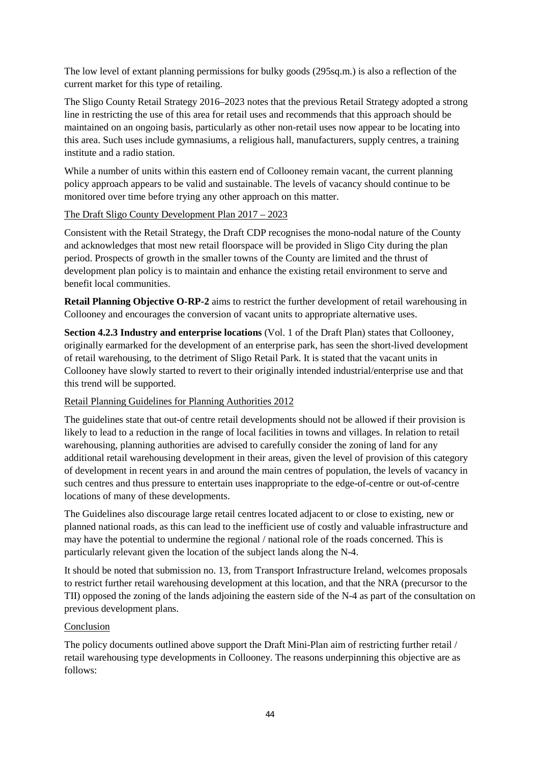The low level of extant planning permissions for bulky goods (295sq.m.) is also a reflection of the current market for this type of retailing.

The Sligo County Retail Strategy 2016–2023 notes that the previous Retail Strategy adopted a strong line in restricting the use of this area for retail uses and recommends that this approach should be maintained on an ongoing basis, particularly as other non-retail uses now appear to be locating into this area. Such uses include gymnasiums, a religious hall, manufacturers, supply centres, a training institute and a radio station.

While a number of units within this eastern end of Collooney remain vacant, the current planning policy approach appears to be valid and sustainable. The levels of vacancy should continue to be monitored over time before trying any other approach on this matter.

<u>The Draft Sligo County Development Plan 2017 – 2023</u>

Consistent with the Retail Strategy, the Draft CDP recognises the mono-nodal nature of the County and acknowledges that most new retail floorspace will be provided in Sligo City during the plan period. Prospects of growth in the smaller towns of the County are limited and the thrust of development plan policy is to maintain and enhance the existing retail environment to serve and benefit local communities.

**Retail Planning Objective O-RP-2** aims to restrict the further development of retail warehousing in Collooney and encourages the conversion of vacant units to appropriate alternative uses.

**Section 4.2.3 Industry and enterprise locations** (Vol. 1 of the Draft Plan) states that Collooney, originally earmarked for the development of an enterprise park, has seen the short-lived development of retail warehousing, to the detriment of Sligo Retail Park. It is stated that the vacant units in Collooney have slowly started to revert to their originally intended industrial/enterprise use and that this trend will be supported.

<u>Retail Planning Guidelines for Planning Authorities 2012</u>

The guidelines state that out-of centre retail developments should not be allowed if their provision is likely to lead to a reduction in the range of local facilities in towns and villages. In relation to retail warehousing, planning authorities are advised to carefully consider the zoning of land for any additional retail warehousing development in their areas, given the level of provision of this category of development in recent years in and around the main centres of population, the levels of vacancy in such centres and thus pressure to entertain uses inappropriate to the edge-of-centre or out-of-centre locations of many of these developments.

The Guidelines also discourage large retail centres located adjacent to or close to existing, new or planned national roads, as this can lead to the inefficient use of costly and valuable infrastructure and may have the potential to undermine the regional / national role of the roads concerned. This is particularly relevant given the location of the subject lands along the N-4.

It should be noted that submission no. 13, from Transport Infrastructure Ireland, welcomes proposals to restrict further retail warehousing development at this location, and that the NRA (precursor to the TII) opposed the zoning of the lands adjoining the eastern side of the N-4 as part of the consultation on previous development plans.

<u>Conclusion</u>

The policy documents outlined above support the Draft Mini-Plan aim of restricting further retail / retail warehousing type developments in Collooney. The reasons underpinning this objective are as follows: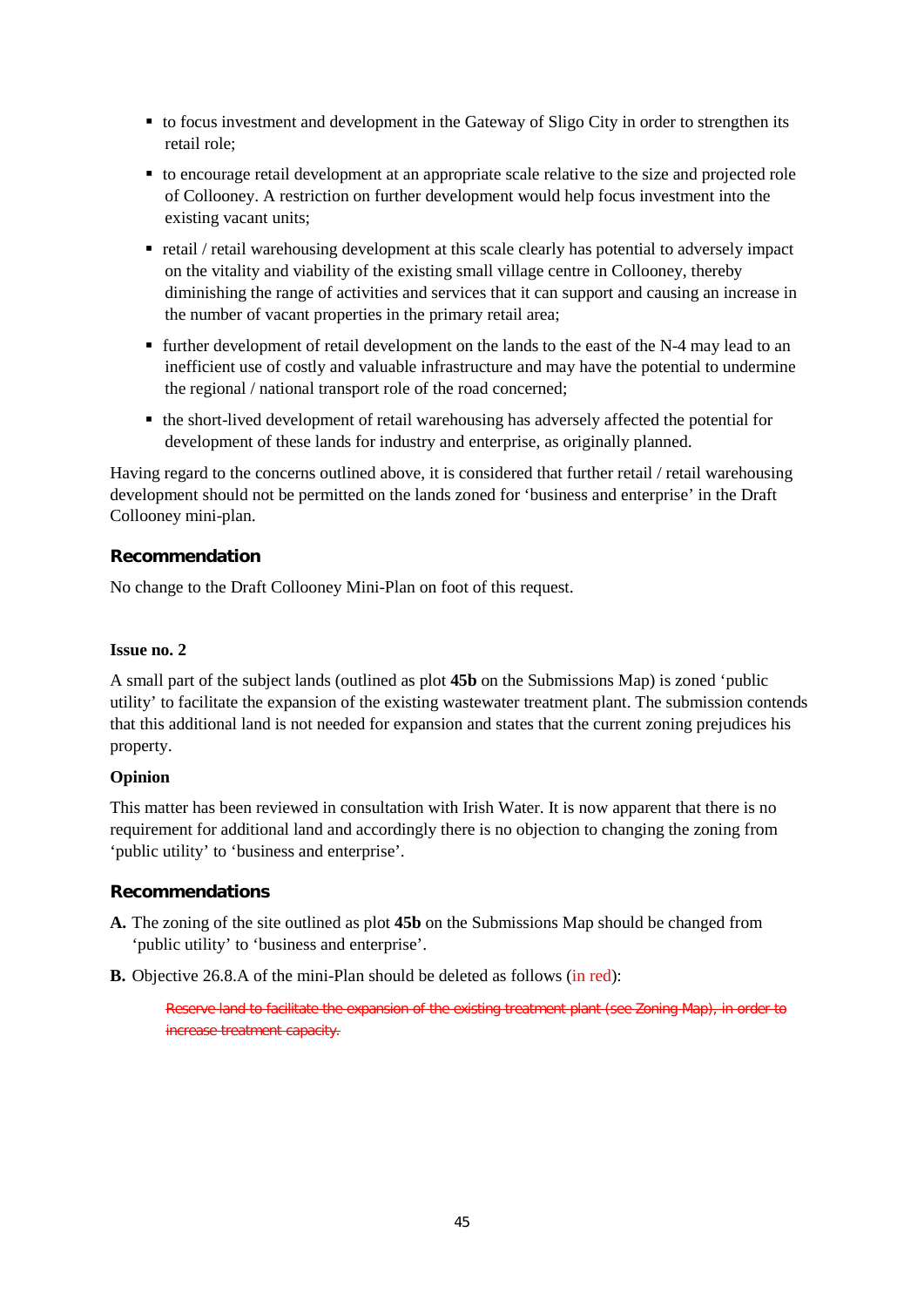- to focus investment and development in the Gateway of Sligo City in order to strengthen its retail role;
- to encourage retail development at an appropriate scale relative to the size and projected role of Collooney. A restriction on further development would help focus investment into the existing vacant units;
- retail / retail warehousing development at this scale clearly has potential to adversely impact on the vitality and viability of the existing small village centre in Collooney, thereby diminishing the range of activities and services that it can support and causing an increase in the number of vacant properties in the primary retail area;
- further development of retail development on the lands to the east of the N-4 may lead to an inefficient use of costly and valuable infrastructure and may have the potential to undermine the regional / national transport role of the road concerned;
- the short-lived development of retail warehousing has adversely affected the potential for development of these lands for industry and enterprise, as originally planned.

Having regard to the concerns outlined above, it is considered that further retail / retail warehousing development should not be permitted on the lands zoned for 'business and enterprise' in the Draft Collooney mini-plan.

### Recommendation

No change to the Draft Collooney Mini-Plan on foot of this request.

**Issue no. 2**

A small part of the subject lands (outlined as plot **45b** on the Submissions Map) is zoned 'public utility' to facilitate the expansion of the existing wastewater treatment plant. The submission contends that this additional land is not needed for expansion and states that the current zoning prejudices his property.

**Opinion**

This matter has been reviewed in consultation with Irish Water. It is now apparent that there is no requirement for additional land and accordingly there is no objection to changing the zoning from 'public utility' to 'business and enterprise'.

### Recommendations

**A.** The zoning of the site outlined as plot **45b** on the Submissions Map should be changed from 'public utility' to 'business and enterprise'.

**B.** Objective 26.8.A of the mini-Plan should be deleted as follows (in red):

> ~~Reserve land to facilitate the expansion of the existing treatment plant (see Zoning Map), in order to increase treatment capacity.~~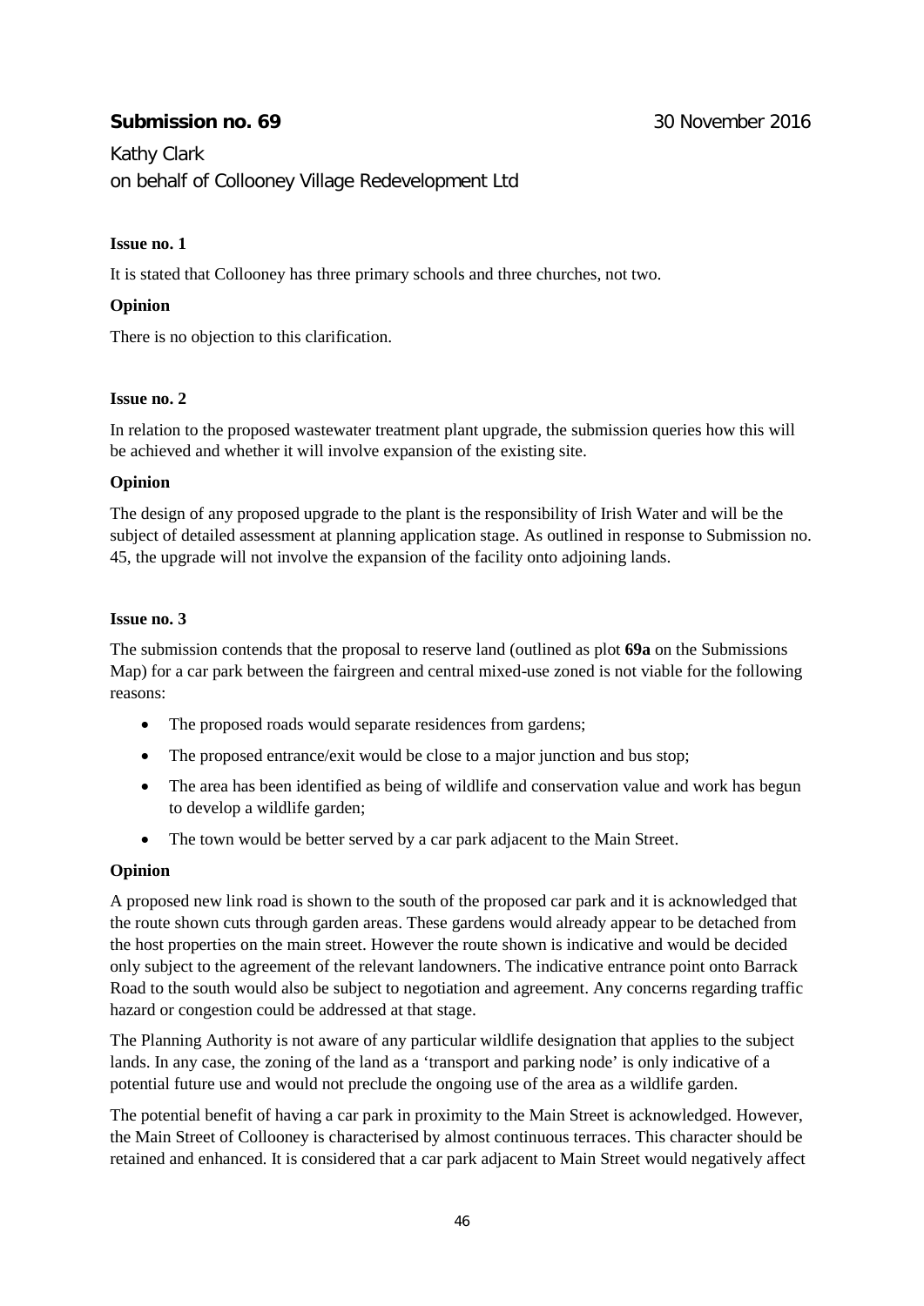**Submission no. 69** 30 November 2016

Kathy Clark
on behalf of Collooney Village Redevelopment Ltd

**Issue no. 1**

It is stated that Collooney has three primary schools and three churches, not two.

**Opinion**

There is no objection to this clarification.

**Issue no. 2**

In relation to the proposed wastewater treatment plant upgrade, the submission queries how this will be achieved and whether it will involve expansion of the existing site.

**Opinion**

The design of any proposed upgrade to the plant is the responsibility of Irish Water and will be the subject of detailed assessment at planning application stage. As outlined in response to Submission no. 45, the upgrade will not involve the expansion of the facility onto adjoining lands.

**Issue no. 3**

The submission contends that the proposal to reserve land (outlined as plot **69a** on the Submissions Map) for a car park between the fairgreen and central mixed-use zoned is not viable for the following reasons:

- The proposed roads would separate residences from gardens;
- The proposed entrance/exit would be close to a major junction and bus stop;
- The area has been identified as being of wildlife and conservation value and work has begun to develop a wildlife garden;
- The town would be better served by a car park adjacent to the Main Street.

**Opinion**

A proposed new link road is shown to the south of the proposed car park and it is acknowledged that the route shown cuts through garden areas. These gardens would already appear to be detached from the host properties on the main street. However the route shown is indicative and would be decided only subject to the agreement of the relevant landowners. The indicative entrance point onto Barrack Road to the south would also be subject to negotiation and agreement. Any concerns regarding traffic hazard or congestion could be addressed at that stage.

The Planning Authority is not aware of any particular wildlife designation that applies to the subject lands. In any case, the zoning of the land as a 'transport and parking node' is only indicative of a potential future use and would not preclude the ongoing use of the area as a wildlife garden.

The potential benefit of having a car park in proximity to the Main Street is acknowledged. However, the Main Street of Collooney is characterised by almost continuous terraces. This character should be retained and enhanced. It is considered that a car park adjacent to Main Street would negatively affect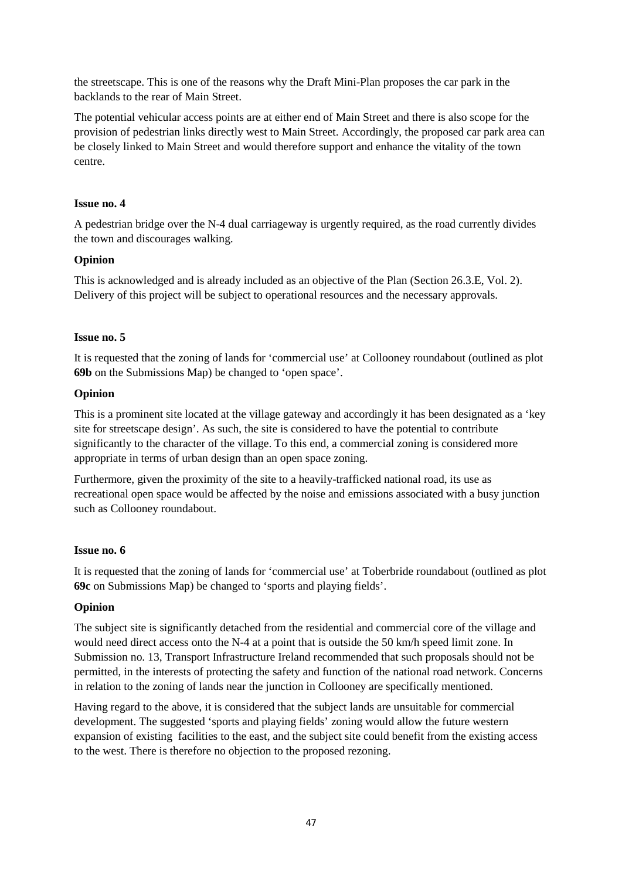the streetscape. This is one of the reasons why the Draft Mini-Plan proposes the car park in the backlands to the rear of Main Street.

The potential vehicular access points are at either end of Main Street and there is also scope for the provision of pedestrian links directly west to Main Street. Accordingly, the proposed car park area can be closely linked to Main Street and would therefore support and enhance the vitality of the town centre.

**Issue no. 4**

A pedestrian bridge over the N-4 dual carriageway is urgently required, as the road currently divides the town and discourages walking.

**Opinion**

This is acknowledged and is already included as an objective of the Plan (Section 26.3.E, Vol. 2). Delivery of this project will be subject to operational resources and the necessary approvals.

**Issue no. 5**

It is requested that the zoning of lands for 'commercial use' at Collooney roundabout (outlined as plot **69b** on the Submissions Map) be changed to 'open space'.

**Opinion**

This is a prominent site located at the village gateway and accordingly it has been designated as a 'key site for streetscape design'. As such, the site is considered to have the potential to contribute significantly to the character of the village. To this end, a commercial zoning is considered more appropriate in terms of urban design than an open space zoning.

Furthermore, given the proximity of the site to a heavily-trafficked national road, its use as recreational open space would be affected by the noise and emissions associated with a busy junction such as Collooney roundabout.

**Issue no. 6**

It is requested that the zoning of lands for 'commercial use' at Toberbride roundabout (outlined as plot **69c** on Submissions Map) be changed to 'sports and playing fields'.

**Opinion**

The subject site is significantly detached from the residential and commercial core of the village and would need direct access onto the N-4 at a point that is outside the 50 km/h speed limit zone. In Submission no. 13, Transport Infrastructure Ireland recommended that such proposals should not be permitted, in the interests of protecting the safety and function of the national road network. Concerns in relation to the zoning of lands near the junction in Collooney are specifically mentioned.

Having regard to the above, it is considered that the subject lands are unsuitable for commercial development. The suggested 'sports and playing fields' zoning would allow the future western expansion of existing facilities to the east, and the subject site could benefit from the existing access to the west. There is therefore no objection to the proposed rezoning.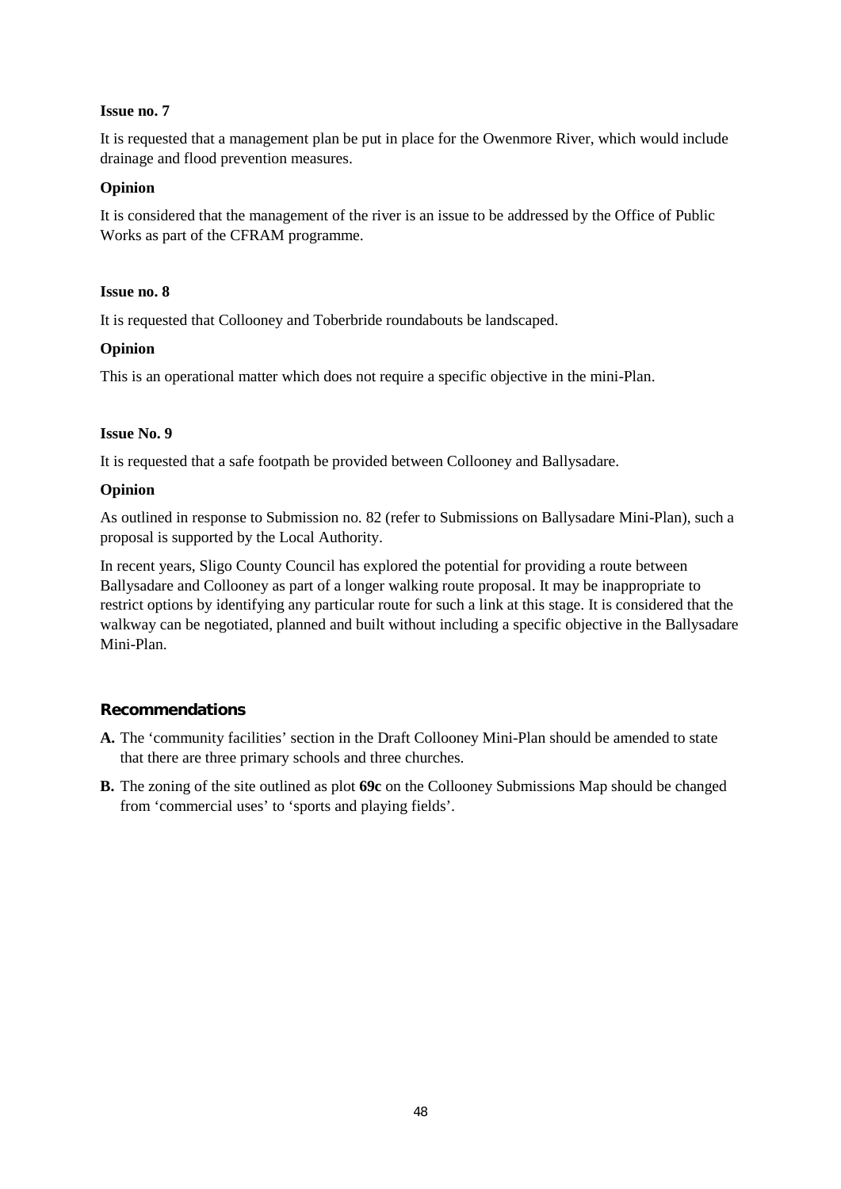**Issue no. 7**

It is requested that a management plan be put in place for the Owenmore River, which would include drainage and flood prevention measures.

**Opinion**

It is considered that the management of the river is an issue to be addressed by the Office of Public Works as part of the CFRAM programme.

**Issue no. 8**

It is requested that Collooney and Toberbride roundabouts be landscaped.

**Opinion**

This is an operational matter which does not require a specific objective in the mini-Plan.

**Issue No. 9**

It is requested that a safe footpath be provided between Collooney and Ballysadare.

**Opinion**

As outlined in response to Submission no. 82 (refer to Submissions on Ballysadare Mini-Plan), such a proposal is supported by the Local Authority.

In recent years, Sligo County Council has explored the potential for providing a route between Ballysadare and Collooney as part of a longer walking route proposal. It may be inappropriate to restrict options by identifying any particular route for such a link at this stage. It is considered that the walkway can be negotiated, planned and built without including a specific objective in the Ballysadare Mini-Plan.

### Recommendations

**A.** The 'community facilities' section in the Draft Collooney Mini-Plan should be amended to state that there are three primary schools and three churches.

**B.** The zoning of the site outlined as plot **69c** on the Collooney Submissions Map should be changed from 'commercial uses' to 'sports and playing fields'.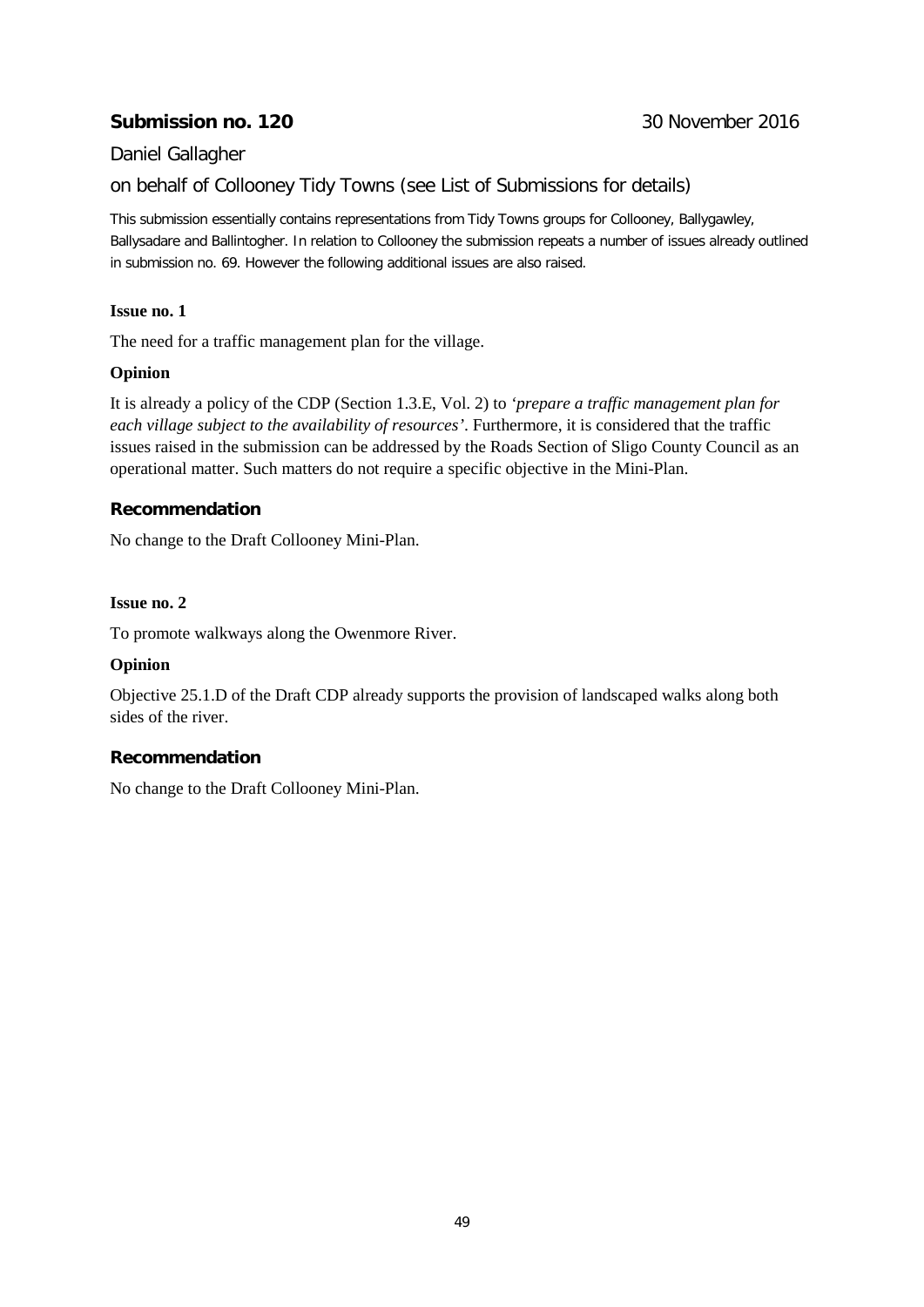**Submission no. 120** 30 November 2016

Daniel Gallagher

on behalf of Collooney Tidy Towns (see List of Submissions for details)

This submission essentially contains representations from Tidy Towns groups for Collooney, Ballygawley, Ballysadare and Ballintogher. In relation to Collooney the submission repeats a number of issues already outlined in submission no. 69. However the following additional issues are also raised.

**Issue no. 1**

The need for a traffic management plan for the village.

**Opinion**

It is already a policy of the CDP (Section 1.3.E, Vol. 2) to *'prepare a traffic management plan for each village subject to the availability of resources'*. Furthermore, it is considered that the traffic issues raised in the submission can be addressed by the Roads Section of Sligo County Council as an operational matter. Such matters do not require a specific objective in the Mini-Plan.

### Recommendation

No change to the Draft Collooney Mini-Plan.

**Issue no. 2**

To promote walkways along the Owenmore River.

**Opinion**

Objective 25.1.D of the Draft CDP already supports the provision of landscaped walks along both sides of the river.

### Recommendation

No change to the Draft Collooney Mini-Plan.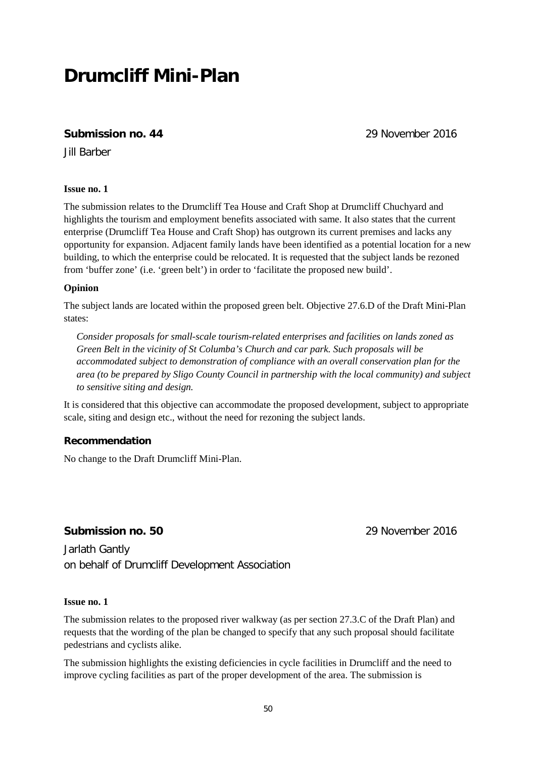# Drumcliff Mini-Plan

**Submission no. 44** 29 November 2016

Jill Barber

**Issue no. 1**

The submission relates to the Drumcliff Tea House and Craft Shop at Drumcliff Chuchyard and highlights the tourism and employment benefits associated with same. It also states that the current enterprise (Drumcliff Tea House and Craft Shop) has outgrown its current premises and lacks any opportunity for expansion. Adjacent family lands have been identified as a potential location for a new building, to which the enterprise could be relocated. It is requested that the subject lands be rezoned from 'buffer zone' (i.e. 'green belt') in order to 'facilitate the proposed new build'.

**Opinion**

The subject lands are located within the proposed green belt. Objective 27.6.D of the Draft Mini-Plan states:

> *Consider proposals for small-scale tourism-related enterprises and facilities on lands zoned as Green Belt in the vicinity of St Columba's Church and car park. Such proposals will be accommodated subject to demonstration of compliance with an overall conservation plan for the area (to be prepared by Sligo County Council in partnership with the local community) and subject to sensitive siting and design.*

It is considered that this objective can accommodate the proposed development, subject to appropriate scale, siting and design etc., without the need for rezoning the subject lands.

**Recommendation**

No change to the Draft Drumcliff Mini-Plan.

**Submission no. 50** 29 November 2016

Jarlath Gantly
on behalf of Drumcliff Development Association

**Issue no. 1**

The submission relates to the proposed river walkway (as per section 27.3.C of the Draft Plan) and requests that the wording of the plan be changed to specify that any such proposal should facilitate pedestrians and cyclists alike.

The submission highlights the existing deficiencies in cycle facilities in Drumcliff and the need to improve cycling facilities as part of the proper development of the area. The submission is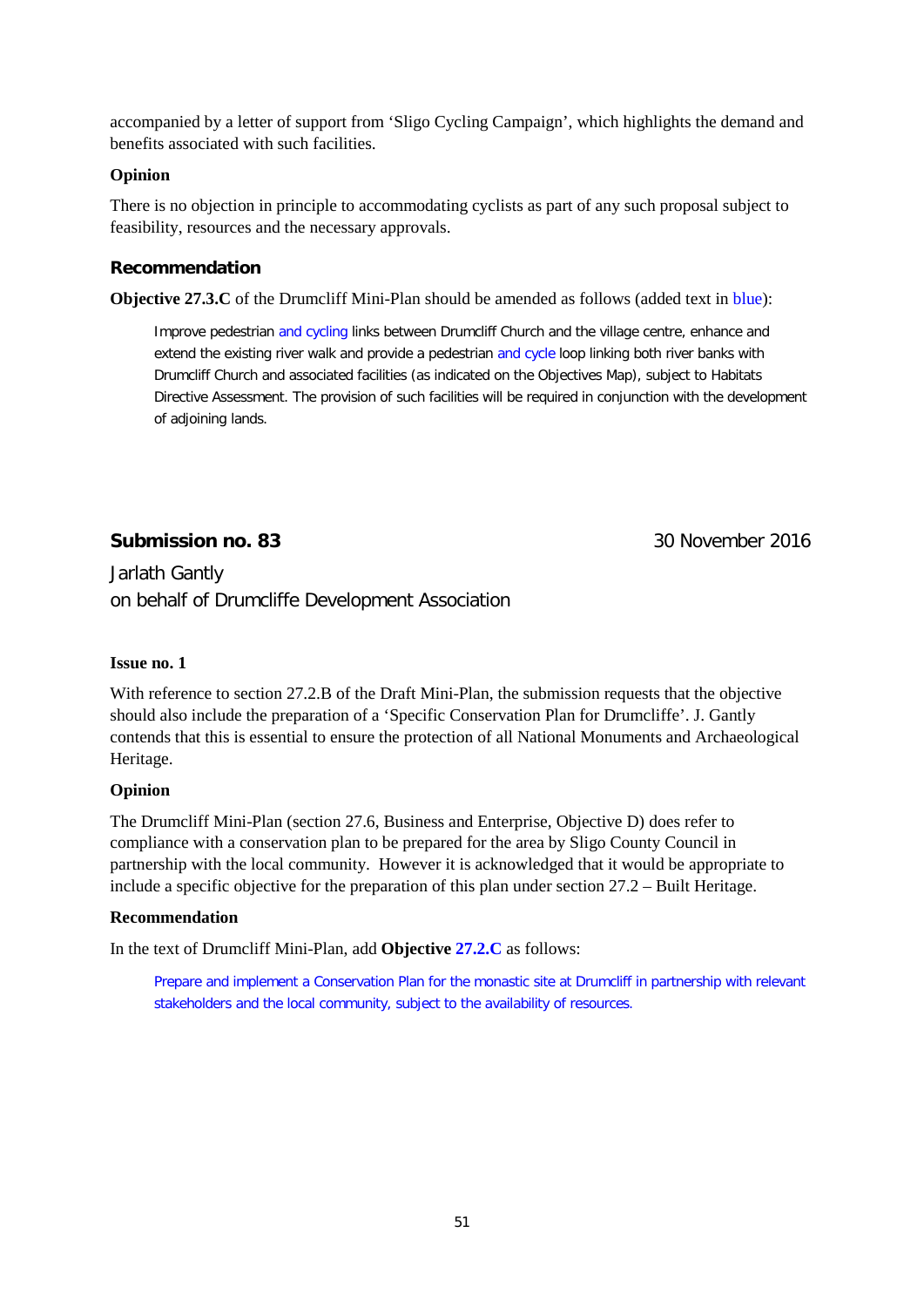accompanied by a letter of support from 'Sligo Cycling Campaign', which highlights the demand and benefits associated with such facilities.

**Opinion**

There is no objection in principle to accommodating cyclists as part of any such proposal subject to feasibility, resources and the necessary approvals.

### Recommendation

**Objective 27.3.C** of the Drumcliff Mini-Plan should be amended as follows (added text in blue):

> Improve pedestrian and cycling links between Drumcliff Church and the village centre, enhance and extend the existing river walk and provide a pedestrian and cycle loop linking both river banks with Drumcliff Church and associated facilities (as indicated on the Objectives Map), subject to Habitats Directive Assessment. The provision of such facilities will be required in conjunction with the development of adjoining lands.

## Submission no. 83 — 30 November 2016

Jarlath Gantly
on behalf of Drumcliffe Development Association

**Issue no. 1**

With reference to section 27.2.B of the Draft Mini-Plan, the submission requests that the objective should also include the preparation of a 'Specific Conservation Plan for Drumcliffe'. J. Gantly contends that this is essential to ensure the protection of all National Monuments and Archaeological Heritage.

**Opinion**

The Drumcliff Mini-Plan (section 27.6, Business and Enterprise, Objective D) does refer to compliance with a conservation plan to be prepared for the area by Sligo County Council in partnership with the local community. However it is acknowledged that it would be appropriate to include a specific objective for the preparation of this plan under section 27.2 – Built Heritage.

**Recommendation**

In the text of Drumcliff Mini-Plan, add **Objective 27.2.C** as follows:

> Prepare and implement a Conservation Plan for the monastic site at Drumcliff in partnership with relevant stakeholders and the local community, subject to the availability of resources.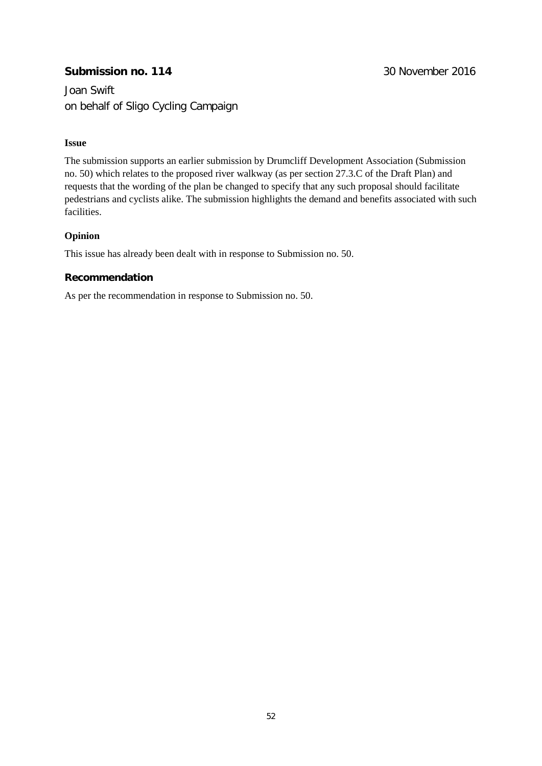## Submission no. 114

30 November 2016

Joan Swift
on behalf of Sligo Cycling Campaign

### Issue

The submission supports an earlier submission by Drumcliff Development Association (Submission no. 50) which relates to the proposed river walkway (as per section 27.3.C of the Draft Plan) and requests that the wording of the plan be changed to specify that any such proposal should facilitate pedestrians and cyclists alike. The submission highlights the demand and benefits associated with such facilities.

### Opinion

This issue has already been dealt with in response to Submission no. 50.

### Recommendation

As per the recommendation in response to Submission no. 50.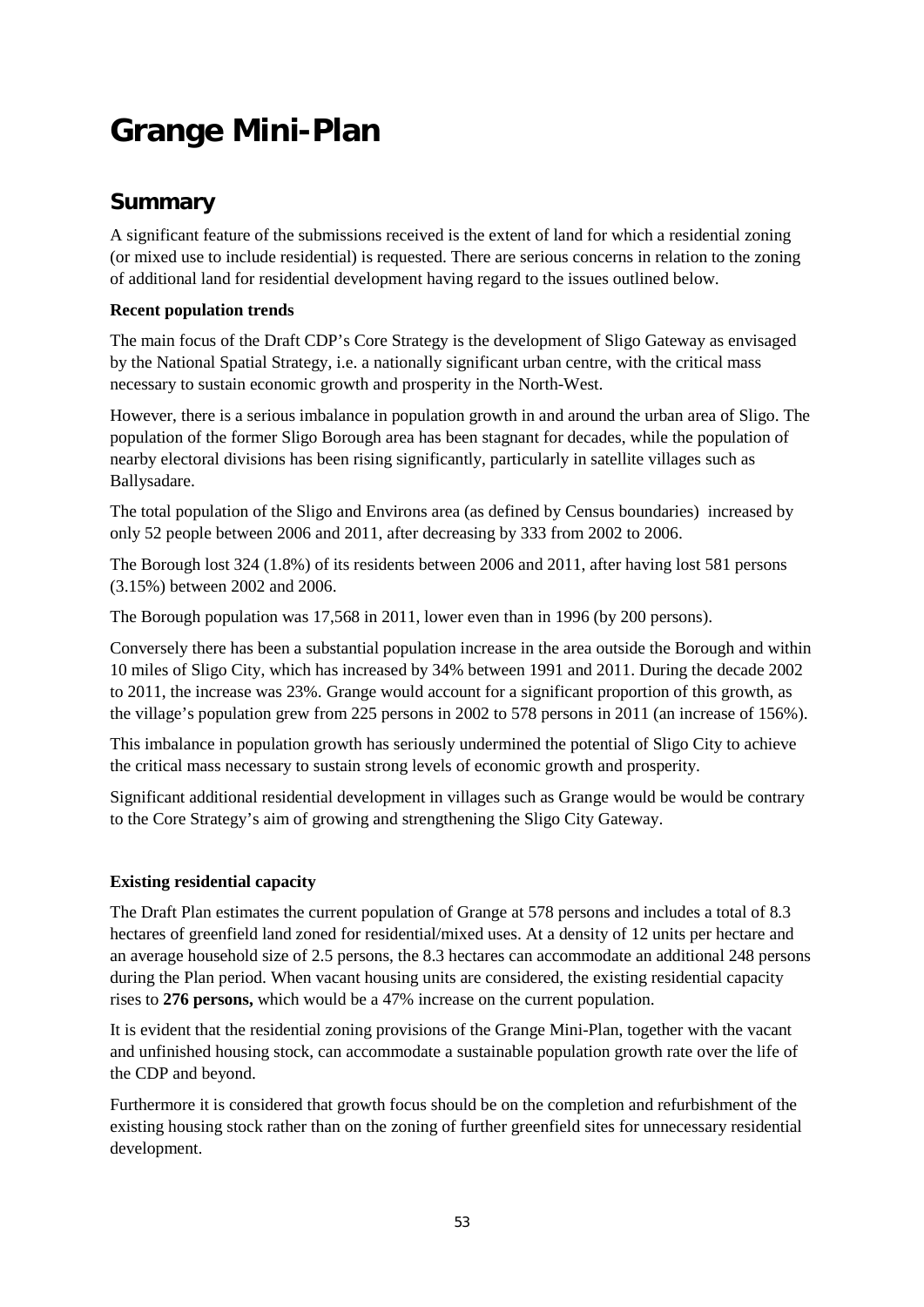# Grange Mini-Plan

## Summary

A significant feature of the submissions received is the extent of land for which a residential zoning (or mixed use to include residential) is requested. There are serious concerns in relation to the zoning of additional land for residential development having regard to the issues outlined below.

**Recent population trends**

The main focus of the Draft CDP's Core Strategy is the development of Sligo Gateway as envisaged by the National Spatial Strategy, i.e. a nationally significant urban centre, with the critical mass necessary to sustain economic growth and prosperity in the North-West.

However, there is a serious imbalance in population growth in and around the urban area of Sligo. The population of the former Sligo Borough area has been stagnant for decades, while the population of nearby electoral divisions has been rising significantly, particularly in satellite villages such as Ballysadare.

The total population of the Sligo and Environs area (as defined by Census boundaries) increased by only 52 people between 2006 and 2011, after decreasing by 333 from 2002 to 2006.

The Borough lost 324 (1.8%) of its residents between 2006 and 2011, after having lost 581 persons (3.15%) between 2002 and 2006.

The Borough population was 17,568 in 2011, lower even than in 1996 (by 200 persons).

Conversely there has been a substantial population increase in the area outside the Borough and within 10 miles of Sligo City, which has increased by 34% between 1991 and 2011. During the decade 2002 to 2011, the increase was 23%. Grange would account for a significant proportion of this growth, as the village's population grew from 225 persons in 2002 to 578 persons in 2011 (an increase of 156%).

This imbalance in population growth has seriously undermined the potential of Sligo City to achieve the critical mass necessary to sustain strong levels of economic growth and prosperity.

Significant additional residential development in villages such as Grange would be would be contrary to the Core Strategy's aim of growing and strengthening the Sligo City Gateway.

**Existing residential capacity**

The Draft Plan estimates the current population of Grange at 578 persons and includes a total of 8.3 hectares of greenfield land zoned for residential/mixed uses. At a density of 12 units per hectare and an average household size of 2.5 persons, the 8.3 hectares can accommodate an additional 248 persons during the Plan period. When vacant housing units are considered, the existing residential capacity rises to **276 persons,** which would be a 47% increase on the current population.

It is evident that the residential zoning provisions of the Grange Mini-Plan, together with the vacant and unfinished housing stock, can accommodate a sustainable population growth rate over the life of the CDP and beyond.

Furthermore it is considered that growth focus should be on the completion and refurbishment of the existing housing stock rather than on the zoning of further greenfield sites for unnecessary residential development.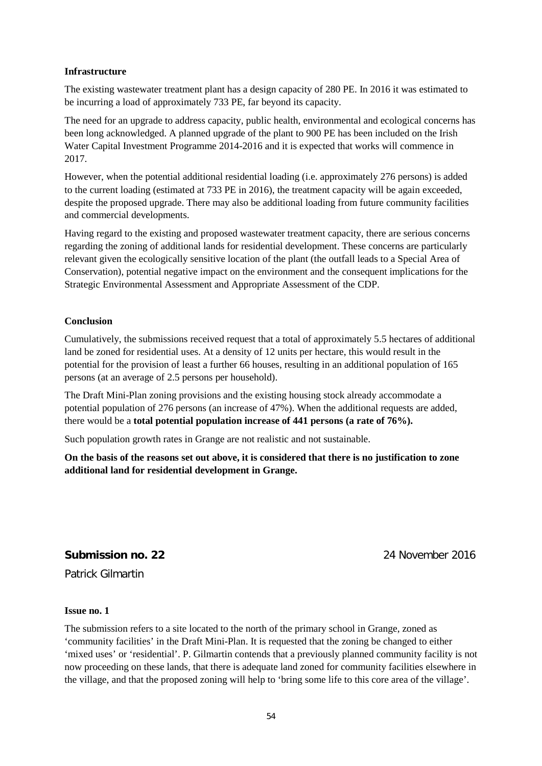**Infrastructure**

The existing wastewater treatment plant has a design capacity of 280 PE. In 2016 it was estimated to be incurring a load of approximately 733 PE, far beyond its capacity.

The need for an upgrade to address capacity, public health, environmental and ecological concerns has been long acknowledged. A planned upgrade of the plant to 900 PE has been included on the Irish Water Capital Investment Programme 2014-2016 and it is expected that works will commence in 2017.

However, when the potential additional residential loading (i.e. approximately 276 persons) is added to the current loading (estimated at 733 PE in 2016), the treatment capacity will be again exceeded, despite the proposed upgrade. There may also be additional loading from future community facilities and commercial developments.

Having regard to the existing and proposed wastewater treatment capacity, there are serious concerns regarding the zoning of additional lands for residential development. These concerns are particularly relevant given the ecologically sensitive location of the plant (the outfall leads to a Special Area of Conservation), potential negative impact on the environment and the consequent implications for the Strategic Environmental Assessment and Appropriate Assessment of the CDP.

**Conclusion**

Cumulatively, the submissions received request that a total of approximately 5.5 hectares of additional land be zoned for residential uses. At a density of 12 units per hectare, this would result in the potential for the provision of least a further 66 houses, resulting in an additional population of 165 persons (at an average of 2.5 persons per household).

The Draft Mini-Plan zoning provisions and the existing housing stock already accommodate a potential population of 276 persons (an increase of 47%). When the additional requests are added, there would be a **total potential population increase of 441 persons (a rate of 76%).**

Such population growth rates in Grange are not realistic and not sustainable.

**On the basis of the reasons set out above, it is considered that there is no justification to zone additional land for residential development in Grange.**

## Submission no. 22 — 24 November 2016

Patrick Gilmartin

**Issue no. 1**

The submission refers to a site located to the north of the primary school in Grange, zoned as 'community facilities' in the Draft Mini-Plan. It is requested that the zoning be changed to either 'mixed uses' or 'residential'. P. Gilmartin contends that a previously planned community facility is not now proceeding on these lands, that there is adequate land zoned for community facilities elsewhere in the village, and that the proposed zoning will help to 'bring some life to this core area of the village'.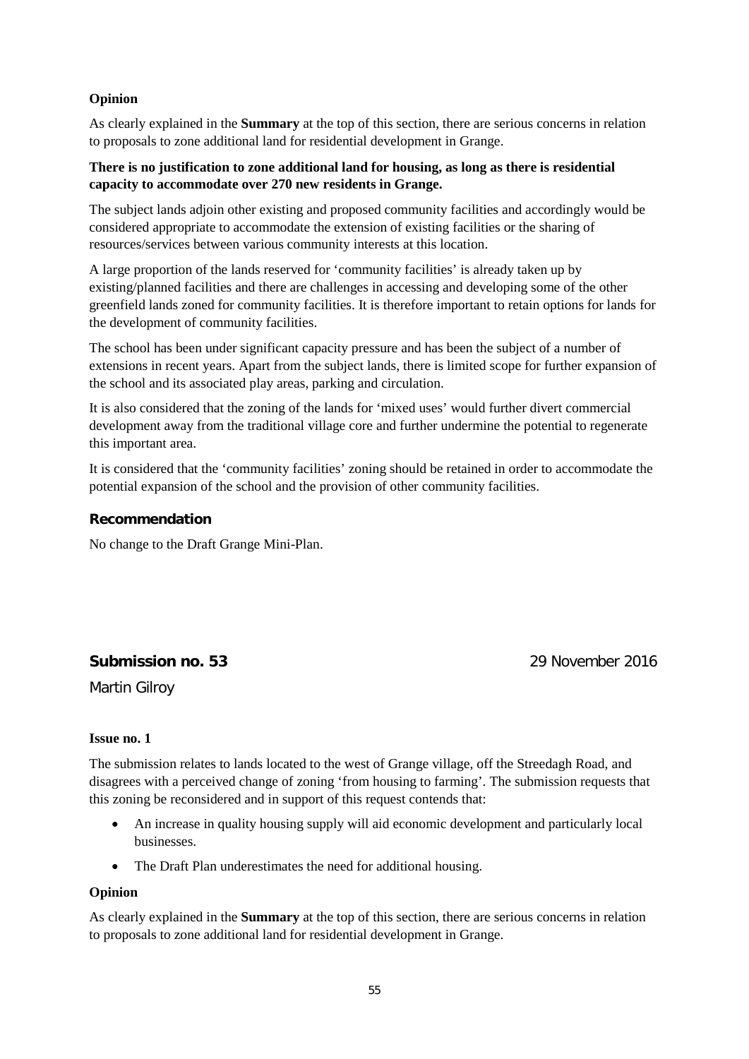**Opinion**

As clearly explained in the **Summary** at the top of this section, there are serious concerns in relation to proposals to zone additional land for residential development in Grange.

**There is no justification to zone additional land for housing, as long as there is residential capacity to accommodate over 270 new residents in Grange.**

The subject lands adjoin other existing and proposed community facilities and accordingly would be considered appropriate to accommodate the extension of existing facilities or the sharing of resources/services between various community interests at this location.

A large proportion of the lands reserved for 'community facilities' is already taken up by existing/planned facilities and there are challenges in accessing and developing some of the other greenfield lands zoned for community facilities. It is therefore important to retain options for lands for the development of community facilities.

The school has been under significant capacity pressure and has been the subject of a number of extensions in recent years. Apart from the subject lands, there is limited scope for further expansion of the school and its associated play areas, parking and circulation.

It is also considered that the zoning of the lands for 'mixed uses' would further divert commercial development away from the traditional village core and further undermine the potential to regenerate this important area.

It is considered that the 'community facilities' zoning should be retained in order to accommodate the potential expansion of the school and the provision of other community facilities.

### Recommendation

No change to the Draft Grange Mini-Plan.

## Submission no. 53 — 29 November 2016

Martin Gilroy

**Issue no. 1**

The submission relates to lands located to the west of Grange village, off the Streedagh Road, and disagrees with a perceived change of zoning 'from housing to farming'. The submission requests that this zoning be reconsidered and in support of this request contends that:

- An increase in quality housing supply will aid economic development and particularly local businesses.
- The Draft Plan underestimates the need for additional housing.

**Opinion**

As clearly explained in the **Summary** at the top of this section, there are serious concerns in relation to proposals to zone additional land for residential development in Grange.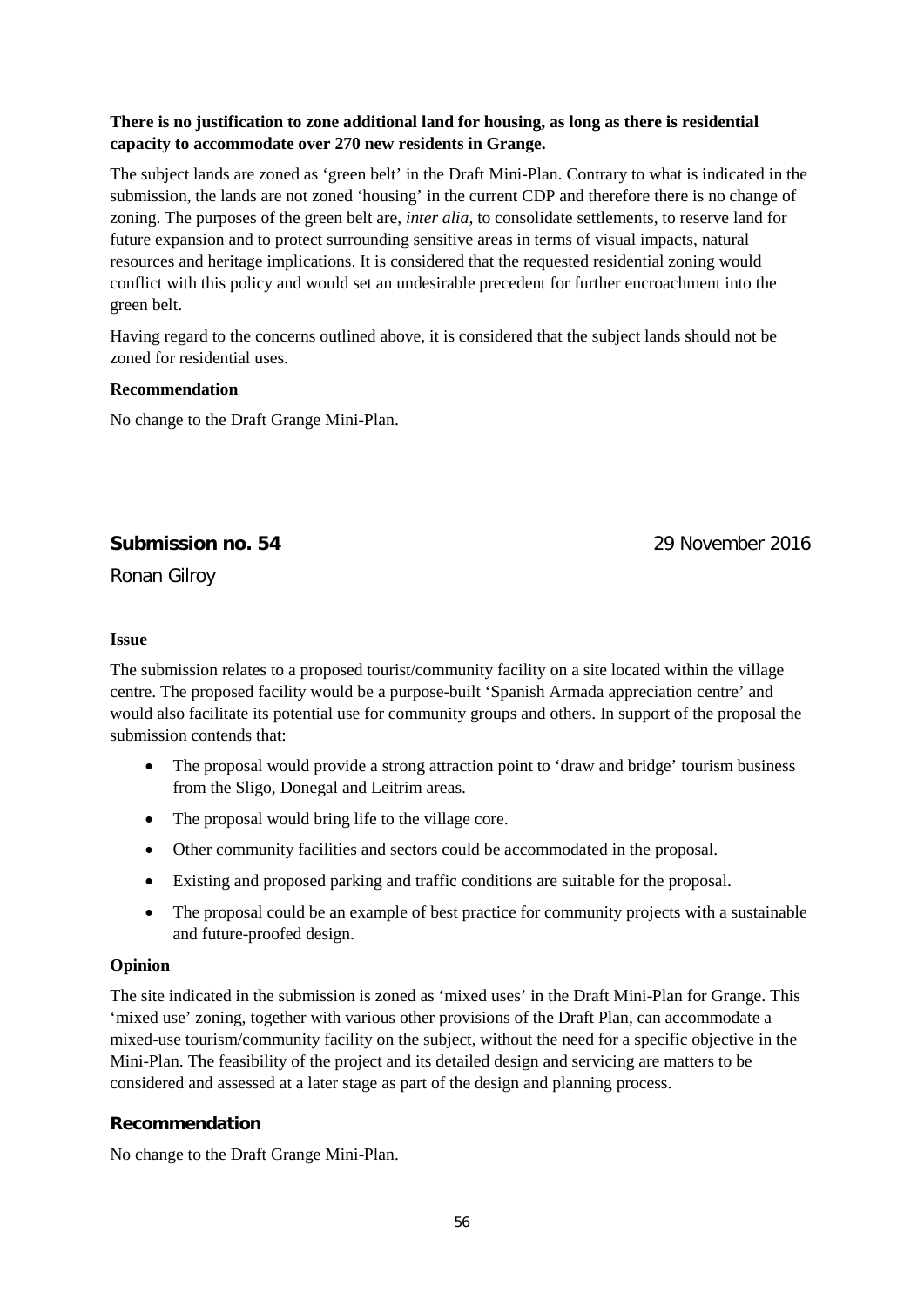**There is no justification to zone additional land for housing, as long as there is residential capacity to accommodate over 270 new residents in Grange.**

The subject lands are zoned as 'green belt' in the Draft Mini-Plan. Contrary to what is indicated in the submission, the lands are not zoned 'housing' in the current CDP and therefore there is no change of zoning. The purposes of the green belt are, *inter alia*, to consolidate settlements, to reserve land for future expansion and to protect surrounding sensitive areas in terms of visual impacts, natural resources and heritage implications. It is considered that the requested residential zoning would conflict with this policy and would set an undesirable precedent for further encroachment into the green belt.

Having regard to the concerns outlined above, it is considered that the subject lands should not be zoned for residential uses.

**Recommendation**

No change to the Draft Grange Mini-Plan.

## Submission no. 54 — 29 November 2016

Ronan Gilroy

**Issue**

The submission relates to a proposed tourist/community facility on a site located within the village centre. The proposed facility would be a purpose-built 'Spanish Armada appreciation centre' and would also facilitate its potential use for community groups and others. In support of the proposal the submission contends that:

- The proposal would provide a strong attraction point to 'draw and bridge' tourism business from the Sligo, Donegal and Leitrim areas.
- The proposal would bring life to the village core.
- Other community facilities and sectors could be accommodated in the proposal.
- Existing and proposed parking and traffic conditions are suitable for the proposal.
- The proposal could be an example of best practice for community projects with a sustainable and future-proofed design.

**Opinion**

The site indicated in the submission is zoned as 'mixed uses' in the Draft Mini-Plan for Grange. This 'mixed use' zoning, together with various other provisions of the Draft Plan, can accommodate a mixed-use tourism/community facility on the subject, without the need for a specific objective in the Mini-Plan. The feasibility of the project and its detailed design and servicing are matters to be considered and assessed at a later stage as part of the design and planning process.

### Recommendation

No change to the Draft Grange Mini-Plan.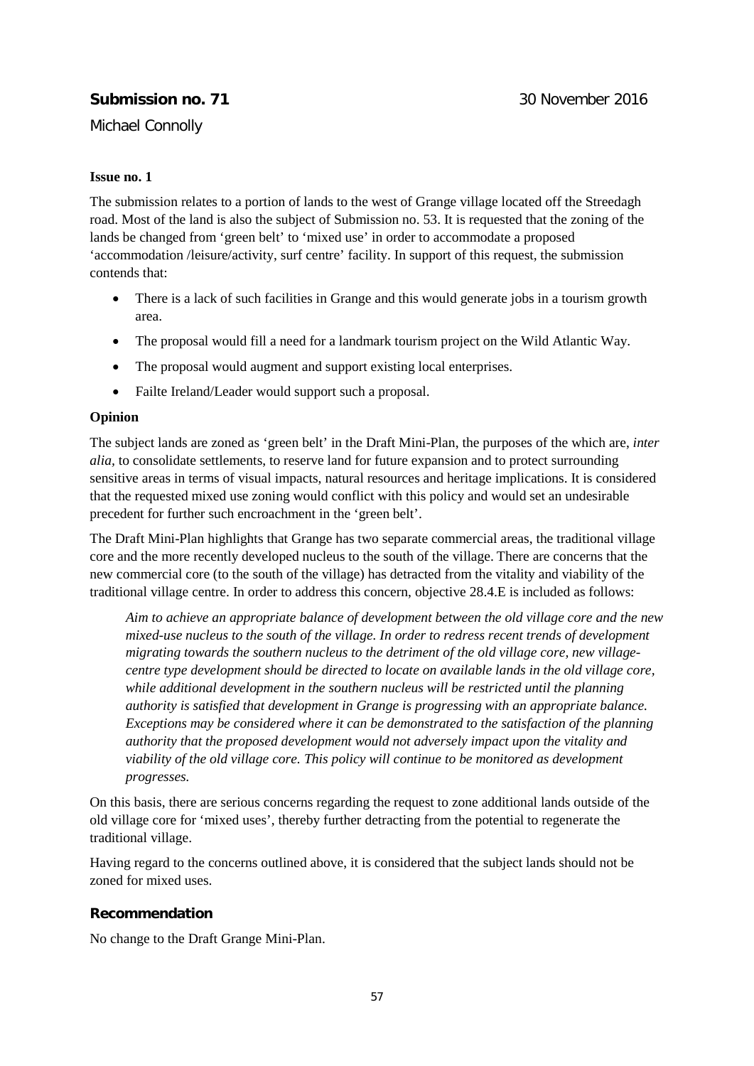**Submission no. 71** 30 November 2016

Michael Connolly

**Issue no. 1**

The submission relates to a portion of lands to the west of Grange village located off the Streedagh road. Most of the land is also the subject of Submission no. 53. It is requested that the zoning of the lands be changed from 'green belt' to 'mixed use' in order to accommodate a proposed 'accommodation /leisure/activity, surf centre' facility. In support of this request, the submission contends that:

- There is a lack of such facilities in Grange and this would generate jobs in a tourism growth area.
- The proposal would fill a need for a landmark tourism project on the Wild Atlantic Way.
- The proposal would augment and support existing local enterprises.
- Failte Ireland/Leader would support such a proposal.

**Opinion**

The subject lands are zoned as 'green belt' in the Draft Mini-Plan, the purposes of the which are, *inter alia*, to consolidate settlements, to reserve land for future expansion and to protect surrounding sensitive areas in terms of visual impacts, natural resources and heritage implications. It is considered that the requested mixed use zoning would conflict with this policy and would set an undesirable precedent for further such encroachment in the 'green belt'.

The Draft Mini-Plan highlights that Grange has two separate commercial areas, the traditional village core and the more recently developed nucleus to the south of the village. There are concerns that the new commercial core (to the south of the village) has detracted from the vitality and viability of the traditional village centre. In order to address this concern, objective 28.4.E is included as follows:

> *Aim to achieve an appropriate balance of development between the old village core and the new mixed-use nucleus to the south of the village. In order to redress recent trends of development migrating towards the southern nucleus to the detriment of the old village core, new village-centre type development should be directed to locate on available lands in the old village core, while additional development in the southern nucleus will be restricted until the planning authority is satisfied that development in Grange is progressing with an appropriate balance. Exceptions may be considered where it can be demonstrated to the satisfaction of the planning authority that the proposed development would not adversely impact upon the vitality and viability of the old village core. This policy will continue to be monitored as development progresses.*

On this basis, there are serious concerns regarding the request to zone additional lands outside of the old village core for 'mixed uses', thereby further detracting from the potential to regenerate the traditional village.

Having regard to the concerns outlined above, it is considered that the subject lands should not be zoned for mixed uses.

### Recommendation

No change to the Draft Grange Mini-Plan.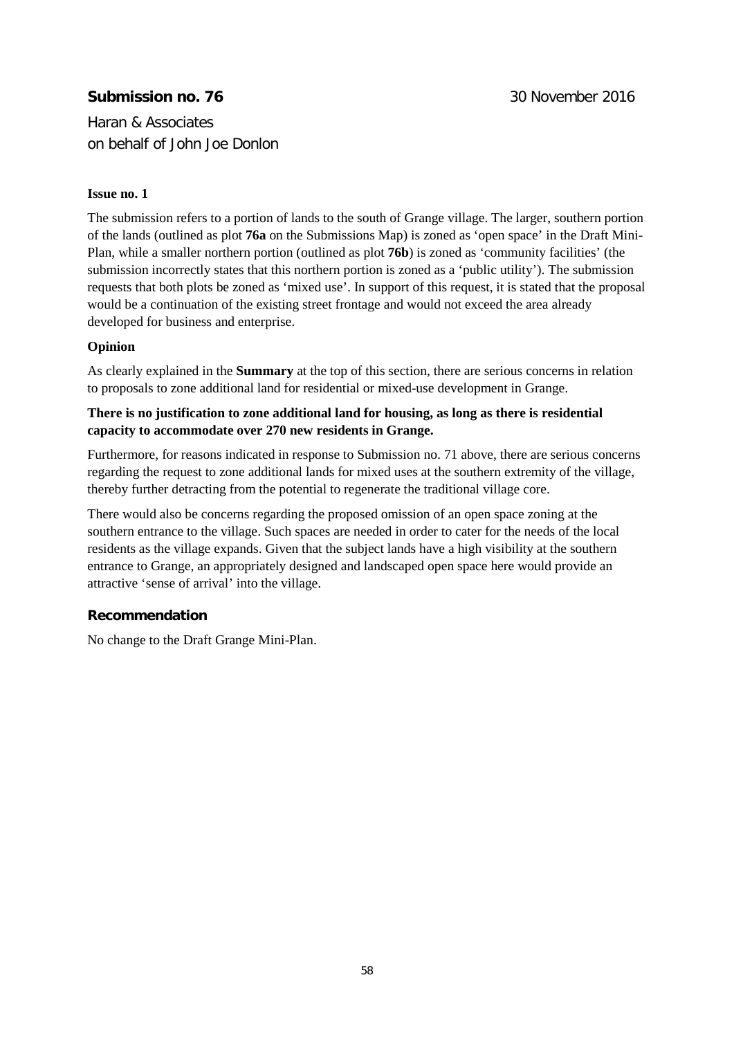**Submission no. 76** 30 November 2016

Haran & Associates
on behalf of John Joe Donlon

**Issue no. 1**

The submission refers to a portion of lands to the south of Grange village. The larger, southern portion of the lands (outlined as plot **76a** on the Submissions Map) is zoned as 'open space' in the Draft Mini-Plan, while a smaller northern portion (outlined as plot **76b**) is zoned as 'community facilities' (the submission incorrectly states that this northern portion is zoned as a 'public utility'). The submission requests that both plots be zoned as 'mixed use'. In support of this request, it is stated that the proposal would be a continuation of the existing street frontage and would not exceed the area already developed for business and enterprise.

**Opinion**

As clearly explained in the **Summary** at the top of this section, there are serious concerns in relation to proposals to zone additional land for residential or mixed-use development in Grange.

**There is no justification to zone additional land for housing, as long as there is residential capacity to accommodate over 270 new residents in Grange.**

Furthermore, for reasons indicated in response to Submission no. 71 above, there are serious concerns regarding the request to zone additional lands for mixed uses at the southern extremity of the village, thereby further detracting from the potential to regenerate the traditional village core.

There would also be concerns regarding the proposed omission of an open space zoning at the southern entrance to the village. Such spaces are needed in order to cater for the needs of the local residents as the village expands. Given that the subject lands have a high visibility at the southern entrance to Grange, an appropriately designed and landscaped open space here would provide an attractive 'sense of arrival' into the village.

**Recommendation**

No change to the Draft Grange Mini-Plan.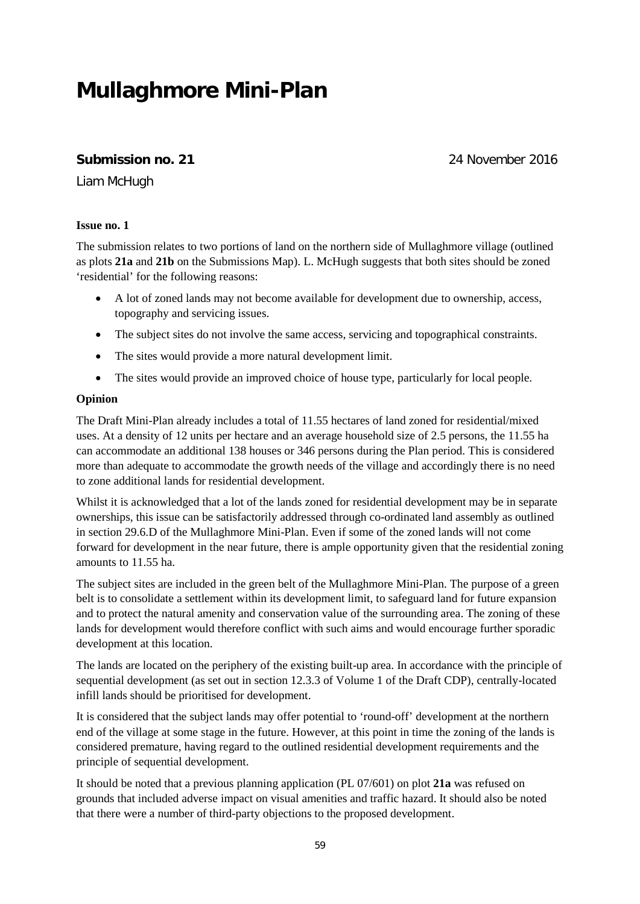# Mullaghmore Mini-Plan

**Submission no. 21** 24 November 2016

Liam McHugh

**Issue no. 1**

The submission relates to two portions of land on the northern side of Mullaghmore village (outlined as plots **21a** and **21b** on the Submissions Map). L. McHugh suggests that both sites should be zoned 'residential' for the following reasons:

- A lot of zoned lands may not become available for development due to ownership, access, topography and servicing issues.
- The subject sites do not involve the same access, servicing and topographical constraints.
- The sites would provide a more natural development limit.
- The sites would provide an improved choice of house type, particularly for local people.

**Opinion**

The Draft Mini-Plan already includes a total of 11.55 hectares of land zoned for residential/mixed uses. At a density of 12 units per hectare and an average household size of 2.5 persons, the 11.55 ha can accommodate an additional 138 houses or 346 persons during the Plan period. This is considered more than adequate to accommodate the growth needs of the village and accordingly there is no need to zone additional lands for residential development.

Whilst it is acknowledged that a lot of the lands zoned for residential development may be in separate ownerships, this issue can be satisfactorily addressed through co-ordinated land assembly as outlined in section 29.6.D of the Mullaghmore Mini-Plan. Even if some of the zoned lands will not come forward for development in the near future, there is ample opportunity given that the residential zoning amounts to 11.55 ha.

The subject sites are included in the green belt of the Mullaghmore Mini-Plan. The purpose of a green belt is to consolidate a settlement within its development limit, to safeguard land for future expansion and to protect the natural amenity and conservation value of the surrounding area. The zoning of these lands for development would therefore conflict with such aims and would encourage further sporadic development at this location.

The lands are located on the periphery of the existing built-up area. In accordance with the principle of sequential development (as set out in section 12.3.3 of Volume 1 of the Draft CDP), centrally-located infill lands should be prioritised for development.

It is considered that the subject lands may offer potential to 'round-off' development at the northern end of the village at some stage in the future. However, at this point in time the zoning of the lands is considered premature, having regard to the outlined residential development requirements and the principle of sequential development.

It should be noted that a previous planning application (PL 07/601) on plot **21a** was refused on grounds that included adverse impact on visual amenities and traffic hazard. It should also be noted that there were a number of third-party objections to the proposed development.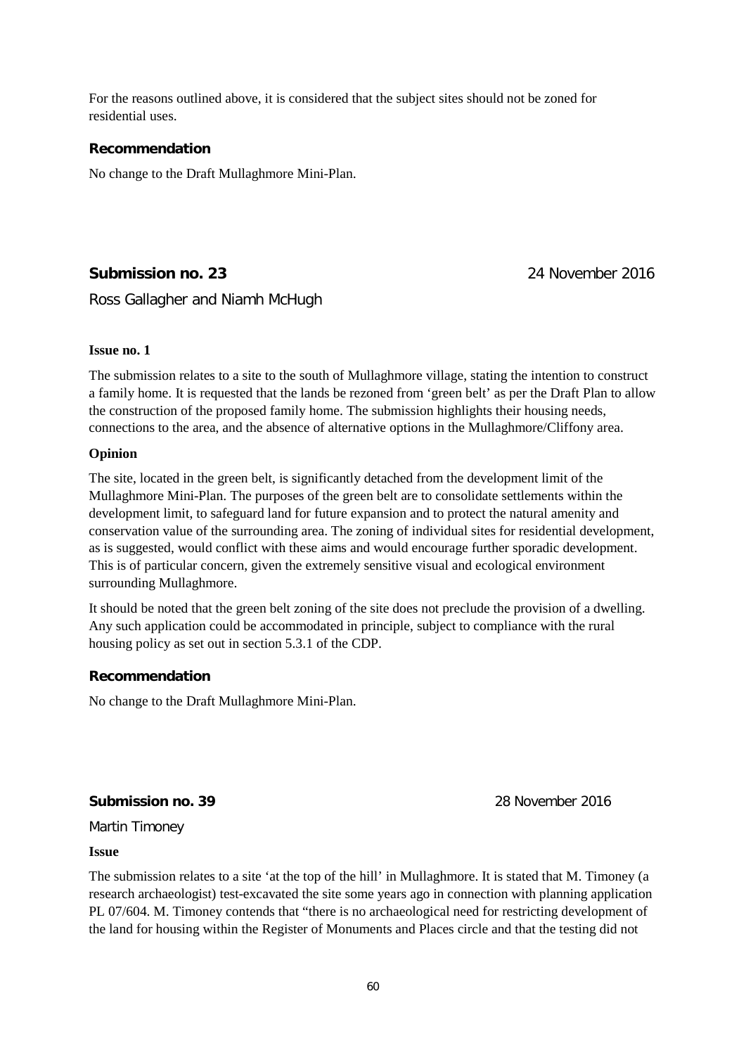For the reasons outlined above, it is considered that the subject sites should not be zoned for residential uses.

**Recommendation**

No change to the Draft Mullaghmore Mini-Plan.

**Submission no. 23** 24 November 2016

Ross Gallagher and Niamh McHugh

**Issue no. 1**

The submission relates to a site to the south of Mullaghmore village, stating the intention to construct a family home. It is requested that the lands be rezoned from 'green belt' as per the Draft Plan to allow the construction of the proposed family home. The submission highlights their housing needs, connections to the area, and the absence of alternative options in the Mullaghmore/Cliffony area.

**Opinion**

The site, located in the green belt, is significantly detached from the development limit of the Mullaghmore Mini-Plan. The purposes of the green belt are to consolidate settlements within the development limit, to safeguard land for future expansion and to protect the natural amenity and conservation value of the surrounding area. The zoning of individual sites for residential development, as is suggested, would conflict with these aims and would encourage further sporadic development. This is of particular concern, given the extremely sensitive visual and ecological environment surrounding Mullaghmore.

It should be noted that the green belt zoning of the site does not preclude the provision of a dwelling. Any such application could be accommodated in principle, subject to compliance with the rural housing policy as set out in section 5.3.1 of the CDP.

**Recommendation**

No change to the Draft Mullaghmore Mini-Plan.

**Submission no. 39** 28 November 2016

Martin Timoney

**Issue**

The submission relates to a site 'at the top of the hill' in Mullaghmore. It is stated that M. Timoney (a research archaeologist) test-excavated the site some years ago in connection with planning application PL 07/604. M. Timoney contends that "there is no archaeological need for restricting development of the land for housing within the Register of Monuments and Places circle and that the testing did not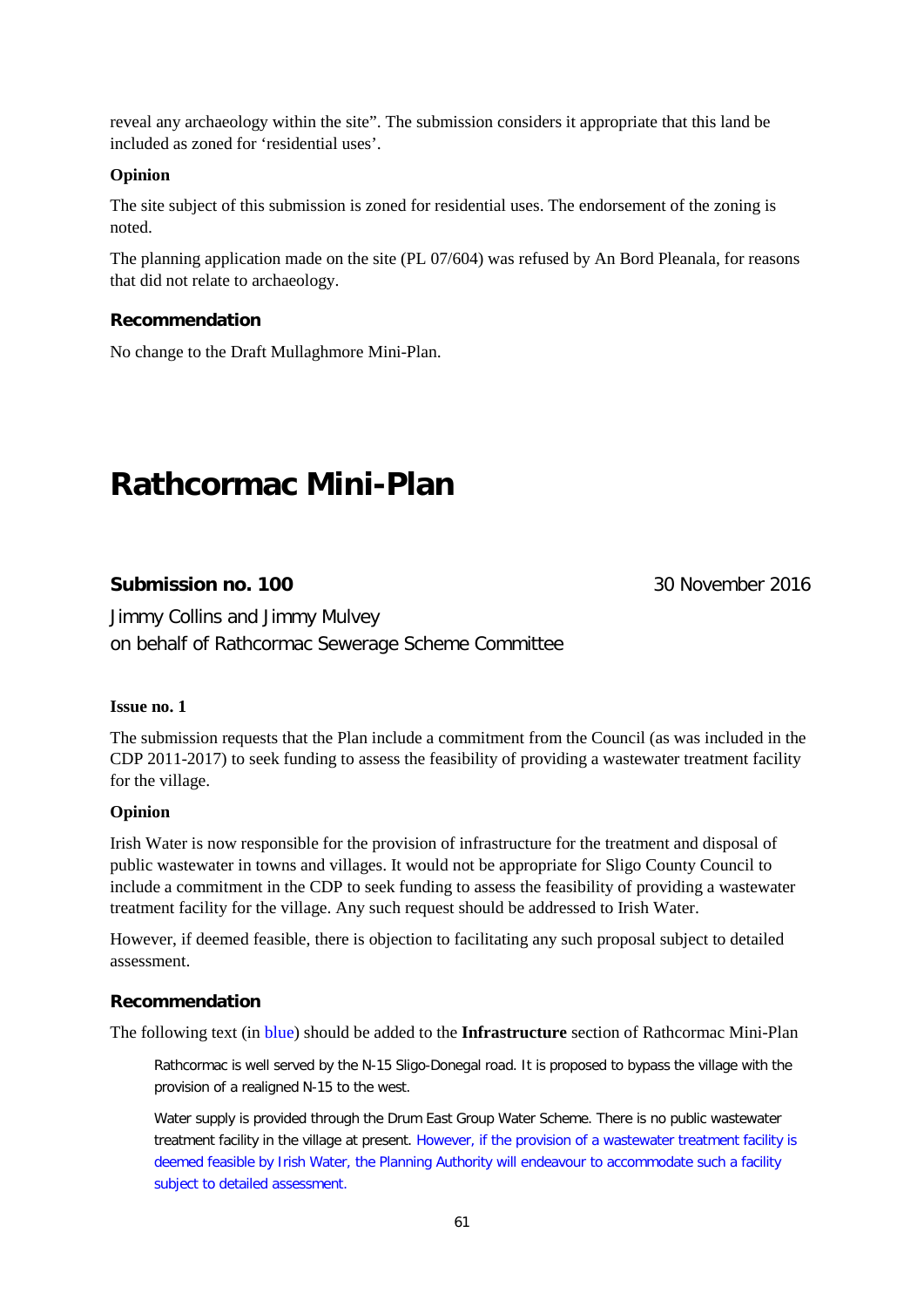reveal any archaeology within the site". The submission considers it appropriate that this land be included as zoned for 'residential uses'.

**Opinion**

The site subject of this submission is zoned for residential uses. The endorsement of the zoning is noted.

The planning application made on the site (PL 07/604) was refused by An Bord Pleanala, for reasons that did not relate to archaeology.

### Recommendation

No change to the Draft Mullaghmore Mini-Plan.

# Rathcormac Mini-Plan

### Submission no. 100

30 November 2016

Jimmy Collins and Jimmy Mulvey
on behalf of Rathcormac Sewerage Scheme Committee

**Issue no. 1**

The submission requests that the Plan include a commitment from the Council (as was included in the CDP 2011-2017) to seek funding to assess the feasibility of providing a wastewater treatment facility for the village.

**Opinion**

Irish Water is now responsible for the provision of infrastructure for the treatment and disposal of public wastewater in towns and villages. It would not be appropriate for Sligo County Council to include a commitment in the CDP to seek funding to assess the feasibility of providing a wastewater treatment facility for the village. Any such request should be addressed to Irish Water.

However, if deemed feasible, there is objection to facilitating any such proposal subject to detailed assessment.

### Recommendation

The following text (in blue) should be added to the **Infrastructure** section of Rathcormac Mini-Plan

> Rathcormac is well served by the N-15 Sligo-Donegal road. It is proposed to bypass the village with the provision of a realigned N-15 to the west.
>
> Water supply is provided through the Drum East Group Water Scheme. There is no public wastewater treatment facility in the village at present. However, if the provision of a wastewater treatment facility is deemed feasible by Irish Water, the Planning Authority will endeavour to accommodate such a facility subject to detailed assessment.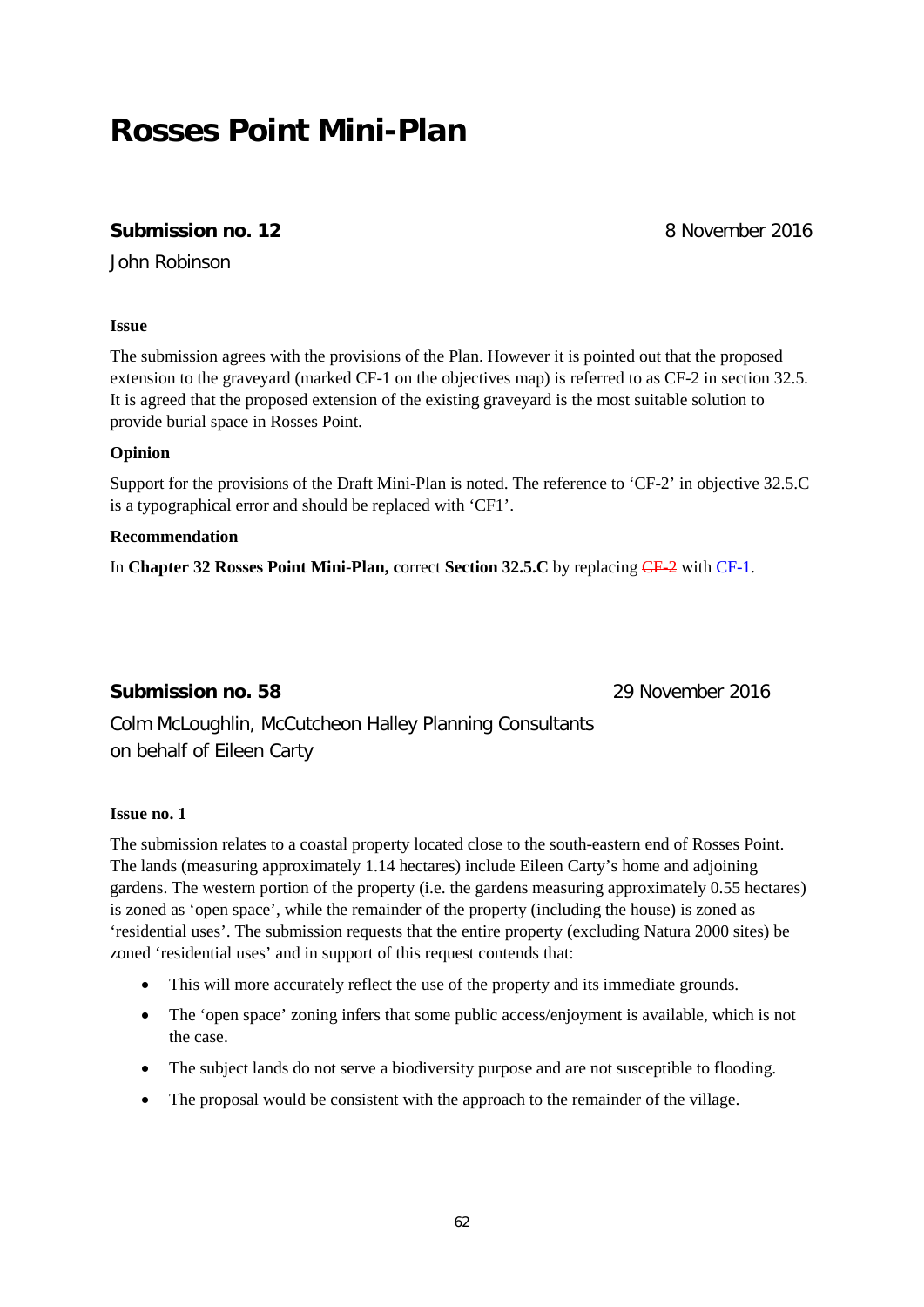# Rosses Point Mini-Plan

**Submission no. 12** 8 November 2016

John Robinson

**Issue**

The submission agrees with the provisions of the Plan. However it is pointed out that the proposed extension to the graveyard (marked CF-1 on the objectives map) is referred to as CF-2 in section 32.5. It is agreed that the proposed extension of the existing graveyard is the most suitable solution to provide burial space in Rosses Point.

**Opinion**

Support for the provisions of the Draft Mini-Plan is noted. The reference to 'CF-2' in objective 32.5.C is a typographical error and should be replaced with 'CF1'.

**Recommendation**

In **Chapter 32 Rosses Point Mini-Plan, c**orrect **Section 32.5.C** by replacing ~~CF-2~~ with CF-1.

**Submission no. 58** 29 November 2016

Colm McLoughlin, McCutcheon Halley Planning Consultants on behalf of Eileen Carty

**Issue no. 1**

The submission relates to a coastal property located close to the south-eastern end of Rosses Point. The lands (measuring approximately 1.14 hectares) include Eileen Carty's home and adjoining gardens. The western portion of the property (i.e. the gardens measuring approximately 0.55 hectares) is zoned as 'open space', while the remainder of the property (including the house) is zoned as 'residential uses'. The submission requests that the entire property (excluding Natura 2000 sites) be zoned 'residential uses' and in support of this request contends that:

- This will more accurately reflect the use of the property and its immediate grounds.
- The 'open space' zoning infers that some public access/enjoyment is available, which is not the case.
- The subject lands do not serve a biodiversity purpose and are not susceptible to flooding.
- The proposal would be consistent with the approach to the remainder of the village.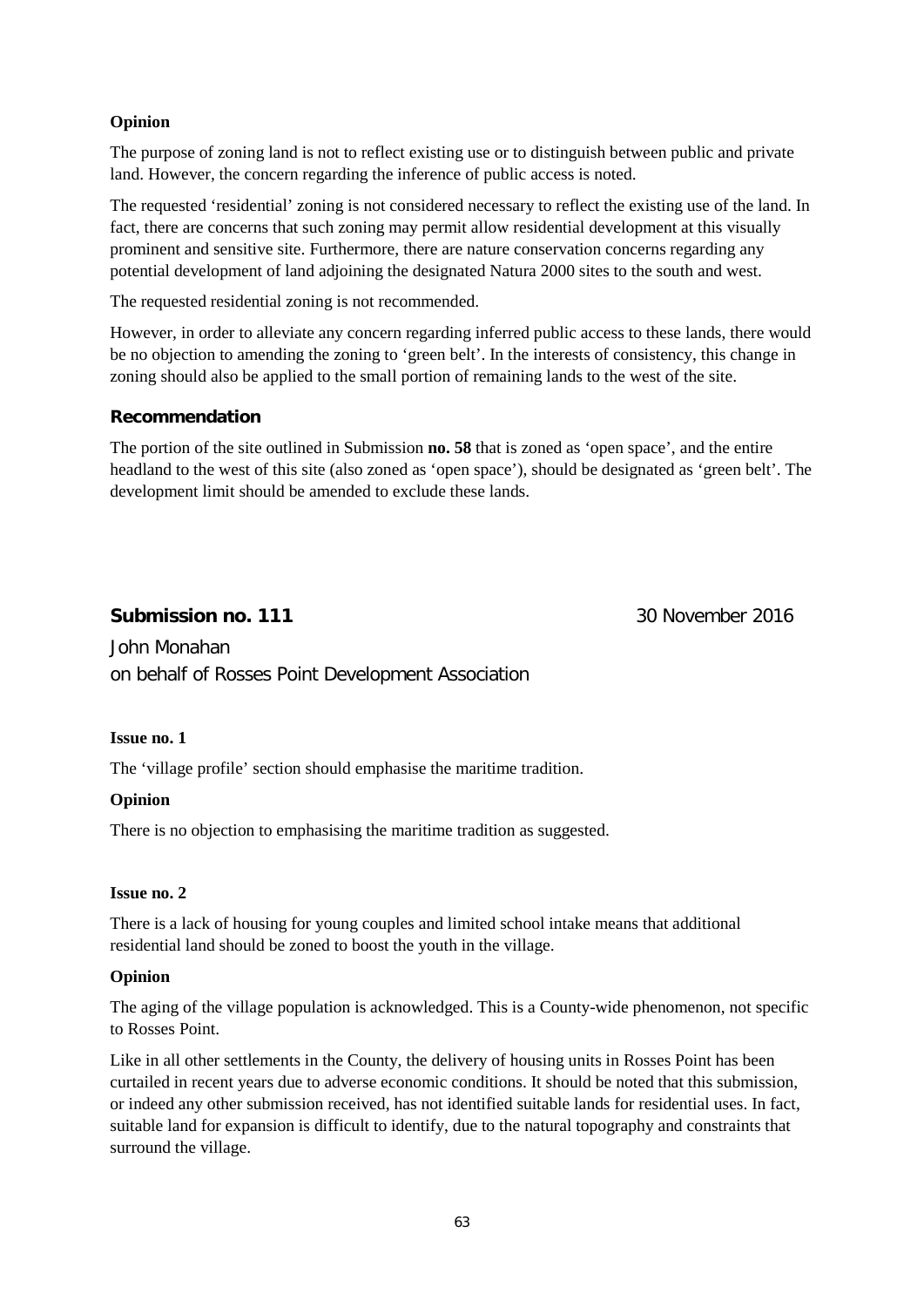**Opinion**

The purpose of zoning land is not to reflect existing use or to distinguish between public and private land. However, the concern regarding the inference of public access is noted.

The requested 'residential' zoning is not considered necessary to reflect the existing use of the land. In fact, there are concerns that such zoning may permit allow residential development at this visually prominent and sensitive site. Furthermore, there are nature conservation concerns regarding any potential development of land adjoining the designated Natura 2000 sites to the south and west.

The requested residential zoning is not recommended.

However, in order to alleviate any concern regarding inferred public access to these lands, there would be no objection to amending the zoning to 'green belt'. In the interests of consistency, this change in zoning should also be applied to the small portion of remaining lands to the west of the site.

### Recommendation

The portion of the site outlined in Submission **no. 58** that is zoned as 'open space', and the entire headland to the west of this site (also zoned as 'open space'), should be designated as 'green belt'. The development limit should be amended to exclude these lands.

## Submission no. 111

30 November 2016

John Monahan
on behalf of Rosses Point Development Association

**Issue no. 1**

The 'village profile' section should emphasise the maritime tradition.

**Opinion**

There is no objection to emphasising the maritime tradition as suggested.

**Issue no. 2**

There is a lack of housing for young couples and limited school intake means that additional residential land should be zoned to boost the youth in the village.

**Opinion**

The aging of the village population is acknowledged. This is a County-wide phenomenon, not specific to Rosses Point.

Like in all other settlements in the County, the delivery of housing units in Rosses Point has been curtailed in recent years due to adverse economic conditions. It should be noted that this submission, or indeed any other submission received, has not identified suitable lands for residential uses. In fact, suitable land for expansion is difficult to identify, due to the natural topography and constraints that surround the village.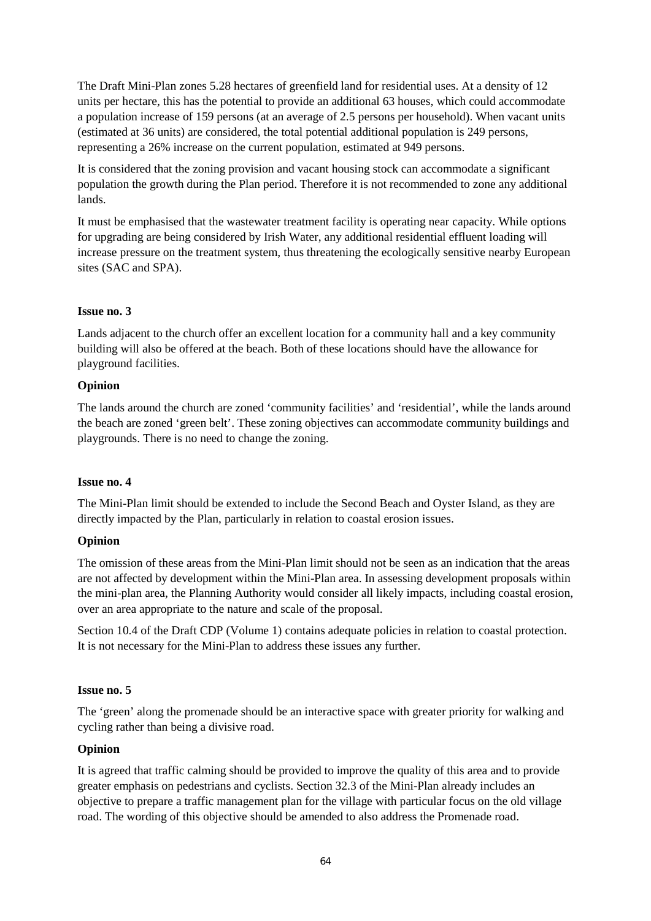The Draft Mini-Plan zones 5.28 hectares of greenfield land for residential uses. At a density of 12 units per hectare, this has the potential to provide an additional 63 houses, which could accommodate a population increase of 159 persons (at an average of 2.5 persons per household). When vacant units (estimated at 36 units) are considered, the total potential additional population is 249 persons, representing a 26% increase on the current population, estimated at 949 persons.

It is considered that the zoning provision and vacant housing stock can accommodate a significant population the growth during the Plan period. Therefore it is not recommended to zone any additional lands.

It must be emphasised that the wastewater treatment facility is operating near capacity. While options for upgrading are being considered by Irish Water, any additional residential effluent loading will increase pressure on the treatment system, thus threatening the ecologically sensitive nearby European sites (SAC and SPA).

**Issue no. 3**

Lands adjacent to the church offer an excellent location for a community hall and a key community building will also be offered at the beach. Both of these locations should have the allowance for playground facilities.

**Opinion**

The lands around the church are zoned 'community facilities' and 'residential', while the lands around the beach are zoned 'green belt'. These zoning objectives can accommodate community buildings and playgrounds. There is no need to change the zoning.

**Issue no. 4**

The Mini-Plan limit should be extended to include the Second Beach and Oyster Island, as they are directly impacted by the Plan, particularly in relation to coastal erosion issues.

**Opinion**

The omission of these areas from the Mini-Plan limit should not be seen as an indication that the areas are not affected by development within the Mini-Plan area. In assessing development proposals within the mini-plan area, the Planning Authority would consider all likely impacts, including coastal erosion, over an area appropriate to the nature and scale of the proposal.

Section 10.4 of the Draft CDP (Volume 1) contains adequate policies in relation to coastal protection. It is not necessary for the Mini-Plan to address these issues any further.

**Issue no. 5**

The 'green' along the promenade should be an interactive space with greater priority for walking and cycling rather than being a divisive road.

**Opinion**

It is agreed that traffic calming should be provided to improve the quality of this area and to provide greater emphasis on pedestrians and cyclists. Section 32.3 of the Mini-Plan already includes an objective to prepare a traffic management plan for the village with particular focus on the old village road. The wording of this objective should be amended to also address the Promenade road.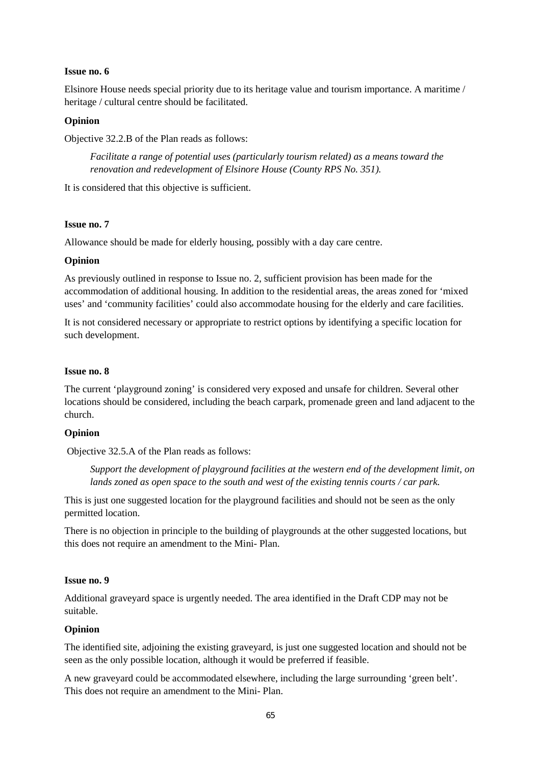**Issue no. 6**

Elsinore House needs special priority due to its heritage value and tourism importance. A maritime / heritage / cultural centre should be facilitated.

**Opinion**

Objective 32.2.B of the Plan reads as follows:

> *Facilitate a range of potential uses (particularly tourism related) as a means toward the renovation and redevelopment of Elsinore House (County RPS No. 351).*

It is considered that this objective is sufficient.

**Issue no. 7**

Allowance should be made for elderly housing, possibly with a day care centre.

**Opinion**

As previously outlined in response to Issue no. 2, sufficient provision has been made for the accommodation of additional housing. In addition to the residential areas, the areas zoned for 'mixed uses' and 'community facilities' could also accommodate housing for the elderly and care facilities.

It is not considered necessary or appropriate to restrict options by identifying a specific location for such development.

**Issue no. 8**

The current 'playground zoning' is considered very exposed and unsafe for children. Several other locations should be considered, including the beach carpark, promenade green and land adjacent to the church.

**Opinion**

Objective 32.5.A of the Plan reads as follows:

> *Support the development of playground facilities at the western end of the development limit, on lands zoned as open space to the south and west of the existing tennis courts / car park.*

This is just one suggested location for the playground facilities and should not be seen as the only permitted location.

There is no objection in principle to the building of playgrounds at the other suggested locations, but this does not require an amendment to the Mini- Plan.

**Issue no. 9**

Additional graveyard space is urgently needed. The area identified in the Draft CDP may not be suitable.

**Opinion**

The identified site, adjoining the existing graveyard, is just one suggested location and should not be seen as the only possible location, although it would be preferred if feasible.

A new graveyard could be accommodated elsewhere, including the large surrounding 'green belt'. This does not require an amendment to the Mini- Plan.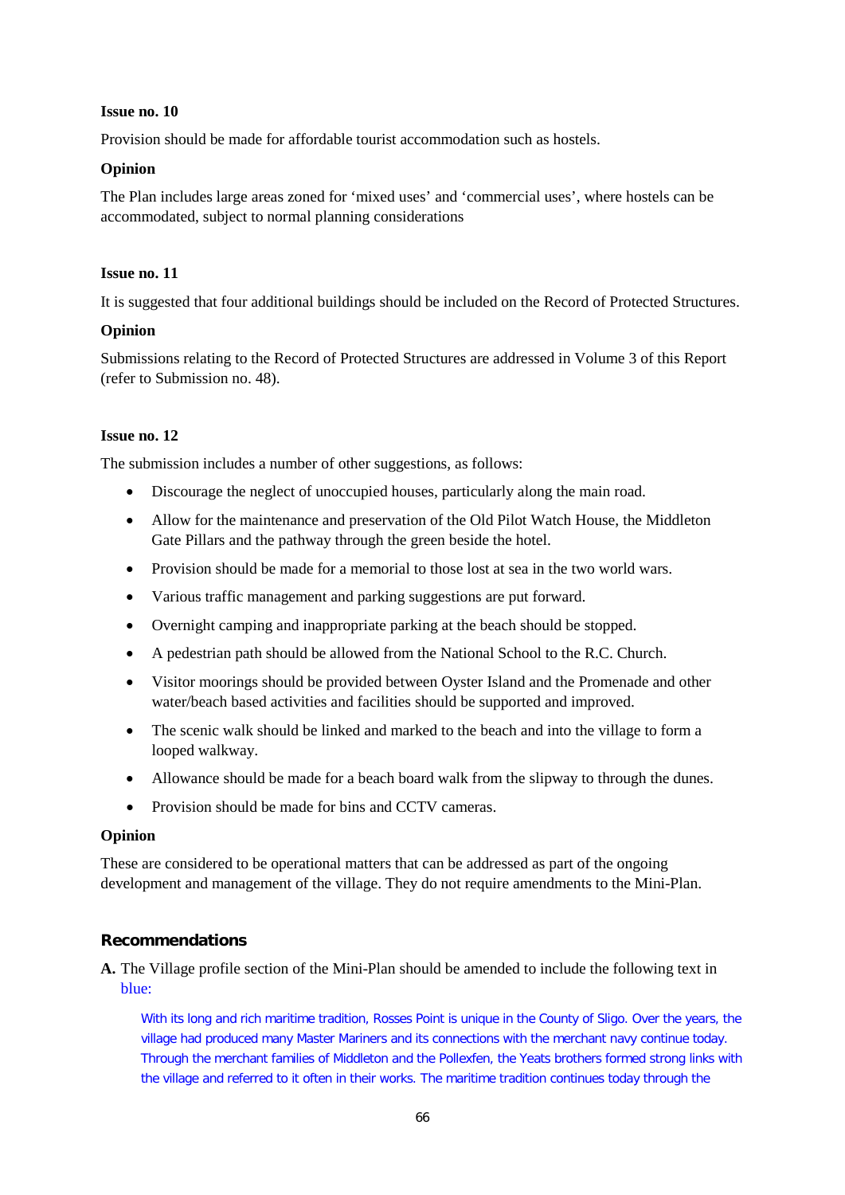**Issue no. 10**

Provision should be made for affordable tourist accommodation such as hostels.

**Opinion**

The Plan includes large areas zoned for 'mixed uses' and 'commercial uses', where hostels can be accommodated, subject to normal planning considerations

**Issue no. 11**

It is suggested that four additional buildings should be included on the Record of Protected Structures.

**Opinion**

Submissions relating to the Record of Protected Structures are addressed in Volume 3 of this Report (refer to Submission no. 48).

**Issue no. 12**

The submission includes a number of other suggestions, as follows:

- Discourage the neglect of unoccupied houses, particularly along the main road.
- Allow for the maintenance and preservation of the Old Pilot Watch House, the Middleton Gate Pillars and the pathway through the green beside the hotel.
- Provision should be made for a memorial to those lost at sea in the two world wars.
- Various traffic management and parking suggestions are put forward.
- Overnight camping and inappropriate parking at the beach should be stopped.
- A pedestrian path should be allowed from the National School to the R.C. Church.
- Visitor moorings should be provided between Oyster Island and the Promenade and other water/beach based activities and facilities should be supported and improved.
- The scenic walk should be linked and marked to the beach and into the village to form a looped walkway.
- Allowance should be made for a beach board walk from the slipway to through the dunes.
- Provision should be made for bins and CCTV cameras.

**Opinion**

These are considered to be operational matters that can be addressed as part of the ongoing development and management of the village. They do not require amendments to the Mini-Plan.

## Recommendations

**A.** The Village profile section of the Mini-Plan should be amended to include the following text in blue:

With its long and rich maritime tradition, Rosses Point is unique in the County of Sligo. Over the years, the village had produced many Master Mariners and its connections with the merchant navy continue today. Through the merchant families of Middleton and the Pollexfen, the Yeats brothers formed strong links with the village and referred to it often in their works. The maritime tradition continues today through the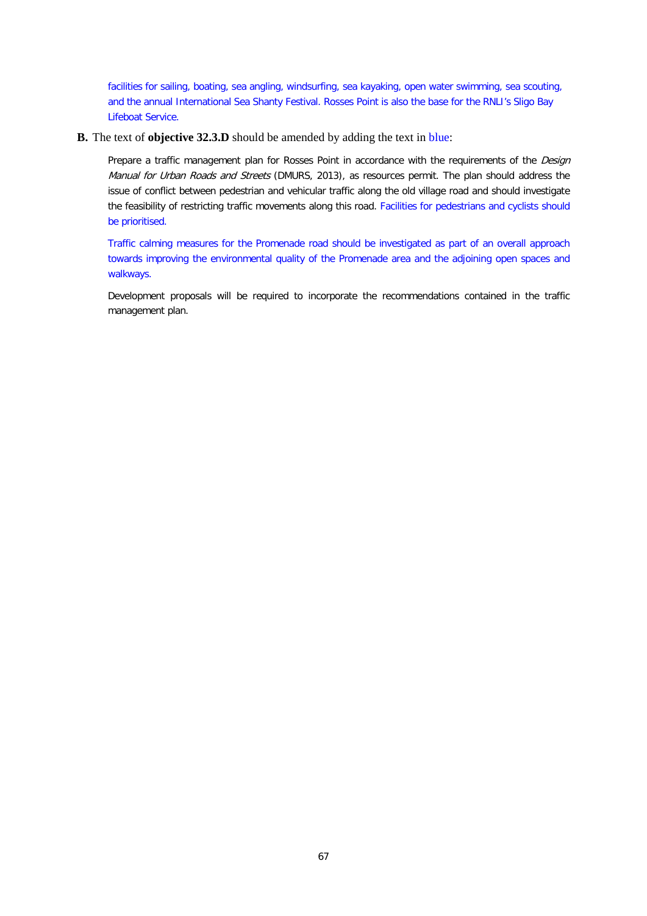facilities for sailing, boating, sea angling, windsurfing, sea kayaking, open water swimming, sea scouting, and the annual International Sea Shanty Festival. Rosses Point is also the base for the RNLI's Sligo Bay Lifeboat Service.

**B.** The text of **objective 32.3.D** should be amended by adding the text in blue:

Prepare a traffic management plan for Rosses Point in accordance with the requirements of the *Design Manual for Urban Roads and Streets* (DMURS, 2013), as resources permit. The plan should address the issue of conflict between pedestrian and vehicular traffic along the old village road and should investigate the feasibility of restricting traffic movements along this road. Facilities for pedestrians and cyclists should be prioritised.

Traffic calming measures for the Promenade road should be investigated as part of an overall approach towards improving the environmental quality of the Promenade area and the adjoining open spaces and walkways.

Development proposals will be required to incorporate the recommendations contained in the traffic management plan.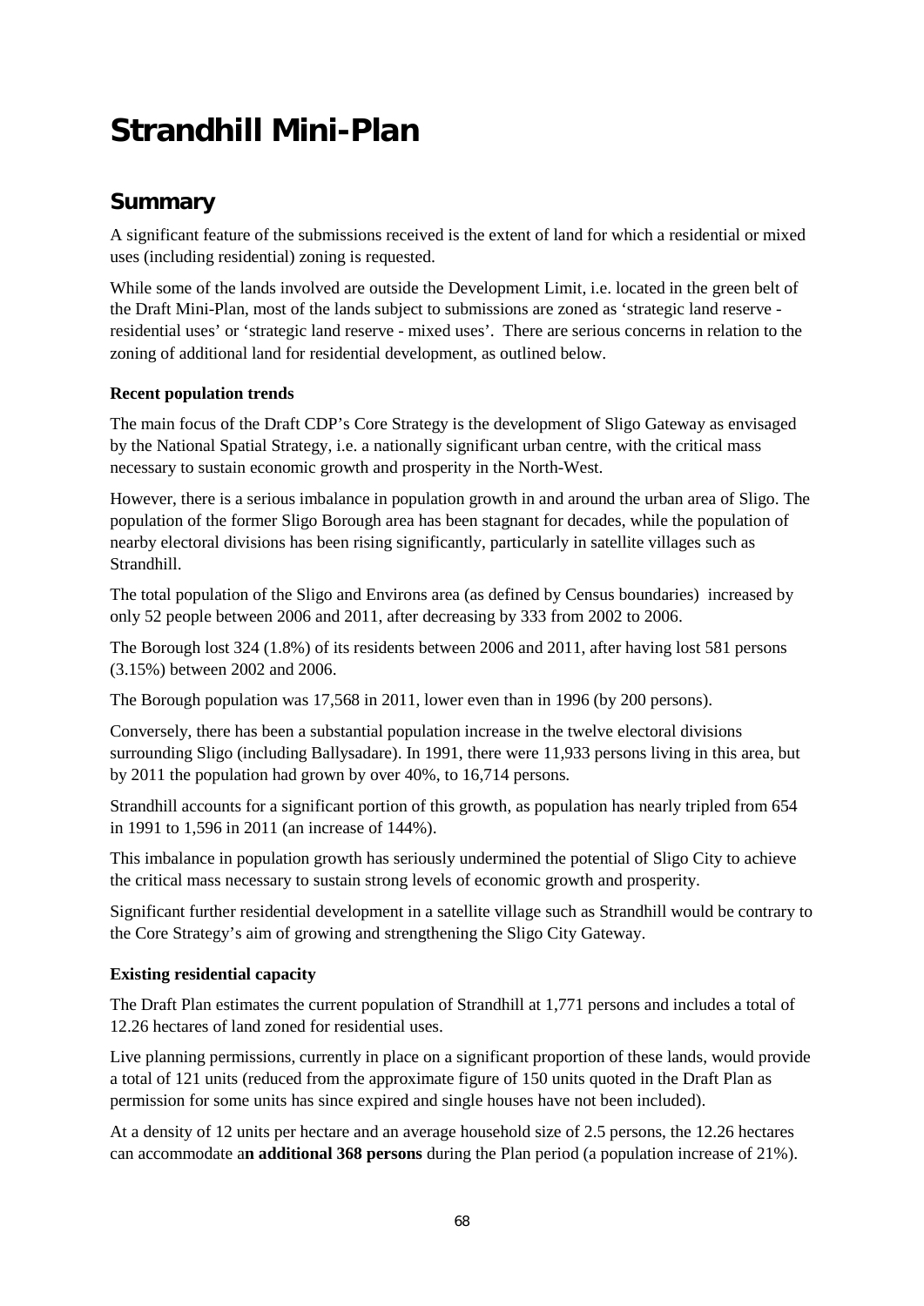# Strandhill Mini-Plan

## Summary

A significant feature of the submissions received is the extent of land for which a residential or mixed uses (including residential) zoning is requested.

While some of the lands involved are outside the Development Limit, i.e. located in the green belt of the Draft Mini-Plan, most of the lands subject to submissions are zoned as 'strategic land reserve - residential uses' or 'strategic land reserve - mixed uses'. There are serious concerns in relation to the zoning of additional land for residential development, as outlined below.

**Recent population trends**

The main focus of the Draft CDP's Core Strategy is the development of Sligo Gateway as envisaged by the National Spatial Strategy, i.e. a nationally significant urban centre, with the critical mass necessary to sustain economic growth and prosperity in the North-West.

However, there is a serious imbalance in population growth in and around the urban area of Sligo. The population of the former Sligo Borough area has been stagnant for decades, while the population of nearby electoral divisions has been rising significantly, particularly in satellite villages such as Strandhill.

The total population of the Sligo and Environs area (as defined by Census boundaries) increased by only 52 people between 2006 and 2011, after decreasing by 333 from 2002 to 2006.

The Borough lost 324 (1.8%) of its residents between 2006 and 2011, after having lost 581 persons (3.15%) between 2002 and 2006.

The Borough population was 17,568 in 2011, lower even than in 1996 (by 200 persons).

Conversely, there has been a substantial population increase in the twelve electoral divisions surrounding Sligo (including Ballysadare). In 1991, there were 11,933 persons living in this area, but by 2011 the population had grown by over 40%, to 16,714 persons.

Strandhill accounts for a significant portion of this growth, as population has nearly tripled from 654 in 1991 to 1,596 in 2011 (an increase of 144%).

This imbalance in population growth has seriously undermined the potential of Sligo City to achieve the critical mass necessary to sustain strong levels of economic growth and prosperity.

Significant further residential development in a satellite village such as Strandhill would be contrary to the Core Strategy's aim of growing and strengthening the Sligo City Gateway.

**Existing residential capacity**

The Draft Plan estimates the current population of Strandhill at 1,771 persons and includes a total of 12.26 hectares of land zoned for residential uses.

Live planning permissions, currently in place on a significant proportion of these lands, would provide a total of 121 units (reduced from the approximate figure of 150 units quoted in the Draft Plan as permission for some units has since expired and single houses have not been included).

At a density of 12 units per hectare and an average household size of 2.5 persons, the 12.26 hectares can accommodate a**n additional 368 persons** during the Plan period (a population increase of 21%).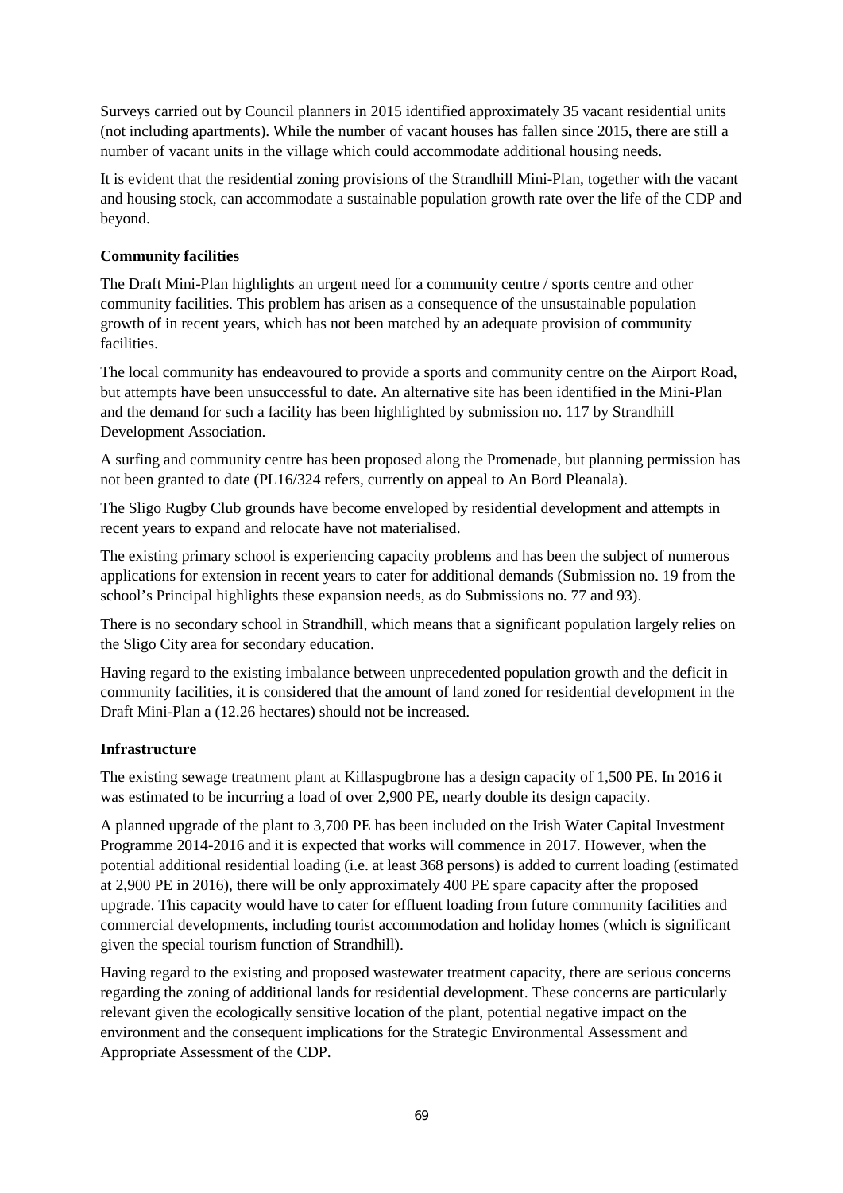Surveys carried out by Council planners in 2015 identified approximately 35 vacant residential units (not including apartments). While the number of vacant houses has fallen since 2015, there are still a number of vacant units in the village which could accommodate additional housing needs.

It is evident that the residential zoning provisions of the Strandhill Mini-Plan, together with the vacant and housing stock, can accommodate a sustainable population growth rate over the life of the CDP and beyond.

**Community facilities**

The Draft Mini-Plan highlights an urgent need for a community centre / sports centre and other community facilities. This problem has arisen as a consequence of the unsustainable population growth of in recent years, which has not been matched by an adequate provision of community facilities.

The local community has endeavoured to provide a sports and community centre on the Airport Road, but attempts have been unsuccessful to date. An alternative site has been identified in the Mini-Plan and the demand for such a facility has been highlighted by submission no. 117 by Strandhill Development Association.

A surfing and community centre has been proposed along the Promenade, but planning permission has not been granted to date (PL16/324 refers, currently on appeal to An Bord Pleanala).

The Sligo Rugby Club grounds have become enveloped by residential development and attempts in recent years to expand and relocate have not materialised.

The existing primary school is experiencing capacity problems and has been the subject of numerous applications for extension in recent years to cater for additional demands (Submission no. 19 from the school's Principal highlights these expansion needs, as do Submissions no. 77 and 93).

There is no secondary school in Strandhill, which means that a significant population largely relies on the Sligo City area for secondary education.

Having regard to the existing imbalance between unprecedented population growth and the deficit in community facilities, it is considered that the amount of land zoned for residential development in the Draft Mini-Plan a (12.26 hectares) should not be increased.

**Infrastructure**

The existing sewage treatment plant at Killaspugbrone has a design capacity of 1,500 PE. In 2016 it was estimated to be incurring a load of over 2,900 PE, nearly double its design capacity.

A planned upgrade of the plant to 3,700 PE has been included on the Irish Water Capital Investment Programme 2014-2016 and it is expected that works will commence in 2017. However, when the potential additional residential loading (i.e. at least 368 persons) is added to current loading (estimated at 2,900 PE in 2016), there will be only approximately 400 PE spare capacity after the proposed upgrade. This capacity would have to cater for effluent loading from future community facilities and commercial developments, including tourist accommodation and holiday homes (which is significant given the special tourism function of Strandhill).

Having regard to the existing and proposed wastewater treatment capacity, there are serious concerns regarding the zoning of additional lands for residential development. These concerns are particularly relevant given the ecologically sensitive location of the plant, potential negative impact on the environment and the consequent implications for the Strategic Environmental Assessment and Appropriate Assessment of the CDP.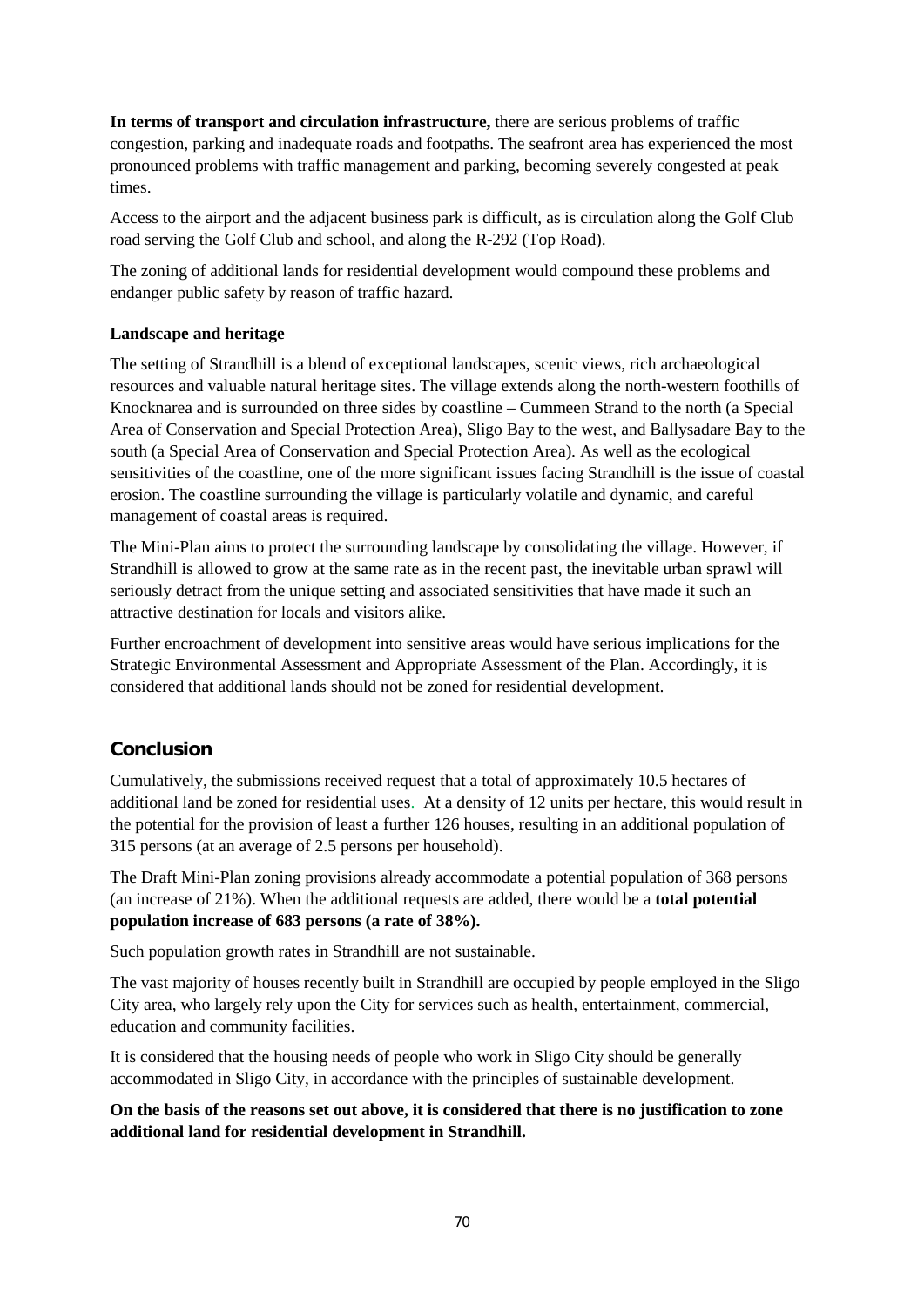**In terms of transport and circulation infrastructure,** there are serious problems of traffic congestion, parking and inadequate roads and footpaths. The seafront area has experienced the most pronounced problems with traffic management and parking, becoming severely congested at peak times.

Access to the airport and the adjacent business park is difficult, as is circulation along the Golf Club road serving the Golf Club and school, and along the R-292 (Top Road).

The zoning of additional lands for residential development would compound these problems and endanger public safety by reason of traffic hazard.

**Landscape and heritage**

The setting of Strandhill is a blend of exceptional landscapes, scenic views, rich archaeological resources and valuable natural heritage sites. The village extends along the north-western foothills of Knocknarea and is surrounded on three sides by coastline – Cummeen Strand to the north (a Special Area of Conservation and Special Protection Area), Sligo Bay to the west, and Ballysadare Bay to the south (a Special Area of Conservation and Special Protection Area). As well as the ecological sensitivities of the coastline, one of the more significant issues facing Strandhill is the issue of coastal erosion. The coastline surrounding the village is particularly volatile and dynamic, and careful management of coastal areas is required.

The Mini-Plan aims to protect the surrounding landscape by consolidating the village. However, if Strandhill is allowed to grow at the same rate as in the recent past, the inevitable urban sprawl will seriously detract from the unique setting and associated sensitivities that have made it such an attractive destination for locals and visitors alike.

Further encroachment of development into sensitive areas would have serious implications for the Strategic Environmental Assessment and Appropriate Assessment of the Plan. Accordingly, it is considered that additional lands should not be zoned for residential development.

## Conclusion

Cumulatively, the submissions received request that a total of approximately 10.5 hectares of additional land be zoned for residential uses. At a density of 12 units per hectare, this would result in the potential for the provision of least a further 126 houses, resulting in an additional population of 315 persons (at an average of 2.5 persons per household).

The Draft Mini-Plan zoning provisions already accommodate a potential population of 368 persons (an increase of 21%). When the additional requests are added, there would be a **total potential population increase of 683 persons (a rate of 38%).**

Such population growth rates in Strandhill are not sustainable.

The vast majority of houses recently built in Strandhill are occupied by people employed in the Sligo City area, who largely rely upon the City for services such as health, entertainment, commercial, education and community facilities.

It is considered that the housing needs of people who work in Sligo City should be generally accommodated in Sligo City, in accordance with the principles of sustainable development.

**On the basis of the reasons set out above, it is considered that there is no justification to zone additional land for residential development in Strandhill.**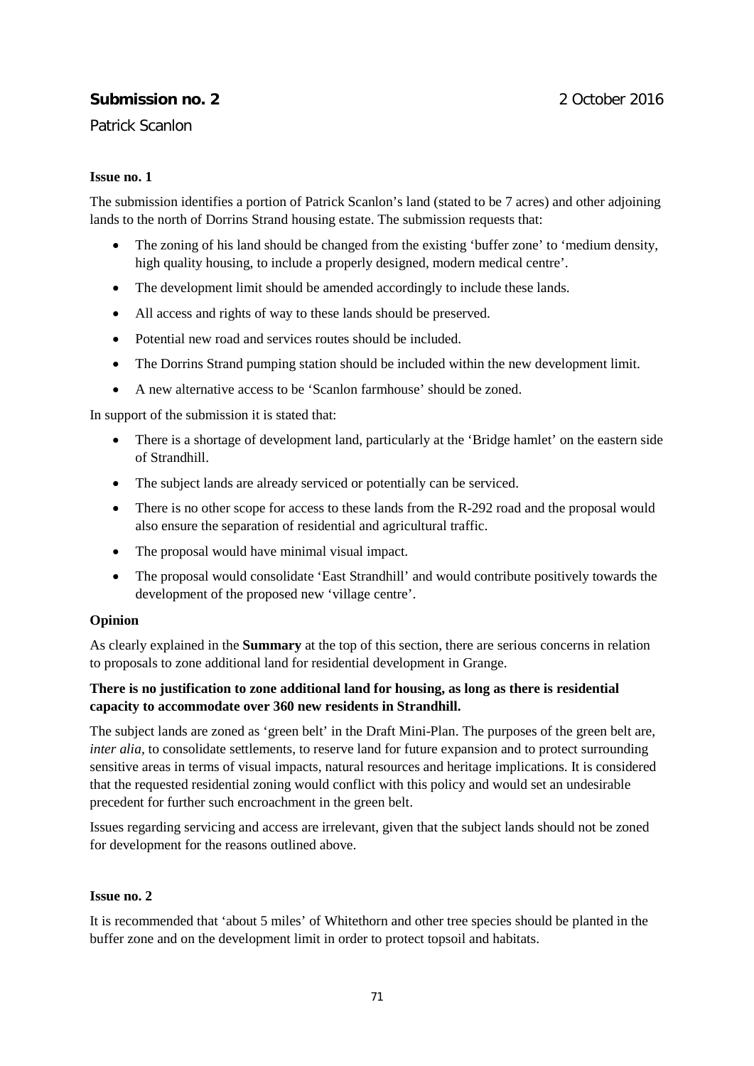**Submission no. 2** 2 October 2016

Patrick Scanlon

**Issue no. 1**

The submission identifies a portion of Patrick Scanlon's land (stated to be 7 acres) and other adjoining lands to the north of Dorrins Strand housing estate. The submission requests that:

- The zoning of his land should be changed from the existing 'buffer zone' to 'medium density, high quality housing, to include a properly designed, modern medical centre'.
- The development limit should be amended accordingly to include these lands.
- All access and rights of way to these lands should be preserved.
- Potential new road and services routes should be included.
- The Dorrins Strand pumping station should be included within the new development limit.
- A new alternative access to be 'Scanlon farmhouse' should be zoned.

In support of the submission it is stated that:

- There is a shortage of development land, particularly at the 'Bridge hamlet' on the eastern side of Strandhill.
- The subject lands are already serviced or potentially can be serviced.
- There is no other scope for access to these lands from the R-292 road and the proposal would also ensure the separation of residential and agricultural traffic.
- The proposal would have minimal visual impact.
- The proposal would consolidate 'East Strandhill' and would contribute positively towards the development of the proposed new 'village centre'.

**Opinion**

As clearly explained in the **Summary** at the top of this section, there are serious concerns in relation to proposals to zone additional land for residential development in Grange.

**There is no justification to zone additional land for housing, as long as there is residential capacity to accommodate over 360 new residents in Strandhill.**

The subject lands are zoned as 'green belt' in the Draft Mini-Plan. The purposes of the green belt are, *inter alia,* to consolidate settlements, to reserve land for future expansion and to protect surrounding sensitive areas in terms of visual impacts, natural resources and heritage implications. It is considered that the requested residential zoning would conflict with this policy and would set an undesirable precedent for further such encroachment in the green belt.

Issues regarding servicing and access are irrelevant, given that the subject lands should not be zoned for development for the reasons outlined above.

**Issue no. 2**

It is recommended that 'about 5 miles' of Whitethorn and other tree species should be planted in the buffer zone and on the development limit in order to protect topsoil and habitats.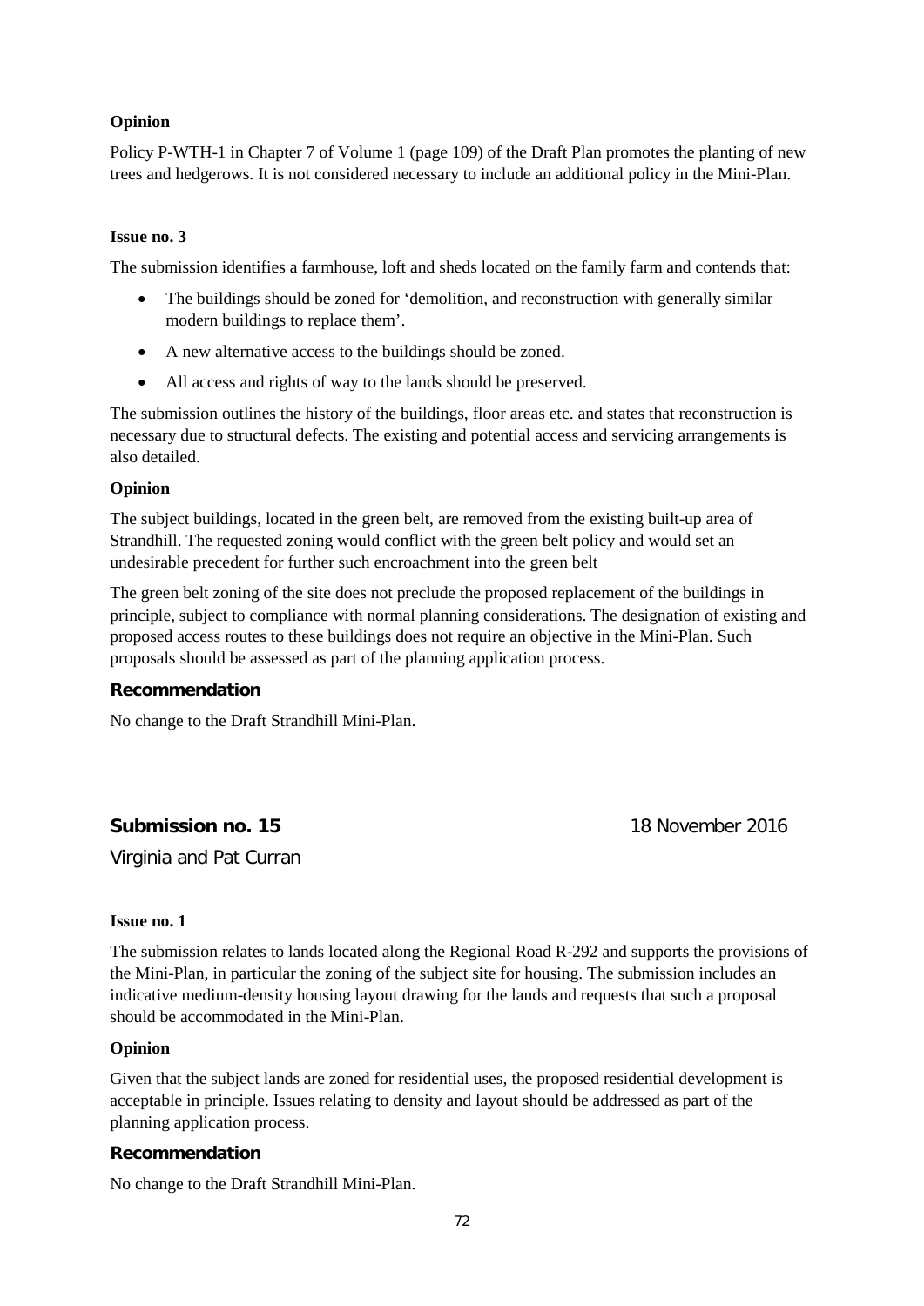**Opinion**

Policy P-WTH-1 in Chapter 7 of Volume 1 (page 109) of the Draft Plan promotes the planting of new trees and hedgerows. It is not considered necessary to include an additional policy in the Mini-Plan.

**Issue no. 3**

The submission identifies a farmhouse, loft and sheds located on the family farm and contends that:

- The buildings should be zoned for 'demolition, and reconstruction with generally similar modern buildings to replace them'.
- A new alternative access to the buildings should be zoned.
- All access and rights of way to the lands should be preserved.

The submission outlines the history of the buildings, floor areas etc. and states that reconstruction is necessary due to structural defects. The existing and potential access and servicing arrangements is also detailed.

**Opinion**

The subject buildings, located in the green belt, are removed from the existing built-up area of Strandhill. The requested zoning would conflict with the green belt policy and would set an undesirable precedent for further such encroachment into the green belt

The green belt zoning of the site does not preclude the proposed replacement of the buildings in principle, subject to compliance with normal planning considerations. The designation of existing and proposed access routes to these buildings does not require an objective in the Mini-Plan. Such proposals should be assessed as part of the planning application process.

**Recommendation**

No change to the Draft Strandhill Mini-Plan.

## Submission no. 15 — 18 November 2016

Virginia and Pat Curran

**Issue no. 1**

The submission relates to lands located along the Regional Road R-292 and supports the provisions of the Mini-Plan, in particular the zoning of the subject site for housing. The submission includes an indicative medium-density housing layout drawing for the lands and requests that such a proposal should be accommodated in the Mini-Plan.

**Opinion**

Given that the subject lands are zoned for residential uses, the proposed residential development is acceptable in principle. Issues relating to density and layout should be addressed as part of the planning application process.

**Recommendation**

No change to the Draft Strandhill Mini-Plan.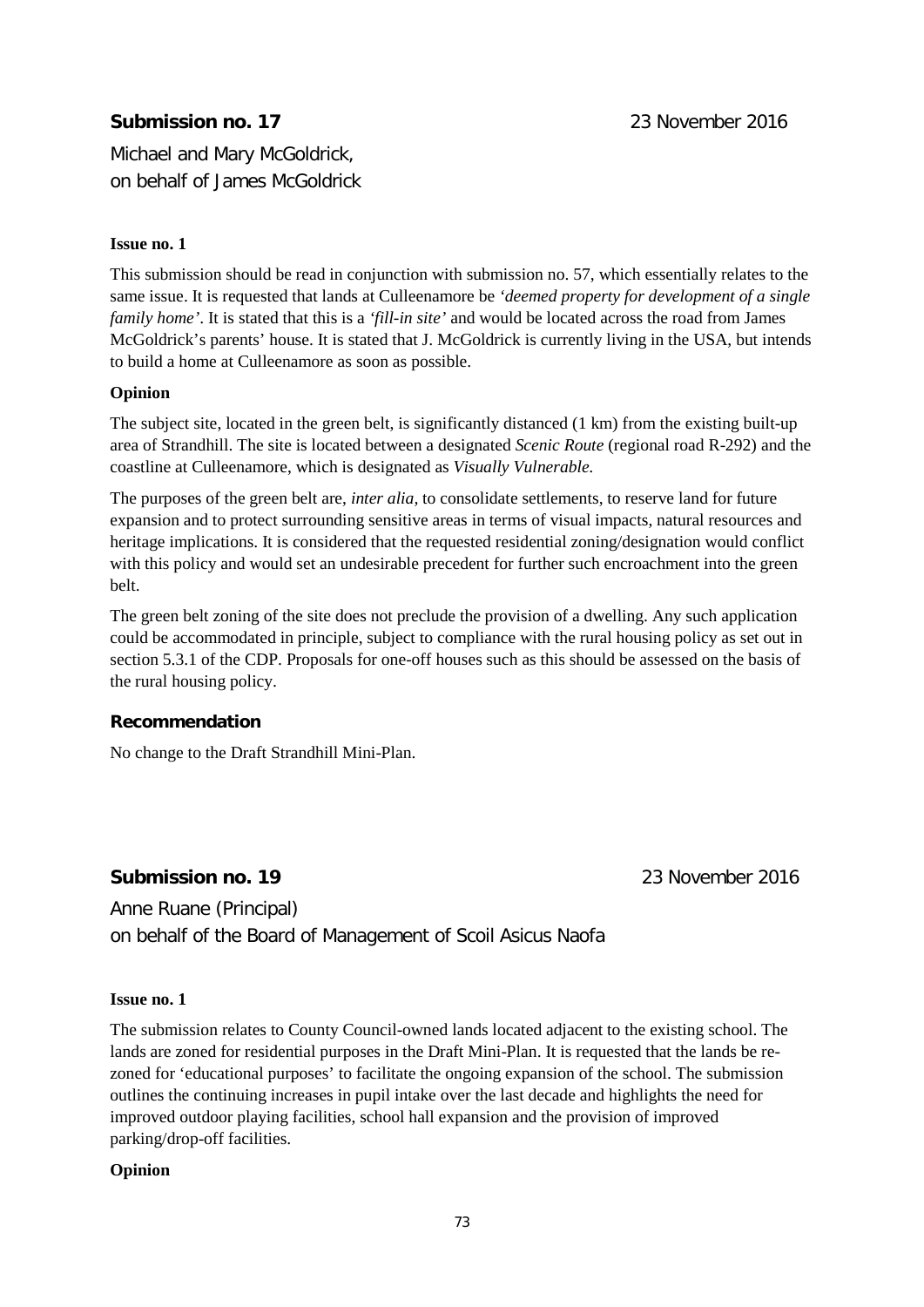## Submission no. 17 — 23 November 2016

Michael and Mary McGoldrick,
on behalf of James McGoldrick

**Issue no. 1**

This submission should be read in conjunction with submission no. 57, which essentially relates to the same issue. It is requested that lands at Culleenamore be *'deemed property for development of a single family home'*. It is stated that this is a *'fill-in site'* and would be located across the road from James McGoldrick's parents' house. It is stated that J. McGoldrick is currently living in the USA, but intends to build a home at Culleenamore as soon as possible.

**Opinion**

The subject site, located in the green belt, is significantly distanced (1 km) from the existing built-up area of Strandhill. The site is located between a designated *Scenic Route* (regional road R-292) and the coastline at Culleenamore, which is designated as *Visually Vulnerable.*

The purposes of the green belt are, *inter alia,* to consolidate settlements, to reserve land for future expansion and to protect surrounding sensitive areas in terms of visual impacts, natural resources and heritage implications. It is considered that the requested residential zoning/designation would conflict with this policy and would set an undesirable precedent for further such encroachment into the green belt.

The green belt zoning of the site does not preclude the provision of a dwelling. Any such application could be accommodated in principle, subject to compliance with the rural housing policy as set out in section 5.3.1 of the CDP. Proposals for one-off houses such as this should be assessed on the basis of the rural housing policy.

### Recommendation

No change to the Draft Strandhill Mini-Plan.

## Submission no. 19 — 23 November 2016

Anne Ruane (Principal)
on behalf of the Board of Management of Scoil Asicus Naofa

**Issue no. 1**

The submission relates to County Council-owned lands located adjacent to the existing school. The lands are zoned for residential purposes in the Draft Mini-Plan. It is requested that the lands be re-zoned for 'educational purposes' to facilitate the ongoing expansion of the school. The submission outlines the continuing increases in pupil intake over the last decade and highlights the need for improved outdoor playing facilities, school hall expansion and the provision of improved parking/drop-off facilities.

**Opinion**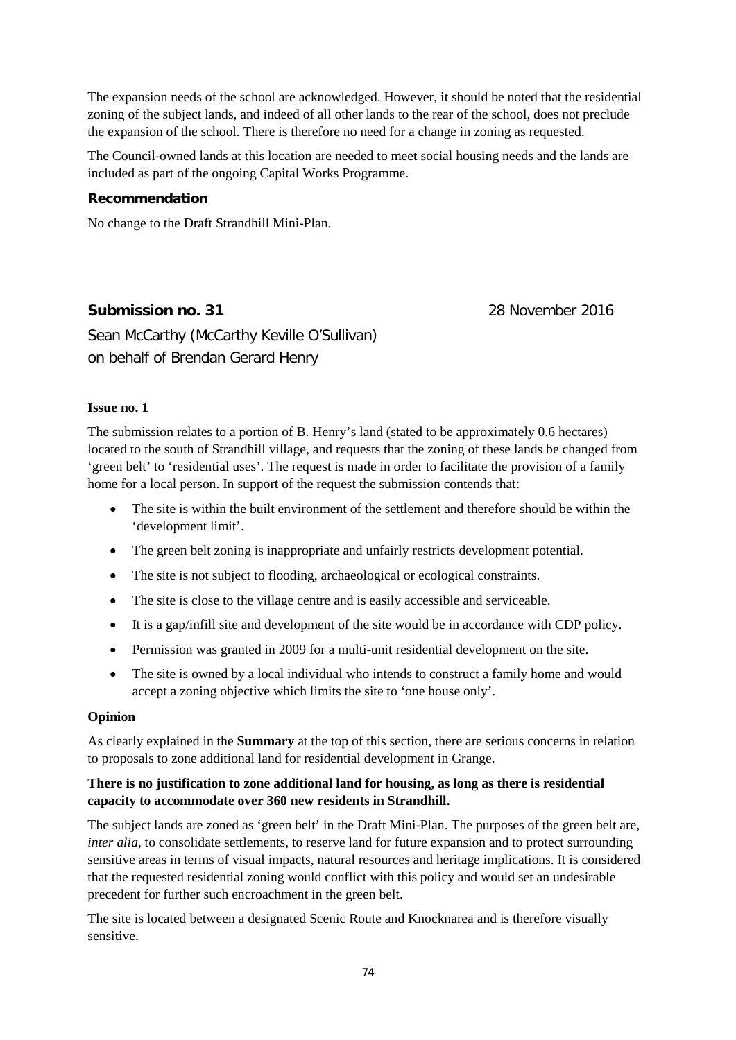The expansion needs of the school are acknowledged. However, it should be noted that the residential zoning of the subject lands, and indeed of all other lands to the rear of the school, does not preclude the expansion of the school. There is therefore no need for a change in zoning as requested.

The Council-owned lands at this location are needed to meet social housing needs and the lands are included as part of the ongoing Capital Works Programme.

### Recommendation

No change to the Draft Strandhill Mini-Plan.

## Submission no. 31 — 28 November 2016

Sean McCarthy (McCarthy Keville O'Sullivan)
on behalf of Brendan Gerard Henry

**Issue no. 1**

The submission relates to a portion of B. Henry's land (stated to be approximately 0.6 hectares) located to the south of Strandhill village, and requests that the zoning of these lands be changed from 'green belt' to 'residential uses'. The request is made in order to facilitate the provision of a family home for a local person. In support of the request the submission contends that:

- The site is within the built environment of the settlement and therefore should be within the 'development limit'.
- The green belt zoning is inappropriate and unfairly restricts development potential.
- The site is not subject to flooding, archaeological or ecological constraints.
- The site is close to the village centre and is easily accessible and serviceable.
- It is a gap/infill site and development of the site would be in accordance with CDP policy.
- Permission was granted in 2009 for a multi-unit residential development on the site.
- The site is owned by a local individual who intends to construct a family home and would accept a zoning objective which limits the site to 'one house only'.

**Opinion**

As clearly explained in the **Summary** at the top of this section, there are serious concerns in relation to proposals to zone additional land for residential development in Grange.

**There is no justification to zone additional land for housing, as long as there is residential capacity to accommodate over 360 new residents in Strandhill.**

The subject lands are zoned as 'green belt' in the Draft Mini-Plan. The purposes of the green belt are, *inter alia,* to consolidate settlements, to reserve land for future expansion and to protect surrounding sensitive areas in terms of visual impacts, natural resources and heritage implications. It is considered that the requested residential zoning would conflict with this policy and would set an undesirable precedent for further such encroachment in the green belt.

The site is located between a designated Scenic Route and Knocknarea and is therefore visually sensitive.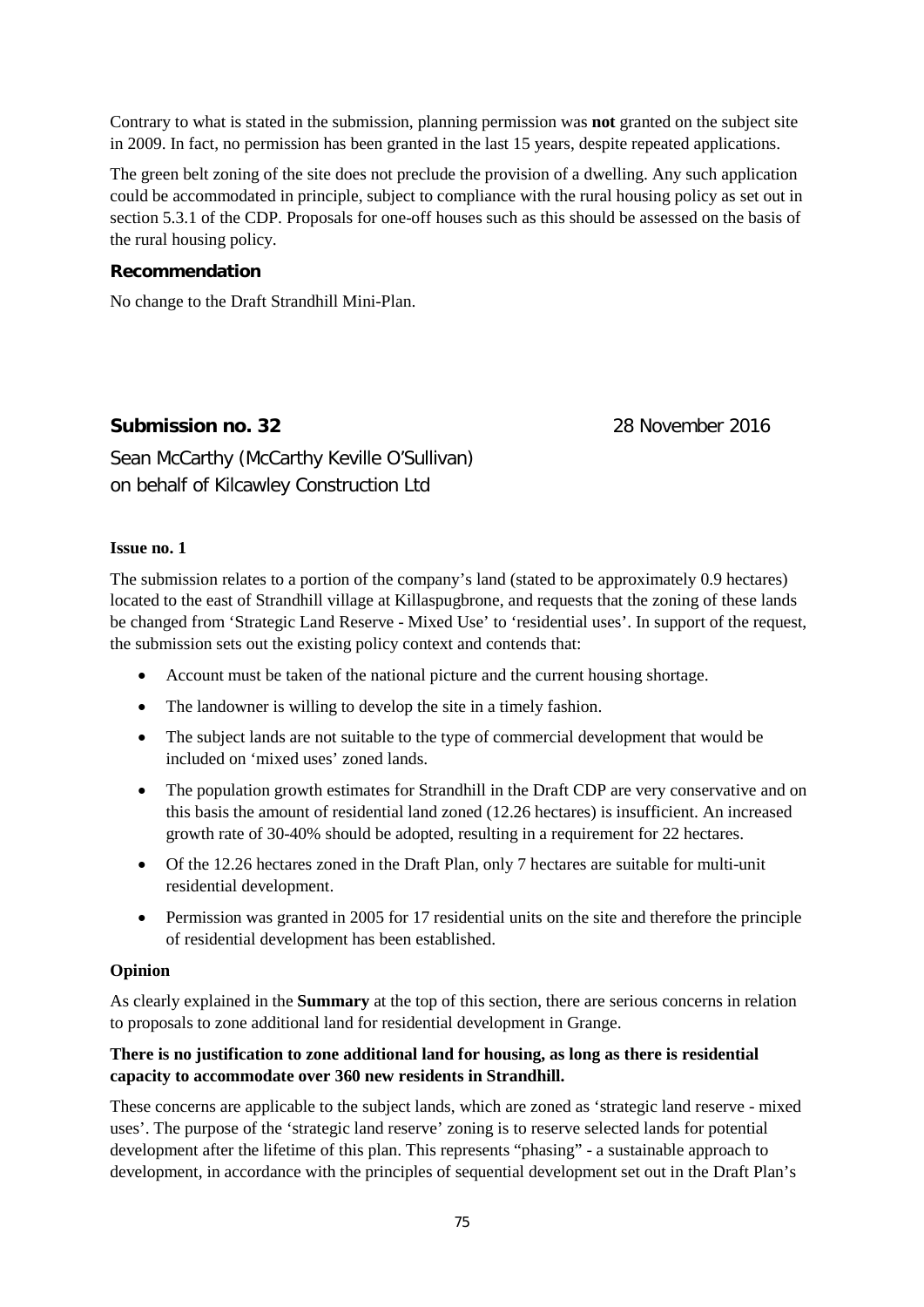Contrary to what is stated in the submission, planning permission was **not** granted on the subject site in 2009. In fact, no permission has been granted in the last 15 years, despite repeated applications.

The green belt zoning of the site does not preclude the provision of a dwelling. Any such application could be accommodated in principle, subject to compliance with the rural housing policy as set out in section 5.3.1 of the CDP. Proposals for one-off houses such as this should be assessed on the basis of the rural housing policy.

### Recommendation

No change to the Draft Strandhill Mini-Plan.

## Submission no. 32 — 28 November 2016

Sean McCarthy (McCarthy Keville O'Sullivan)
on behalf of Kilcawley Construction Ltd

**Issue no. 1**

The submission relates to a portion of the company's land (stated to be approximately 0.9 hectares) located to the east of Strandhill village at Killaspugbrone, and requests that the zoning of these lands be changed from 'Strategic Land Reserve - Mixed Use' to 'residential uses'. In support of the request, the submission sets out the existing policy context and contends that:

- Account must be taken of the national picture and the current housing shortage.
- The landowner is willing to develop the site in a timely fashion.
- The subject lands are not suitable to the type of commercial development that would be included on 'mixed uses' zoned lands.
- The population growth estimates for Strandhill in the Draft CDP are very conservative and on this basis the amount of residential land zoned (12.26 hectares) is insufficient. An increased growth rate of 30-40% should be adopted, resulting in a requirement for 22 hectares.
- Of the 12.26 hectares zoned in the Draft Plan, only 7 hectares are suitable for multi-unit residential development.
- Permission was granted in 2005 for 17 residential units on the site and therefore the principle of residential development has been established.

**Opinion**

As clearly explained in the **Summary** at the top of this section, there are serious concerns in relation to proposals to zone additional land for residential development in Grange.

**There is no justification to zone additional land for housing, as long as there is residential capacity to accommodate over 360 new residents in Strandhill.**

These concerns are applicable to the subject lands, which are zoned as 'strategic land reserve - mixed uses'. The purpose of the 'strategic land reserve' zoning is to reserve selected lands for potential development after the lifetime of this plan. This represents "phasing" - a sustainable approach to development, in accordance with the principles of sequential development set out in the Draft Plan's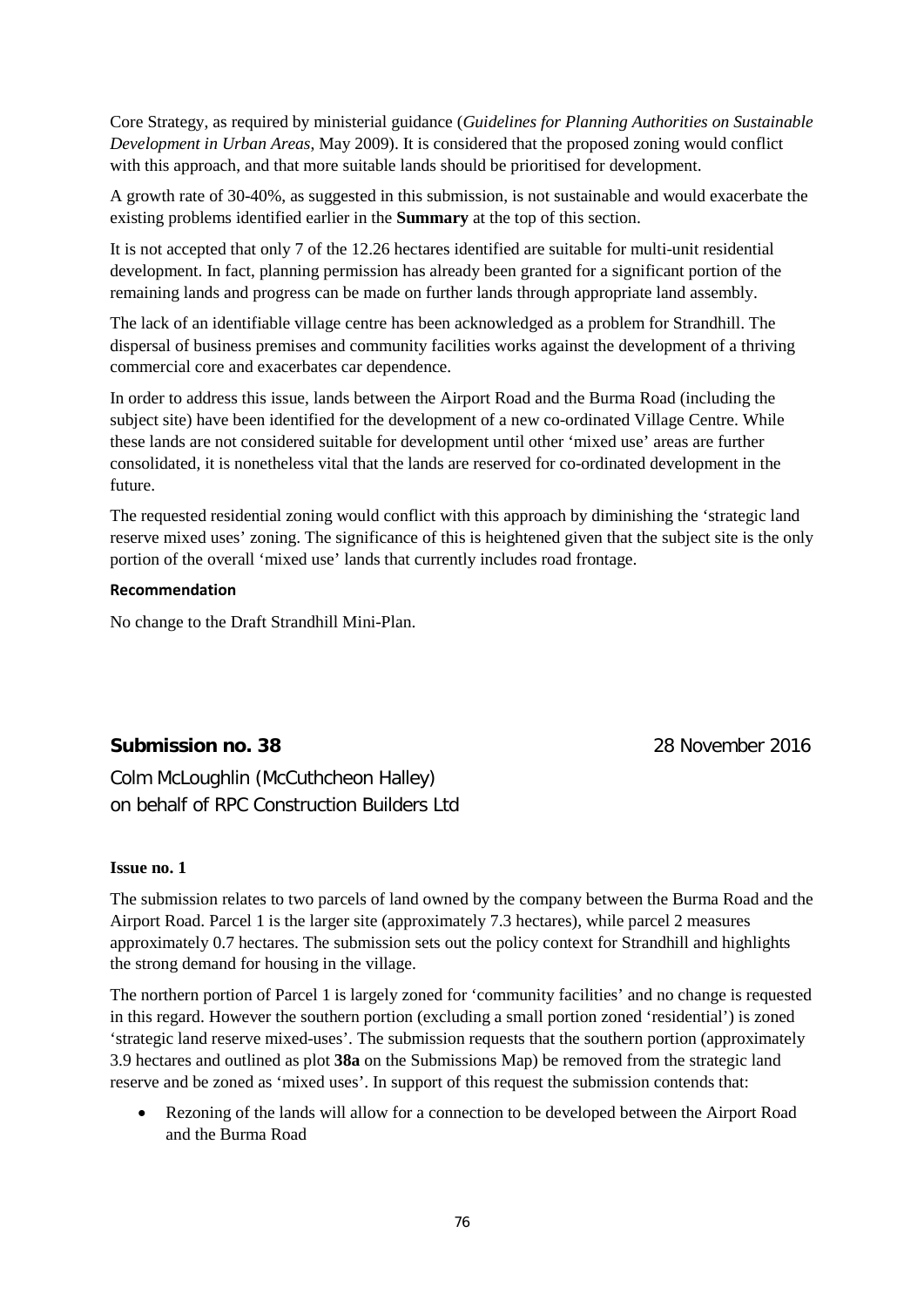Core Strategy, as required by ministerial guidance (*Guidelines for Planning Authorities on Sustainable Development in Urban Areas*, May 2009). It is considered that the proposed zoning would conflict with this approach, and that more suitable lands should be prioritised for development.

A growth rate of 30-40%, as suggested in this submission, is not sustainable and would exacerbate the existing problems identified earlier in the **Summary** at the top of this section.

It is not accepted that only 7 of the 12.26 hectares identified are suitable for multi-unit residential development. In fact, planning permission has already been granted for a significant portion of the remaining lands and progress can be made on further lands through appropriate land assembly.

The lack of an identifiable village centre has been acknowledged as a problem for Strandhill. The dispersal of business premises and community facilities works against the development of a thriving commercial core and exacerbates car dependence.

In order to address this issue, lands between the Airport Road and the Burma Road (including the subject site) have been identified for the development of a new co-ordinated Village Centre. While these lands are not considered suitable for development until other 'mixed use' areas are further consolidated, it is nonetheless vital that the lands are reserved for co-ordinated development in the future.

The requested residential zoning would conflict with this approach by diminishing the 'strategic land reserve mixed uses' zoning. The significance of this is heightened given that the subject site is the only portion of the overall 'mixed use' lands that currently includes road frontage.

**Recommendation**

No change to the Draft Strandhill Mini-Plan.

## Submission no. 38 — 28 November 2016

Colm McLoughlin (McCuthcheon Halley)
on behalf of RPC Construction Builders Ltd

**Issue no. 1**

The submission relates to two parcels of land owned by the company between the Burma Road and the Airport Road. Parcel 1 is the larger site (approximately 7.3 hectares), while parcel 2 measures approximately 0.7 hectares. The submission sets out the policy context for Strandhill and highlights the strong demand for housing in the village.

The northern portion of Parcel 1 is largely zoned for 'community facilities' and no change is requested in this regard. However the southern portion (excluding a small portion zoned 'residential') is zoned 'strategic land reserve mixed-uses'. The submission requests that the southern portion (approximately 3.9 hectares and outlined as plot **38a** on the Submissions Map) be removed from the strategic land reserve and be zoned as 'mixed uses'. In support of this request the submission contends that:

- Rezoning of the lands will allow for a connection to be developed between the Airport Road and the Burma Road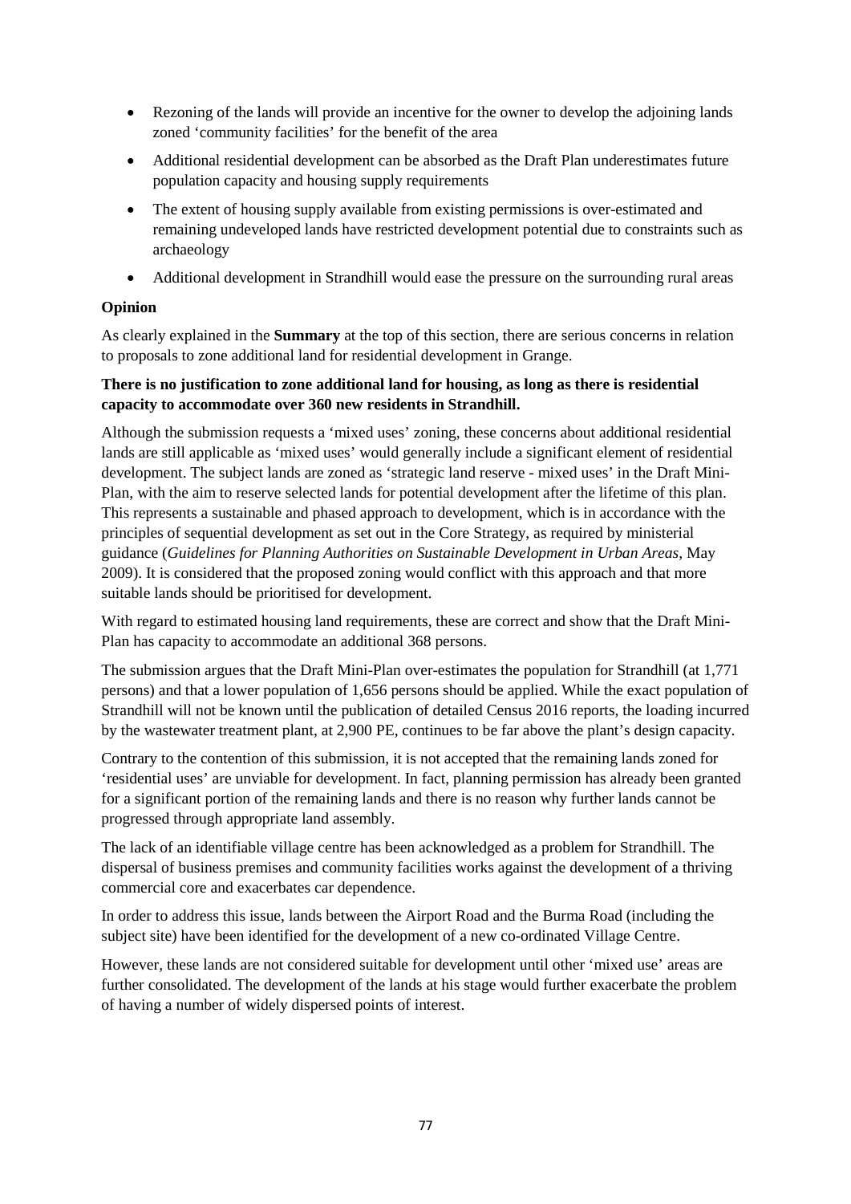- Rezoning of the lands will provide an incentive for the owner to develop the adjoining lands zoned 'community facilities' for the benefit of the area
- Additional residential development can be absorbed as the Draft Plan underestimates future population capacity and housing supply requirements
- The extent of housing supply available from existing permissions is over-estimated and remaining undeveloped lands have restricted development potential due to constraints such as archaeology
- Additional development in Strandhill would ease the pressure on the surrounding rural areas

**Opinion**

As clearly explained in the **Summary** at the top of this section, there are serious concerns in relation to proposals to zone additional land for residential development in Grange.

**There is no justification to zone additional land for housing, as long as there is residential capacity to accommodate over 360 new residents in Strandhill.**

Although the submission requests a 'mixed uses' zoning, these concerns about additional residential lands are still applicable as 'mixed uses' would generally include a significant element of residential development. The subject lands are zoned as 'strategic land reserve - mixed uses' in the Draft Mini-Plan, with the aim to reserve selected lands for potential development after the lifetime of this plan. This represents a sustainable and phased approach to development, which is in accordance with the principles of sequential development as set out in the Core Strategy, as required by ministerial guidance (*Guidelines for Planning Authorities on Sustainable Development in Urban Areas*, May 2009). It is considered that the proposed zoning would conflict with this approach and that more suitable lands should be prioritised for development.

With regard to estimated housing land requirements, these are correct and show that the Draft Mini-Plan has capacity to accommodate an additional 368 persons.

The submission argues that the Draft Mini-Plan over-estimates the population for Strandhill (at 1,771 persons) and that a lower population of 1,656 persons should be applied. While the exact population of Strandhill will not be known until the publication of detailed Census 2016 reports, the loading incurred by the wastewater treatment plant, at 2,900 PE, continues to be far above the plant's design capacity.

Contrary to the contention of this submission, it is not accepted that the remaining lands zoned for 'residential uses' are unviable for development. In fact, planning permission has already been granted for a significant portion of the remaining lands and there is no reason why further lands cannot be progressed through appropriate land assembly.

The lack of an identifiable village centre has been acknowledged as a problem for Strandhill. The dispersal of business premises and community facilities works against the development of a thriving commercial core and exacerbates car dependence.

In order to address this issue, lands between the Airport Road and the Burma Road (including the subject site) have been identified for the development of a new co-ordinated Village Centre.

However, these lands are not considered suitable for development until other 'mixed use' areas are further consolidated. The development of the lands at his stage would further exacerbate the problem of having a number of widely dispersed points of interest.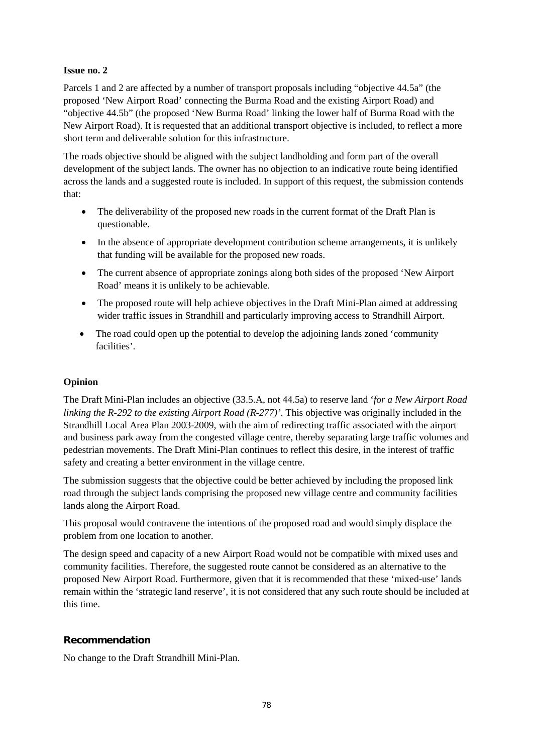**Issue no. 2**

Parcels 1 and 2 are affected by a number of transport proposals including "objective 44.5a" (the proposed 'New Airport Road' connecting the Burma Road and the existing Airport Road) and "objective 44.5b" (the proposed 'New Burma Road' linking the lower half of Burma Road with the New Airport Road). It is requested that an additional transport objective is included, to reflect a more short term and deliverable solution for this infrastructure.

The roads objective should be aligned with the subject landholding and form part of the overall development of the subject lands. The owner has no objection to an indicative route being identified across the lands and a suggested route is included. In support of this request, the submission contends that:

- The deliverability of the proposed new roads in the current format of the Draft Plan is questionable.
- In the absence of appropriate development contribution scheme arrangements, it is unlikely that funding will be available for the proposed new roads.
- The current absence of appropriate zonings along both sides of the proposed 'New Airport Road' means it is unlikely to be achievable.
- The proposed route will help achieve objectives in the Draft Mini-Plan aimed at addressing wider traffic issues in Strandhill and particularly improving access to Strandhill Airport.
- The road could open up the potential to develop the adjoining lands zoned 'community facilities'.

**Opinion**

The Draft Mini-Plan includes an objective (33.5.A, not 44.5a) to reserve land '*for a New Airport Road linking the R-292 to the existing Airport Road (R-277)*'. This objective was originally included in the Strandhill Local Area Plan 2003-2009, with the aim of redirecting traffic associated with the airport and business park away from the congested village centre, thereby separating large traffic volumes and pedestrian movements. The Draft Mini-Plan continues to reflect this desire, in the interest of traffic safety and creating a better environment in the village centre.

The submission suggests that the objective could be better achieved by including the proposed link road through the subject lands comprising the proposed new village centre and community facilities lands along the Airport Road.

This proposal would contravene the intentions of the proposed road and would simply displace the problem from one location to another.

The design speed and capacity of a new Airport Road would not be compatible with mixed uses and community facilities. Therefore, the suggested route cannot be considered as an alternative to the proposed New Airport Road. Furthermore, given that it is recommended that these 'mixed-use' lands remain within the 'strategic land reserve', it is not considered that any such route should be included at this time.

**Recommendation**

No change to the Draft Strandhill Mini-Plan.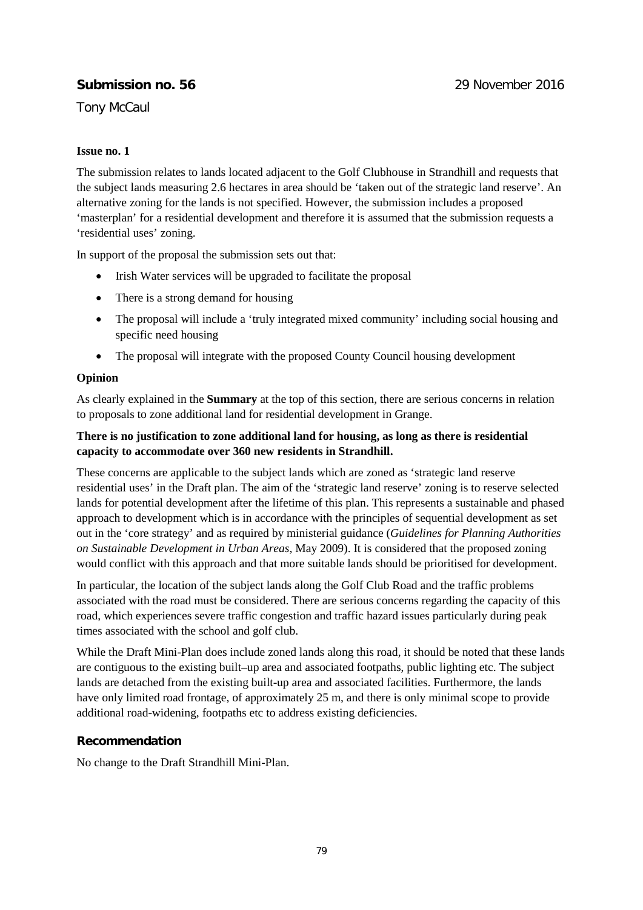## Submission no. 56

29 November 2016

Tony McCaul

**Issue no. 1**

The submission relates to lands located adjacent to the Golf Clubhouse in Strandhill and requests that the subject lands measuring 2.6 hectares in area should be 'taken out of the strategic land reserve'. An alternative zoning for the lands is not specified. However, the submission includes a proposed 'masterplan' for a residential development and therefore it is assumed that the submission requests a 'residential uses' zoning.

In support of the proposal the submission sets out that:

- Irish Water services will be upgraded to facilitate the proposal
- There is a strong demand for housing
- The proposal will include a 'truly integrated mixed community' including social housing and specific need housing
- The proposal will integrate with the proposed County Council housing development

**Opinion**

As clearly explained in the **Summary** at the top of this section, there are serious concerns in relation to proposals to zone additional land for residential development in Grange.

**There is no justification to zone additional land for housing, as long as there is residential capacity to accommodate over 360 new residents in Strandhill.**

These concerns are applicable to the subject lands which are zoned as 'strategic land reserve residential uses' in the Draft plan. The aim of the 'strategic land reserve' zoning is to reserve selected lands for potential development after the lifetime of this plan. This represents a sustainable and phased approach to development which is in accordance with the principles of sequential development as set out in the 'core strategy' and as required by ministerial guidance (*Guidelines for Planning Authorities on Sustainable Development in Urban Areas*, May 2009). It is considered that the proposed zoning would conflict with this approach and that more suitable lands should be prioritised for development.

In particular, the location of the subject lands along the Golf Club Road and the traffic problems associated with the road must be considered. There are serious concerns regarding the capacity of this road, which experiences severe traffic congestion and traffic hazard issues particularly during peak times associated with the school and golf club.

While the Draft Mini-Plan does include zoned lands along this road, it should be noted that these lands are contiguous to the existing built–up area and associated footpaths, public lighting etc. The subject lands are detached from the existing built-up area and associated facilities. Furthermore, the lands have only limited road frontage, of approximately 25 m, and there is only minimal scope to provide additional road-widening, footpaths etc to address existing deficiencies.

### Recommendation

No change to the Draft Strandhill Mini-Plan.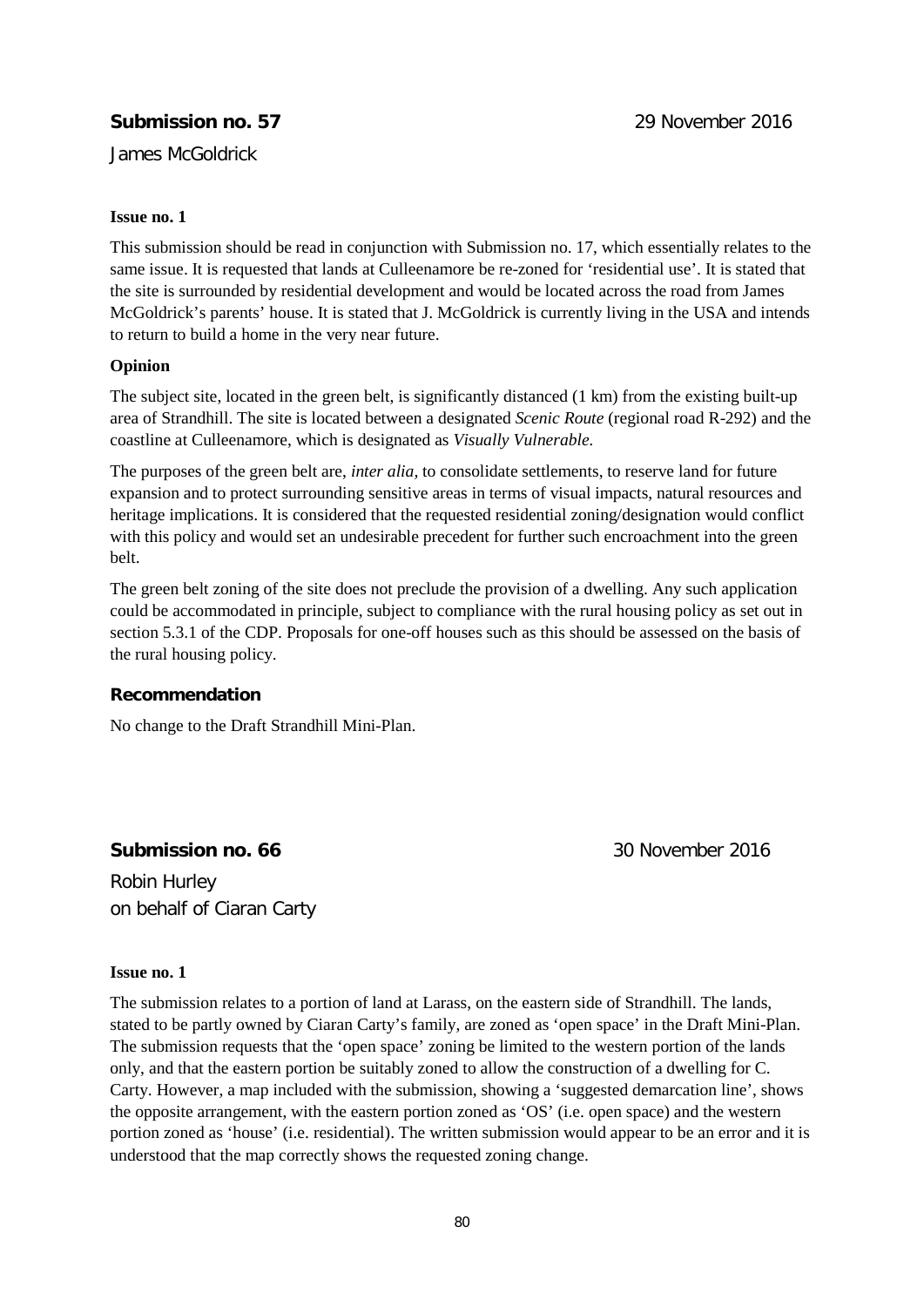## Submission no. 57

29 November 2016

James McGoldrick

**Issue no. 1**

This submission should be read in conjunction with Submission no. 17, which essentially relates to the same issue. It is requested that lands at Culleenamore be re-zoned for 'residential use'. It is stated that the site is surrounded by residential development and would be located across the road from James McGoldrick's parents' house. It is stated that J. McGoldrick is currently living in the USA and intends to return to build a home in the very near future.

**Opinion**

The subject site, located in the green belt, is significantly distanced (1 km) from the existing built-up area of Strandhill. The site is located between a designated *Scenic Route* (regional road R-292) and the coastline at Culleenamore, which is designated as *Visually Vulnerable.*

The purposes of the green belt are, *inter alia,* to consolidate settlements, to reserve land for future expansion and to protect surrounding sensitive areas in terms of visual impacts, natural resources and heritage implications. It is considered that the requested residential zoning/designation would conflict with this policy and would set an undesirable precedent for further such encroachment into the green belt.

The green belt zoning of the site does not preclude the provision of a dwelling. Any such application could be accommodated in principle, subject to compliance with the rural housing policy as set out in section 5.3.1 of the CDP. Proposals for one-off houses such as this should be assessed on the basis of the rural housing policy.

**Recommendation**

No change to the Draft Strandhill Mini-Plan.

## Submission no. 66

30 November 2016

Robin Hurley
on behalf of Ciaran Carty

**Issue no. 1**

The submission relates to a portion of land at Larass, on the eastern side of Strandhill. The lands, stated to be partly owned by Ciaran Carty's family, are zoned as 'open space' in the Draft Mini-Plan. The submission requests that the 'open space' zoning be limited to the western portion of the lands only, and that the eastern portion be suitably zoned to allow the construction of a dwelling for C. Carty. However, a map included with the submission, showing a 'suggested demarcation line', shows the opposite arrangement, with the eastern portion zoned as 'OS' (i.e. open space) and the western portion zoned as 'house' (i.e. residential). The written submission would appear to be an error and it is understood that the map correctly shows the requested zoning change.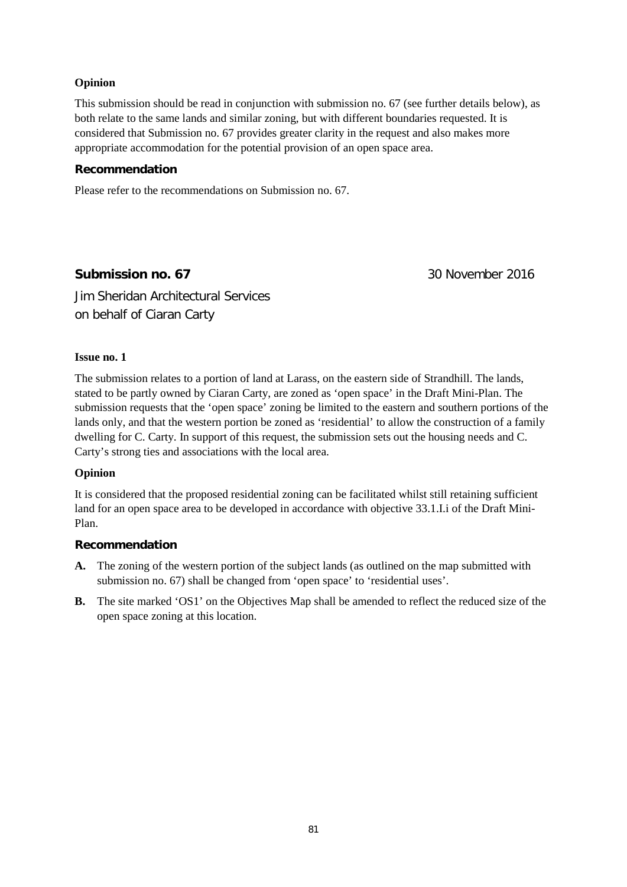**Opinion**

This submission should be read in conjunction with submission no. 67 (see further details below), as both relate to the same lands and similar zoning, but with different boundaries requested. It is considered that Submission no. 67 provides greater clarity in the request and also makes more appropriate accommodation for the potential provision of an open space area.

**Recommendation**

Please refer to the recommendations on Submission no. 67.

## Submission no. 67

30 November 2016

Jim Sheridan Architectural Services
on behalf of Ciaran Carty

**Issue no. 1**

The submission relates to a portion of land at Larass, on the eastern side of Strandhill. The lands, stated to be partly owned by Ciaran Carty, are zoned as 'open space' in the Draft Mini-Plan. The submission requests that the 'open space' zoning be limited to the eastern and southern portions of the lands only, and that the western portion be zoned as 'residential' to allow the construction of a family dwelling for C. Carty. In support of this request, the submission sets out the housing needs and C. Carty's strong ties and associations with the local area.

**Opinion**

It is considered that the proposed residential zoning can be facilitated whilst still retaining sufficient land for an open space area to be developed in accordance with objective 33.1.I.i of the Draft Mini-Plan.

**Recommendation**

**A.** The zoning of the western portion of the subject lands (as outlined on the map submitted with submission no. 67) shall be changed from 'open space' to 'residential uses'.

**B.** The site marked 'OS1' on the Objectives Map shall be amended to reflect the reduced size of the open space zoning at this location.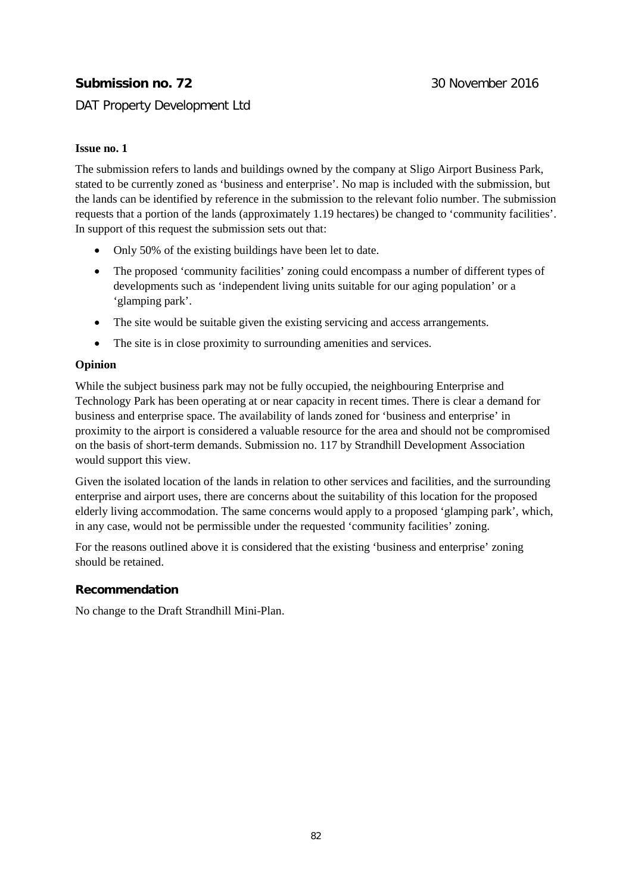**Submission no. 72** 30 November 2016

DAT Property Development Ltd

**Issue no. 1**

The submission refers to lands and buildings owned by the company at Sligo Airport Business Park, stated to be currently zoned as 'business and enterprise'. No map is included with the submission, but the lands can be identified by reference in the submission to the relevant folio number. The submission requests that a portion of the lands (approximately 1.19 hectares) be changed to 'community facilities'. In support of this request the submission sets out that:

- Only 50% of the existing buildings have been let to date.
- The proposed 'community facilities' zoning could encompass a number of different types of developments such as 'independent living units suitable for our aging population' or a 'glamping park'.
- The site would be suitable given the existing servicing and access arrangements.
- The site is in close proximity to surrounding amenities and services.

**Opinion**

While the subject business park may not be fully occupied, the neighbouring Enterprise and Technology Park has been operating at or near capacity in recent times. There is clear a demand for business and enterprise space. The availability of lands zoned for 'business and enterprise' in proximity to the airport is considered a valuable resource for the area and should not be compromised on the basis of short-term demands. Submission no. 117 by Strandhill Development Association would support this view.

Given the isolated location of the lands in relation to other services and facilities, and the surrounding enterprise and airport uses, there are concerns about the suitability of this location for the proposed elderly living accommodation. The same concerns would apply to a proposed 'glamping park', which, in any case, would not be permissible under the requested 'community facilities' zoning.

For the reasons outlined above it is considered that the existing 'business and enterprise' zoning should be retained.

**Recommendation**

No change to the Draft Strandhill Mini-Plan.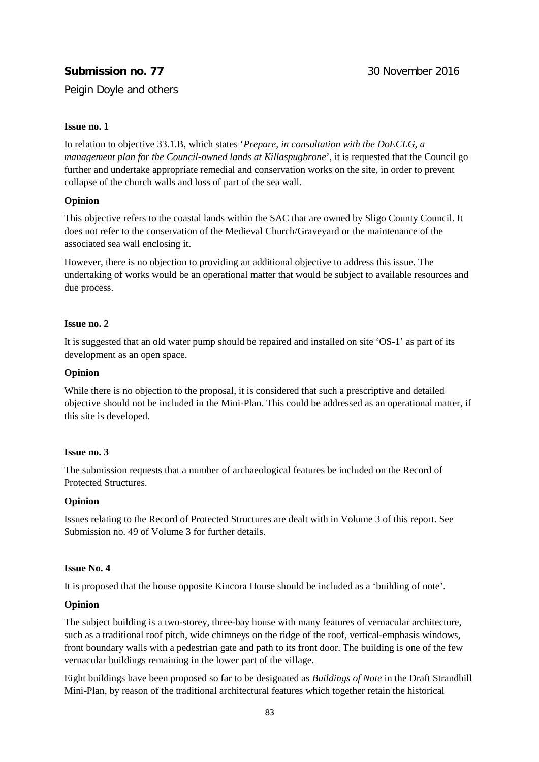**Submission no. 77** 30 November 2016

Peigin Doyle and others

**Issue no. 1**

In relation to objective 33.1.B, which states '*Prepare, in consultation with the DoECLG, a management plan for the Council-owned lands at Killaspugbrone*', it is requested that the Council go further and undertake appropriate remedial and conservation works on the site, in order to prevent collapse of the church walls and loss of part of the sea wall.

**Opinion**

This objective refers to the coastal lands within the SAC that are owned by Sligo County Council. It does not refer to the conservation of the Medieval Church/Graveyard or the maintenance of the associated sea wall enclosing it.

However, there is no objection to providing an additional objective to address this issue. The undertaking of works would be an operational matter that would be subject to available resources and due process.

**Issue no. 2**

It is suggested that an old water pump should be repaired and installed on site 'OS-1' as part of its development as an open space.

**Opinion**

While there is no objection to the proposal, it is considered that such a prescriptive and detailed objective should not be included in the Mini-Plan. This could be addressed as an operational matter, if this site is developed.

**Issue no. 3**

The submission requests that a number of archaeological features be included on the Record of Protected Structures.

**Opinion**

Issues relating to the Record of Protected Structures are dealt with in Volume 3 of this report. See Submission no. 49 of Volume 3 for further details.

**Issue No. 4**

It is proposed that the house opposite Kincora House should be included as a 'building of note'.

**Opinion**

The subject building is a two-storey, three-bay house with many features of vernacular architecture, such as a traditional roof pitch, wide chimneys on the ridge of the roof, vertical-emphasis windows, front boundary walls with a pedestrian gate and path to its front door. The building is one of the few vernacular buildings remaining in the lower part of the village.

Eight buildings have been proposed so far to be designated as *Buildings of Note* in the Draft Strandhill Mini-Plan, by reason of the traditional architectural features which together retain the historical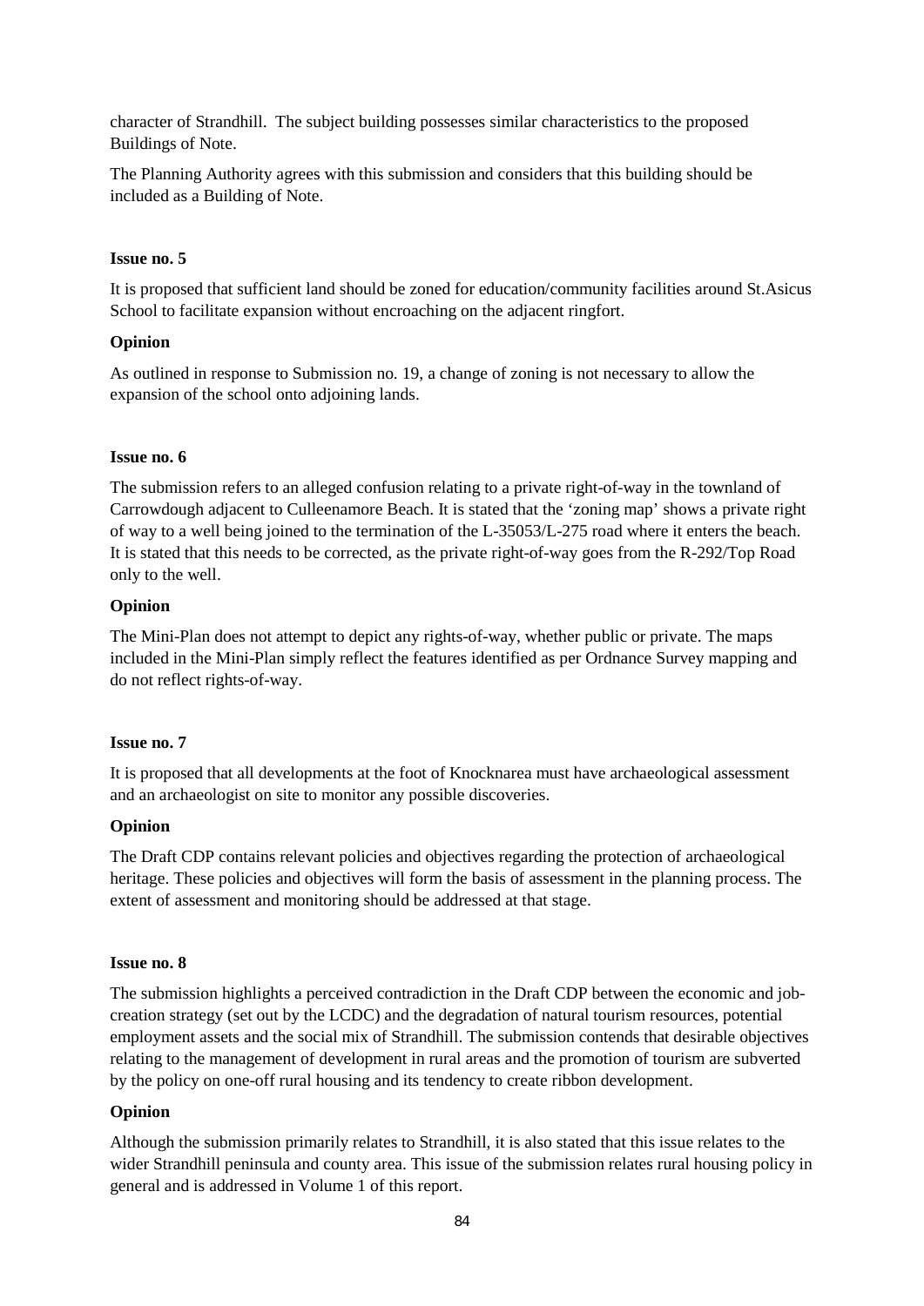character of Strandhill. The subject building possesses similar characteristics to the proposed Buildings of Note.

The Planning Authority agrees with this submission and considers that this building should be included as a Building of Note.

**Issue no. 5**

It is proposed that sufficient land should be zoned for education/community facilities around St.Asicus School to facilitate expansion without encroaching on the adjacent ringfort.

**Opinion**

As outlined in response to Submission no. 19, a change of zoning is not necessary to allow the expansion of the school onto adjoining lands.

**Issue no. 6**

The submission refers to an alleged confusion relating to a private right-of-way in the townland of Carrowdough adjacent to Culleenamore Beach. It is stated that the 'zoning map' shows a private right of way to a well being joined to the termination of the L-35053/L-275 road where it enters the beach. It is stated that this needs to be corrected, as the private right-of-way goes from the R-292/Top Road only to the well.

**Opinion**

The Mini-Plan does not attempt to depict any rights-of-way, whether public or private. The maps included in the Mini-Plan simply reflect the features identified as per Ordnance Survey mapping and do not reflect rights-of-way.

**Issue no. 7**

It is proposed that all developments at the foot of Knocknarea must have archaeological assessment and an archaeologist on site to monitor any possible discoveries.

**Opinion**

The Draft CDP contains relevant policies and objectives regarding the protection of archaeological heritage. These policies and objectives will form the basis of assessment in the planning process. The extent of assessment and monitoring should be addressed at that stage.

**Issue no. 8**

The submission highlights a perceived contradiction in the Draft CDP between the economic and job-creation strategy (set out by the LCDC) and the degradation of natural tourism resources, potential employment assets and the social mix of Strandhill. The submission contends that desirable objectives relating to the management of development in rural areas and the promotion of tourism are subverted by the policy on one-off rural housing and its tendency to create ribbon development.

**Opinion**

Although the submission primarily relates to Strandhill, it is also stated that this issue relates to the wider Strandhill peninsula and county area. This issue of the submission relates rural housing policy in general and is addressed in Volume 1 of this report.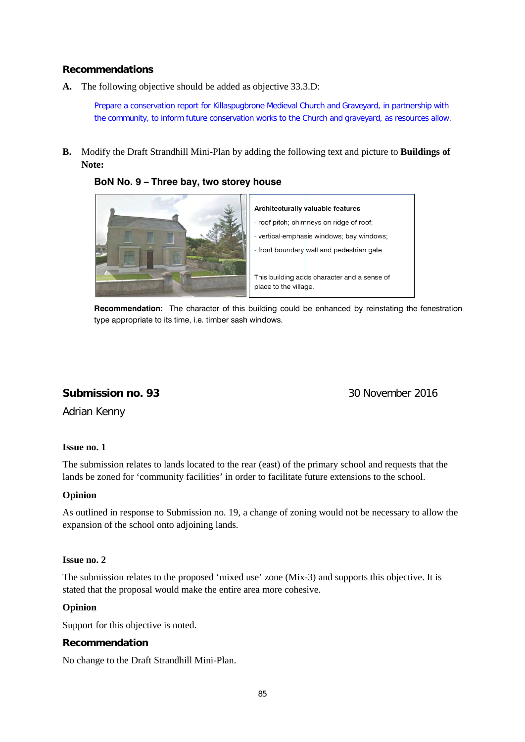### Recommendations

**A.** The following objective should be added as objective 33.3.D:

> Prepare a conservation report for Killaspugbrone Medieval Church and Graveyard, in partnership with the community, to inform future conservation works to the Church and graveyard, as resources allow.

**B.** Modify the Draft Strandhill Mini-Plan by adding the following text and picture to **Buildings of Note:**

**BoN No. 9 – Three bay, two storey house**

**Architecturally valuable features**

- roof pitch; chimneys on ridge of roof;
- vertical-emphasis windows; bay windows;
- front boundary wall and pedestrian gate.

This building adds character and a sense of place to the village.

**Recommendation:** The character of this building could be enhanced by reinstating the fenestration type appropriate to its time, i.e. timber sash windows.

### Submission no. 93

30 November 2016

Adrian Kenny

**Issue no. 1**

The submission relates to lands located to the rear (east) of the primary school and requests that the lands be zoned for 'community facilities' in order to facilitate future extensions to the school.

**Opinion**

As outlined in response to Submission no. 19, a change of zoning would not be necessary to allow the expansion of the school onto adjoining lands.

**Issue no. 2**

The submission relates to the proposed 'mixed use' zone (Mix-3) and supports this objective. It is stated that the proposal would make the entire area more cohesive.

**Opinion**

Support for this objective is noted.

**Recommendation**

No change to the Draft Strandhill Mini-Plan.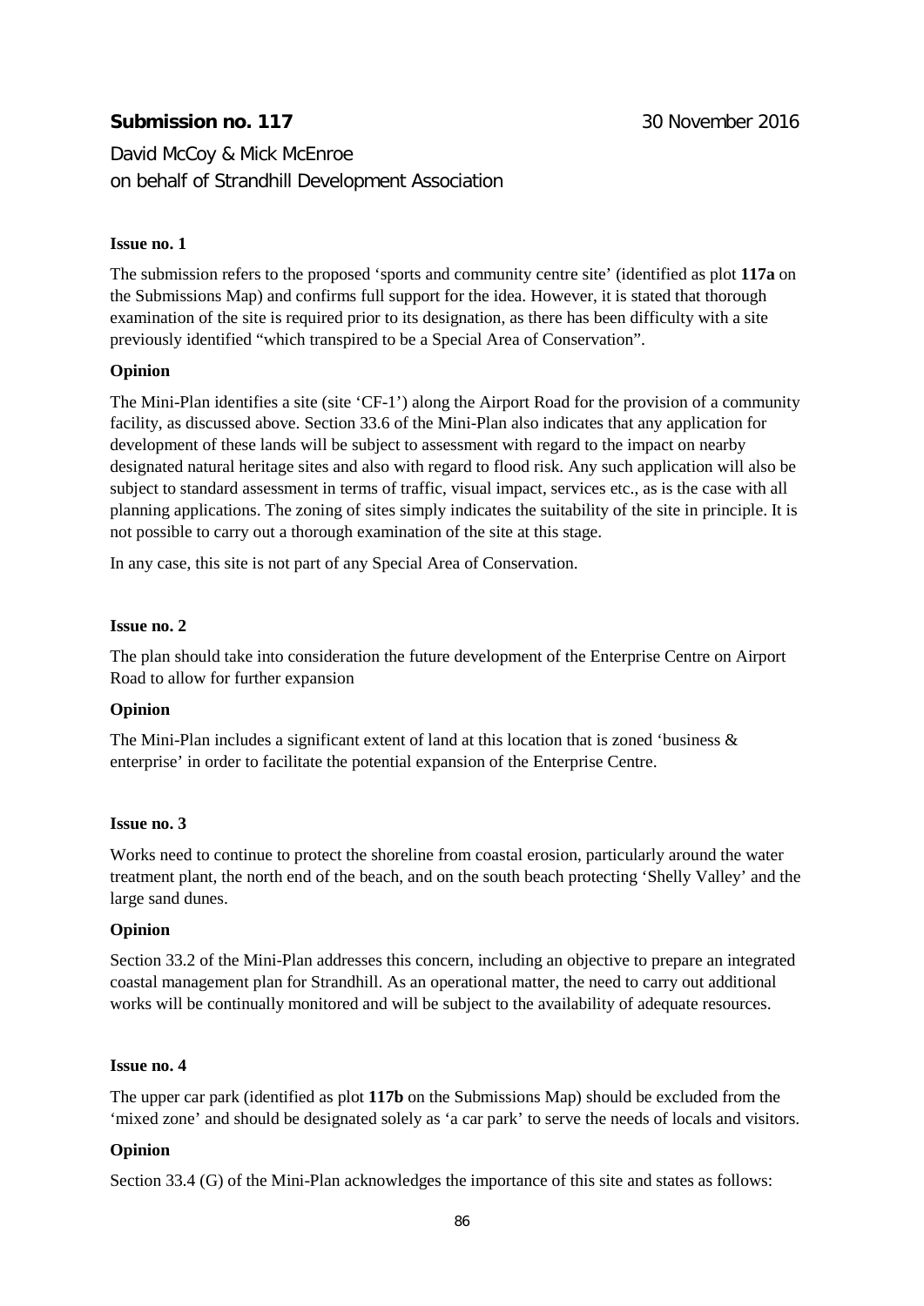**Submission no. 117** 30 November 2016

David McCoy & Mick McEnroe
on behalf of Strandhill Development Association

**Issue no. 1**

The submission refers to the proposed 'sports and community centre site' (identified as plot **117a** on the Submissions Map) and confirms full support for the idea. However, it is stated that thorough examination of the site is required prior to its designation, as there has been difficulty with a site previously identified "which transpired to be a Special Area of Conservation".

**Opinion**

The Mini-Plan identifies a site (site 'CF-1') along the Airport Road for the provision of a community facility, as discussed above. Section 33.6 of the Mini-Plan also indicates that any application for development of these lands will be subject to assessment with regard to the impact on nearby designated natural heritage sites and also with regard to flood risk. Any such application will also be subject to standard assessment in terms of traffic, visual impact, services etc., as is the case with all planning applications. The zoning of sites simply indicates the suitability of the site in principle. It is not possible to carry out a thorough examination of the site at this stage.

In any case, this site is not part of any Special Area of Conservation.

**Issue no. 2**

The plan should take into consideration the future development of the Enterprise Centre on Airport Road to allow for further expansion

**Opinion**

The Mini-Plan includes a significant extent of land at this location that is zoned 'business & enterprise' in order to facilitate the potential expansion of the Enterprise Centre.

**Issue no. 3**

Works need to continue to protect the shoreline from coastal erosion, particularly around the water treatment plant, the north end of the beach, and on the south beach protecting 'Shelly Valley' and the large sand dunes.

**Opinion**

Section 33.2 of the Mini-Plan addresses this concern, including an objective to prepare an integrated coastal management plan for Strandhill. As an operational matter, the need to carry out additional works will be continually monitored and will be subject to the availability of adequate resources.

**Issue no. 4**

The upper car park (identified as plot **117b** on the Submissions Map) should be excluded from the 'mixed zone' and should be designated solely as 'a car park' to serve the needs of locals and visitors.

**Opinion**

Section 33.4 (G) of the Mini-Plan acknowledges the importance of this site and states as follows: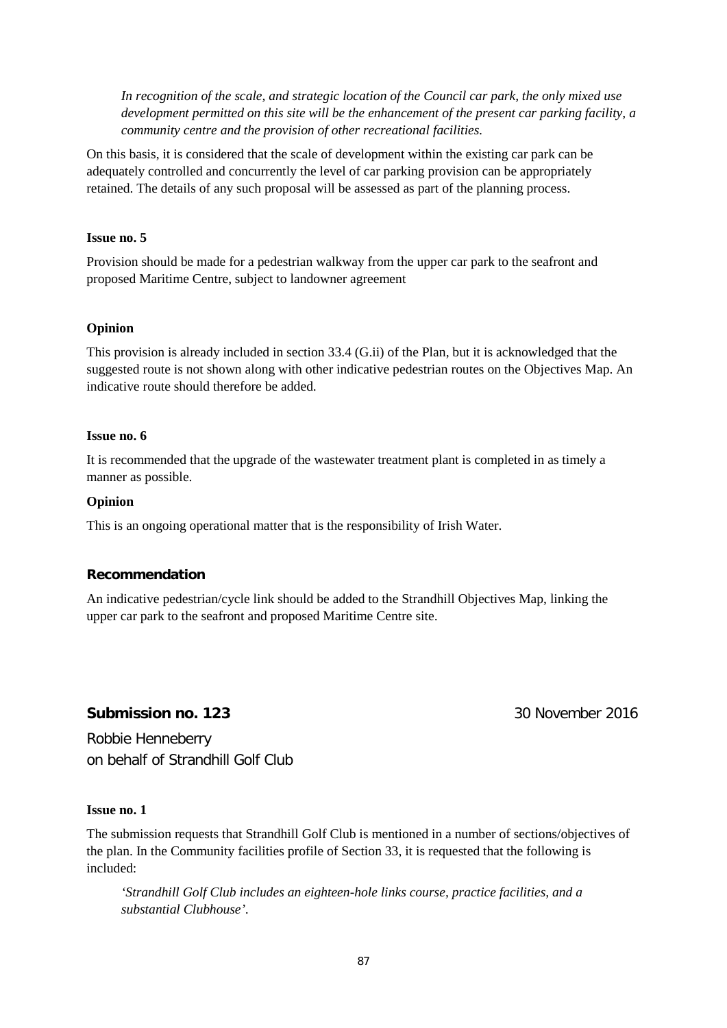*In recognition of the scale, and strategic location of the Council car park, the only mixed use development permitted on this site will be the enhancement of the present car parking facility, a community centre and the provision of other recreational facilities.*

On this basis, it is considered that the scale of development within the existing car park can be adequately controlled and concurrently the level of car parking provision can be appropriately retained. The details of any such proposal will be assessed as part of the planning process.

**Issue no. 5**

Provision should be made for a pedestrian walkway from the upper car park to the seafront and proposed Maritime Centre, subject to landowner agreement

**Opinion**

This provision is already included in section 33.4 (G.ii) of the Plan, but it is acknowledged that the suggested route is not shown along with other indicative pedestrian routes on the Objectives Map. An indicative route should therefore be added.

**Issue no. 6**

It is recommended that the upgrade of the wastewater treatment plant is completed in as timely a manner as possible.

**Opinion**

This is an ongoing operational matter that is the responsibility of Irish Water.

### Recommendation

An indicative pedestrian/cycle link should be added to the Strandhill Objectives Map, linking the upper car park to the seafront and proposed Maritime Centre site.

## Submission no. 123 — 30 November 2016

Robbie Henneberry
on behalf of Strandhill Golf Club

**Issue no. 1**

The submission requests that Strandhill Golf Club is mentioned in a number of sections/objectives of the plan. In the Community facilities profile of Section 33, it is requested that the following is included:

*'Strandhill Golf Club includes an eighteen-hole links course, practice facilities, and a substantial Clubhouse'.*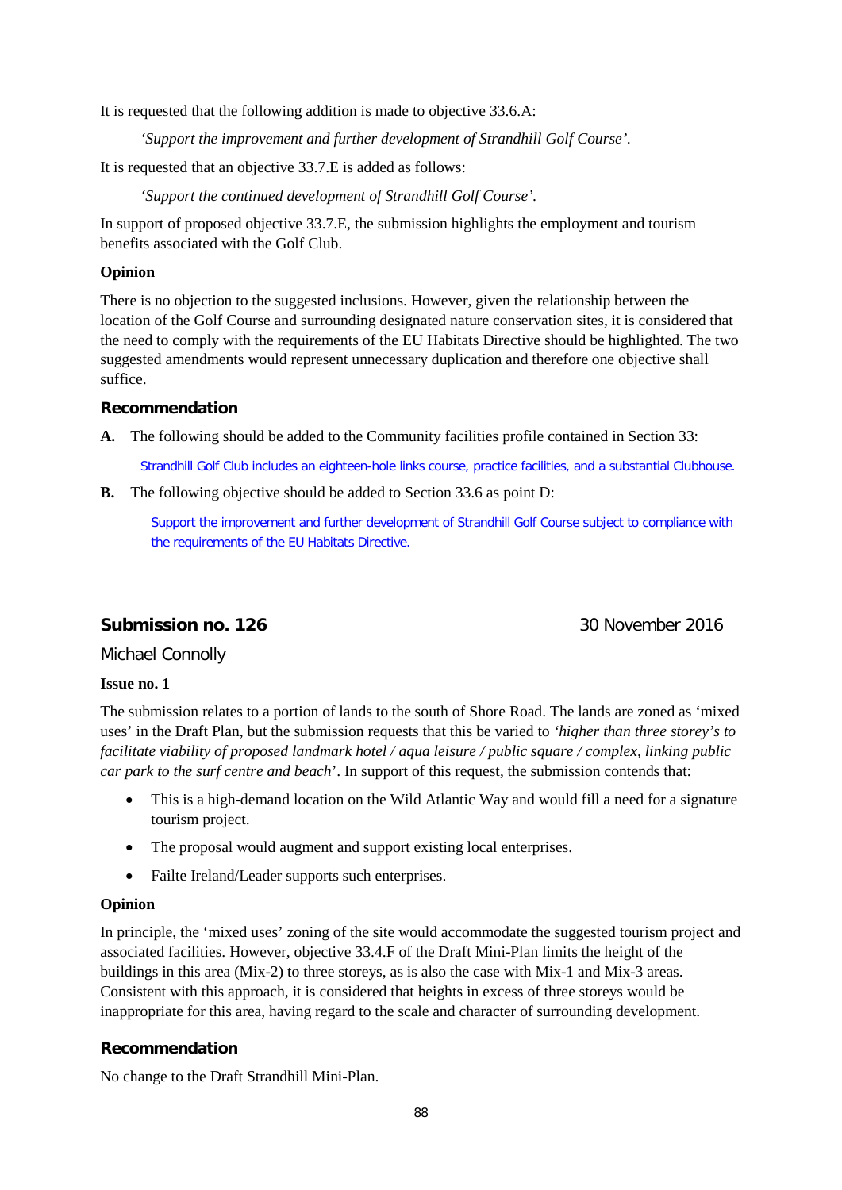It is requested that the following addition is made to objective 33.6.A:

> *'Support the improvement and further development of Strandhill Golf Course'.*

It is requested that an objective 33.7.E is added as follows:

> *'Support the continued development of Strandhill Golf Course'.*

In support of proposed objective 33.7.E, the submission highlights the employment and tourism benefits associated with the Golf Club.

**Opinion**

There is no objection to the suggested inclusions. However, given the relationship between the location of the Golf Course and surrounding designated nature conservation sites, it is considered that the need to comply with the requirements of the EU Habitats Directive should be highlighted. The two suggested amendments would represent unnecessary duplication and therefore one objective shall suffice.

### Recommendation

**A.** The following should be added to the Community facilities profile contained in Section 33:

> Strandhill Golf Club includes an eighteen-hole links course, practice facilities, and a substantial Clubhouse.

**B.** The following objective should be added to Section 33.6 as point D:

> Support the improvement and further development of Strandhill Golf Course subject to compliance with the requirements of the EU Habitats Directive.

## Submission no. 126 — 30 November 2016

Michael Connolly

**Issue no. 1**

The submission relates to a portion of lands to the south of Shore Road. The lands are zoned as 'mixed uses' in the Draft Plan, but the submission requests that this be varied to *'higher than three storey's to facilitate viability of proposed landmark hotel / aqua leisure / public square / complex, linking public car park to the surf centre and beach*'. In support of this request, the submission contends that:

- This is a high-demand location on the Wild Atlantic Way and would fill a need for a signature tourism project.
- The proposal would augment and support existing local enterprises.
- Failte Ireland/Leader supports such enterprises.

**Opinion**

In principle, the 'mixed uses' zoning of the site would accommodate the suggested tourism project and associated facilities. However, objective 33.4.F of the Draft Mini-Plan limits the height of the buildings in this area (Mix-2) to three storeys, as is also the case with Mix-1 and Mix-3 areas. Consistent with this approach, it is considered that heights in excess of three storeys would be inappropriate for this area, having regard to the scale and character of surrounding development.

### Recommendation

No change to the Draft Strandhill Mini-Plan.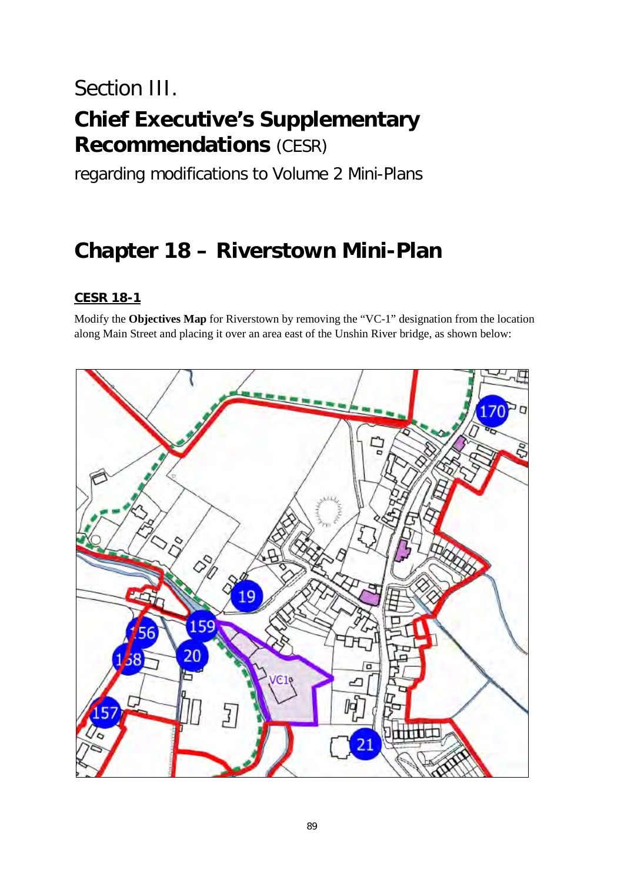Section III.

# Chief Executive's Supplementary Recommendations (CESR)

regarding modifications to Volume 2 Mini-Plans

# Chapter 18 – Riverstown Mini-Plan

## CESR 18-1

Modify the **Objectives Map** for Riverstown by removing the "VC-1" designation from the location along Main Street and placing it over an area east of the Unshin River bridge, as shown below: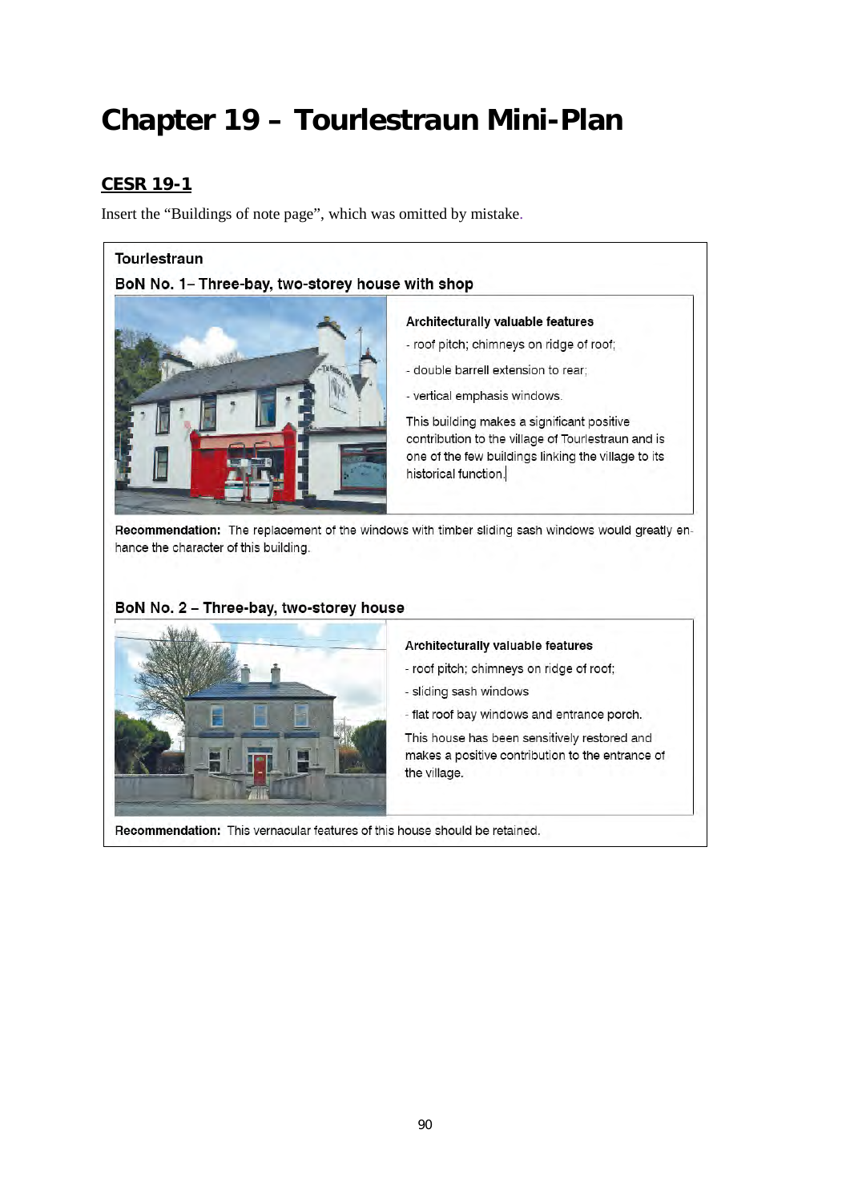# Chapter 19 – Tourlestraun Mini-Plan

## CESR 19-1

Insert the "Buildings of note page", which was omitted by mistake.

**Tourlestraun**

**BoN No. 1– Three-bay, two-storey house with shop**

**Architecturally valuable features**

- roof pitch; chimneys on ridge of roof;
- double barrell extension to rear;
- vertical emphasis windows.

This building makes a significant positive contribution to the village of Tourlestraun and is one of the few buildings linking the village to its historical function.

**Recommendation:** The replacement of the windows with timber sliding sash windows would greatly enhance the character of this building.

**BoN No. 2 – Three-bay, two-storey house**

**Architecturally valuable features**

- roof pitch; chimneys on ridge of roof;
- sliding sash windows
- flat roof bay windows and entrance porch.

This house has been sensitively restored and makes a positive contribution to the entrance of the village.

**Recommendation:** This vernacular features of this house should be retained.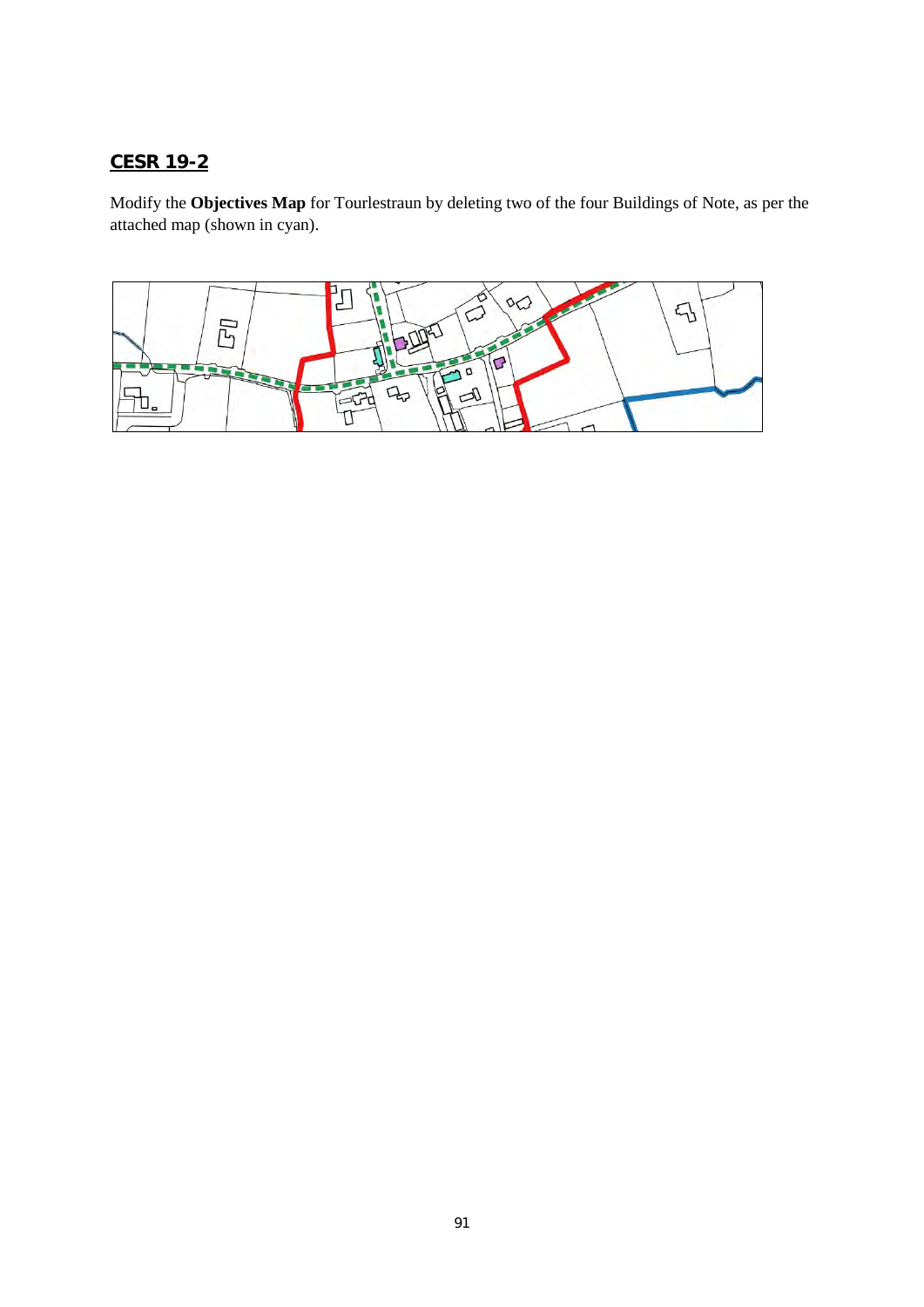## CESR 19-2

Modify the **Objectives Map** for Tourlestraun by deleting two of the four Buildings of Note, as per the attached map (shown in cyan).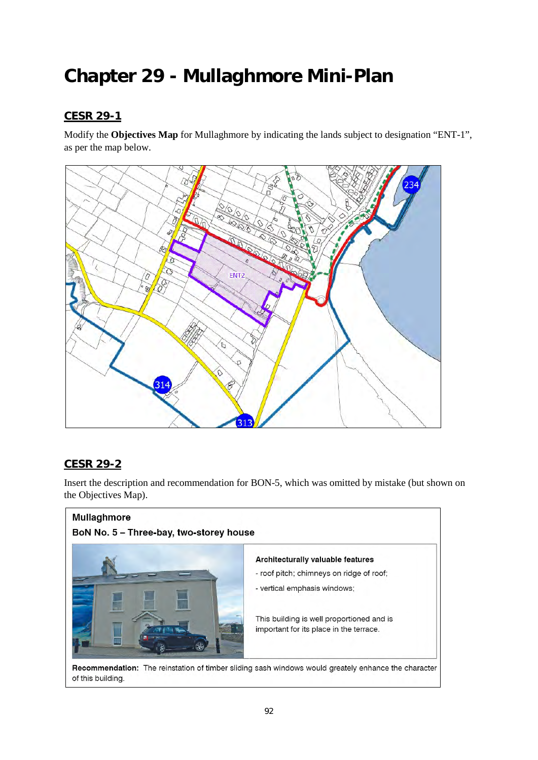# Chapter 29 - Mullaghmore Mini-Plan

## CESR 29-1

Modify the **Objectives Map** for Mullaghmore by indicating the lands subject to designation "ENT-1", as per the map below.

## CESR 29-2

Insert the description and recommendation for BON-5, which was omitted by mistake (but shown on the Objectives Map).

**Mullaghmore**

**BoN No. 5 – Three-bay, two-storey house**

**Architecturally valuable features**

- roof pitch; chimneys on ridge of roof;
- vertical emphasis windows;

This building is well proportioned and is important for its place in the terrace.

**Recommendation:** The reinstation of timber sliding sash windows would greately enhance the character of this building.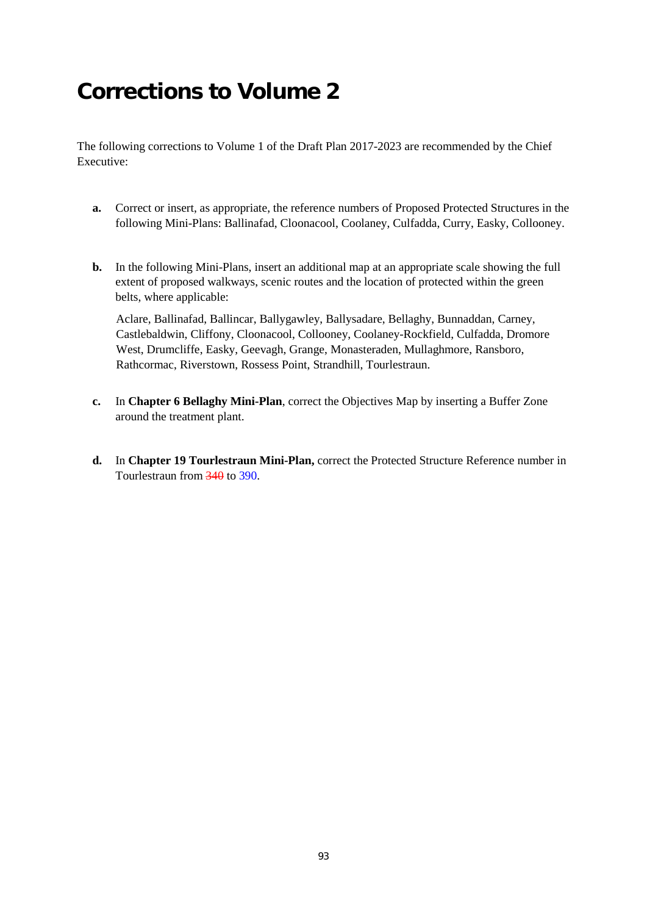# Corrections to Volume 2

The following corrections to Volume 1 of the Draft Plan 2017-2023 are recommended by the Chief Executive:

**a.** Correct or insert, as appropriate, the reference numbers of Proposed Protected Structures in the following Mini-Plans: Ballinafad, Cloonacool, Coolaney, Culfadda, Curry, Easky, Collooney.

**b.** In the following Mini-Plans, insert an additional map at an appropriate scale showing the full extent of proposed walkways, scenic routes and the location of protected within the green belts, where applicable:

Aclare, Ballinafad, Ballincar, Ballygawley, Ballysadare, Bellaghy, Bunnaddan, Carney, Castlebaldwin, Cliffony, Cloonacool, Collooney, Coolaney-Rockfield, Culfadda, Dromore West, Drumcliffe, Easky, Geevagh, Grange, Monasteraden, Mullaghmore, Ransboro, Rathcormac, Riverstown, Rossess Point, Strandhill, Tourlestraun.

**c.** In **Chapter 6 Bellaghy Mini-Plan**, correct the Objectives Map by inserting a Buffer Zone around the treatment plant.

**d.** In **Chapter 19 Tourlestraun Mini-Plan,** correct the Protected Structure Reference number in Tourlestraun from ~~340~~ to 390.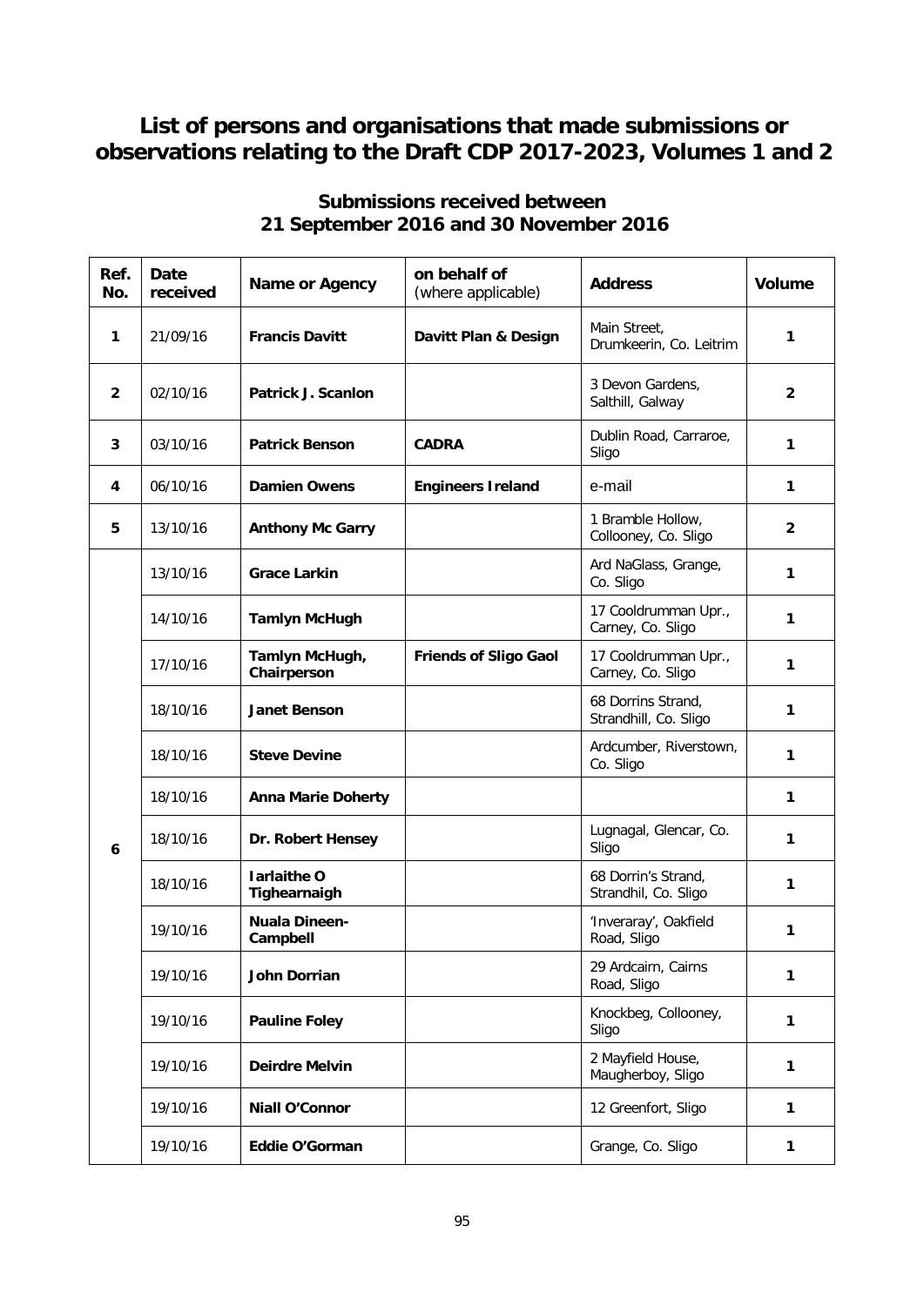# List of persons and organisations that made submissions or observations relating to the Draft CDP 2017-2023, Volumes 1 and 2

## Submissions received between 21 September 2016 and 30 November 2016

| Ref. No. | Date received | Name or Agency | on behalf of (where applicable) | Address | Volume |
|---|---|---|---|---|---|
| **1** | 21/09/16 | **Francis Davitt** | **Davitt Plan & Design** | Main Street, Drumkeerin, Co. Leitrim | **1** |
| **2** | 02/10/16 | **Patrick J. Scanlon** | | 3 Devon Gardens, Salthill, Galway | **2** |
| **3** | 03/10/16 | **Patrick Benson** | **CADRA** | Dublin Road, Carraroe, Sligo | **1** |
| **4** | 06/10/16 | **Damien Owens** | **Engineers Ireland** | e-mail | **1** |
| **5** | 13/10/16 | **Anthony Mc Garry** | | 1 Bramble Hollow, Collooney, Co. Sligo | **2** |
| **6** | 13/10/16 | **Grace Larkin** | | Ard NaGlass, Grange, Co. Sligo | **1** |
| | 14/10/16 | **Tamlyn McHugh** | | 17 Cooldrumman Upr., Carney, Co. Sligo | **1** |
| | 17/10/16 | **Tamlyn McHugh, Chairperson** | **Friends of Sligo Gaol** | 17 Cooldrumman Upr., Carney, Co. Sligo | **1** |
| | 18/10/16 | **Janet Benson** | | 68 Dorrins Strand, Strandhill, Co. Sligo | **1** |
| | 18/10/16 | **Steve Devine** | | Ardcumber, Riverstown, Co. Sligo | **1** |
| | 18/10/16 | **Anna Marie Doherty** | | | **1** |
| | 18/10/16 | **Dr. Robert Hensey** | | Lugnagal, Glencar, Co. Sligo | **1** |
| | 18/10/16 | **Iarlaithe O Tighearnaigh** | | 68 Dorrin's Strand, Strandhil, Co. Sligo | **1** |
| | 19/10/16 | **Nuala Dineen-Campbell** | | 'Inveraray', Oakfield Road, Sligo | **1** |
| | 19/10/16 | **John Dorrian** | | 29 Ardcairn, Cairns Road, Sligo | **1** |
| | 19/10/16 | **Pauline Foley** | | Knockbeg, Collooney, Sligo | **1** |
| | 19/10/16 | **Deirdre Melvin** | | 2 Mayfield House, Maugherboy, Sligo | **1** |
| | 19/10/16 | **Niall O'Connor** | | 12 Greenfort, Sligo | **1** |
| | 19/10/16 | **Eddie O'Gorman** | | Grange, Co. Sligo | **1** |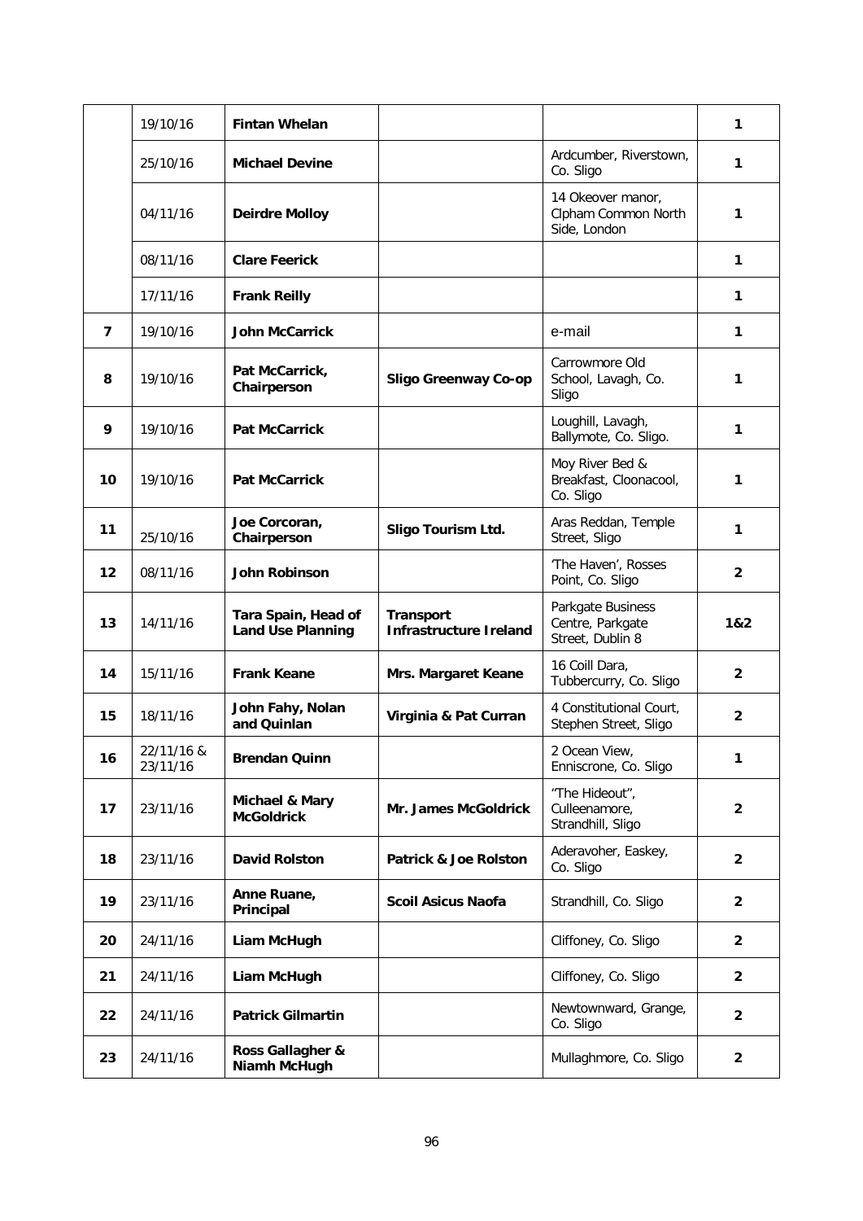| | | | | | |
|---|---|---|---|---|---|
| | 19/10/16 | **Fintan Whelan** | | | **1** |
| | 25/10/16 | **Michael Devine** | | Ardcumber, Riverstown, Co. Sligo | **1** |
| | 04/11/16 | **Deirdre Molloy** | | 14 Okeover manor, Clpham Common North Side, London | **1** |
| | 08/11/16 | **Clare Feerick** | | | **1** |
| | 17/11/16 | **Frank Reilly** | | | **1** |
| **7** | 19/10/16 | **John McCarrick** | | e-mail | **1** |
| **8** | 19/10/16 | **Pat McCarrick, Chairperson** | **Sligo Greenway Co-op** | Carrowmore Old School, Lavagh, Co. Sligo | **1** |
| **9** | 19/10/16 | **Pat McCarrick** | | Loughill, Lavagh, Ballymote, Co. Sligo. | **1** |
| **10** | 19/10/16 | **Pat McCarrick** | | Moy River Bed & Breakfast, Cloonacool, Co. Sligo | **1** |
| **11** | 25/10/16 | **Joe Corcoran, Chairperson** | **Sligo Tourism Ltd.** | Aras Reddan, Temple Street, Sligo | **1** |
| **12** | 08/11/16 | **John Robinson** | | 'The Haven', Rosses Point, Co. Sligo | **2** |
| **13** | 14/11/16 | **Tara Spain, Head of Land Use Planning** | **Transport Infrastructure Ireland** | Parkgate Business Centre, Parkgate Street, Dublin 8 | **1&2** |
| **14** | 15/11/16 | **Frank Keane** | **Mrs. Margaret Keane** | 16 Coill Dara, Tubbercurry, Co. Sligo | **2** |
| **15** | 18/11/16 | **John Fahy, Nolan and Quinlan** | **Virginia & Pat Curran** | 4 Constitutional Court, Stephen Street, Sligo | **2** |
| **16** | 22/11/16 & 23/11/16 | **Brendan Quinn** | | 2 Ocean View, Enniscrone, Co. Sligo | **1** |
| **17** | 23/11/16 | **Michael & Mary McGoldrick** | **Mr. James McGoldrick** | "The Hideout", Culleenamore, Strandhill, Sligo | **2** |
| **18** | 23/11/16 | **David Rolston** | **Patrick & Joe Rolston** | Aderavoher, Easkey, Co. Sligo | **2** |
| **19** | 23/11/16 | **Anne Ruane, Principal** | **Scoil Asicus Naofa** | Strandhill, Co. Sligo | **2** |
| **20** | 24/11/16 | **Liam McHugh** | | Cliffoney, Co. Sligo | **2** |
| **21** | 24/11/16 | **Liam McHugh** | | Cliffoney, Co. Sligo | **2** |
| **22** | 24/11/16 | **Patrick Gilmartin** | | Newtownward, Grange, Co. Sligo | **2** |
| **23** | 24/11/16 | **Ross Gallagher & Niamh McHugh** | | Mullaghmore, Co. Sligo | **2** |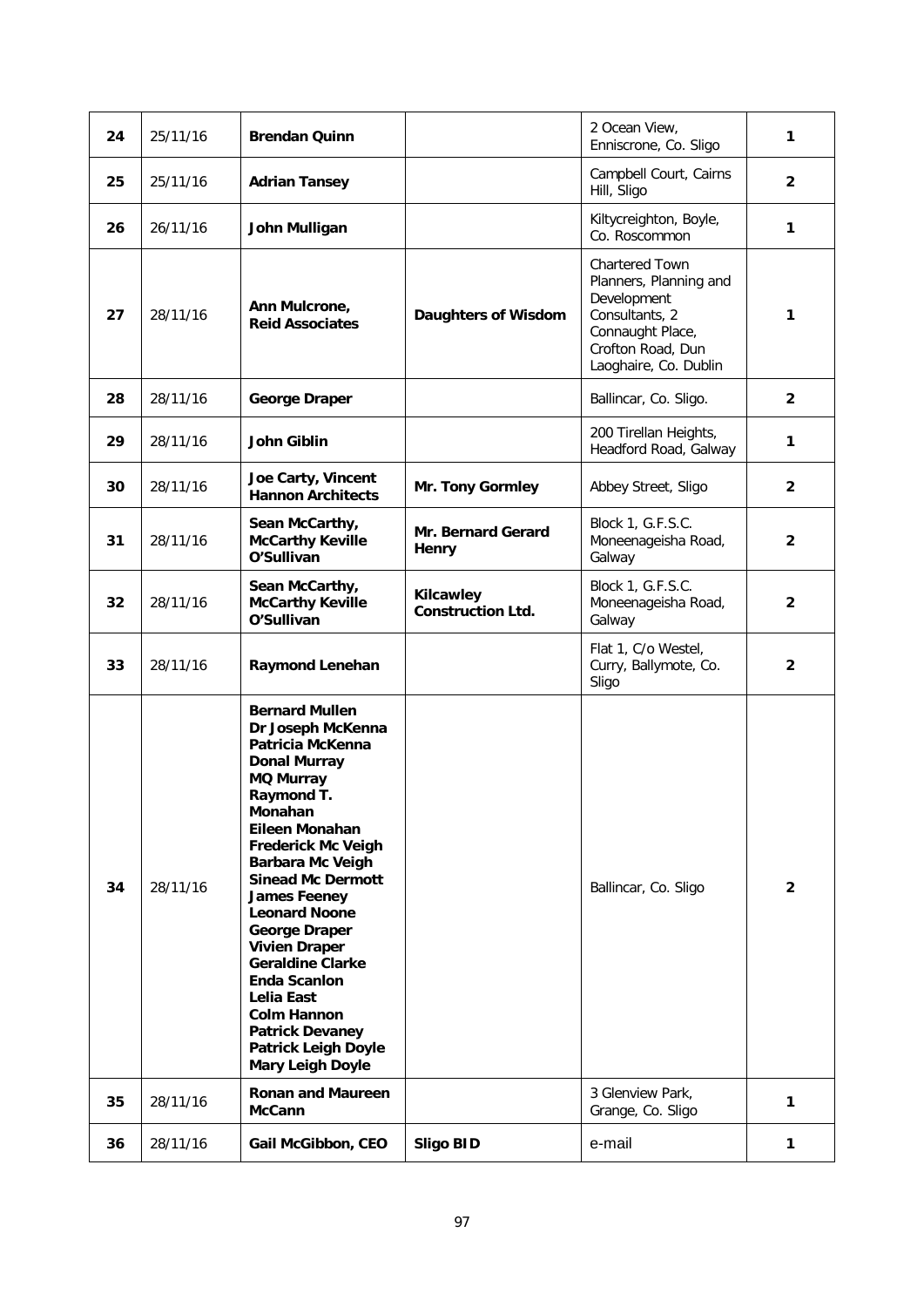| 24 | 25/11/16 | **Brendan Quinn** | | 2 Ocean View, Enniscrone, Co. Sligo | **1** |
|---|---|---|---|---|---|
| 25 | 25/11/16 | **Adrian Tansey** | | Campbell Court, Cairns Hill, Sligo | **2** |
| 26 | 26/11/16 | **John Mulligan** | | Kiltycreighton, Boyle, Co. Roscommon | **1** |
| 27 | 28/11/16 | **Ann Mulcrone, Reid Associates** | **Daughters of Wisdom** | Chartered Town Planners, Planning and Development Consultants, 2 Connaught Place, Crofton Road, Dun Laoghaire, Co. Dublin | **1** |
| 28 | 28/11/16 | **George Draper** | | Ballincar, Co. Sligo. | **2** |
| 29 | 28/11/16 | **John Giblin** | | 200 Tirellan Heights, Headford Road, Galway | **1** |
| 30 | 28/11/16 | **Joe Carty, Vincent Hannon Architects** | **Mr. Tony Gormley** | Abbey Street, Sligo | **2** |
| 31 | 28/11/16 | **Sean McCarthy, McCarthy Keville O'Sullivan** | **Mr. Bernard Gerard Henry** | Block 1, G.F.S.C. Moneenageisha Road, Galway | **2** |
| 32 | 28/11/16 | **Sean McCarthy, McCarthy Keville O'Sullivan** | **Kilcawley Construction Ltd.** | Block 1, G.F.S.C. Moneenageisha Road, Galway | **2** |
| 33 | 28/11/16 | **Raymond Lenehan** | | Flat 1, C/o Westel, Curry, Ballymote, Co. Sligo | **2** |
| 34 | 28/11/16 | **Bernard Mullen**<br>**Dr Joseph McKenna**<br>**Patricia McKenna**<br>**Donal Murray**<br>**MQ Murray**<br>**Raymond T. Monahan**<br>**Eileen Monahan**<br>**Frederick Mc Veigh**<br>**Barbara Mc Veigh**<br>**Sinead Mc Dermott**<br>**James Feeney**<br>**Leonard Noone**<br>**George Draper**<br>**Vivien Draper**<br>**Geraldine Clarke**<br>**Enda Scanlon**<br>**Lelia East**<br>**Colm Hannon**<br>**Patrick Devaney**<br>**Patrick Leigh Doyle**<br>**Mary Leigh Doyle** | | Ballincar, Co. Sligo | **2** |
| 35 | 28/11/16 | **Ronan and Maureen McCann** | | 3 Glenview Park, Grange, Co. Sligo | **1** |
| 36 | 28/11/16 | **Gail McGibbon, CEO** | **Sligo BID** | e-mail | **1** |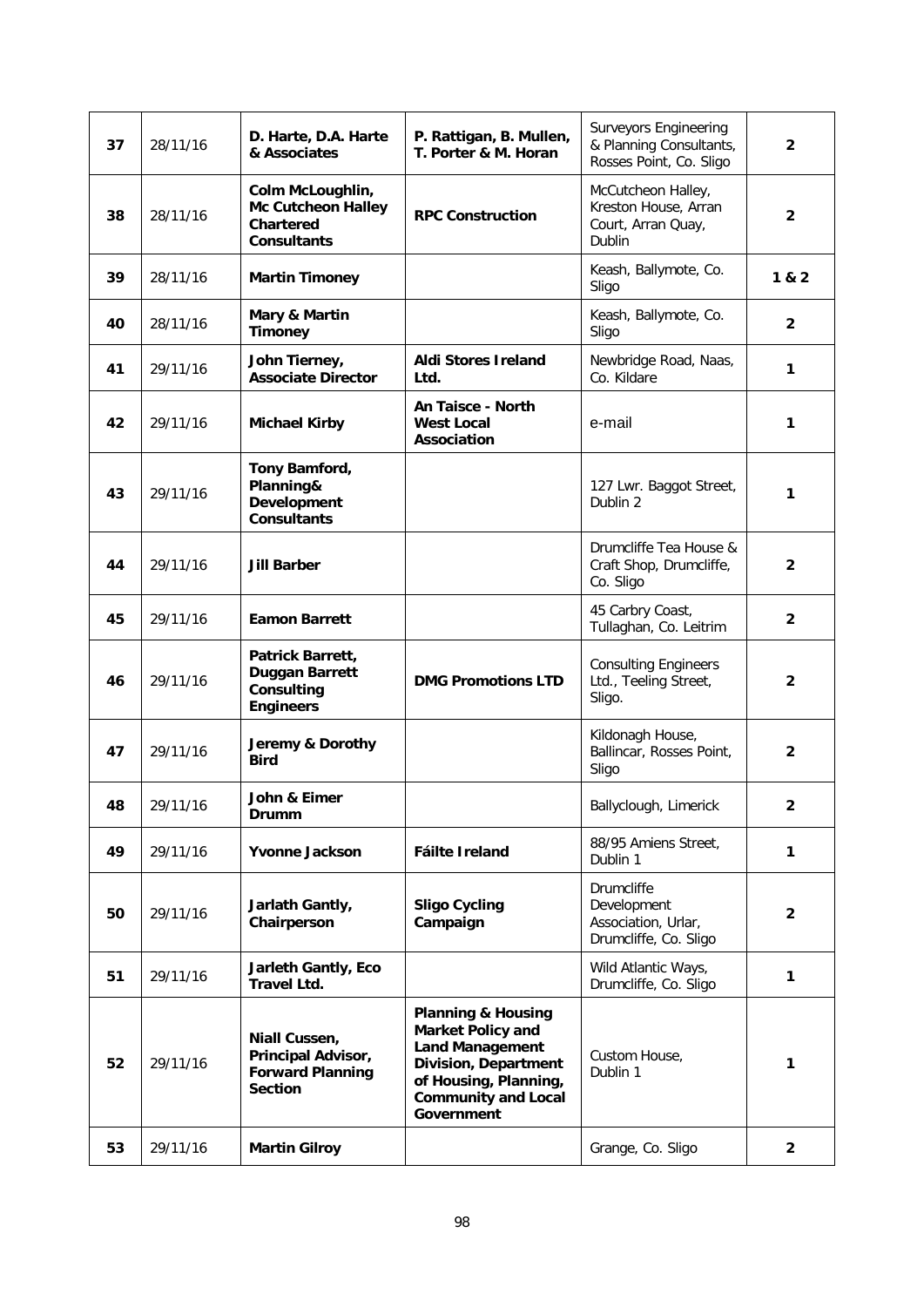| 37 | 28/11/16 | **D. Harte, D.A. Harte & Associates** | **P. Rattigan, B. Mullen, T. Porter & M. Horan** | Surveyors Engineering & Planning Consultants, Rosses Point, Co. Sligo | **2** |
|---|---|---|---|---|---|
| 38 | 28/11/16 | **Colm McLoughlin, Mc Cutcheon Halley Chartered Consultants** | **RPC Construction** | McCutcheon Halley, Kreston House, Arran Court, Arran Quay, Dublin | **2** |
| 39 | 28/11/16 | **Martin Timoney** | | Keash, Ballymote, Co. Sligo | **1 & 2** |
| 40 | 28/11/16 | **Mary & Martin Timoney** | | Keash, Ballymote, Co. Sligo | **2** |
| 41 | 29/11/16 | **John Tierney, Associate Director** | **Aldi Stores Ireland Ltd.** | Newbridge Road, Naas, Co. Kildare | **1** |
| 42 | 29/11/16 | **Michael Kirby** | **An Taisce - North West Local Association** | e-mail | **1** |
| 43 | 29/11/16 | **Tony Bamford, Planning& Development Consultants** | | 127 Lwr. Baggot Street, Dublin 2 | **1** |
| 44 | 29/11/16 | **Jill Barber** | | Drumcliffe Tea House & Craft Shop, Drumcliffe, Co. Sligo | **2** |
| 45 | 29/11/16 | **Eamon Barrett** | | 45 Carbry Coast, Tullaghan, Co. Leitrim | **2** |
| 46 | 29/11/16 | **Patrick Barrett, Duggan Barrett Consulting Engineers** | **DMG Promotions LTD** | Consulting Engineers Ltd., Teeling Street, Sligo. | **2** |
| 47 | 29/11/16 | **Jeremy & Dorothy Bird** | | Kildonagh House, Ballincar, Rosses Point, Sligo | **2** |
| 48 | 29/11/16 | **John & Eimer Drumm** | | Ballyclough, Limerick | **2** |
| 49 | 29/11/16 | **Yvonne Jackson** | **Fáilte Ireland** | 88/95 Amiens Street, Dublin 1 | **1** |
| 50 | 29/11/16 | **Jarlath Gantly, Chairperson** | **Sligo Cycling Campaign** | Drumcliffe Development Association, Urlar, Drumcliffe, Co. Sligo | **2** |
| 51 | 29/11/16 | **Jarleth Gantly, Eco Travel Ltd.** | | Wild Atlantic Ways, Drumcliffe, Co. Sligo | **1** |
| 52 | 29/11/16 | **Niall Cussen, Principal Advisor, Forward Planning Section** | **Planning & Housing Market Policy and Land Management Division, Department of Housing, Planning, Community and Local Government** | Custom House, Dublin 1 | **1** |
| 53 | 29/11/16 | **Martin Gilroy** | | Grange, Co. Sligo | **2** |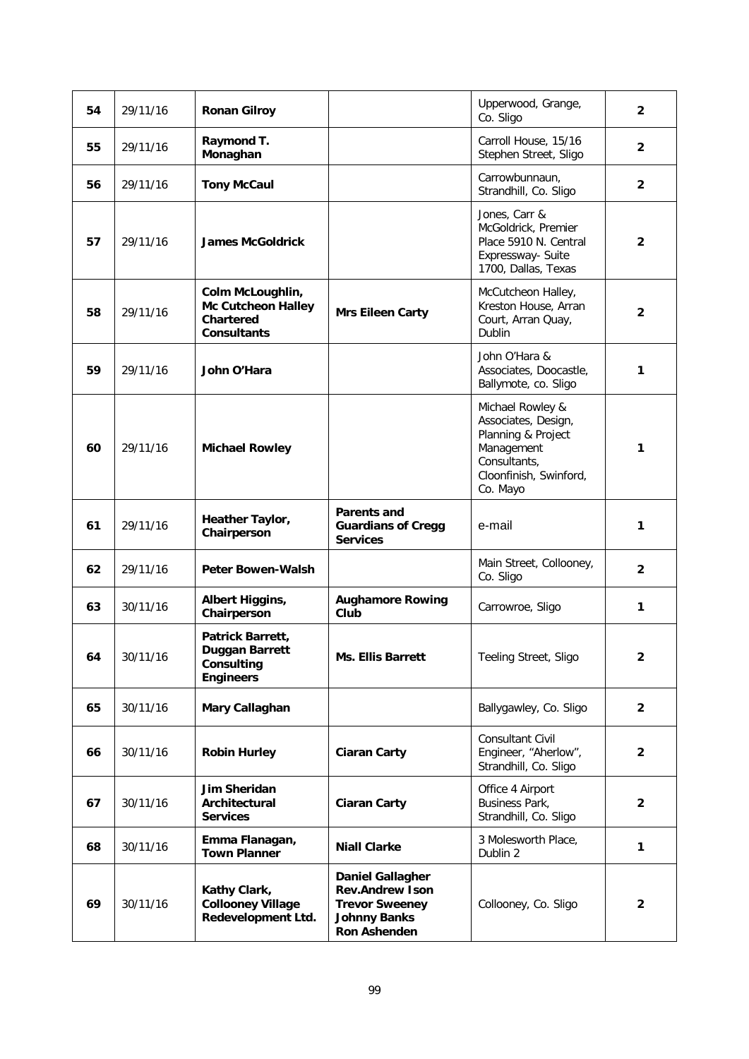| 54 | 29/11/16 | **Ronan Gilroy** | | Upperwood, Grange, Co. Sligo | **2** |
|---|---|---|---|---|---|
| 55 | 29/11/16 | **Raymond T. Monaghan** | | Carroll House, 15/16 Stephen Street, Sligo | **2** |
| 56 | 29/11/16 | **Tony McCaul** | | Carrowbunnaun, Strandhill, Co. Sligo | **2** |
| 57 | 29/11/16 | **James McGoldrick** | | Jones, Carr & McGoldrick, Premier Place 5910 N. Central Expressway- Suite 1700, Dallas, Texas | **2** |
| 58 | 29/11/16 | **Colm McLoughlin, Mc Cutcheon Halley Chartered Consultants** | **Mrs Eileen Carty** | McCutcheon Halley, Kreston House, Arran Court, Arran Quay, Dublin | **2** |
| 59 | 29/11/16 | **John O'Hara** | | John O'Hara & Associates, Doocastle, Ballymote, co. Sligo | **1** |
| 60 | 29/11/16 | **Michael Rowley** | | Michael Rowley & Associates, Design, Planning & Project Management Consultants, Cloonfinish, Swinford, Co. Mayo | **1** |
| 61 | 29/11/16 | **Heather Taylor, Chairperson** | **Parents and Guardians of Cregg Services** | e-mail | **1** |
| 62 | 29/11/16 | **Peter Bowen-Walsh** | | Main Street, Collooney, Co. Sligo | **2** |
| 63 | 30/11/16 | **Albert Higgins, Chairperson** | **Aughamore Rowing Club** | Carrowroe, Sligo | **1** |
| 64 | 30/11/16 | **Patrick Barrett, Duggan Barrett Consulting Engineers** | **Ms. Ellis Barrett** | Teeling Street, Sligo | **2** |
| 65 | 30/11/16 | **Mary Callaghan** | | Ballygawley, Co. Sligo | **2** |
| 66 | 30/11/16 | **Robin Hurley** | **Ciaran Carty** | Consultant Civil Engineer, "Aherlow", Strandhill, Co. Sligo | **2** |
| 67 | 30/11/16 | **Jim Sheridan Architectural Services** | **Ciaran Carty** | Office 4 Airport Business Park, Strandhill, Co. Sligo | **2** |
| 68 | 30/11/16 | **Emma Flanagan, Town Planner** | **Niall Clarke** | 3 Molesworth Place, Dublin 2 | **1** |
| 69 | 30/11/16 | **Kathy Clark, Collooney Village Redevelopment Ltd.** | **Daniel Gallagher Rev.Andrew Ison Trevor Sweeney Johnny Banks Ron Ashenden** | Collooney, Co. Sligo | **2** |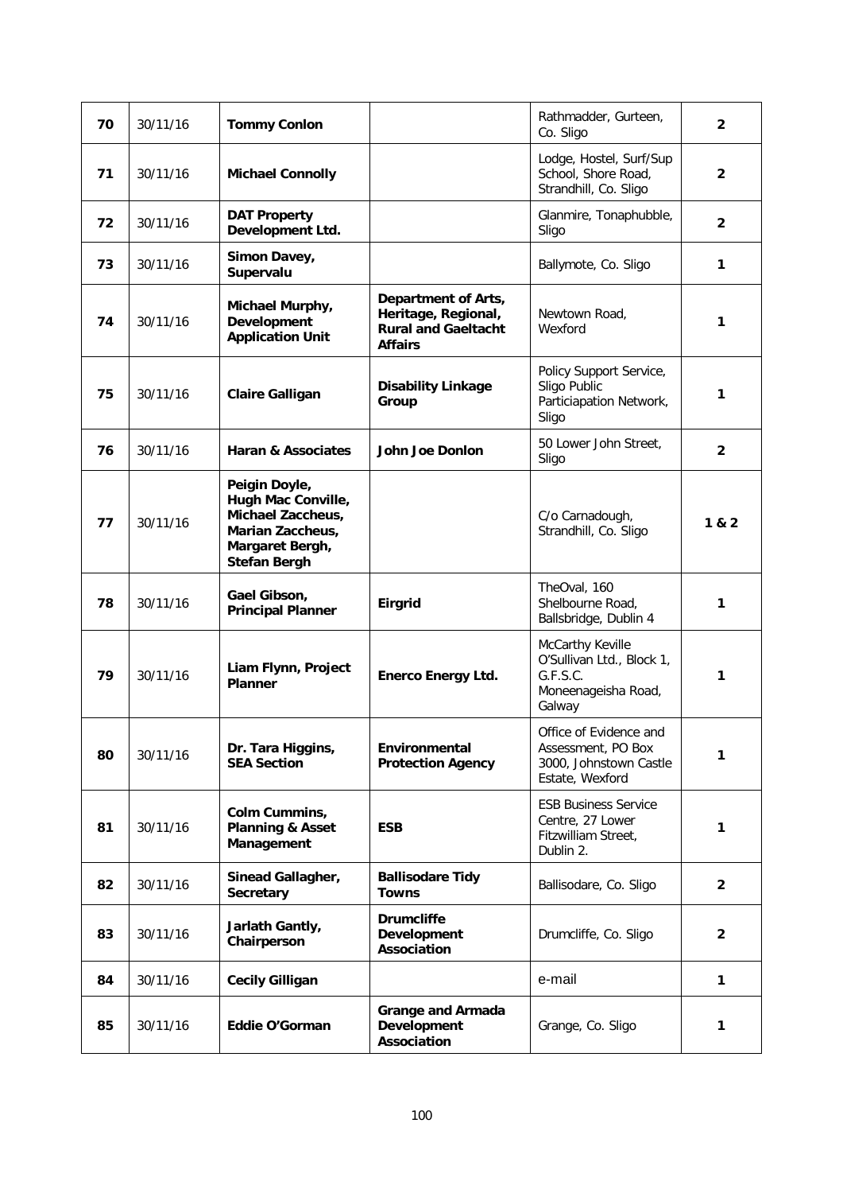| 70 | 30/11/16 | **Tommy Conlon** | | Rathmadder, Gurteen, Co. Sligo | **2** |
|---|---|---|---|---|---|
| **71** | 30/11/16 | **Michael Connolly** | | Lodge, Hostel, Surf/Sup School, Shore Road, Strandhill, Co. Sligo | **2** |
| **72** | 30/11/16 | **DAT Property Development Ltd.** | | Glanmire, Tonaphubble, Sligo | **2** |
| **73** | 30/11/16 | **Simon Davey, Supervalu** | | Ballymote, Co. Sligo | **1** |
| **74** | 30/11/16 | **Michael Murphy, Development Application Unit** | **Department of Arts, Heritage, Regional, Rural and Gaeltacht Affairs** | Newtown Road, Wexford | **1** |
| **75** | 30/11/16 | **Claire Galligan** | **Disability Linkage Group** | Policy Support Service, Sligo Public Particiapation Network, Sligo | **1** |
| **76** | 30/11/16 | **Haran & Associates** | **John Joe Donlon** | 50 Lower John Street, Sligo | **2** |
| **77** | 30/11/16 | **Peigin Doyle, Hugh Mac Conville, Michael Zaccheus, Marian Zaccheus, Margaret Bergh, Stefan Bergh** | | C/o Carnadough, Strandhill, Co. Sligo | **1 & 2** |
| **78** | 30/11/16 | **Gael Gibson, Principal Planner** | **Eirgrid** | TheOval, 160 Shelbourne Road, Ballsbridge, Dublin 4 | **1** |
| **79** | 30/11/16 | **Liam Flynn, Project Planner** | **Enerco Energy Ltd.** | McCarthy Keville O'Sullivan Ltd., Block 1, G.F.S.C. Moneenageisha Road, Galway | **1** |
| **80** | 30/11/16 | **Dr. Tara Higgins, SEA Section** | **Environmental Protection Agency** | Office of Evidence and Assessment, PO Box 3000, Johnstown Castle Estate, Wexford | **1** |
| **81** | 30/11/16 | **Colm Cummins, Planning & Asset Management** | **ESB** | ESB Business Service Centre, 27 Lower Fitzwilliam Street, Dublin 2. | **1** |
| **82** | 30/11/16 | **Sinead Gallagher, Secretary** | **Ballisodare Tidy Towns** | Ballisodare, Co. Sligo | **2** |
| **83** | 30/11/16 | **Jarlath Gantly, Chairperson** | **Drumcliffe Development Association** | Drumcliffe, Co. Sligo | **2** |
| **84** | 30/11/16 | **Cecily Gilligan** | | e-mail | **1** |
| **85** | 30/11/16 | **Eddie O'Gorman** | **Grange and Armada Development Association** | Grange, Co. Sligo | **1** |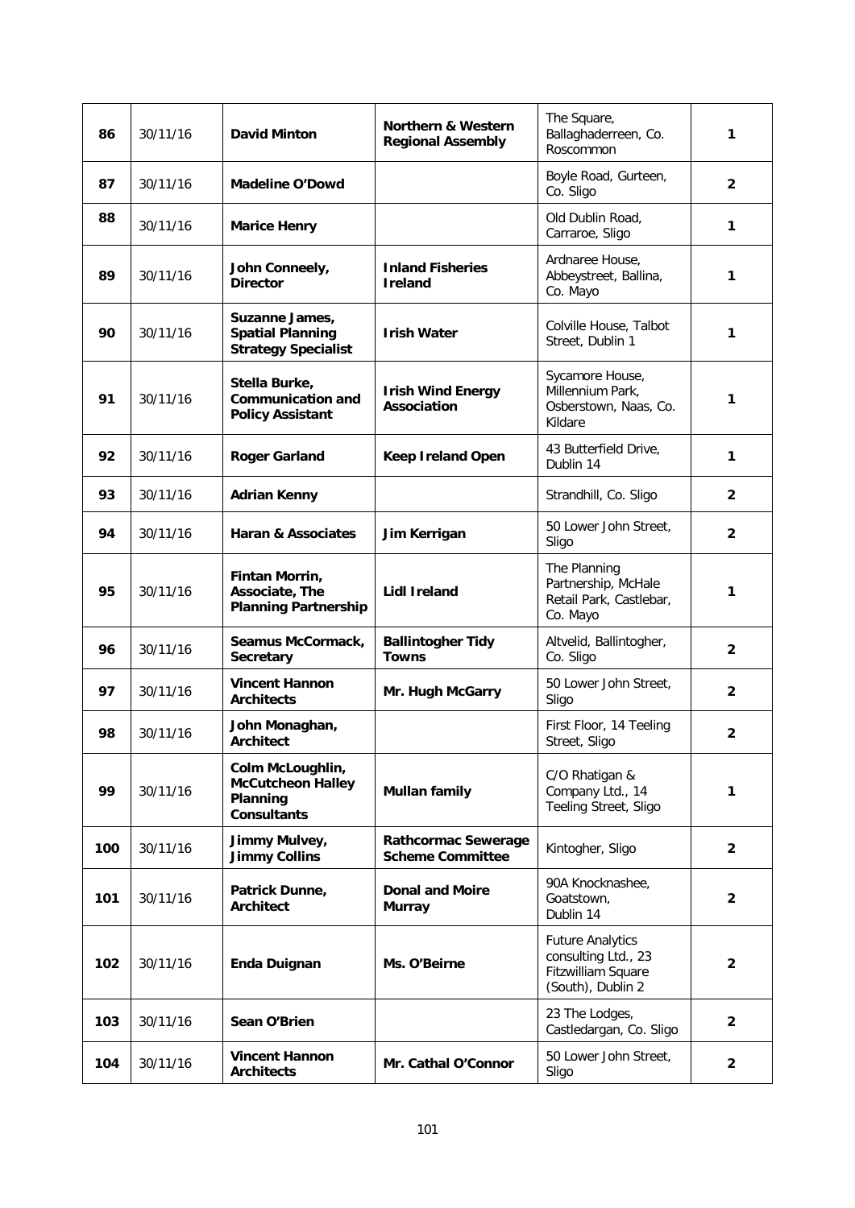| 86 | 30/11/16 | **David Minton** | **Northern & Western Regional Assembly** | The Square, Ballaghaderreen, Co. Roscommon | **1** |
|---|---|---|---|---|---|
| 87 | 30/11/16 | **Madeline O'Dowd** | | Boyle Road, Gurteen, Co. Sligo | **2** |
| 88 | 30/11/16 | **Marice Henry** | | Old Dublin Road, Carraroe, Sligo | **1** |
| 89 | 30/11/16 | **John Conneely, Director** | **Inland Fisheries Ireland** | Ardnaree House, Abbeystreet, Ballina, Co. Mayo | **1** |
| 90 | 30/11/16 | **Suzanne James, Spatial Planning Strategy Specialist** | **Irish Water** | Colville House, Talbot Street, Dublin 1 | **1** |
| 91 | 30/11/16 | **Stella Burke, Communication and Policy Assistant** | **Irish Wind Energy Association** | Sycamore House, Millennium Park, Osberstown, Naas, Co. Kildare | **1** |
| 92 | 30/11/16 | **Roger Garland** | **Keep Ireland Open** | 43 Butterfield Drive, Dublin 14 | **1** |
| 93 | 30/11/16 | **Adrian Kenny** | | Strandhill, Co. Sligo | **2** |
| 94 | 30/11/16 | **Haran & Associates** | **Jim Kerrigan** | 50 Lower John Street, Sligo | **2** |
| 95 | 30/11/16 | **Fintan Morrin, Associate, The Planning Partnership** | **Lidl Ireland** | The Planning Partnership, McHale Retail Park, Castlebar, Co. Mayo | **1** |
| 96 | 30/11/16 | **Seamus McCormack, Secretary** | **Ballintogher Tidy Towns** | Altvelid, Ballintogher, Co. Sligo | **2** |
| 97 | 30/11/16 | **Vincent Hannon Architects** | **Mr. Hugh McGarry** | 50 Lower John Street, Sligo | **2** |
| 98 | 30/11/16 | **John Monaghan, Architect** | | First Floor, 14 Teeling Street, Sligo | **2** |
| 99 | 30/11/16 | **Colm McLoughlin, McCutcheon Halley Planning Consultants** | **Mullan family** | C/O Rhatigan & Company Ltd., 14 Teeling Street, Sligo | **1** |
| 100 | 30/11/16 | **Jimmy Mulvey, Jimmy Collins** | **Rathcormac Sewerage Scheme Committee** | Kintogher, Sligo | **2** |
| 101 | 30/11/16 | **Patrick Dunne, Architect** | **Donal and Moire Murray** | 90A Knocknashee, Goatstown, Dublin 14 | **2** |
| 102 | 30/11/16 | **Enda Duignan** | **Ms. O'Beirne** | Future Analytics consulting Ltd., 23 Fitzwilliam Square (South), Dublin 2 | **2** |
| 103 | 30/11/16 | **Sean O'Brien** | | 23 The Lodges, Castledargan, Co. Sligo | **2** |
| 104 | 30/11/16 | **Vincent Hannon Architects** | **Mr. Cathal O'Connor** | 50 Lower John Street, Sligo | **2** |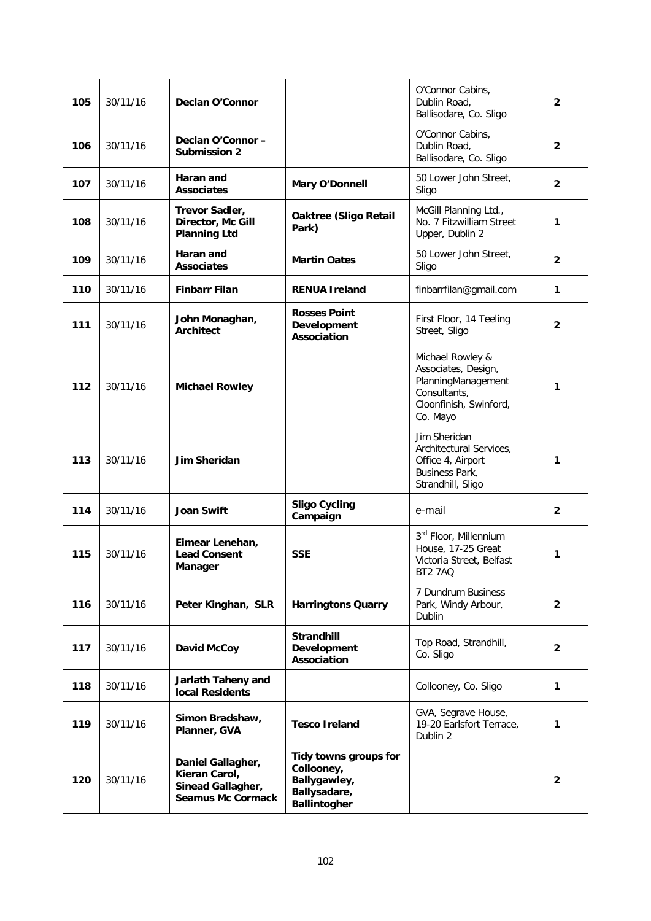| 105 | 30/11/16 | **Declan O'Connor** | | O'Connor Cabins, Dublin Road, Ballisodare, Co. Sligo | **2** |
|---|---|---|---|---|---|
| **106** | 30/11/16 | **Declan O'Connor – Submission 2** | | O'Connor Cabins, Dublin Road, Ballisodare, Co. Sligo | **2** |
| **107** | 30/11/16 | **Haran and Associates** | **Mary O'Donnell** | 50 Lower John Street, Sligo | **2** |
| **108** | 30/11/16 | **Trevor Sadler, Director, Mc Gill Planning Ltd** | **Oaktree (Sligo Retail Park)** | McGill Planning Ltd., No. 7 Fitzwilliam Street Upper, Dublin 2 | **1** |
| **109** | 30/11/16 | **Haran and Associates** | **Martin Oates** | 50 Lower John Street, Sligo | **2** |
| **110** | 30/11/16 | **Finbarr Filan** | **RENUA Ireland** | finbarrfilan@gmail.com | **1** |
| **111** | 30/11/16 | **John Monaghan, Architect** | **Rosses Point Development Association** | First Floor, 14 Teeling Street, Sligo | **2** |
| **112** | 30/11/16 | **Michael Rowley** | | Michael Rowley & Associates, Design, PlanningManagement Consultants, Cloonfinish, Swinford, Co. Mayo | **1** |
| **113** | 30/11/16 | **Jim Sheridan** | | Jim Sheridan Architectural Services, Office 4, Airport Business Park, Strandhill, Sligo | **1** |
| **114** | 30/11/16 | **Joan Swift** | **Sligo Cycling Campaign** | e-mail | **2** |
| **115** | 30/11/16 | **Eimear Lenehan, Lead Consent Manager** | **SSE** | 3rd Floor, Millennium House, 17-25 Great Victoria Street, Belfast BT2 7AQ | **1** |
| **116** | 30/11/16 | **Peter Kinghan, SLR** | **Harringtons Quarry** | 7 Dundrum Business Park, Windy Arbour, Dublin | **2** |
| **117** | 30/11/16 | **David McCoy** | **Strandhill Development Association** | Top Road, Strandhill, Co. Sligo | **2** |
| **118** | 30/11/16 | **Jarlath Taheny and local Residents** | | Collooney, Co. Sligo | **1** |
| **119** | 30/11/16 | **Simon Bradshaw, Planner, GVA** | **Tesco Ireland** | GVA, Segrave House, 19-20 Earlsfort Terrace, Dublin 2 | **1** |
| **120** | 30/11/16 | **Daniel Gallagher, Kieran Carol, Sinead Gallagher, Seamus Mc Cormack** | **Tidy towns groups for Collooney, Ballygawley, Ballysadare, Ballintogher** | | **2** |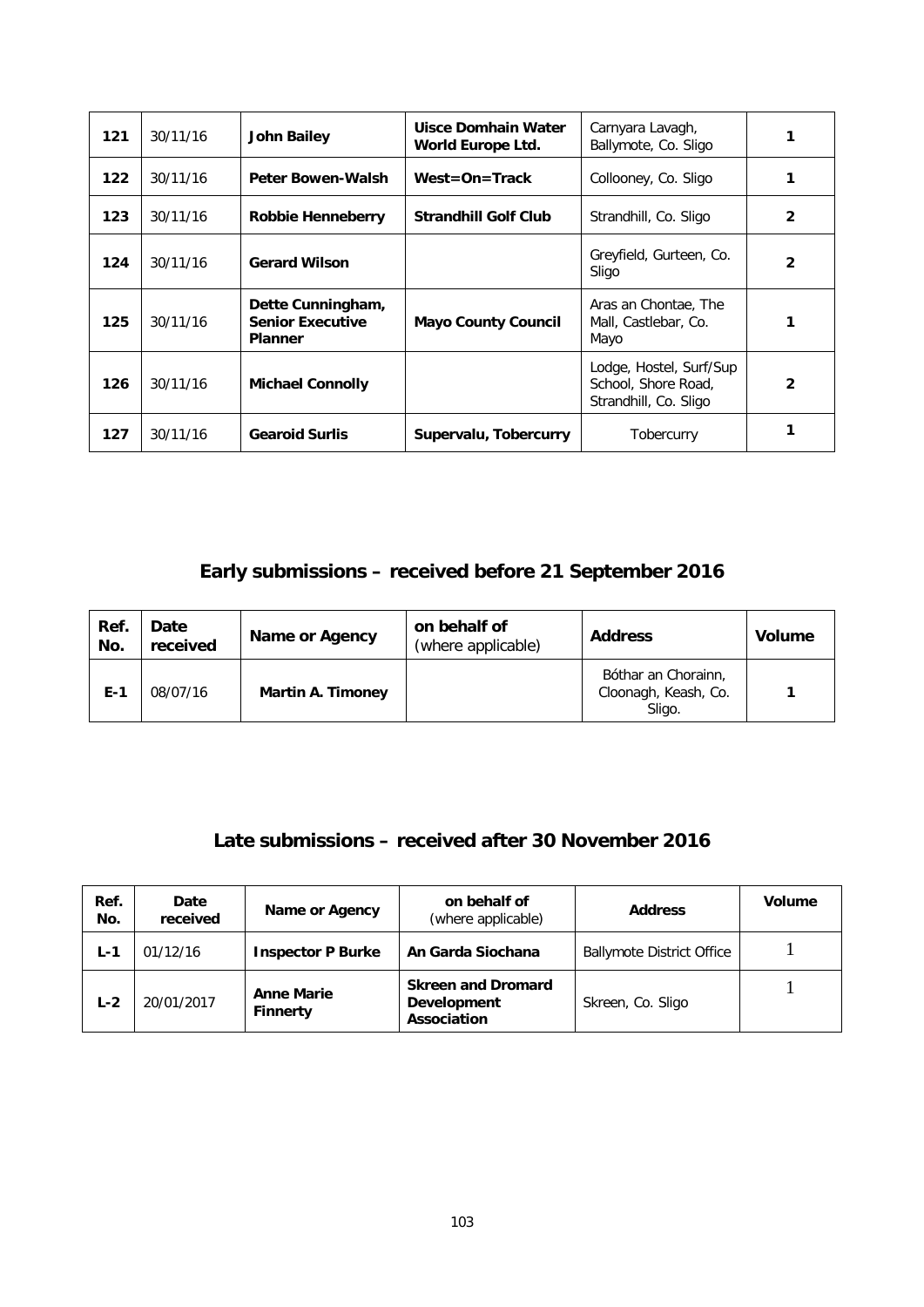| | | | | | |
|---|---|---|---|---|---|
| **121** | 30/11/16 | **John Bailey** | **Uisce Domhain Water World Europe Ltd.** | Carnyara Lavagh, Ballymote, Co. Sligo | **1** |
| **122** | 30/11/16 | **Peter Bowen-Walsh** | **West=On=Track** | Collooney, Co. Sligo | **1** |
| **123** | 30/11/16 | **Robbie Henneberry** | **Strandhill Golf Club** | Strandhill, Co. Sligo | **2** |
| **124** | 30/11/16 | **Gerard Wilson** | | Greyfield, Gurteen, Co. Sligo | **2** |
| **125** | 30/11/16 | **Dette Cunningham, Senior Executive Planner** | **Mayo County Council** | Aras an Chontae, The Mall, Castlebar, Co. Mayo | **1** |
| **126** | 30/11/16 | **Michael Connolly** | | Lodge, Hostel, Surf/Sup School, Shore Road, Strandhill, Co. Sligo | **2** |
| **127** | 30/11/16 | **Gearoid Surlis** | **Supervalu, Tobercurry** | Tobercurry | **1** |

## Early submissions – received before 21 September 2016

| Ref. No. | Date received | Name or Agency | on behalf of (where applicable) | Address | Volume |
|---|---|---|---|---|---|
| **E-1** | 08/07/16 | **Martin A. Timoney** | | Bóthar an Chorainn, Cloonagh, Keash, Co. Sligo. | **1** |

## Late submissions – received after 30 November 2016

| Ref. No. | Date received | Name or Agency | on behalf of (where applicable) | Address | Volume |
|---|---|---|---|---|---|
| **L-1** | 01/12/16 | **Inspector P Burke** | **An Garda Siochana** | Ballymote District Office | 1 |
| **L-2** | 20/01/2017 | **Anne Marie Finnerty** | **Skreen and Dromard Development Association** | Skreen, Co. Sligo | 1 |